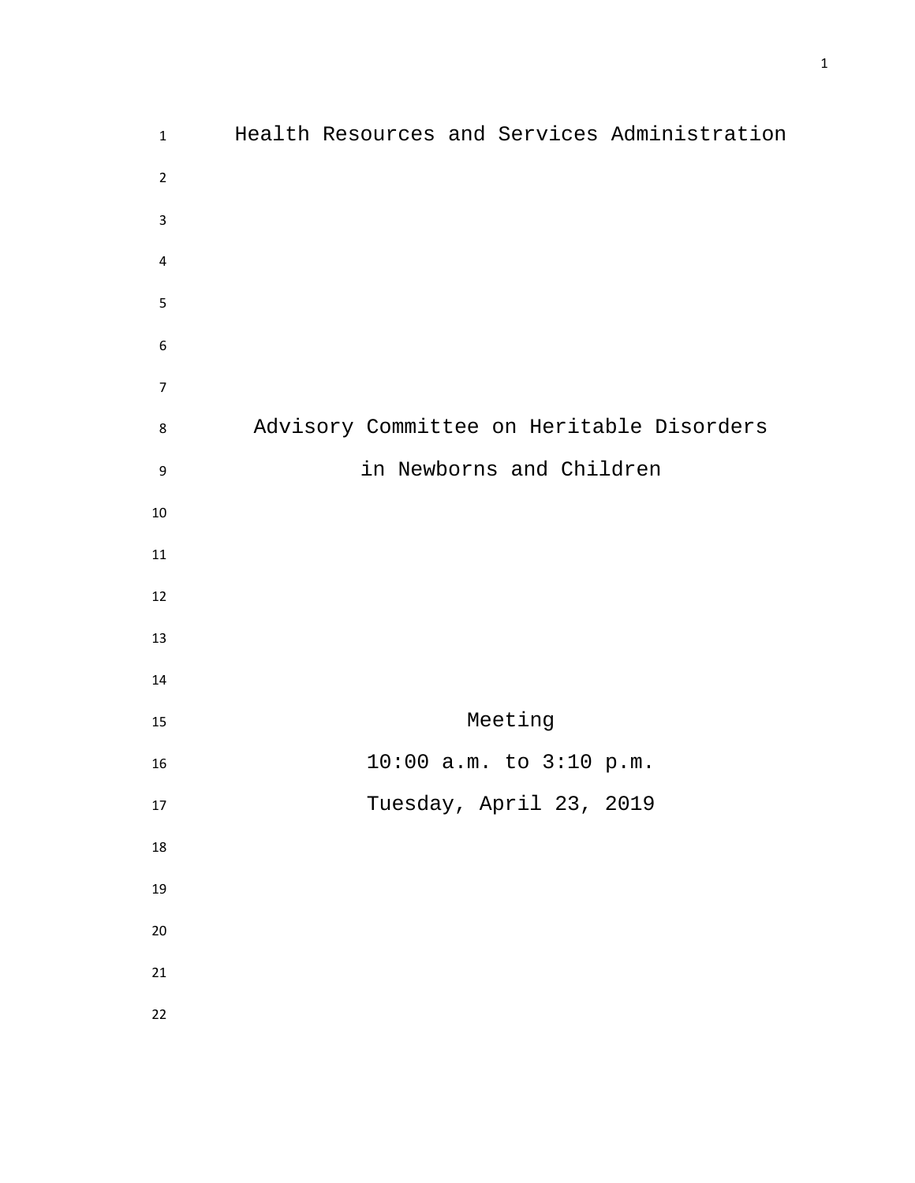# Health Resources and Services Administration

## Advisory Committee on Heritable Disorders in Newborns and Children

Meeting

10:00 a.m. to 3:10 p.m.

Tuesday, April 23, 2019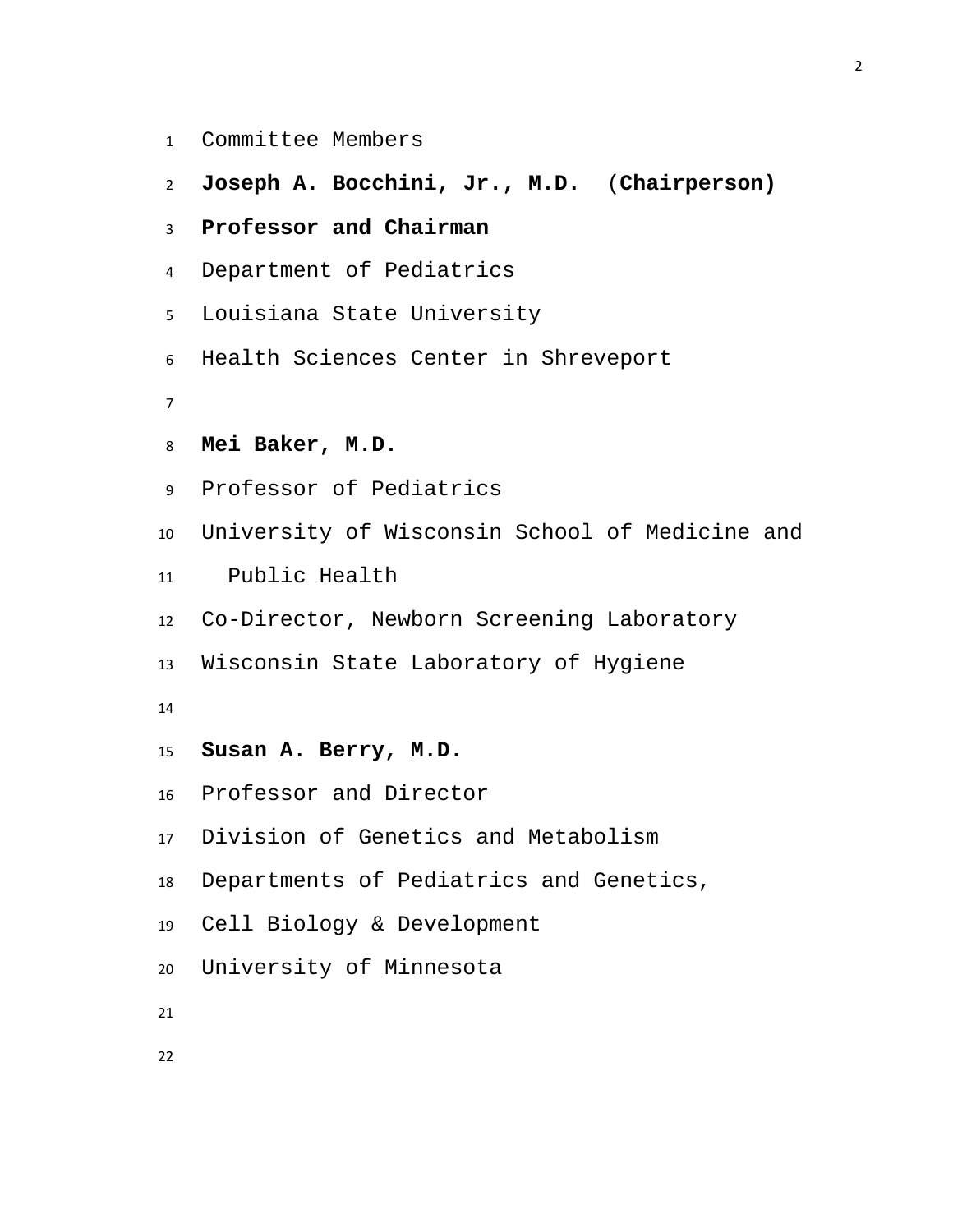Committee Members

**Joseph A. Bocchini, Jr., M.D. (Chairperson)**
**Professor and Chairman**
Department of Pediatrics
Louisiana State University
Health Sciences Center in Shreveport

**Mei Baker, M.D.**
Professor of Pediatrics
University of Wisconsin School of Medicine and Public Health
Co-Director, Newborn Screening Laboratory
Wisconsin State Laboratory of Hygiene

**Susan A. Berry, M.D.**
Professor and Director
Division of Genetics and Metabolism
Departments of Pediatrics and Genetics,
Cell Biology & Development
University of Minnesota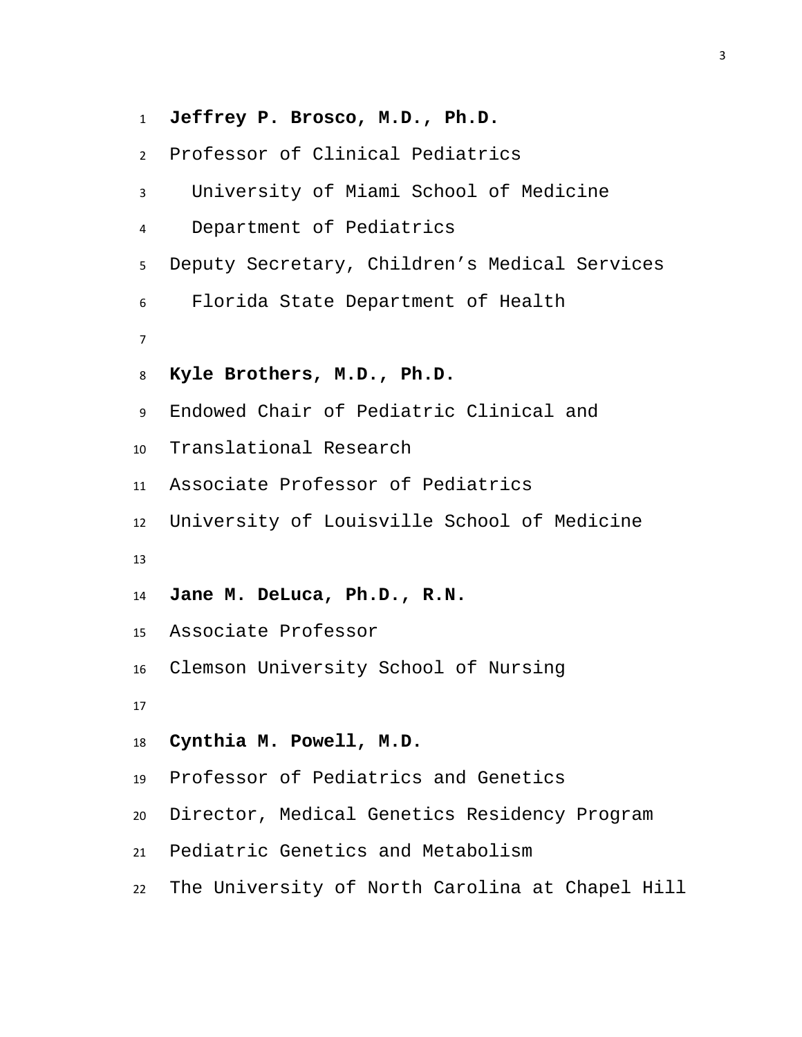**Jeffrey P. Brosco, M.D., Ph.D.**
Professor of Clinical Pediatrics
University of Miami School of Medicine
Department of Pediatrics
Deputy Secretary, Children's Medical Services
Florida State Department of Health

**Kyle Brothers, M.D., Ph.D.**
Endowed Chair of Pediatric Clinical and
Translational Research
Associate Professor of Pediatrics
University of Louisville School of Medicine

**Jane M. DeLuca, Ph.D., R.N.**
Associate Professor
Clemson University School of Nursing

**Cynthia M. Powell, M.D.**
Professor of Pediatrics and Genetics
Director, Medical Genetics Residency Program
Pediatric Genetics and Metabolism
The University of North Carolina at Chapel Hill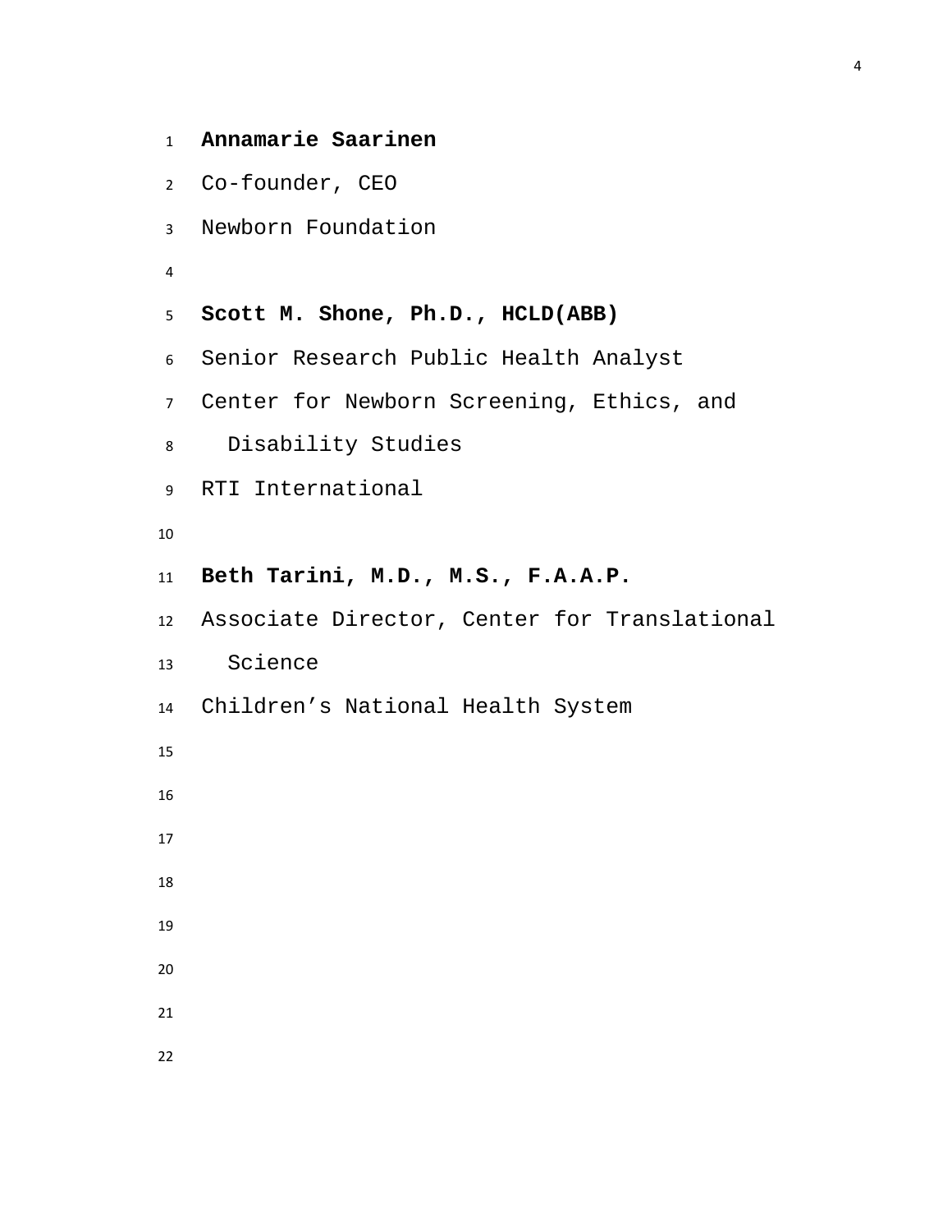**Annamarie Saarinen**
Co-founder, CEO
Newborn Foundation

**Scott M. Shone, Ph.D., HCLD(ABB)**
Senior Research Public Health Analyst
Center for Newborn Screening, Ethics, and Disability Studies
RTI International

**Beth Tarini, M.D., M.S., F.A.A.P.**
Associate Director, Center for Translational Science
Children's National Health System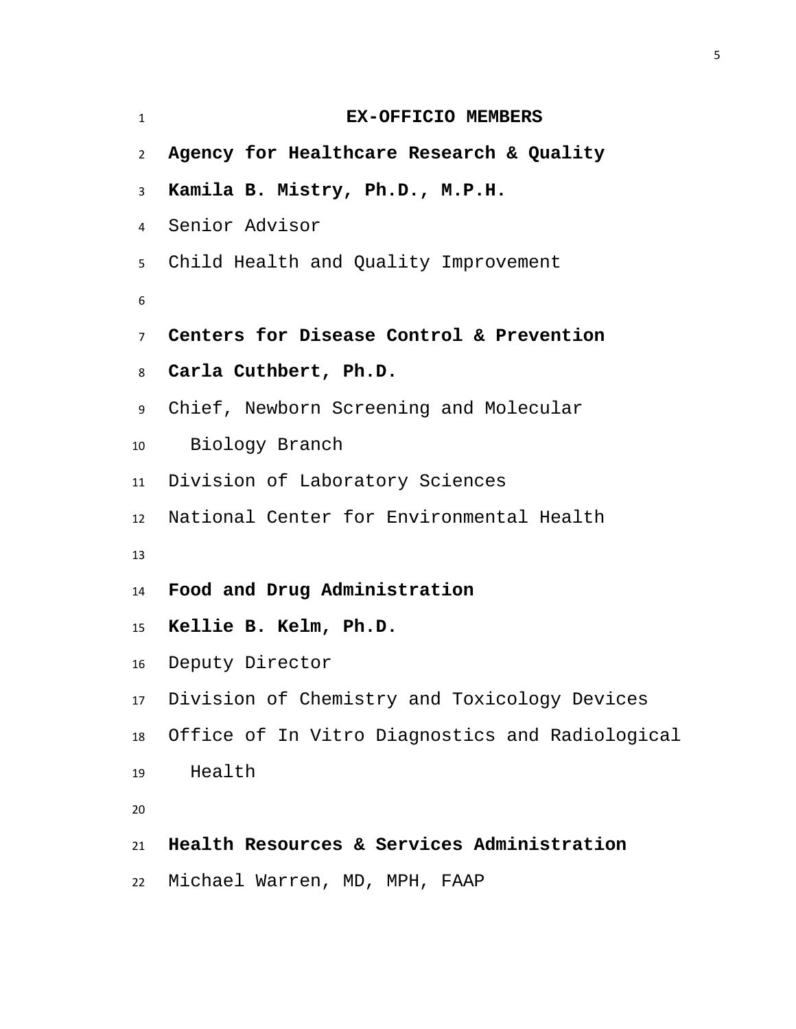## EX-OFFICIO MEMBERS

**Agency for Healthcare Research & Quality**
**Kamila B. Mistry, Ph.D., M.P.H.**
Senior Advisor
Child Health and Quality Improvement

**Centers for Disease Control & Prevention**
**Carla Cuthbert, Ph.D.**
Chief, Newborn Screening and Molecular Biology Branch
Division of Laboratory Sciences
National Center for Environmental Health

**Food and Drug Administration**
**Kellie B. Kelm, Ph.D.**
Deputy Director
Division of Chemistry and Toxicology Devices
Office of In Vitro Diagnostics and Radiological Health

**Health Resources & Services Administration**
Michael Warren, MD, MPH, FAAP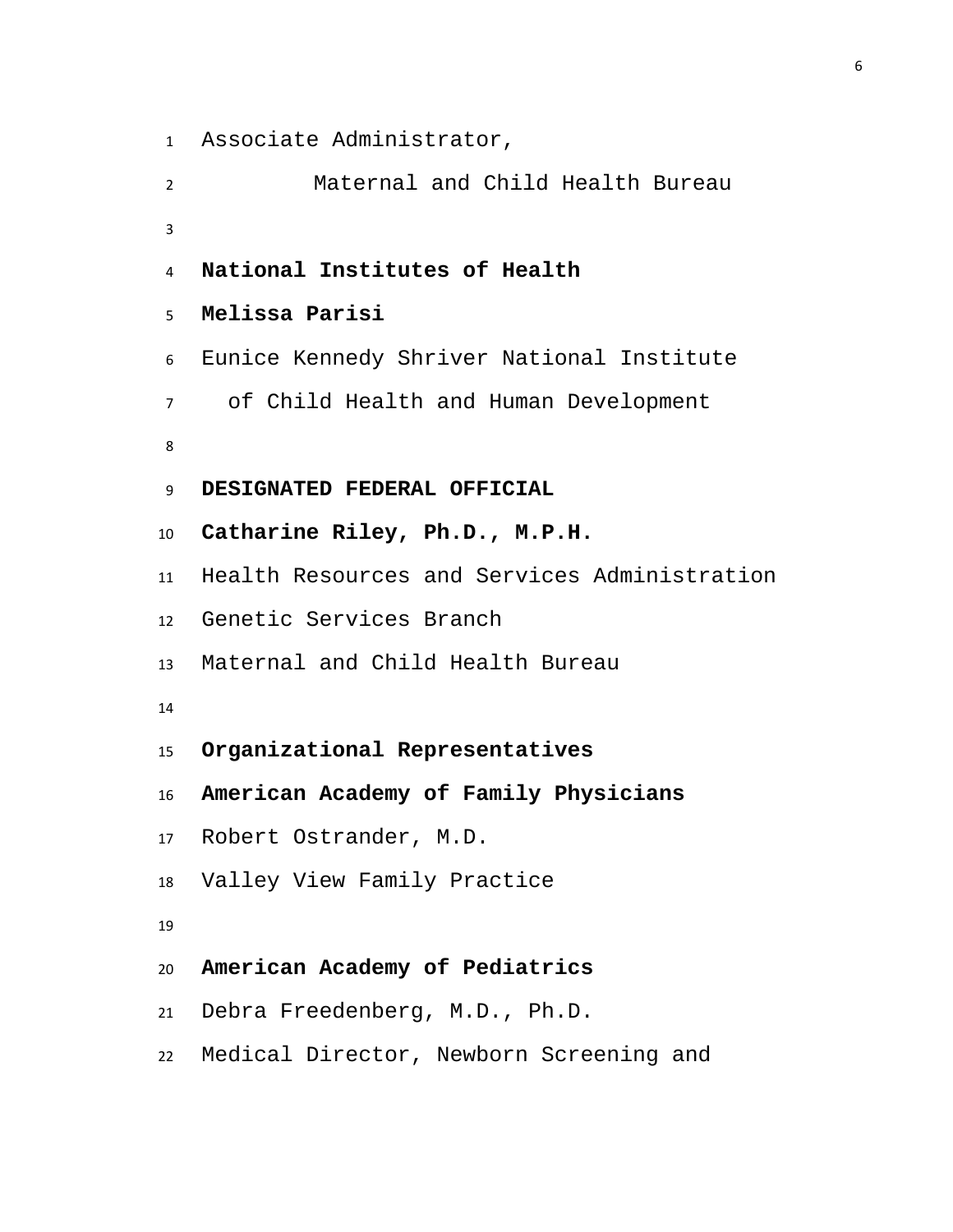Associate Administrator,

Maternal and Child Health Bureau

**National Institutes of Health**

**Melissa Parisi**

Eunice Kennedy Shriver National Institute of Child Health and Human Development

**DESIGNATED FEDERAL OFFICIAL**

**Catharine Riley, Ph.D., M.P.H.**

Health Resources and Services Administration

Genetic Services Branch

Maternal and Child Health Bureau

**Organizational Representatives**

**American Academy of Family Physicians**

Robert Ostrander, M.D.

Valley View Family Practice

**American Academy of Pediatrics**

Debra Freedenberg, M.D., Ph.D.

Medical Director, Newborn Screening and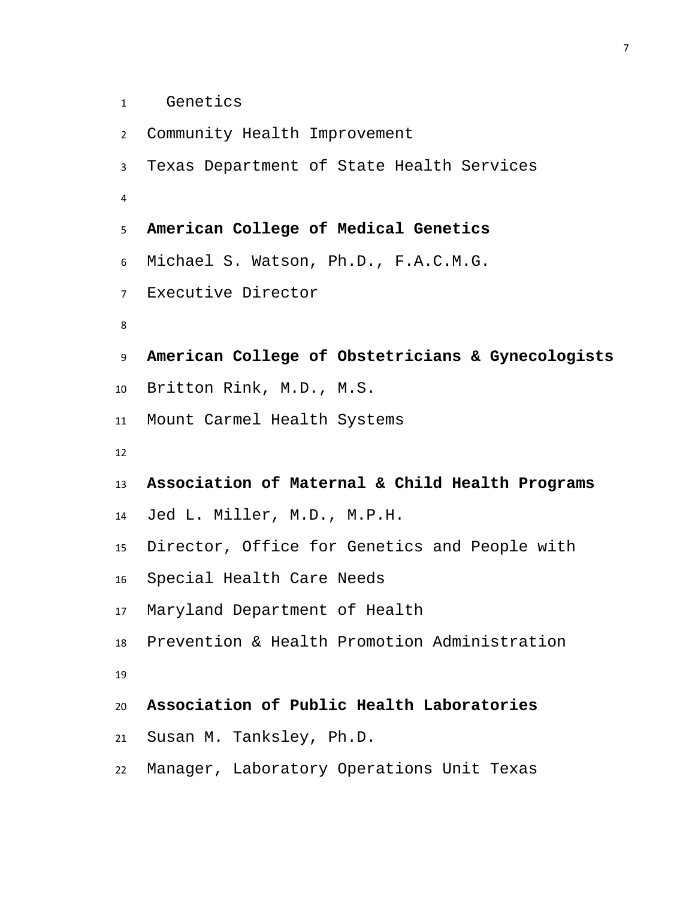Genetics
Community Health Improvement
Texas Department of State Health Services

**American College of Medical Genetics**
Michael S. Watson, Ph.D., F.A.C.M.G.
Executive Director

**American College of Obstetricians & Gynecologists**
Britton Rink, M.D., M.S.
Mount Carmel Health Systems

**Association of Maternal & Child Health Programs**
Jed L. Miller, M.D., M.P.H.
Director, Office for Genetics and People with
Special Health Care Needs
Maryland Department of Health
Prevention & Health Promotion Administration

**Association of Public Health Laboratories**
Susan M. Tanksley, Ph.D.
Manager, Laboratory Operations Unit Texas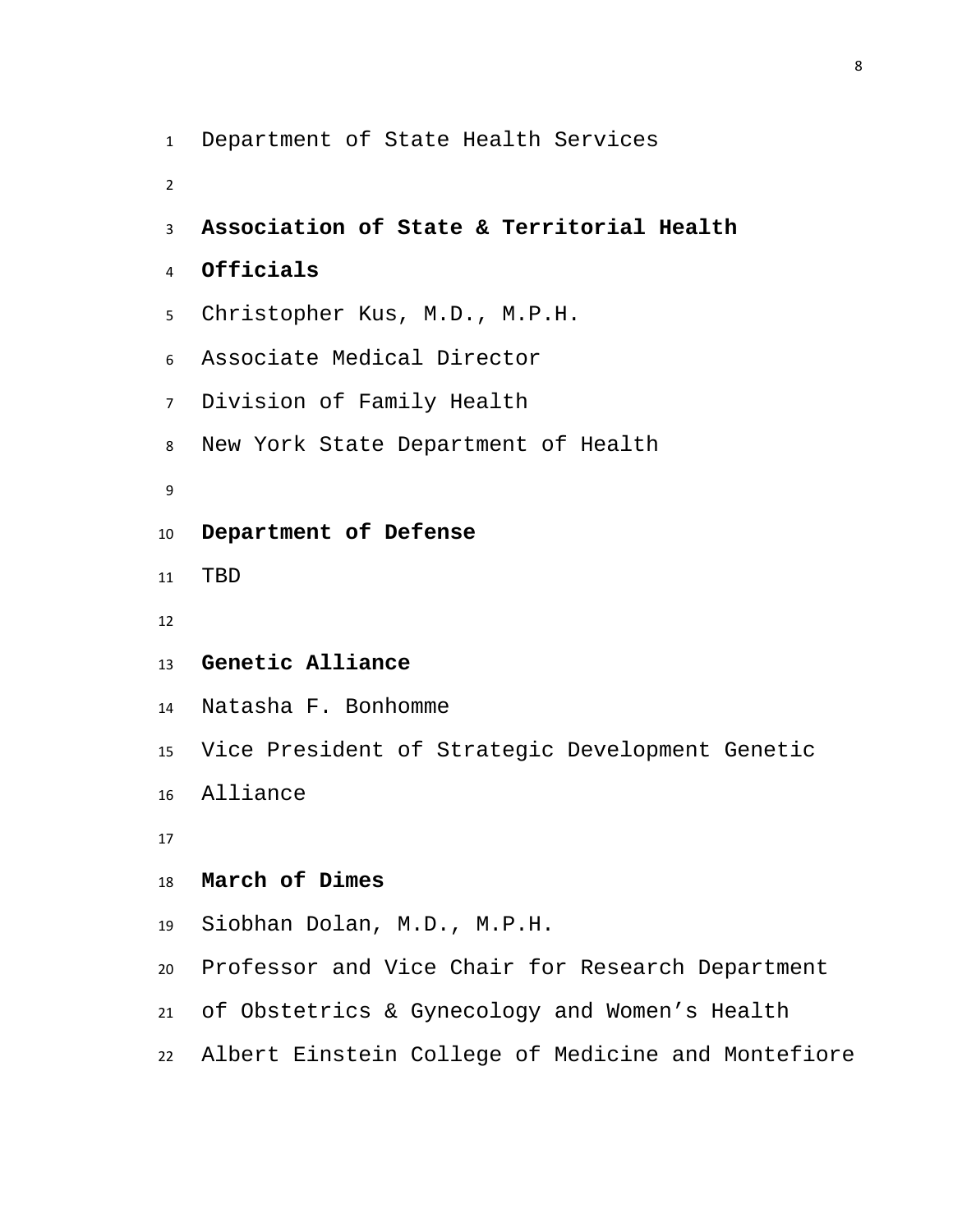Department of State Health Services

**Association of State & Territorial Health Officials**
Christopher Kus, M.D., M.P.H.
Associate Medical Director
Division of Family Health
New York State Department of Health

**Department of Defense**
TBD

**Genetic Alliance**
Natasha F. Bonhomme
Vice President of Strategic Development Genetic Alliance

**March of Dimes**
Siobhan Dolan, M.D., M.P.H.
Professor and Vice Chair for Research Department of Obstetrics & Gynecology and Women's Health
Albert Einstein College of Medicine and Montefiore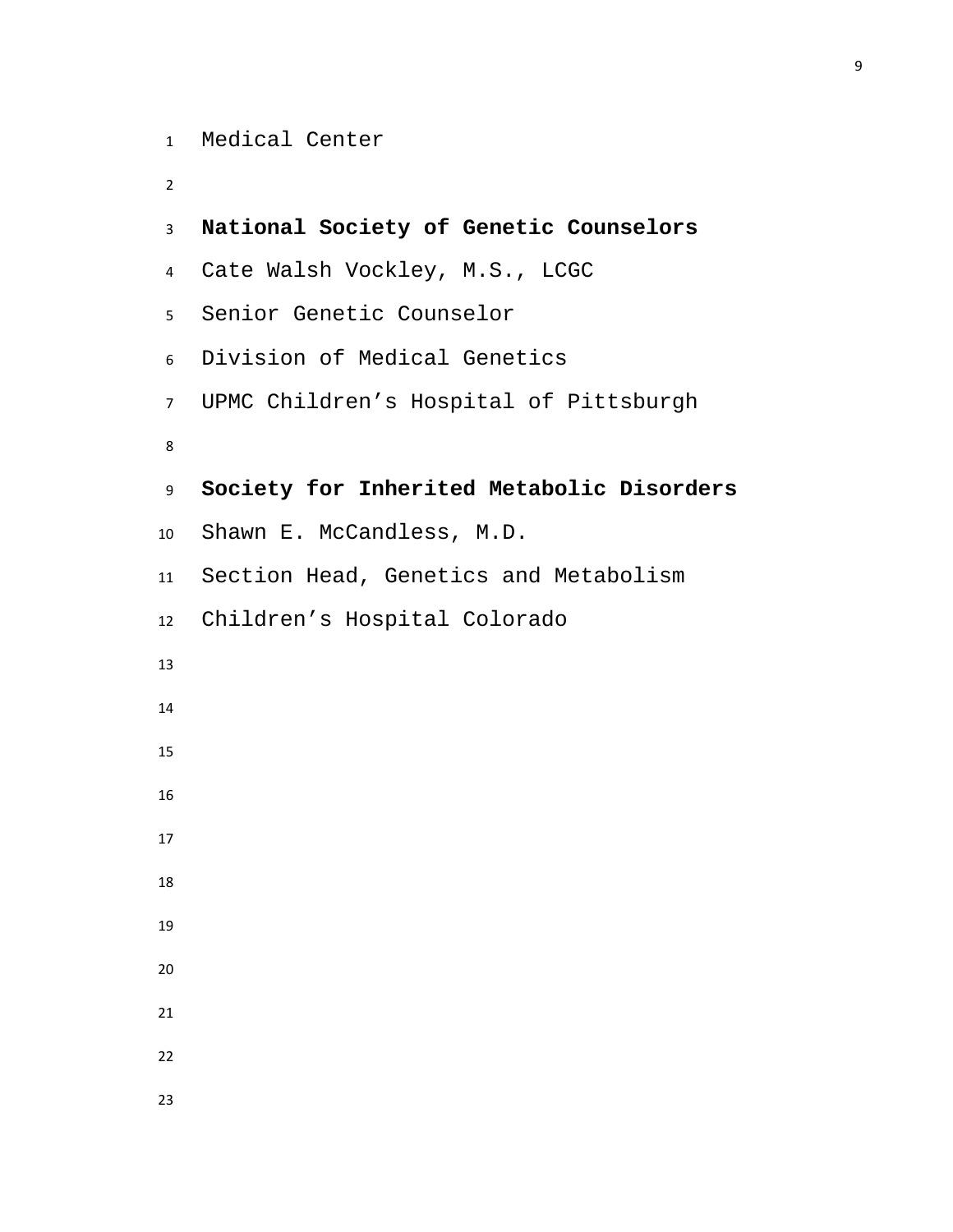Medical Center

**National Society of Genetic Counselors**

Cate Walsh Vockley, M.S., LCGC

Senior Genetic Counselor

Division of Medical Genetics

UPMC Children’s Hospital of Pittsburgh

**Society for Inherited Metabolic Disorders**

Shawn E. McCandless, M.D.

Section Head, Genetics and Metabolism

Children’s Hospital Colorado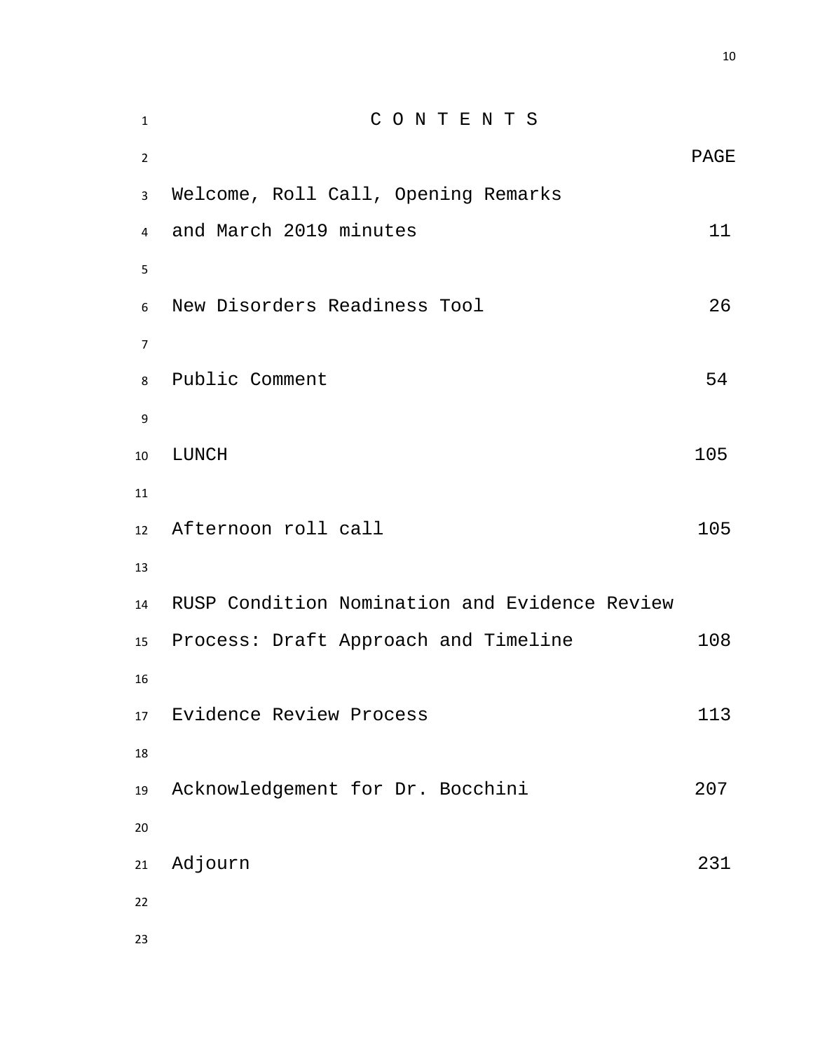# C O N T E N T S

| | PAGE |
|---|---|
| Welcome, Roll Call, Opening Remarks and March 2019 minutes | 11 |
| New Disorders Readiness Tool | 26 |
| Public Comment | 54 |
| LUNCH | 105 |
| Afternoon roll call | 105 |
| RUSP Condition Nomination and Evidence Review Process: Draft Approach and Timeline | 108 |
| Evidence Review Process | 113 |
| Acknowledgement for Dr. Bocchini | 207 |
| Adjourn | 231 |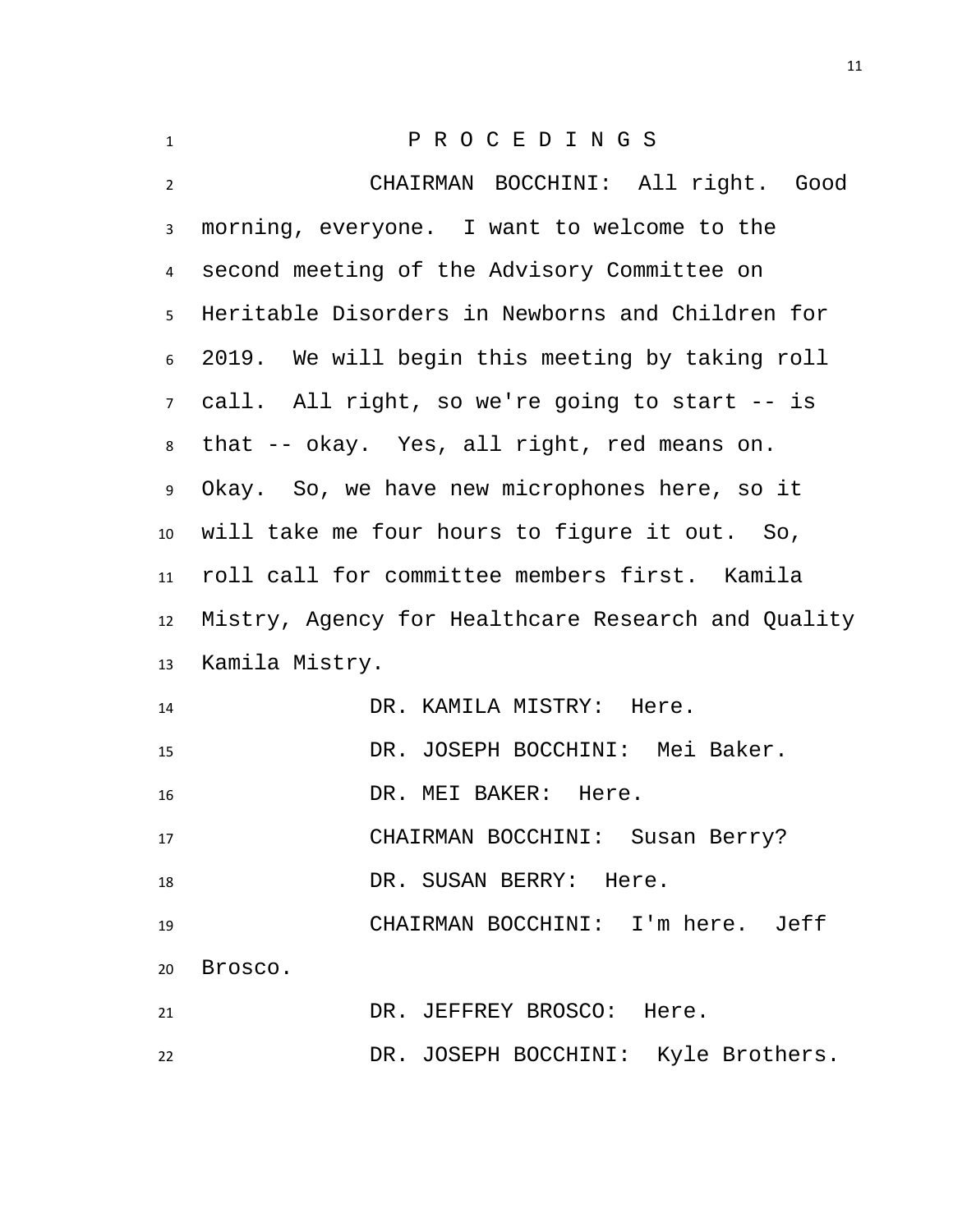P R O C E D I N G S

CHAIRMAN BOCCHINI: All right. Good morning, everyone. I want to welcome to the second meeting of the Advisory Committee on Heritable Disorders in Newborns and Children for 2019. We will begin this meeting by taking roll call. All right, so we're going to start -- is that -- okay. Yes, all right, red means on. Okay. So, we have new microphones here, so it will take me four hours to figure it out. So, roll call for committee members first. Kamila Mistry, Agency for Healthcare Research and Quality Kamila Mistry.

DR. KAMILA MISTRY: Here.

DR. JOSEPH BOCCHINI: Mei Baker.

DR. MEI BAKER: Here.

CHAIRMAN BOCCHINI: Susan Berry?

DR. SUSAN BERRY: Here.

CHAIRMAN BOCCHINI: I'm here. Jeff Brosco.

DR. JEFFREY BROSCO: Here.

DR. JOSEPH BOCCHINI: Kyle Brothers.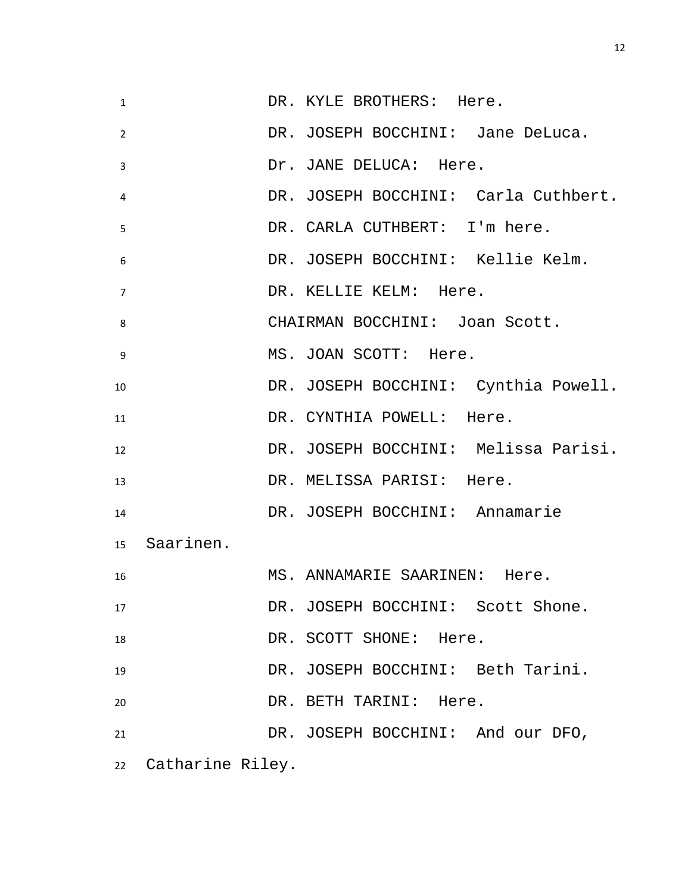DR. KYLE BROTHERS: Here.

DR. JOSEPH BOCCHINI: Jane DeLuca.

Dr. JANE DELUCA: Here.

DR. JOSEPH BOCCHINI: Carla Cuthbert.

DR. CARLA CUTHBERT: I'm here.

DR. JOSEPH BOCCHINI: Kellie Kelm.

DR. KELLIE KELM: Here.

CHAIRMAN BOCCHINI: Joan Scott.

MS. JOAN SCOTT: Here.

DR. JOSEPH BOCCHINI: Cynthia Powell.

DR. CYNTHIA POWELL: Here.

DR. JOSEPH BOCCHINI: Melissa Parisi.

DR. MELISSA PARISI: Here.

DR. JOSEPH BOCCHINI: Annamarie Saarinen.

MS. ANNAMARIE SAARINEN: Here.

DR. JOSEPH BOCCHINI: Scott Shone.

DR. SCOTT SHONE: Here.

DR. JOSEPH BOCCHINI: Beth Tarini.

DR. BETH TARINI: Here.

DR. JOSEPH BOCCHINI: And our DFO, Catharine Riley.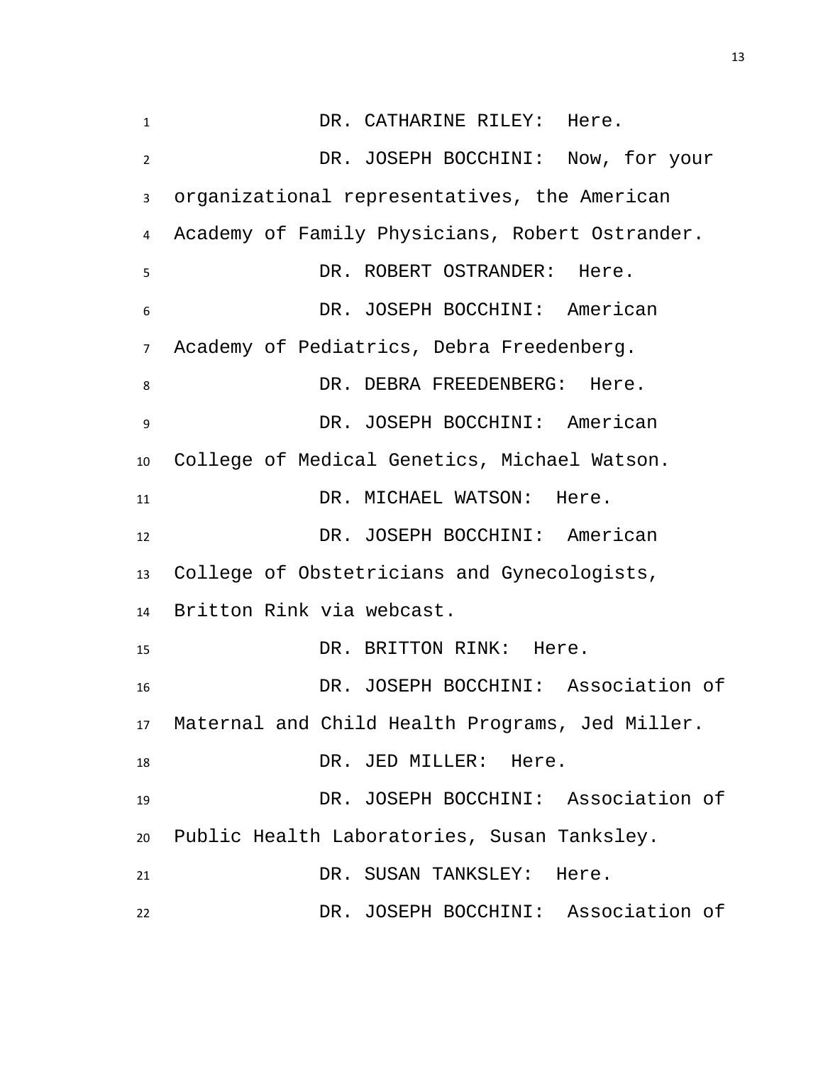DR. CATHARINE RILEY: Here.

DR. JOSEPH BOCCHINI: Now, for your organizational representatives, the American Academy of Family Physicians, Robert Ostrander.

DR. ROBERT OSTRANDER: Here.

DR. JOSEPH BOCCHINI: American Academy of Pediatrics, Debra Freedenberg.

DR. DEBRA FREEDENBERG: Here.

DR. JOSEPH BOCCHINI: American College of Medical Genetics, Michael Watson.

DR. MICHAEL WATSON: Here.

DR. JOSEPH BOCCHINI: American College of Obstetricians and Gynecologists, Britton Rink via webcast.

DR. BRITTON RINK: Here.

DR. JOSEPH BOCCHINI: Association of Maternal and Child Health Programs, Jed Miller.

DR. JED MILLER: Here.

DR. JOSEPH BOCCHINI: Association of Public Health Laboratories, Susan Tanksley.

DR. SUSAN TANKSLEY: Here.

DR. JOSEPH BOCCHINI: Association of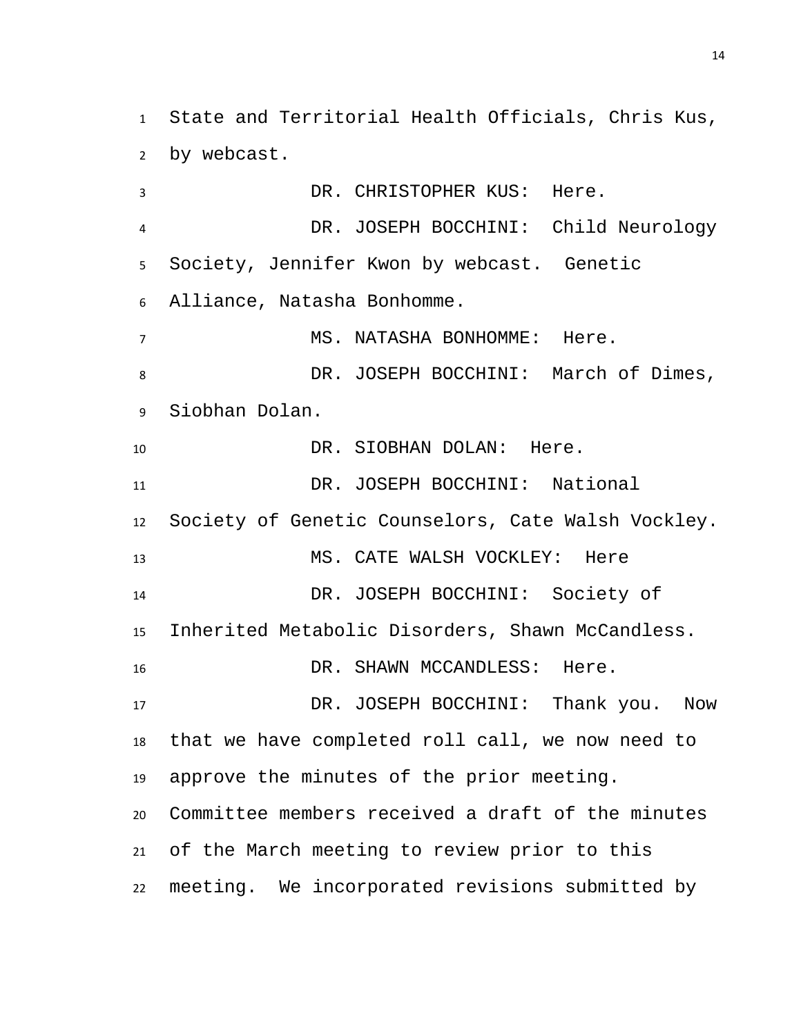State and Territorial Health Officials, Chris Kus, by webcast.

DR. CHRISTOPHER KUS: Here.

DR. JOSEPH BOCCHINI: Child Neurology Society, Jennifer Kwon by webcast. Genetic Alliance, Natasha Bonhomme.

MS. NATASHA BONHOMME: Here.

DR. JOSEPH BOCCHINI: March of Dimes, Siobhan Dolan.

DR. SIOBHAN DOLAN: Here.

DR. JOSEPH BOCCHINI: National Society of Genetic Counselors, Cate Walsh Vockley.

MS. CATE WALSH VOCKLEY: Here

DR. JOSEPH BOCCHINI: Society of Inherited Metabolic Disorders, Shawn McCandless.

DR. SHAWN MCCANDLESS: Here.

DR. JOSEPH BOCCHINI: Thank you. Now that we have completed roll call, we now need to approve the minutes of the prior meeting. Committee members received a draft of the minutes of the March meeting to review prior to this meeting. We incorporated revisions submitted by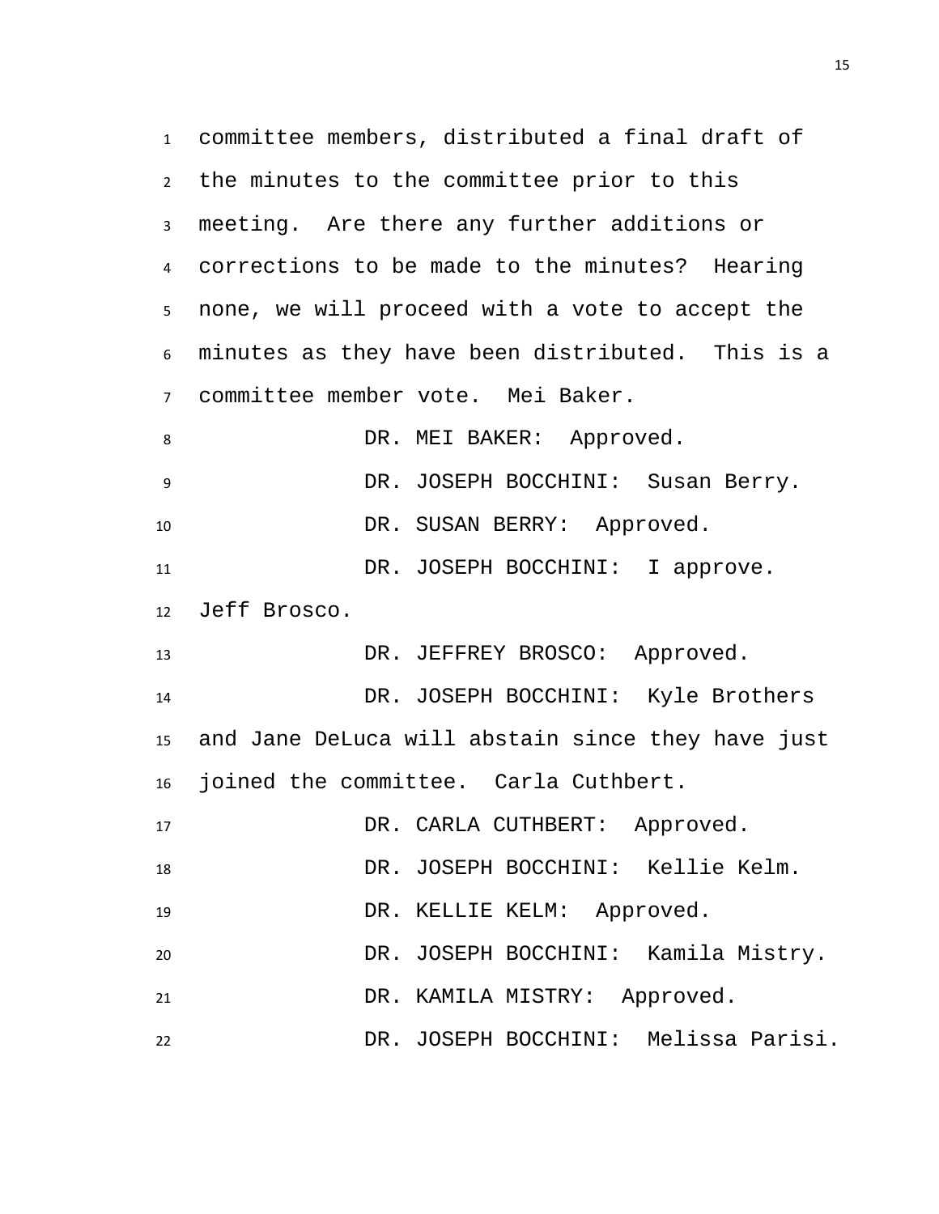committee members, distributed a final draft of the minutes to the committee prior to this meeting. Are there any further additions or corrections to be made to the minutes? Hearing none, we will proceed with a vote to accept the minutes as they have been distributed. This is a committee member vote. Mei Baker.

DR. MEI BAKER: Approved.

DR. JOSEPH BOCCHINI: Susan Berry.

DR. SUSAN BERRY: Approved.

DR. JOSEPH BOCCHINI: I approve. Jeff Brosco.

DR. JEFFREY BROSCO: Approved.

DR. JOSEPH BOCCHINI: Kyle Brothers and Jane DeLuca will abstain since they have just joined the committee. Carla Cuthbert.

DR. CARLA CUTHBERT: Approved.

DR. JOSEPH BOCCHINI: Kellie Kelm.

DR. KELLIE KELM: Approved.

DR. JOSEPH BOCCHINI: Kamila Mistry.

DR. KAMILA MISTRY: Approved.

DR. JOSEPH BOCCHINI: Melissa Parisi.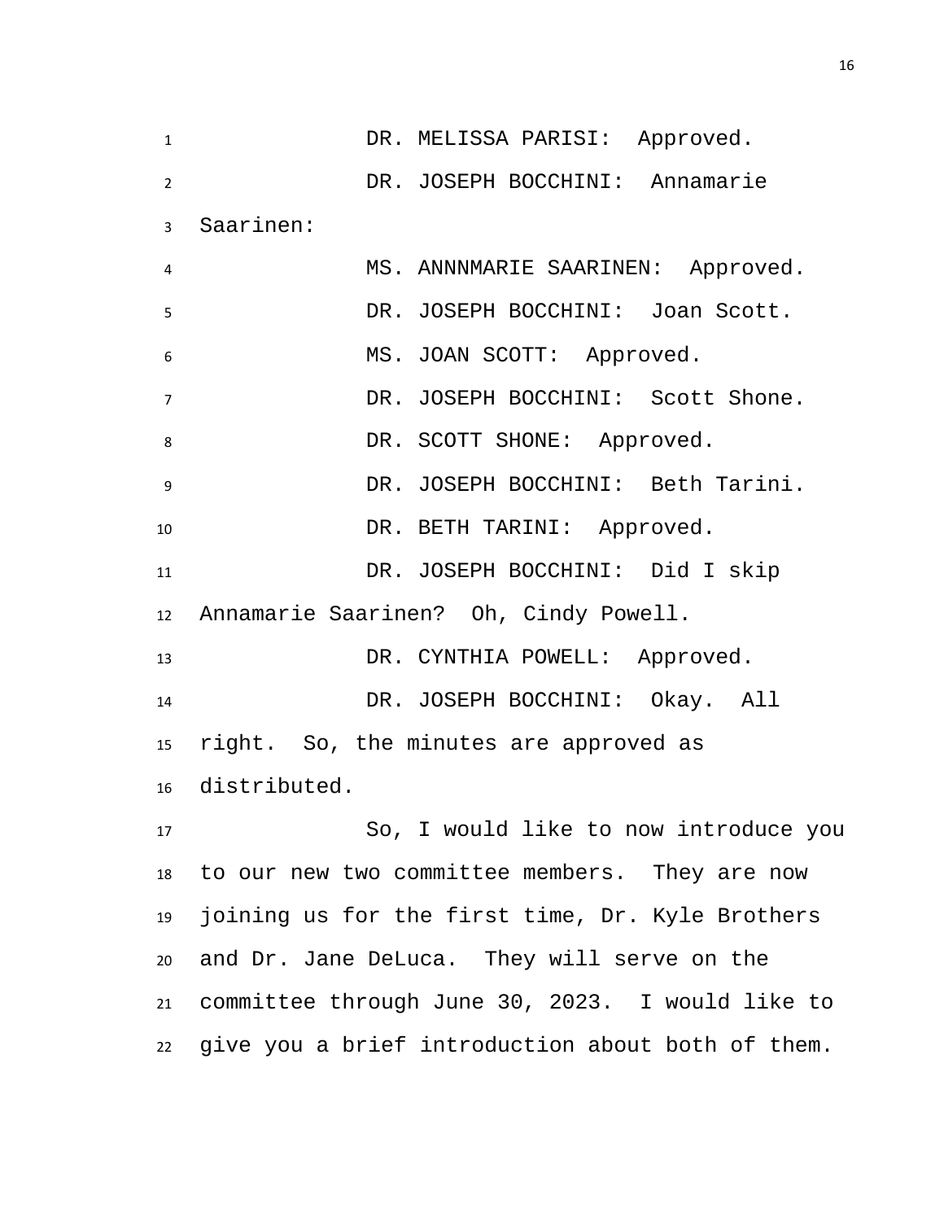DR. MELISSA PARISI: Approved.

DR. JOSEPH BOCCHINI: Annamarie Saarinen:

MS. ANNNMARIE SAARINEN: Approved.

DR. JOSEPH BOCCHINI: Joan Scott.

MS. JOAN SCOTT: Approved.

DR. JOSEPH BOCCHINI: Scott Shone.

DR. SCOTT SHONE: Approved.

DR. JOSEPH BOCCHINI: Beth Tarini.

DR. BETH TARINI: Approved.

DR. JOSEPH BOCCHINI: Did I skip Annamarie Saarinen? Oh, Cindy Powell.

DR. CYNTHIA POWELL: Approved.

DR. JOSEPH BOCCHINI: Okay. All right. So, the minutes are approved as distributed.

So, I would like to now introduce you to our new two committee members. They are now joining us for the first time, Dr. Kyle Brothers and Dr. Jane DeLuca. They will serve on the committee through June 30, 2023. I would like to give you a brief introduction about both of them.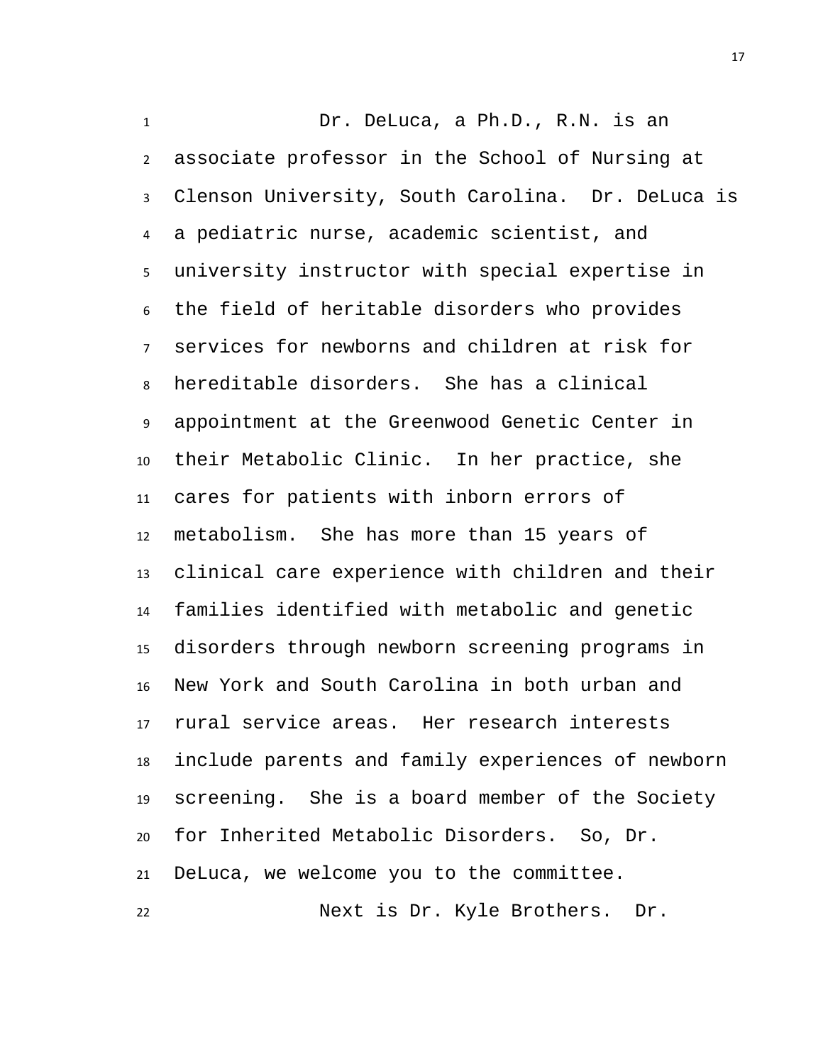Dr. DeLuca, a Ph.D., R.N. is an associate professor in the School of Nursing at Clenson University, South Carolina. Dr. DeLuca is a pediatric nurse, academic scientist, and university instructor with special expertise in the field of heritable disorders who provides services for newborns and children at risk for hereditable disorders. She has a clinical appointment at the Greenwood Genetic Center in their Metabolic Clinic. In her practice, she cares for patients with inborn errors of metabolism. She has more than 15 years of clinical care experience with children and their families identified with metabolic and genetic disorders through newborn screening programs in New York and South Carolina in both urban and rural service areas. Her research interests include parents and family experiences of newborn screening. She is a board member of the Society for Inherited Metabolic Disorders. So, Dr. DeLuca, we welcome you to the committee.

Next is Dr. Kyle Brothers. Dr.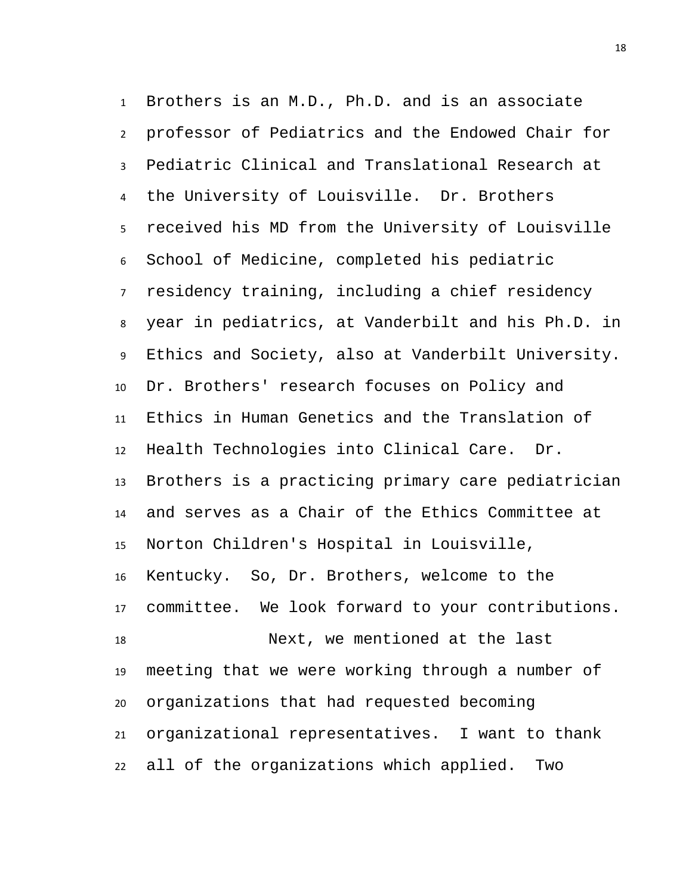Brothers is an M.D., Ph.D. and is an associate professor of Pediatrics and the Endowed Chair for Pediatric Clinical and Translational Research at the University of Louisville. Dr. Brothers received his MD from the University of Louisville School of Medicine, completed his pediatric residency training, including a chief residency year in pediatrics, at Vanderbilt and his Ph.D. in Ethics and Society, also at Vanderbilt University. Dr. Brothers' research focuses on Policy and Ethics in Human Genetics and the Translation of Health Technologies into Clinical Care. Dr. Brothers is a practicing primary care pediatrician and serves as a Chair of the Ethics Committee at Norton Children's Hospital in Louisville, Kentucky. So, Dr. Brothers, welcome to the committee. We look forward to your contributions.

Next, we mentioned at the last meeting that we were working through a number of organizations that had requested becoming organizational representatives. I want to thank all of the organizations which applied. Two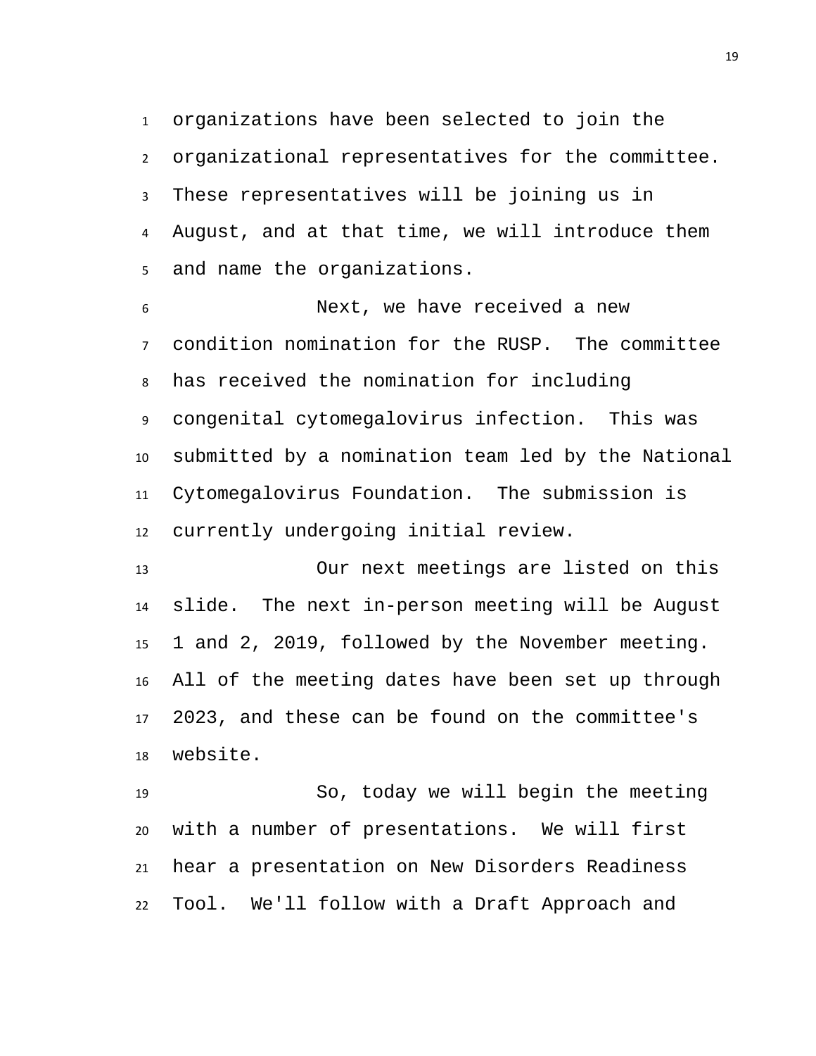organizations have been selected to join the organizational representatives for the committee. These representatives will be joining us in August, and at that time, we will introduce them and name the organizations.

Next, we have received a new condition nomination for the RUSP. The committee has received the nomination for including congenital cytomegalovirus infection. This was submitted by a nomination team led by the National Cytomegalovirus Foundation. The submission is currently undergoing initial review.

Our next meetings are listed on this slide. The next in-person meeting will be August 1 and 2, 2019, followed by the November meeting. All of the meeting dates have been set up through 2023, and these can be found on the committee's website.

So, today we will begin the meeting with a number of presentations. We will first hear a presentation on New Disorders Readiness Tool. We'll follow with a Draft Approach and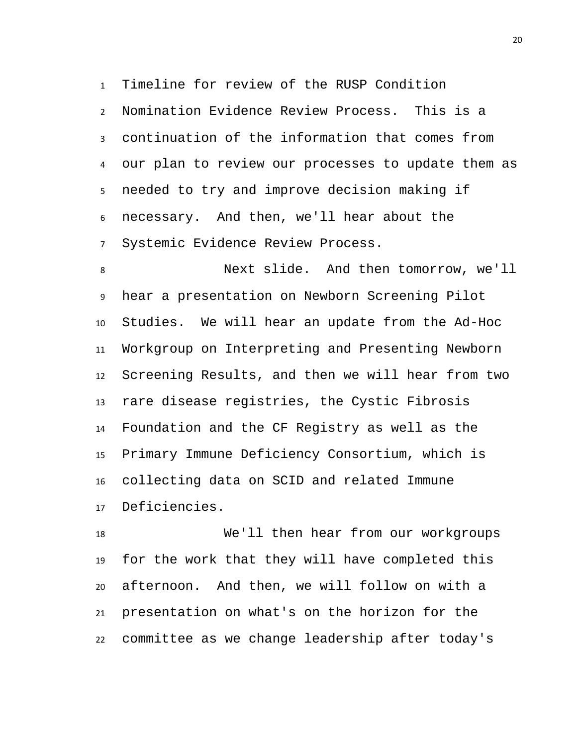Timeline for review of the RUSP Condition Nomination Evidence Review Process. This is a continuation of the information that comes from our plan to review our processes to update them as needed to try and improve decision making if necessary. And then, we'll hear about the Systemic Evidence Review Process.

Next slide. And then tomorrow, we'll hear a presentation on Newborn Screening Pilot Studies. We will hear an update from the Ad-Hoc Workgroup on Interpreting and Presenting Newborn Screening Results, and then we will hear from two rare disease registries, the Cystic Fibrosis Foundation and the CF Registry as well as the Primary Immune Deficiency Consortium, which is collecting data on SCID and related Immune Deficiencies.

We'll then hear from our workgroups for the work that they will have completed this afternoon. And then, we will follow on with a presentation on what's on the horizon for the committee as we change leadership after today's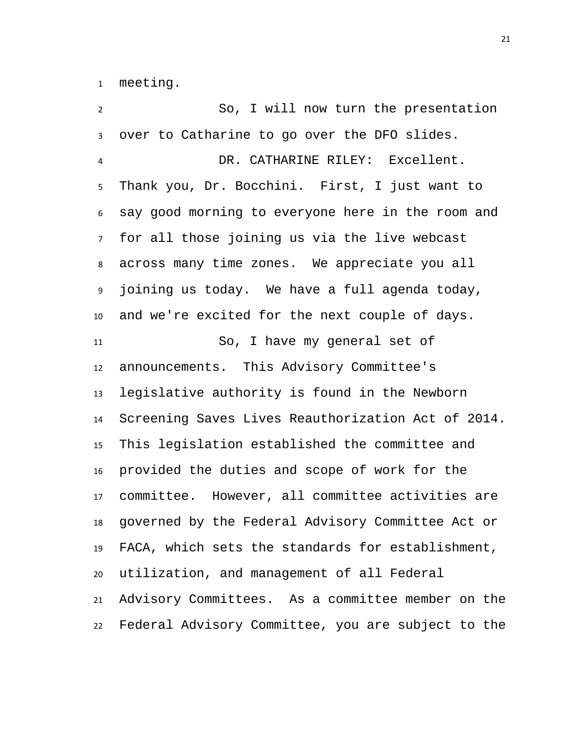meeting.

So, I will now turn the presentation over to Catharine to go over the DFO slides.

DR. CATHARINE RILEY: Excellent. Thank you, Dr. Bocchini. First, I just want to say good morning to everyone here in the room and for all those joining us via the live webcast across many time zones. We appreciate you all joining us today. We have a full agenda today, and we're excited for the next couple of days.

So, I have my general set of announcements. This Advisory Committee's legislative authority is found in the Newborn Screening Saves Lives Reauthorization Act of 2014. This legislation established the committee and provided the duties and scope of work for the committee. However, all committee activities are governed by the Federal Advisory Committee Act or FACA, which sets the standards for establishment, utilization, and management of all Federal Advisory Committees. As a committee member on the Federal Advisory Committee, you are subject to the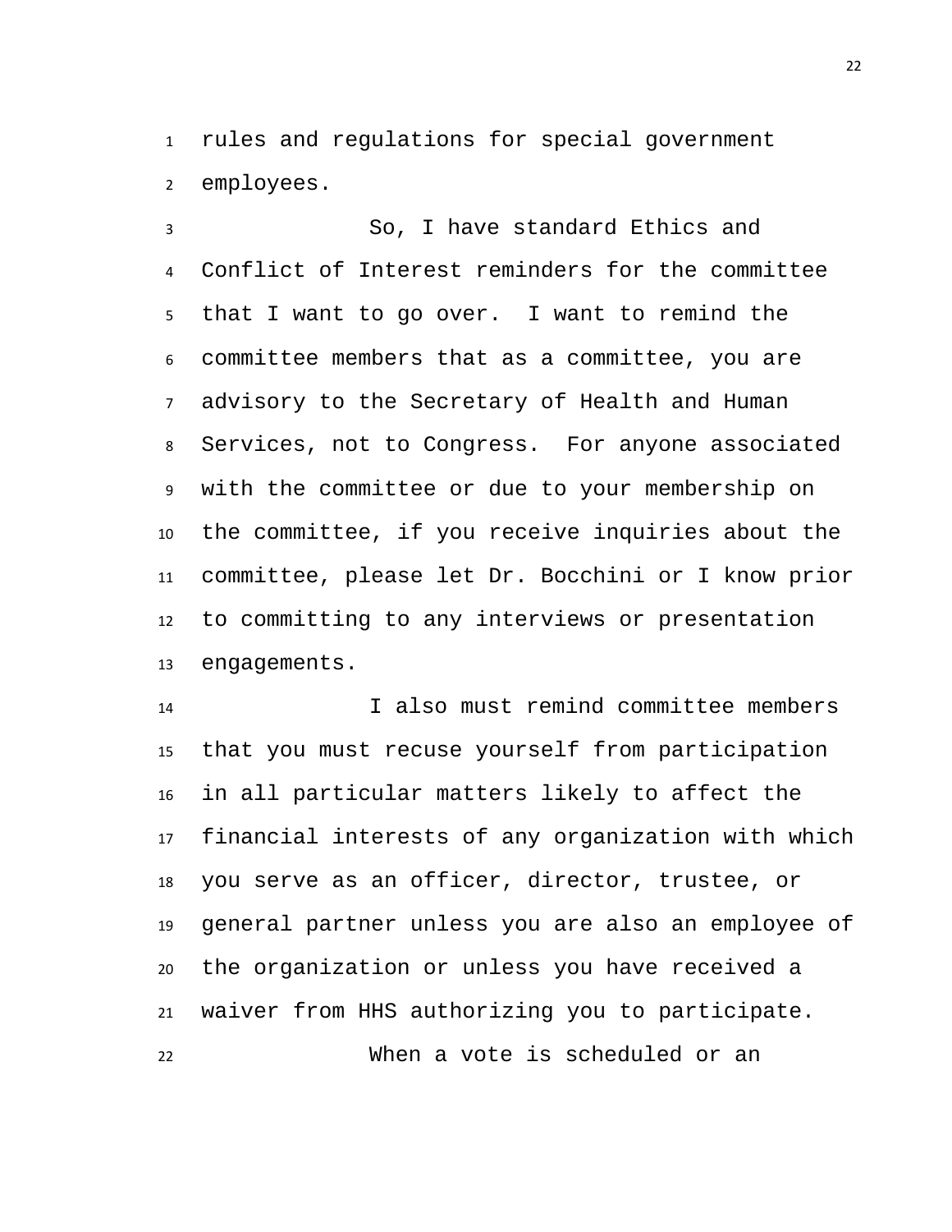rules and regulations for special government employees.

So, I have standard Ethics and Conflict of Interest reminders for the committee that I want to go over. I want to remind the committee members that as a committee, you are advisory to the Secretary of Health and Human Services, not to Congress. For anyone associated with the committee or due to your membership on the committee, if you receive inquiries about the committee, please let Dr. Bocchini or I know prior to committing to any interviews or presentation engagements.

I also must remind committee members that you must recuse yourself from participation in all particular matters likely to affect the financial interests of any organization with which you serve as an officer, director, trustee, or general partner unless you are also an employee of the organization or unless you have received a waiver from HHS authorizing you to participate.

When a vote is scheduled or an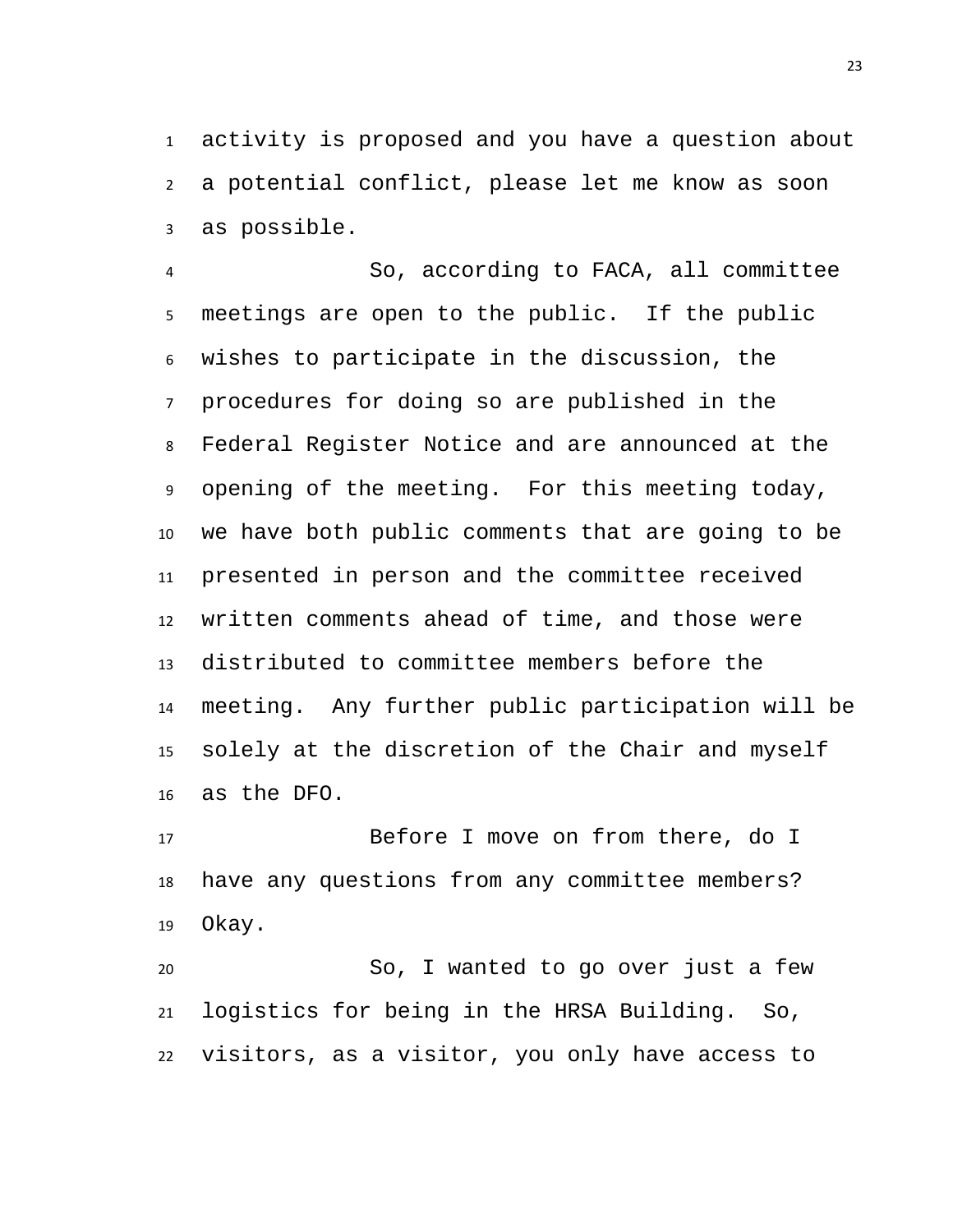activity is proposed and you have a question about a potential conflict, please let me know as soon as possible.

So, according to FACA, all committee meetings are open to the public. If the public wishes to participate in the discussion, the procedures for doing so are published in the Federal Register Notice and are announced at the opening of the meeting. For this meeting today, we have both public comments that are going to be presented in person and the committee received written comments ahead of time, and those were distributed to committee members before the meeting. Any further public participation will be solely at the discretion of the Chair and myself as the DFO.

Before I move on from there, do I have any questions from any committee members? Okay.

So, I wanted to go over just a few logistics for being in the HRSA Building. So, visitors, as a visitor, you only have access to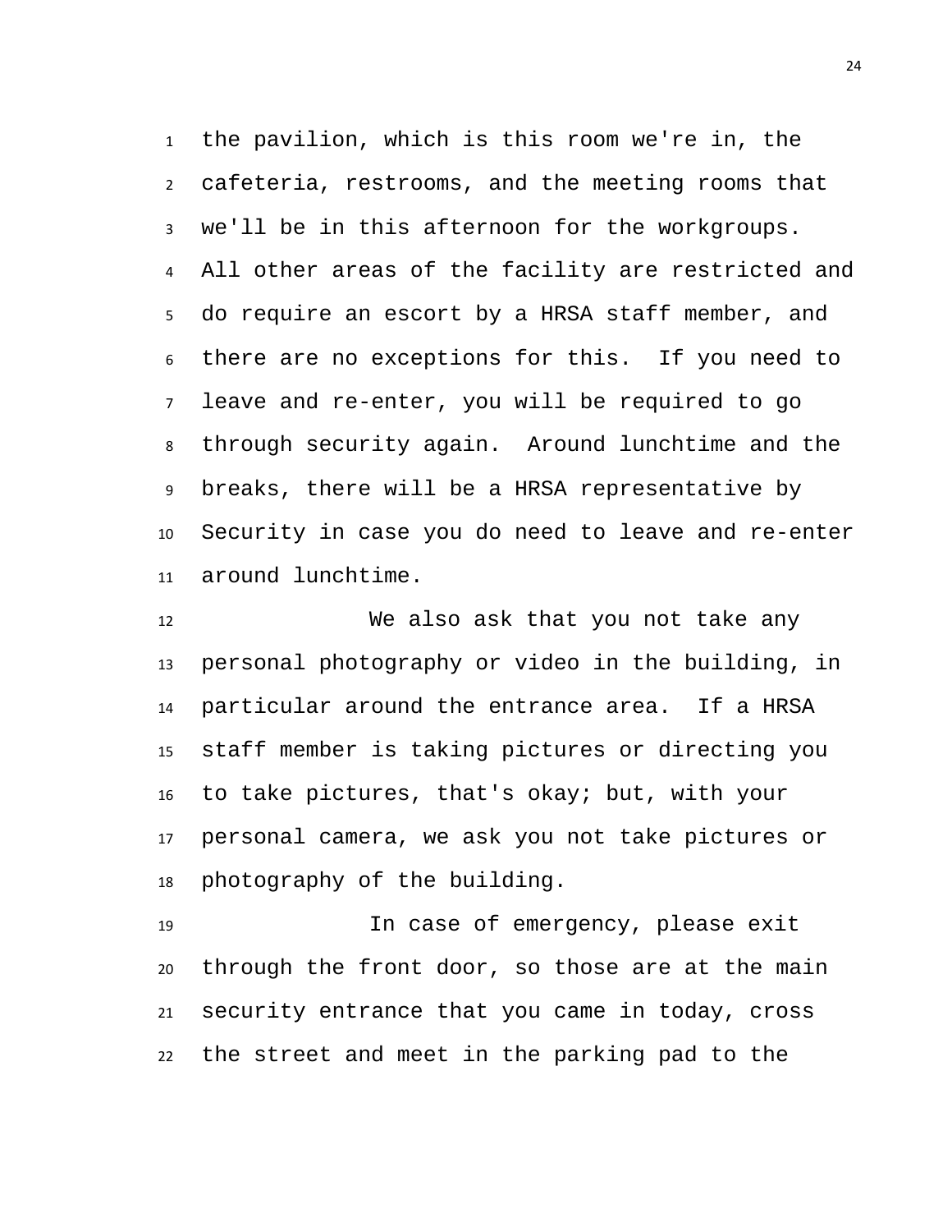the pavilion, which is this room we're in, the cafeteria, restrooms, and the meeting rooms that we'll be in this afternoon for the workgroups. All other areas of the facility are restricted and do require an escort by a HRSA staff member, and there are no exceptions for this. If you need to leave and re-enter, you will be required to go through security again. Around lunchtime and the breaks, there will be a HRSA representative by Security in case you do need to leave and re-enter around lunchtime.

We also ask that you not take any personal photography or video in the building, in particular around the entrance area. If a HRSA staff member is taking pictures or directing you to take pictures, that's okay; but, with your personal camera, we ask you not take pictures or photography of the building.

In case of emergency, please exit through the front door, so those are at the main security entrance that you came in today, cross the street and meet in the parking pad to the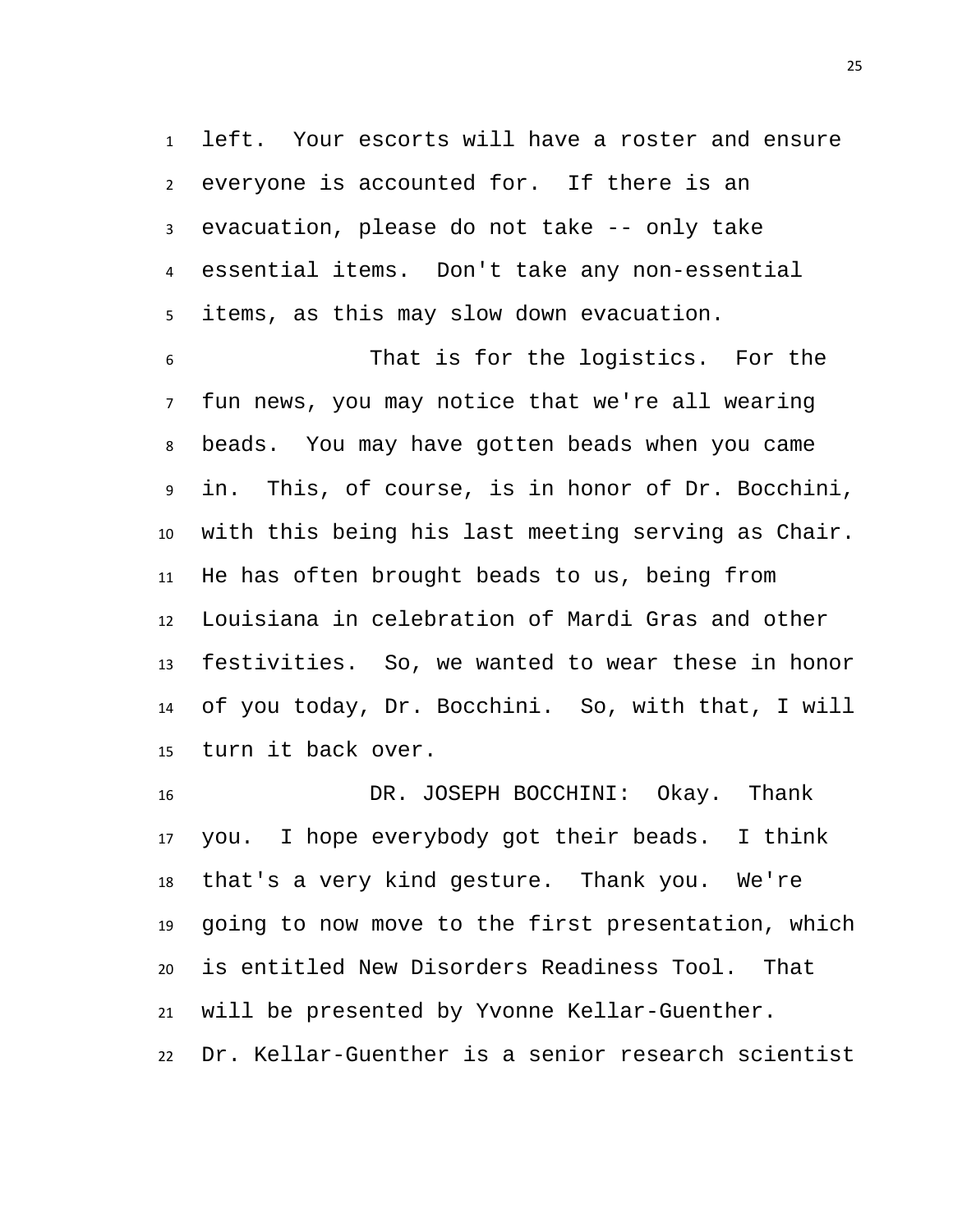left. Your escorts will have a roster and ensure everyone is accounted for. If there is an evacuation, please do not take -- only take essential items. Don't take any non-essential items, as this may slow down evacuation.

That is for the logistics. For the fun news, you may notice that we're all wearing beads. You may have gotten beads when you came in. This, of course, is in honor of Dr. Bocchini, with this being his last meeting serving as Chair. He has often brought beads to us, being from Louisiana in celebration of Mardi Gras and other festivities. So, we wanted to wear these in honor of you today, Dr. Bocchini. So, with that, I will turn it back over.

DR. JOSEPH BOCCHINI: Okay. Thank you. I hope everybody got their beads. I think that's a very kind gesture. Thank you. We're going to now move to the first presentation, which is entitled New Disorders Readiness Tool. That will be presented by Yvonne Kellar-Guenther. Dr. Kellar-Guenther is a senior research scientist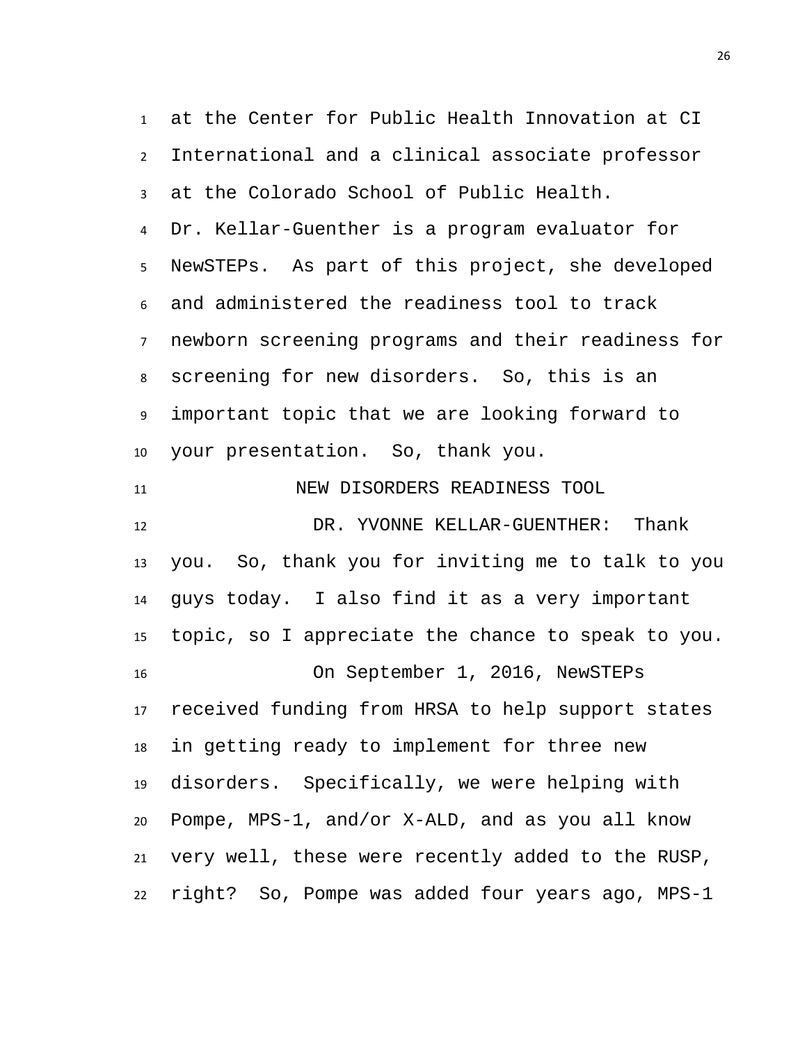at the Center for Public Health Innovation at CI International and a clinical associate professor at the Colorado School of Public Health. Dr. Kellar-Guenther is a program evaluator for NewSTEPs. As part of this project, she developed and administered the readiness tool to track newborn screening programs and their readiness for screening for new disorders. So, this is an important topic that we are looking forward to your presentation. So, thank you.

## NEW DISORDERS READINESS TOOL

DR. YVONNE KELLAR-GUENTHER: Thank you. So, thank you for inviting me to talk to you guys today. I also find it as a very important topic, so I appreciate the chance to speak to you.

On September 1, 2016, NewSTEPs received funding from HRSA to help support states in getting ready to implement for three new disorders. Specifically, we were helping with Pompe, MPS-1, and/or X-ALD, and as you all know very well, these were recently added to the RUSP, right? So, Pompe was added four years ago, MPS-1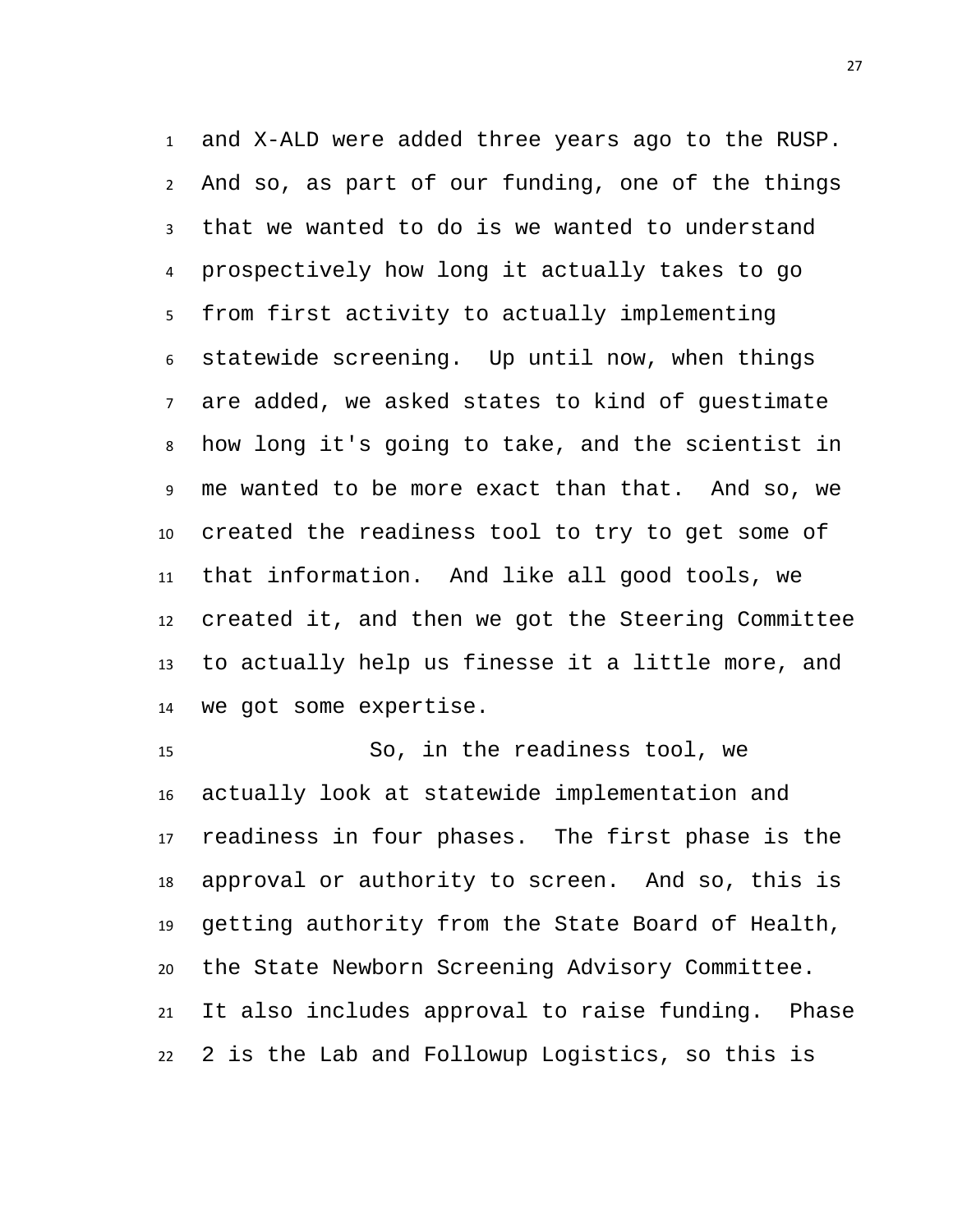and X-ALD were added three years ago to the RUSP. And so, as part of our funding, one of the things that we wanted to do is we wanted to understand prospectively how long it actually takes to go from first activity to actually implementing statewide screening. Up until now, when things are added, we asked states to kind of guestimate how long it's going to take, and the scientist in me wanted to be more exact than that. And so, we created the readiness tool to try to get some of that information. And like all good tools, we created it, and then we got the Steering Committee to actually help us finesse it a little more, and we got some expertise.

So, in the readiness tool, we actually look at statewide implementation and readiness in four phases. The first phase is the approval or authority to screen. And so, this is getting authority from the State Board of Health, the State Newborn Screening Advisory Committee. It also includes approval to raise funding. Phase 2 is the Lab and Followup Logistics, so this is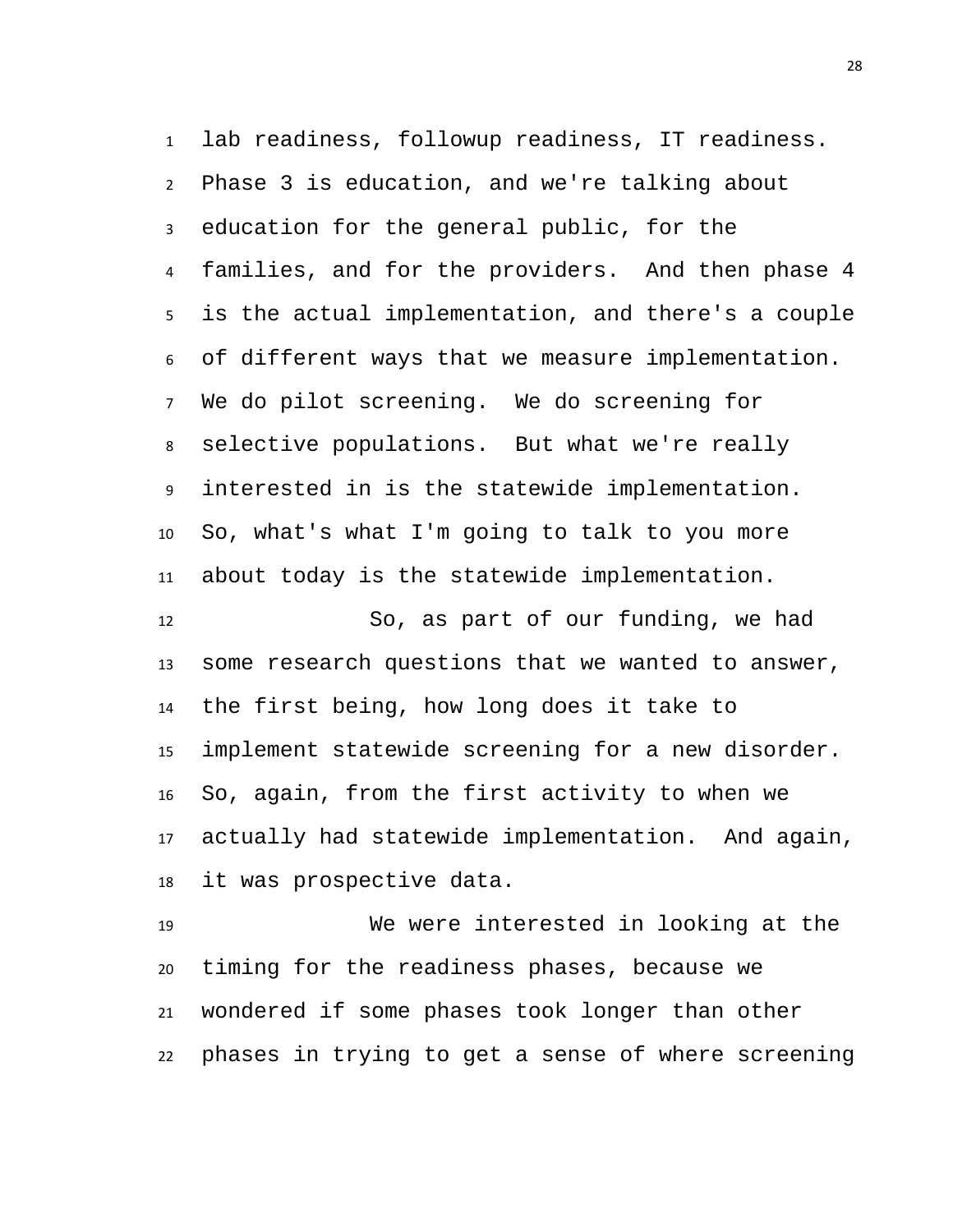lab readiness, followup readiness, IT readiness. Phase 3 is education, and we're talking about education for the general public, for the families, and for the providers. And then phase 4 is the actual implementation, and there's a couple of different ways that we measure implementation. We do pilot screening. We do screening for selective populations. But what we're really interested in is the statewide implementation. So, what's what I'm going to talk to you more about today is the statewide implementation.

So, as part of our funding, we had some research questions that we wanted to answer, the first being, how long does it take to implement statewide screening for a new disorder. So, again, from the first activity to when we actually had statewide implementation. And again, it was prospective data.

We were interested in looking at the timing for the readiness phases, because we wondered if some phases took longer than other phases in trying to get a sense of where screening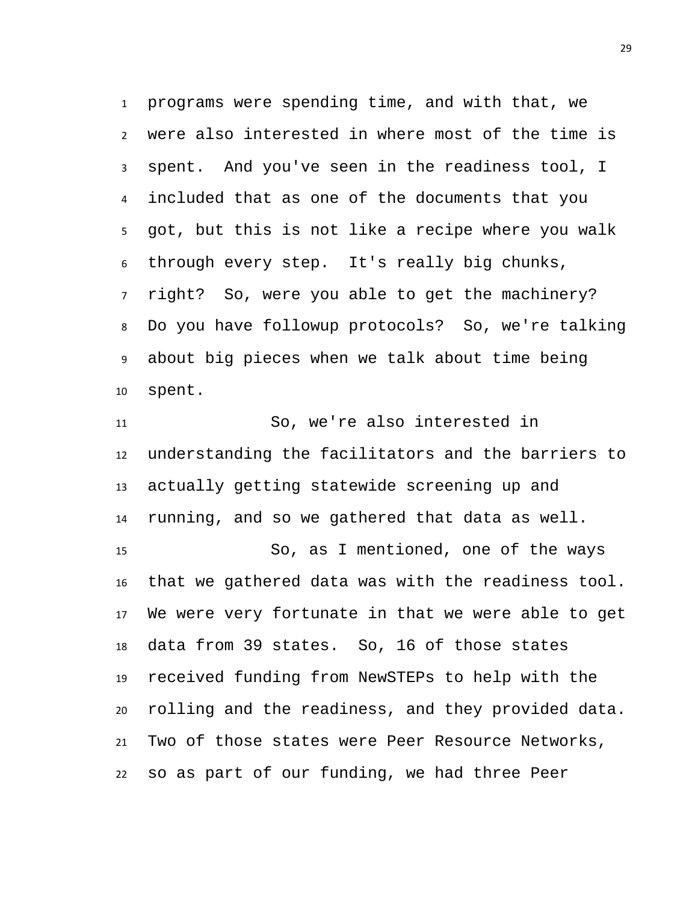programs were spending time, and with that, we were also interested in where most of the time is spent. And you've seen in the readiness tool, I included that as one of the documents that you got, but this is not like a recipe where you walk through every step. It's really big chunks, right? So, were you able to get the machinery? Do you have followup protocols? So, we're talking about big pieces when we talk about time being spent.

So, we're also interested in understanding the facilitators and the barriers to actually getting statewide screening up and running, and so we gathered that data as well.

So, as I mentioned, one of the ways that we gathered data was with the readiness tool. We were very fortunate in that we were able to get data from 39 states. So, 16 of those states received funding from NewSTEPs to help with the rolling and the readiness, and they provided data. Two of those states were Peer Resource Networks, so as part of our funding, we had three Peer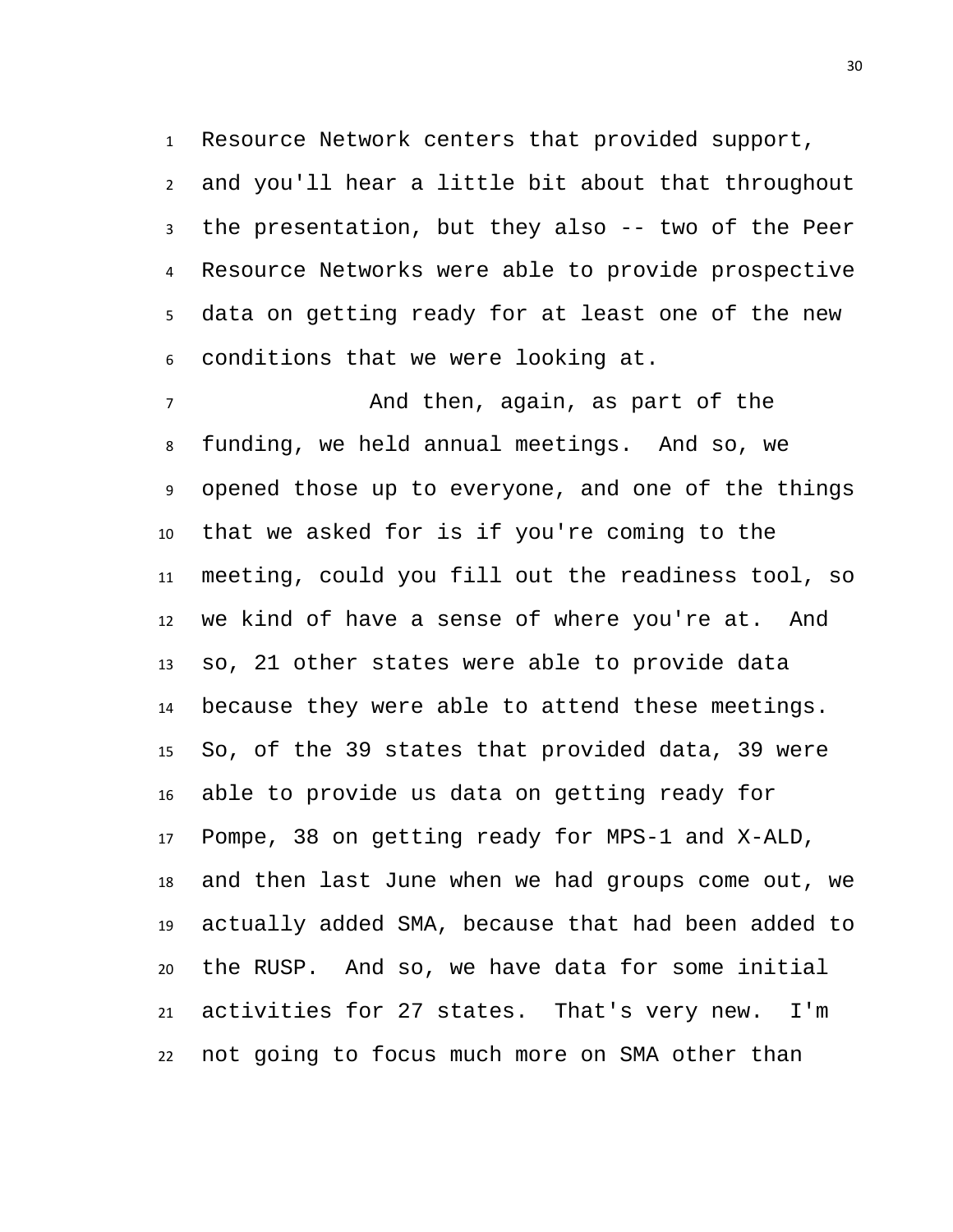Resource Network centers that provided support, and you'll hear a little bit about that throughout the presentation, but they also -- two of the Peer Resource Networks were able to provide prospective data on getting ready for at least one of the new conditions that we were looking at.

And then, again, as part of the funding, we held annual meetings. And so, we opened those up to everyone, and one of the things that we asked for is if you're coming to the meeting, could you fill out the readiness tool, so we kind of have a sense of where you're at. And so, 21 other states were able to provide data because they were able to attend these meetings. So, of the 39 states that provided data, 39 were able to provide us data on getting ready for Pompe, 38 on getting ready for MPS-1 and X-ALD, and then last June when we had groups come out, we actually added SMA, because that had been added to the RUSP. And so, we have data for some initial activities for 27 states. That's very new. I'm not going to focus much more on SMA other than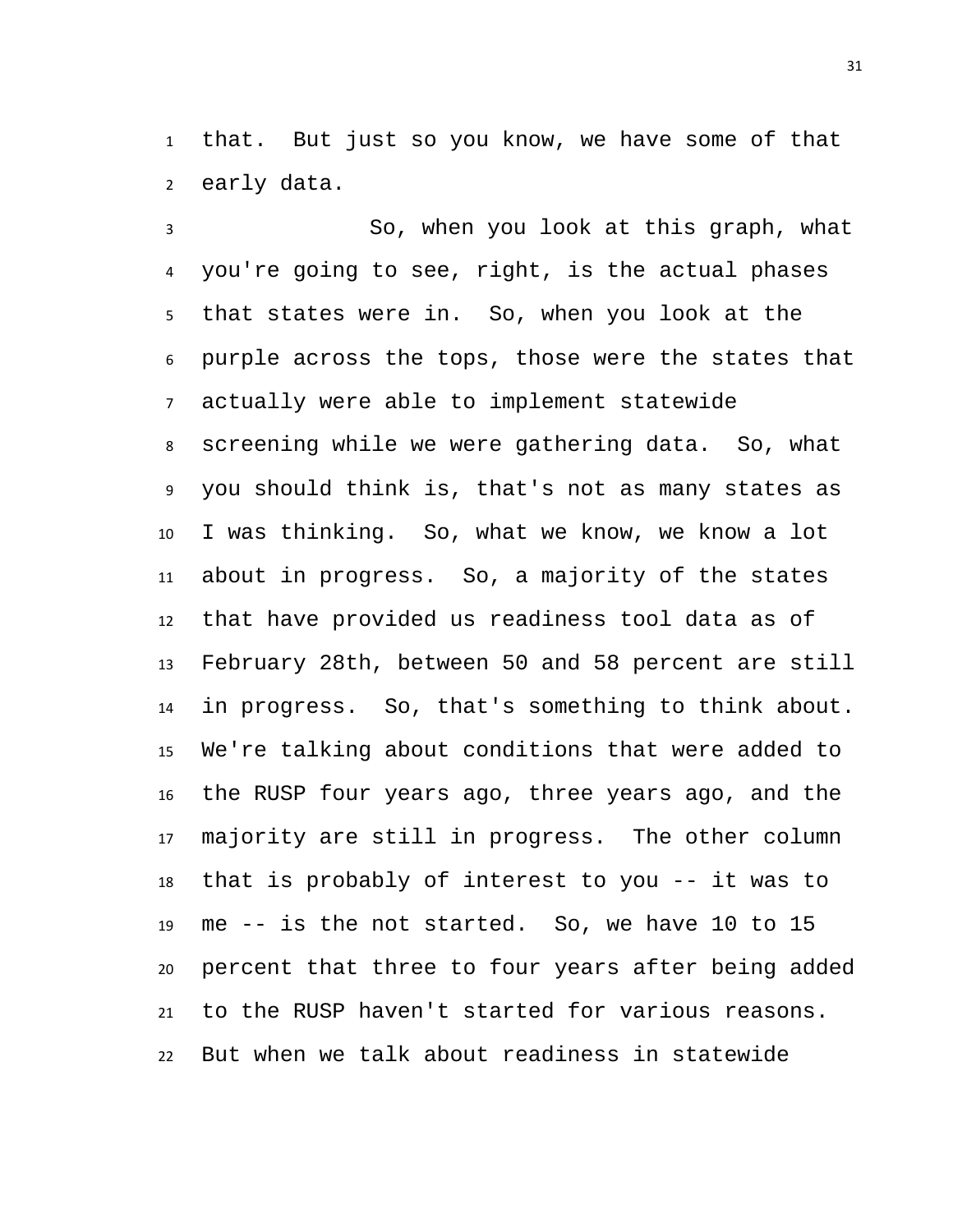that. But just so you know, we have some of that early data.

So, when you look at this graph, what you're going to see, right, is the actual phases that states were in. So, when you look at the purple across the tops, those were the states that actually were able to implement statewide screening while we were gathering data. So, what you should think is, that's not as many states as I was thinking. So, what we know, we know a lot about in progress. So, a majority of the states that have provided us readiness tool data as of February 28th, between 50 and 58 percent are still in progress. So, that's something to think about. We're talking about conditions that were added to the RUSP four years ago, three years ago, and the majority are still in progress. The other column that is probably of interest to you -- it was to me -- is the not started. So, we have 10 to 15 percent that three to four years after being added to the RUSP haven't started for various reasons. But when we talk about readiness in statewide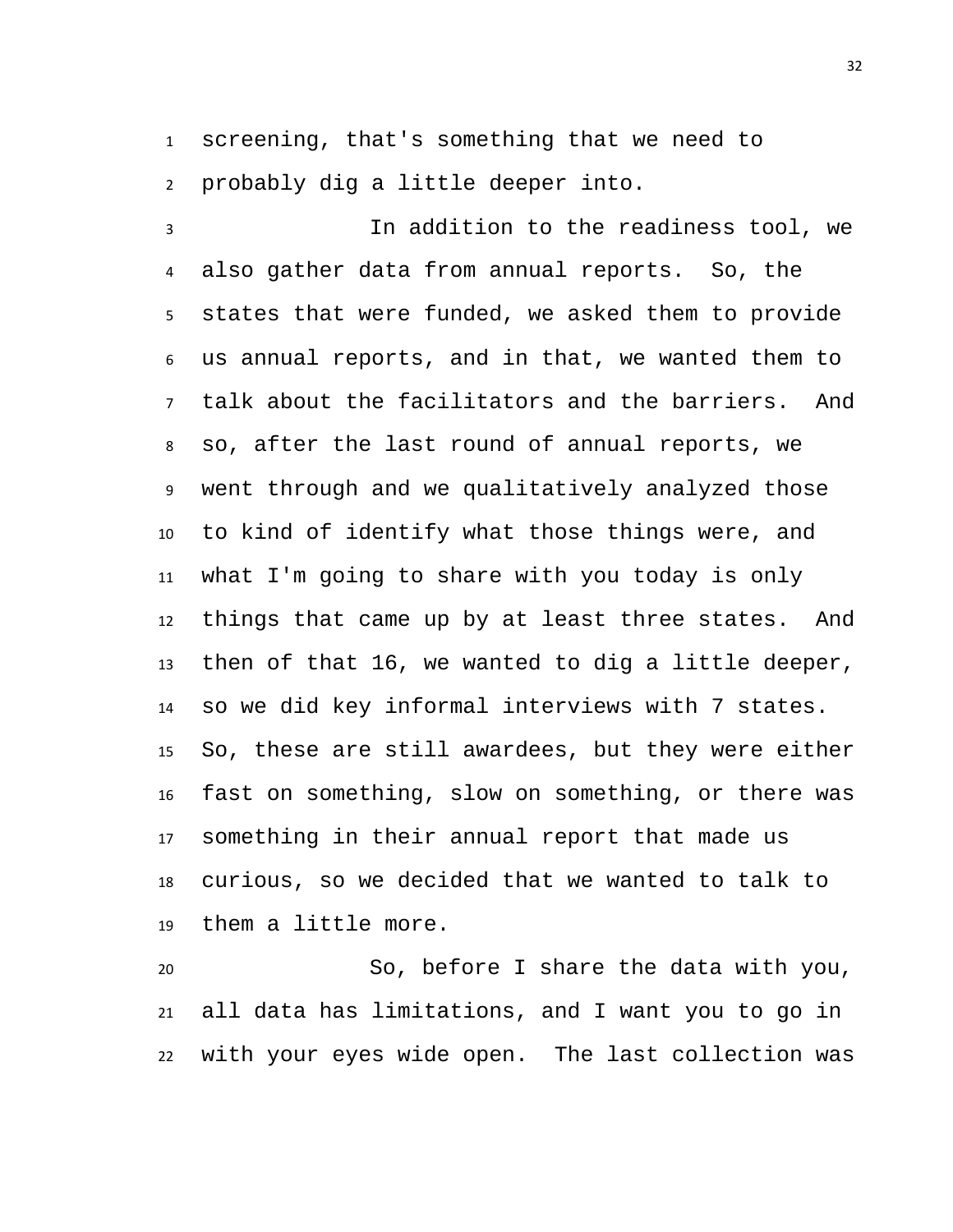screening, that's something that we need to probably dig a little deeper into.

In addition to the readiness tool, we also gather data from annual reports. So, the states that were funded, we asked them to provide us annual reports, and in that, we wanted them to talk about the facilitators and the barriers. And so, after the last round of annual reports, we went through and we qualitatively analyzed those to kind of identify what those things were, and what I'm going to share with you today is only things that came up by at least three states. And then of that 16, we wanted to dig a little deeper, so we did key informal interviews with 7 states. So, these are still awardees, but they were either fast on something, slow on something, or there was something in their annual report that made us curious, so we decided that we wanted to talk to them a little more.

So, before I share the data with you, all data has limitations, and I want you to go in with your eyes wide open. The last collection was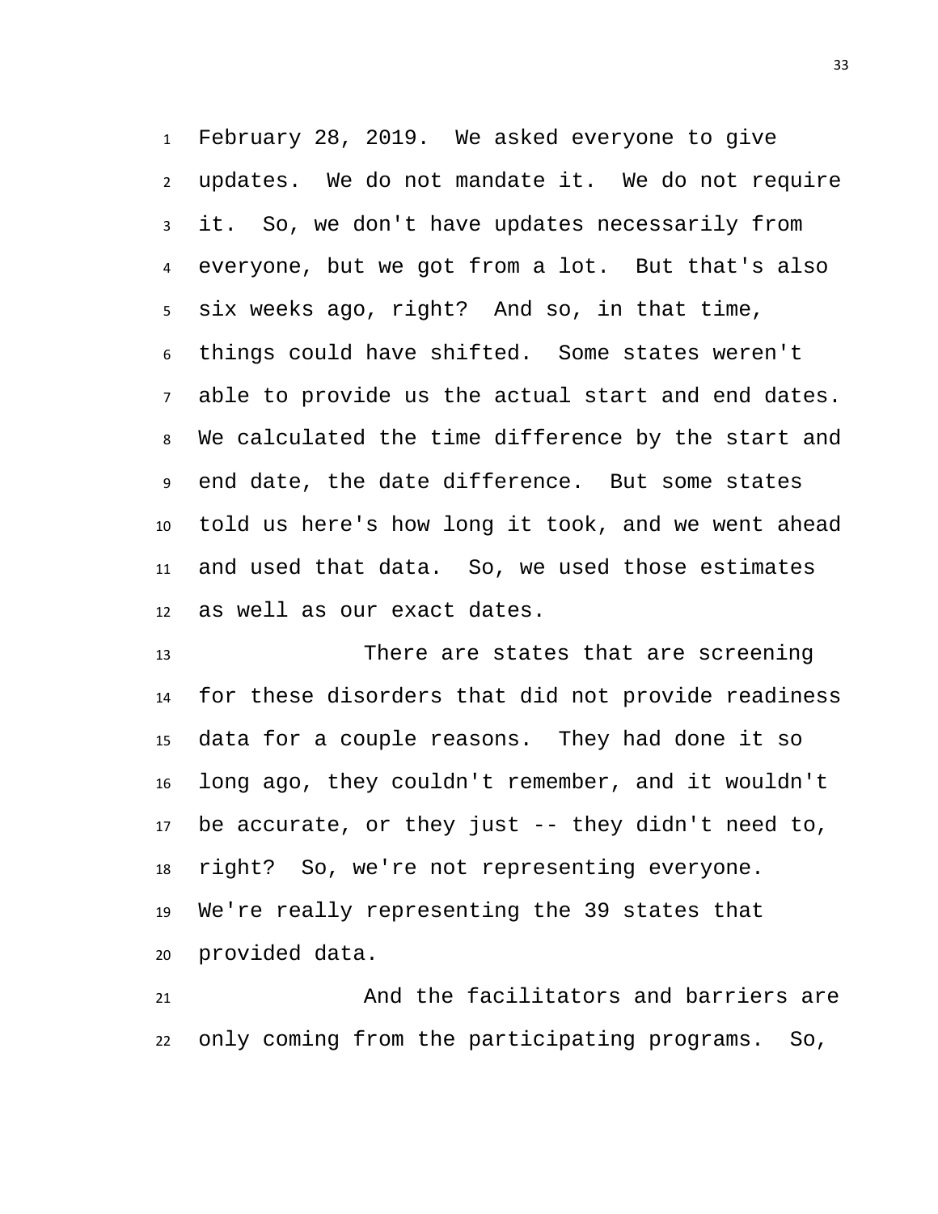February 28, 2019. We asked everyone to give updates. We do not mandate it. We do not require it. So, we don't have updates necessarily from everyone, but we got from a lot. But that's also six weeks ago, right? And so, in that time, things could have shifted. Some states weren't able to provide us the actual start and end dates. We calculated the time difference by the start and end date, the date difference. But some states told us here's how long it took, and we went ahead and used that data. So, we used those estimates as well as our exact dates.

There are states that are screening for these disorders that did not provide readiness data for a couple reasons. They had done it so long ago, they couldn't remember, and it wouldn't be accurate, or they just -- they didn't need to, right? So, we're not representing everyone. We're really representing the 39 states that provided data.

And the facilitators and barriers are only coming from the participating programs. So,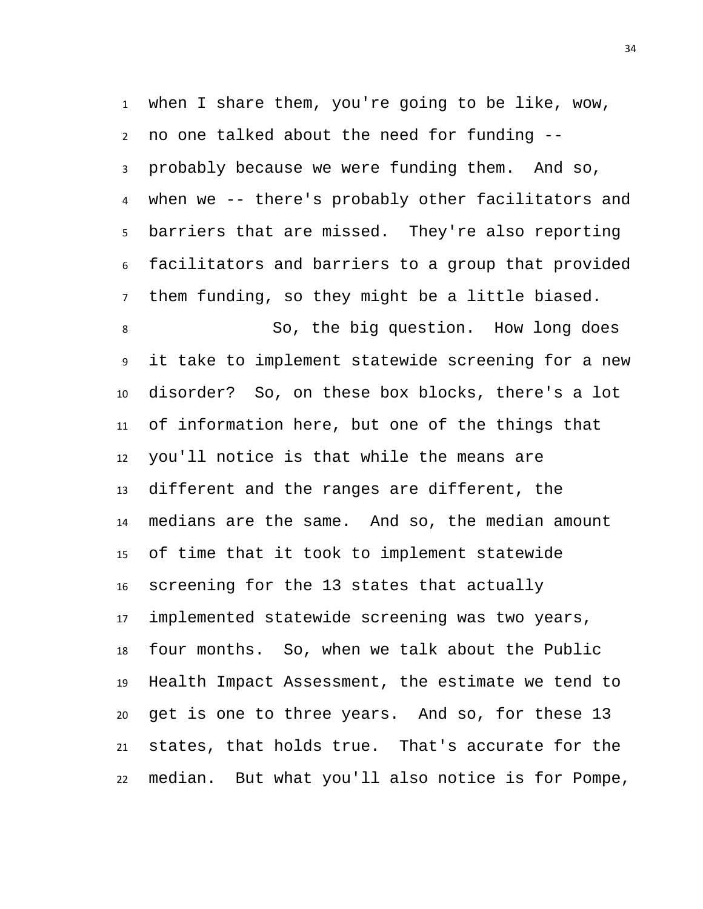when I share them, you're going to be like, wow, no one talked about the need for funding -- probably because we were funding them. And so, when we -- there's probably other facilitators and barriers that are missed. They're also reporting facilitators and barriers to a group that provided them funding, so they might be a little biased.

So, the big question. How long does it take to implement statewide screening for a new disorder? So, on these box blocks, there's a lot of information here, but one of the things that you'll notice is that while the means are different and the ranges are different, the medians are the same. And so, the median amount of time that it took to implement statewide screening for the 13 states that actually implemented statewide screening was two years, four months. So, when we talk about the Public Health Impact Assessment, the estimate we tend to get is one to three years. And so, for these 13 states, that holds true. That's accurate for the median. But what you'll also notice is for Pompe,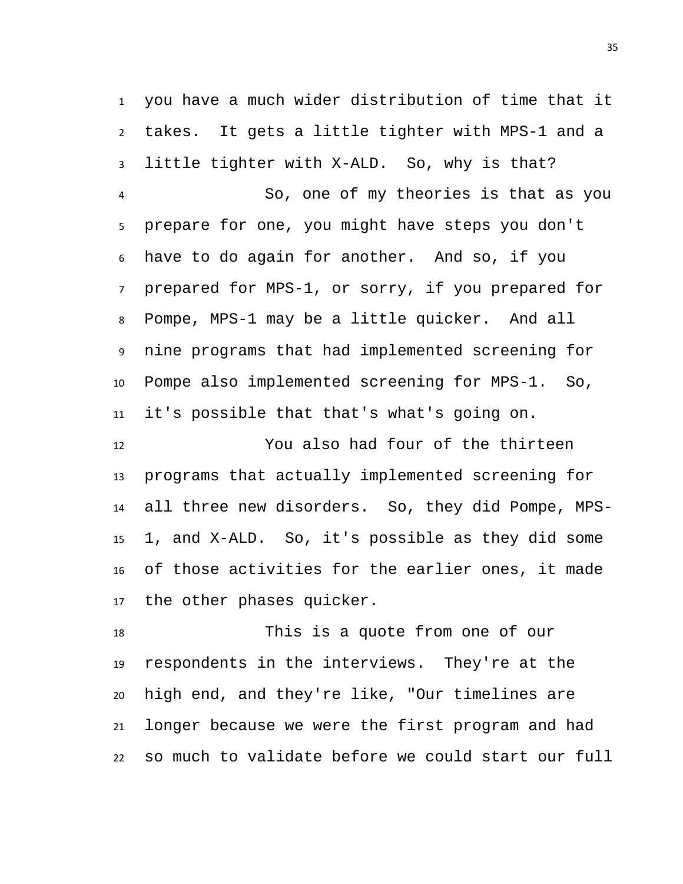you have a much wider distribution of time that it takes. It gets a little tighter with MPS-1 and a little tighter with X-ALD. So, why is that?

So, one of my theories is that as you prepare for one, you might have steps you don't have to do again for another. And so, if you prepared for MPS-1, or sorry, if you prepared for Pompe, MPS-1 may be a little quicker. And all nine programs that had implemented screening for Pompe also implemented screening for MPS-1. So, it's possible that that's what's going on.

You also had four of the thirteen programs that actually implemented screening for all three new disorders. So, they did Pompe, MPS-1, and X-ALD. So, it's possible as they did some of those activities for the earlier ones, it made the other phases quicker.

This is a quote from one of our respondents in the interviews. They're at the high end, and they're like, "Our timelines are longer because we were the first program and had so much to validate before we could start our full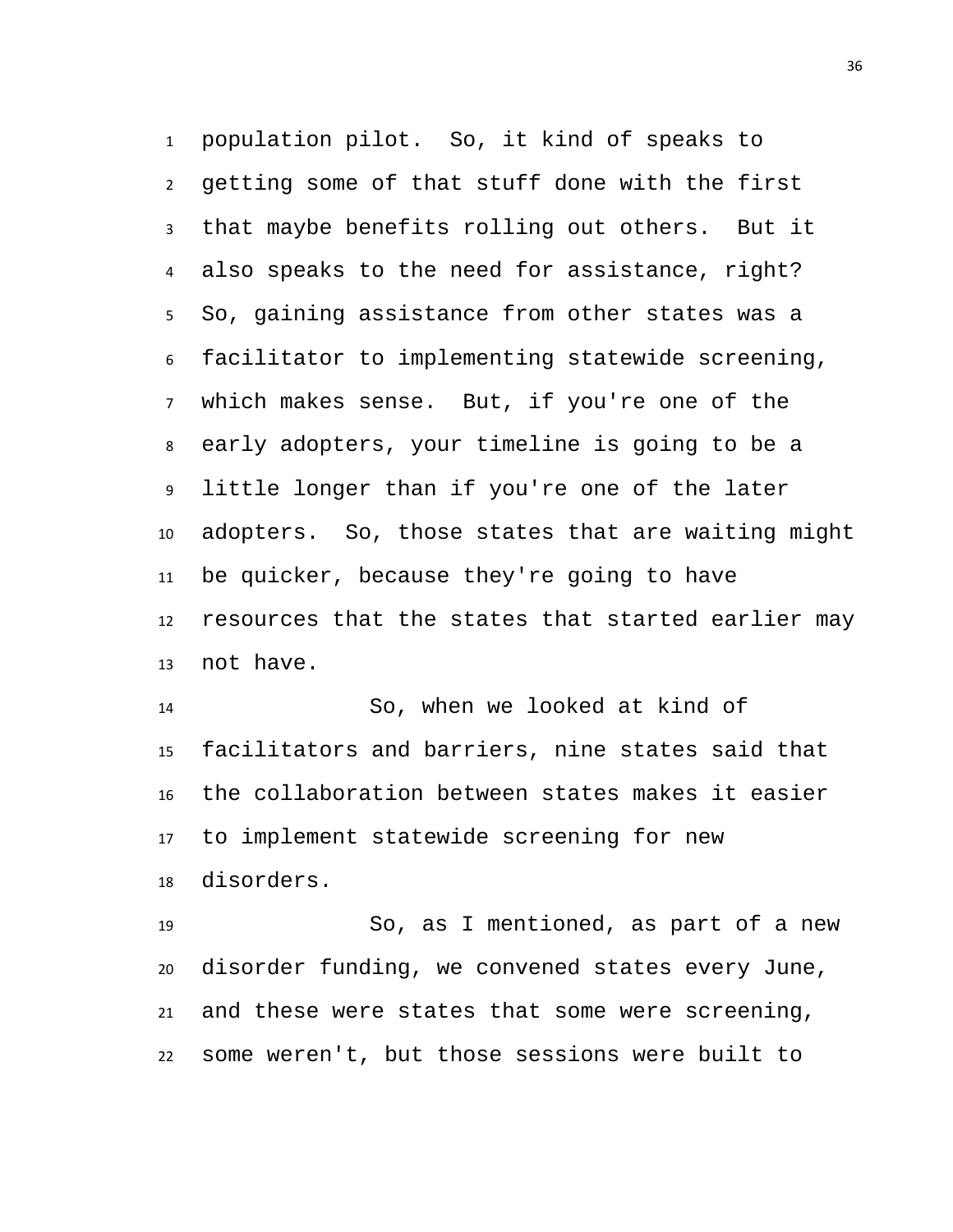population pilot. So, it kind of speaks to getting some of that stuff done with the first that maybe benefits rolling out others. But it also speaks to the need for assistance, right? So, gaining assistance from other states was a facilitator to implementing statewide screening, which makes sense. But, if you're one of the early adopters, your timeline is going to be a little longer than if you're one of the later adopters. So, those states that are waiting might be quicker, because they're going to have resources that the states that started earlier may not have.

So, when we looked at kind of facilitators and barriers, nine states said that the collaboration between states makes it easier to implement statewide screening for new disorders.

So, as I mentioned, as part of a new disorder funding, we convened states every June, and these were states that some were screening, some weren't, but those sessions were built to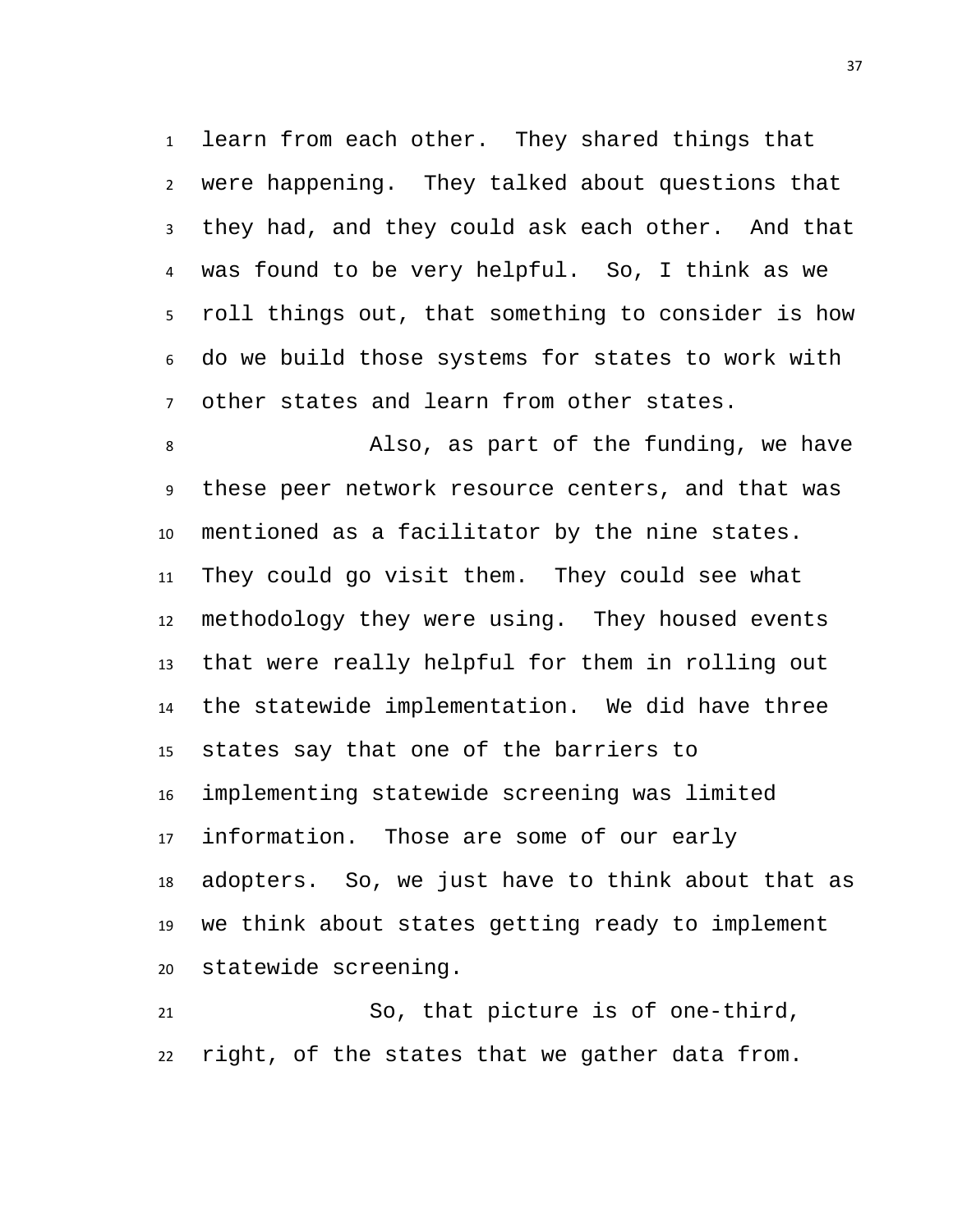learn from each other. They shared things that were happening. They talked about questions that they had, and they could ask each other. And that was found to be very helpful. So, I think as we roll things out, that something to consider is how do we build those systems for states to work with other states and learn from other states.

Also, as part of the funding, we have these peer network resource centers, and that was mentioned as a facilitator by the nine states. They could go visit them. They could see what methodology they were using. They housed events that were really helpful for them in rolling out the statewide implementation. We did have three states say that one of the barriers to implementing statewide screening was limited information. Those are some of our early adopters. So, we just have to think about that as we think about states getting ready to implement statewide screening.

So, that picture is of one-third, right, of the states that we gather data from.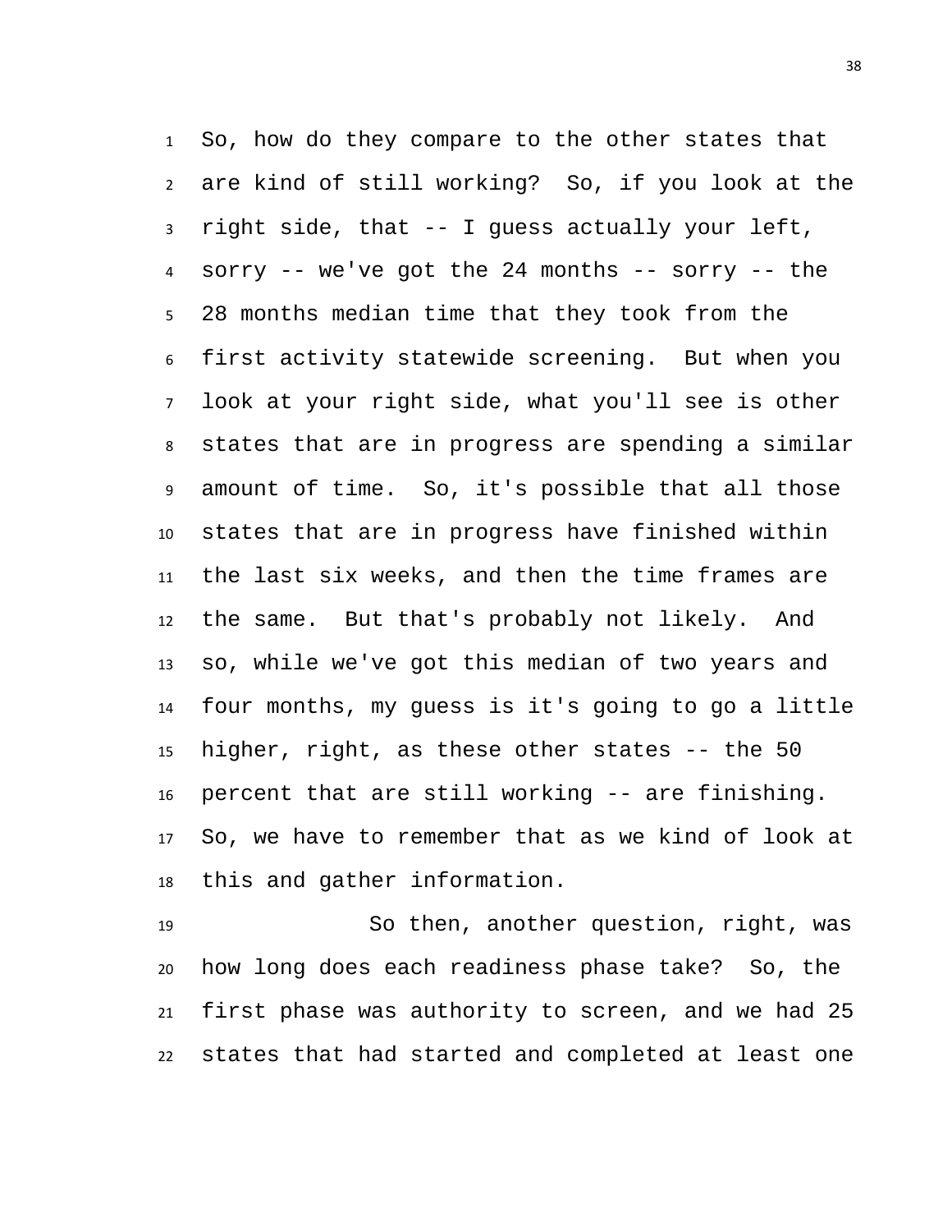So, how do they compare to the other states that are kind of still working? So, if you look at the right side, that -- I guess actually your left, sorry -- we've got the 24 months -- sorry -- the 28 months median time that they took from the first activity statewide screening. But when you look at your right side, what you'll see is other states that are in progress are spending a similar amount of time. So, it's possible that all those states that are in progress have finished within the last six weeks, and then the time frames are the same. But that's probably not likely. And so, while we've got this median of two years and four months, my guess is it's going to go a little higher, right, as these other states -- the 50 percent that are still working -- are finishing. So, we have to remember that as we kind of look at this and gather information.

So then, another question, right, was how long does each readiness phase take? So, the first phase was authority to screen, and we had 25 states that had started and completed at least one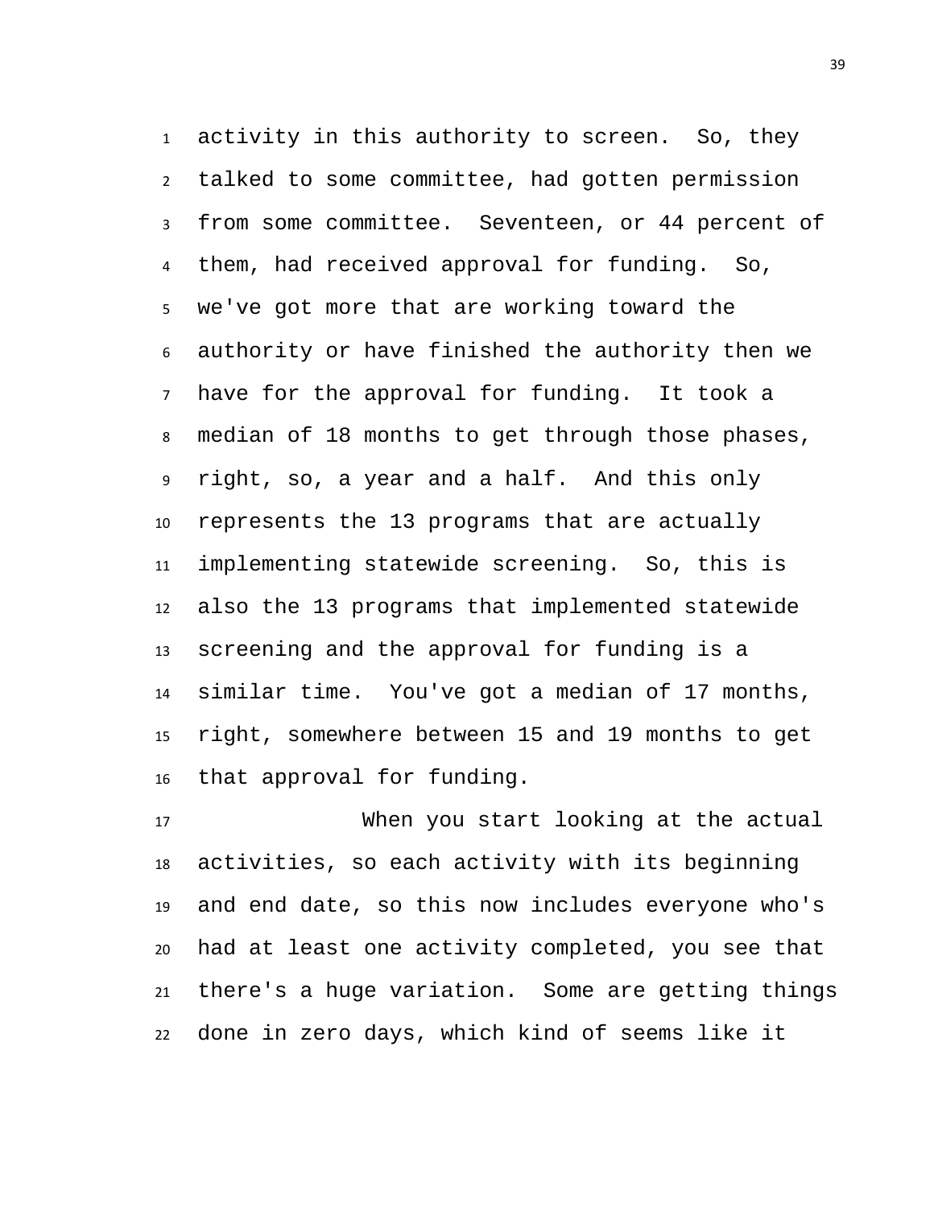activity in this authority to screen. So, they talked to some committee, had gotten permission from some committee. Seventeen, or 44 percent of them, had received approval for funding. So, we've got more that are working toward the authority or have finished the authority then we have for the approval for funding. It took a median of 18 months to get through those phases, right, so, a year and a half. And this only represents the 13 programs that are actually implementing statewide screening. So, this is also the 13 programs that implemented statewide screening and the approval for funding is a similar time. You've got a median of 17 months, right, somewhere between 15 and 19 months to get that approval for funding.

When you start looking at the actual activities, so each activity with its beginning and end date, so this now includes everyone who's had at least one activity completed, you see that there's a huge variation. Some are getting things done in zero days, which kind of seems like it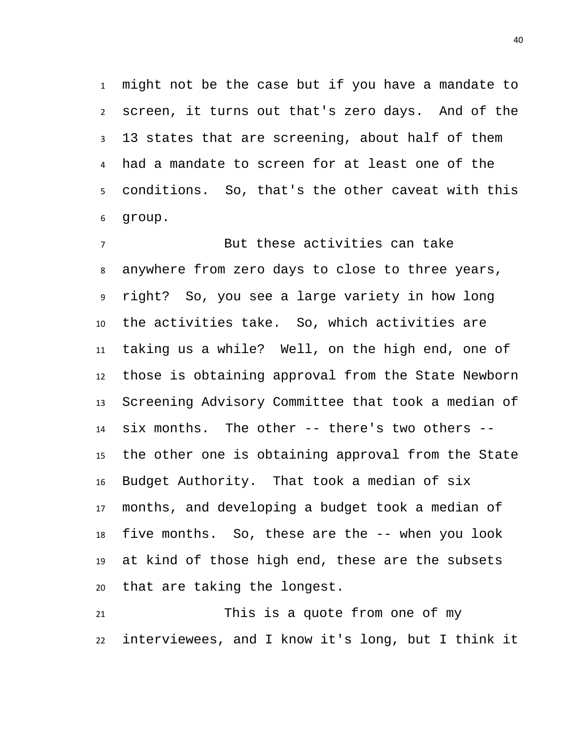might not be the case but if you have a mandate to screen, it turns out that's zero days. And of the 13 states that are screening, about half of them had a mandate to screen for at least one of the conditions. So, that's the other caveat with this group.

But these activities can take anywhere from zero days to close to three years, right? So, you see a large variety in how long the activities take. So, which activities are taking us a while? Well, on the high end, one of those is obtaining approval from the State Newborn Screening Advisory Committee that took a median of six months. The other -- there's two others -- the other one is obtaining approval from the State Budget Authority. That took a median of six months, and developing a budget took a median of five months. So, these are the -- when you look at kind of those high end, these are the subsets that are taking the longest.

This is a quote from one of my interviewees, and I know it's long, but I think it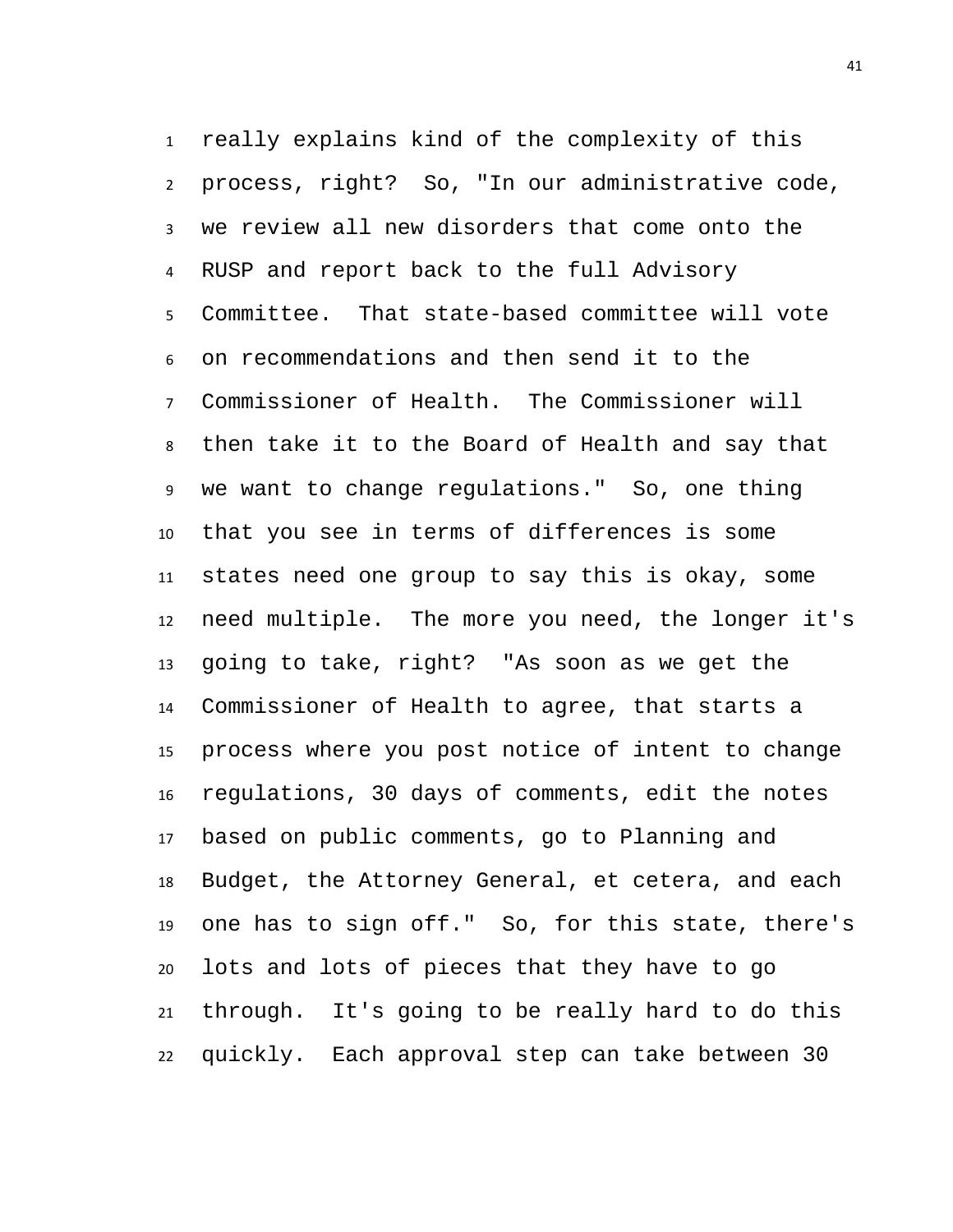really explains kind of the complexity of this process, right? So, "In our administrative code, we review all new disorders that come onto the RUSP and report back to the full Advisory Committee. That state-based committee will vote on recommendations and then send it to the Commissioner of Health. The Commissioner will then take it to the Board of Health and say that we want to change regulations." So, one thing that you see in terms of differences is some states need one group to say this is okay, some need multiple. The more you need, the longer it's going to take, right? "As soon as we get the Commissioner of Health to agree, that starts a process where you post notice of intent to change regulations, 30 days of comments, edit the notes based on public comments, go to Planning and Budget, the Attorney General, et cetera, and each one has to sign off." So, for this state, there's lots and lots of pieces that they have to go through. It's going to be really hard to do this quickly. Each approval step can take between 30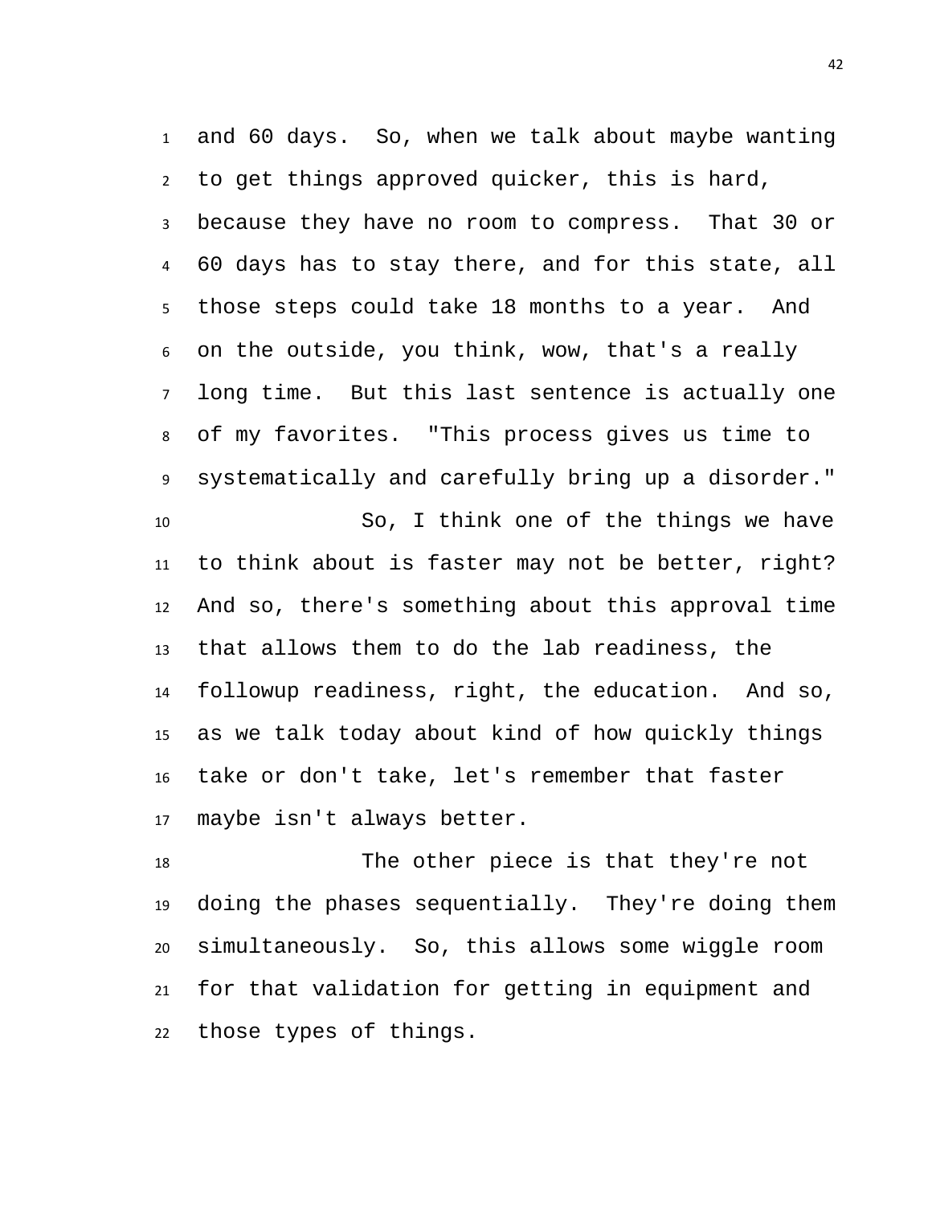and 60 days. So, when we talk about maybe wanting to get things approved quicker, this is hard, because they have no room to compress. That 30 or 60 days has to stay there, and for this state, all those steps could take 18 months to a year. And on the outside, you think, wow, that's a really long time. But this last sentence is actually one of my favorites. "This process gives us time to systematically and carefully bring up a disorder."

So, I think one of the things we have to think about is faster may not be better, right? And so, there's something about this approval time that allows them to do the lab readiness, the followup readiness, right, the education. And so, as we talk today about kind of how quickly things take or don't take, let's remember that faster maybe isn't always better.

The other piece is that they're not doing the phases sequentially. They're doing them simultaneously. So, this allows some wiggle room for that validation for getting in equipment and those types of things.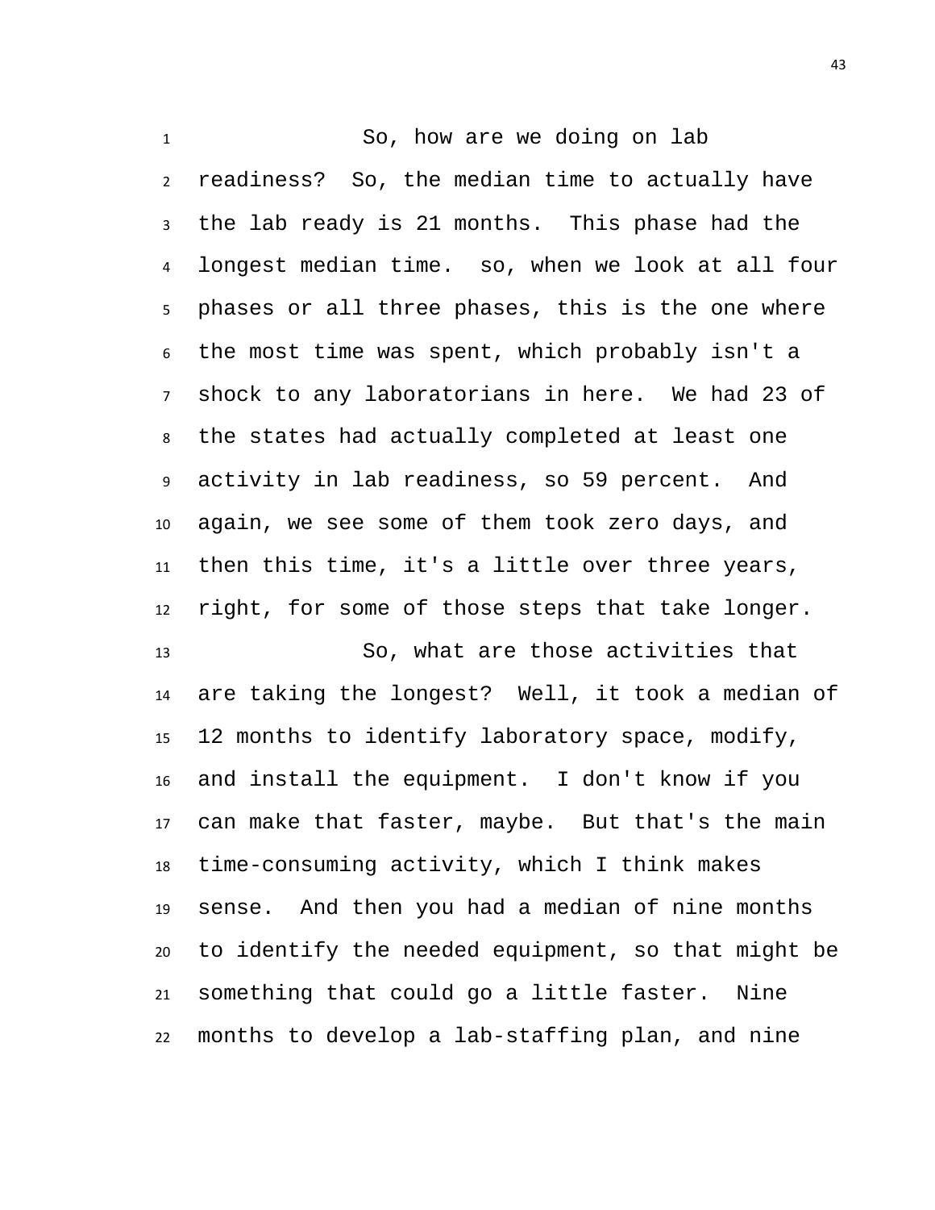So, how are we doing on lab readiness? So, the median time to actually have the lab ready is 21 months. This phase had the longest median time. so, when we look at all four phases or all three phases, this is the one where the most time was spent, which probably isn't a shock to any laboratorians in here. We had 23 of the states had actually completed at least one activity in lab readiness, so 59 percent. And again, we see some of them took zero days, and then this time, it's a little over three years, right, for some of those steps that take longer.

So, what are those activities that are taking the longest? Well, it took a median of 12 months to identify laboratory space, modify, and install the equipment. I don't know if you can make that faster, maybe. But that's the main time-consuming activity, which I think makes sense. And then you had a median of nine months to identify the needed equipment, so that might be something that could go a little faster. Nine months to develop a lab-staffing plan, and nine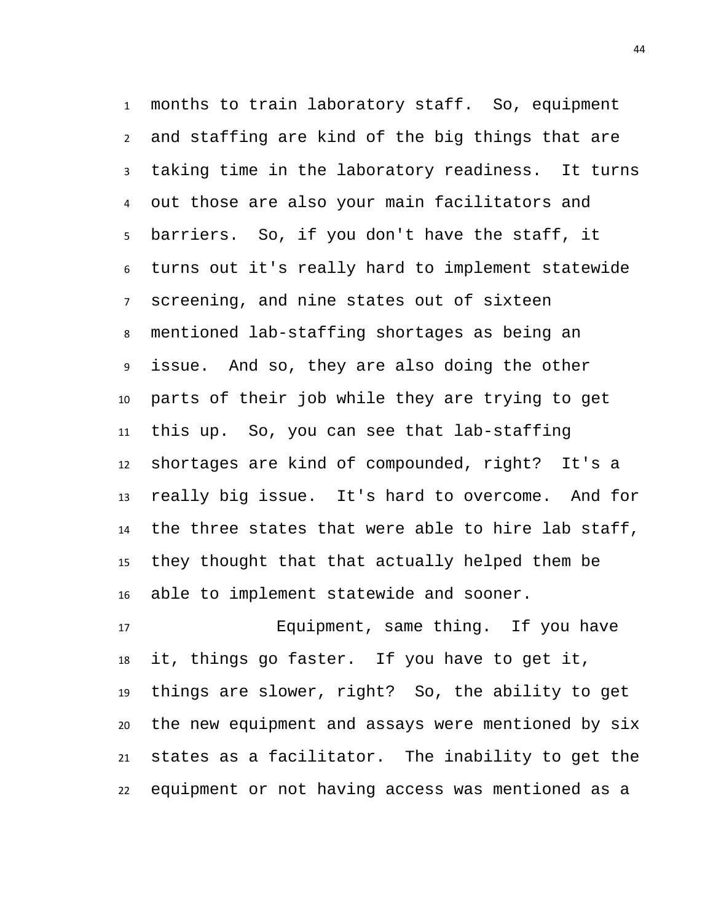months to train laboratory staff. So, equipment and staffing are kind of the big things that are taking time in the laboratory readiness. It turns out those are also your main facilitators and barriers. So, if you don't have the staff, it turns out it's really hard to implement statewide screening, and nine states out of sixteen mentioned lab-staffing shortages as being an issue. And so, they are also doing the other parts of their job while they are trying to get this up. So, you can see that lab-staffing shortages are kind of compounded, right? It's a really big issue. It's hard to overcome. And for the three states that were able to hire lab staff, they thought that that actually helped them be able to implement statewide and sooner.

Equipment, same thing. If you have it, things go faster. If you have to get it, things are slower, right? So, the ability to get the new equipment and assays were mentioned by six states as a facilitator. The inability to get the equipment or not having access was mentioned as a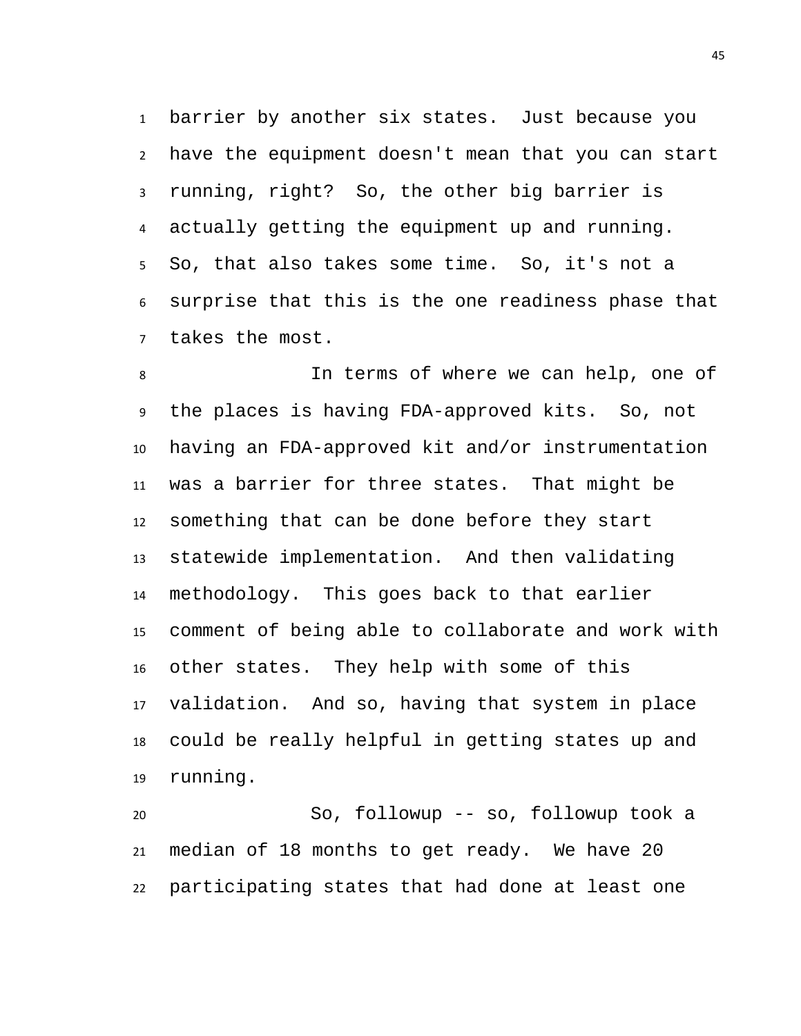barrier by another six states. Just because you have the equipment doesn't mean that you can start running, right? So, the other big barrier is actually getting the equipment up and running. So, that also takes some time. So, it's not a surprise that this is the one readiness phase that takes the most.

In terms of where we can help, one of the places is having FDA-approved kits. So, not having an FDA-approved kit and/or instrumentation was a barrier for three states. That might be something that can be done before they start statewide implementation. And then validating methodology. This goes back to that earlier comment of being able to collaborate and work with other states. They help with some of this validation. And so, having that system in place could be really helpful in getting states up and running.

So, followup -- so, followup took a median of 18 months to get ready. We have 20 participating states that had done at least one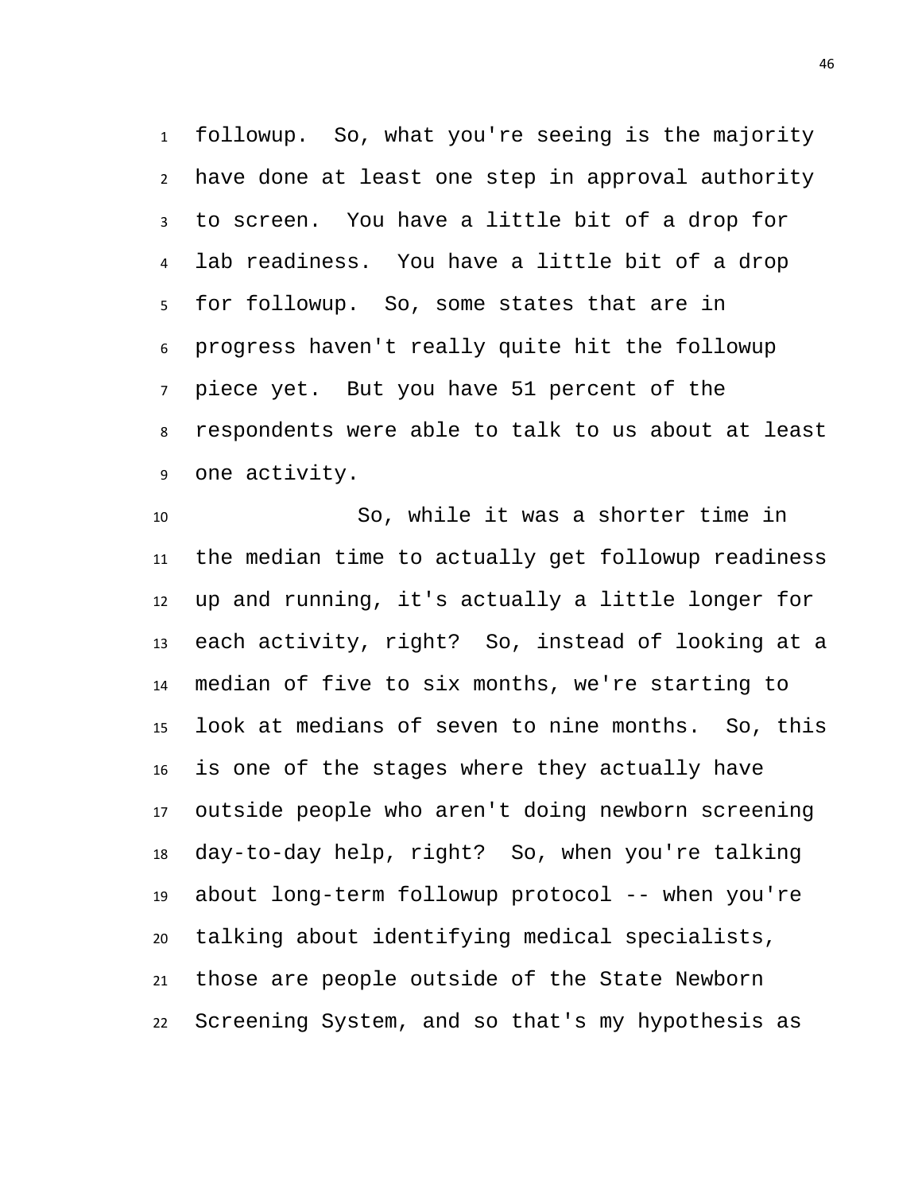followup. So, what you're seeing is the majority have done at least one step in approval authority to screen. You have a little bit of a drop for lab readiness. You have a little bit of a drop for followup. So, some states that are in progress haven't really quite hit the followup piece yet. But you have 51 percent of the respondents were able to talk to us about at least one activity.

So, while it was a shorter time in the median time to actually get followup readiness up and running, it's actually a little longer for each activity, right? So, instead of looking at a median of five to six months, we're starting to look at medians of seven to nine months. So, this is one of the stages where they actually have outside people who aren't doing newborn screening day-to-day help, right? So, when you're talking about long-term followup protocol -- when you're talking about identifying medical specialists, those are people outside of the State Newborn Screening System, and so that's my hypothesis as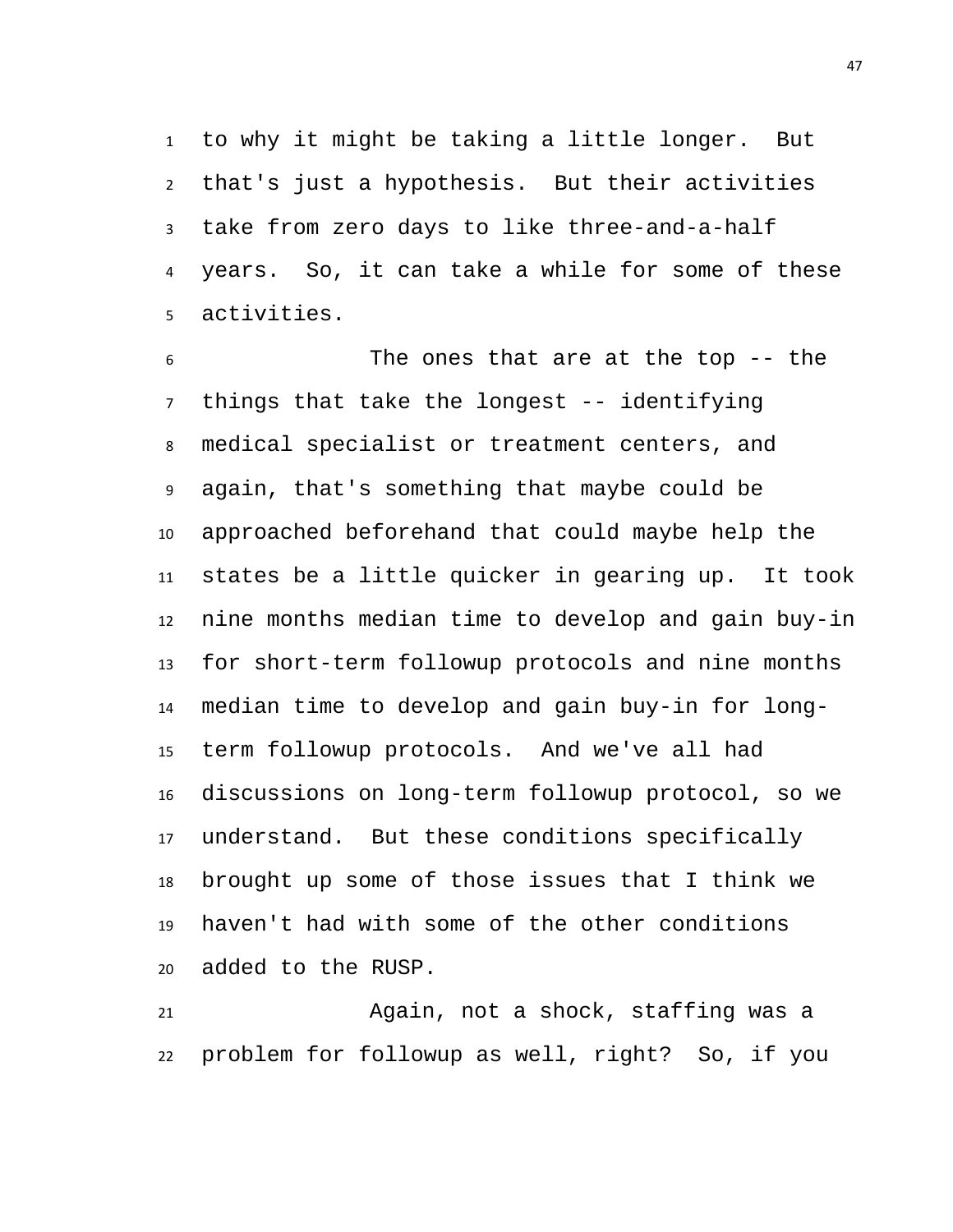to why it might be taking a little longer. But that's just a hypothesis. But their activities take from zero days to like three-and-a-half years. So, it can take a while for some of these activities.

The ones that are at the top -- the things that take the longest -- identifying medical specialist or treatment centers, and again, that's something that maybe could be approached beforehand that could maybe help the states be a little quicker in gearing up. It took nine months median time to develop and gain buy-in for short-term followup protocols and nine months median time to develop and gain buy-in for long-term followup protocols. And we've all had discussions on long-term followup protocol, so we understand. But these conditions specifically brought up some of those issues that I think we haven't had with some of the other conditions added to the RUSP.

Again, not a shock, staffing was a problem for followup as well, right? So, if you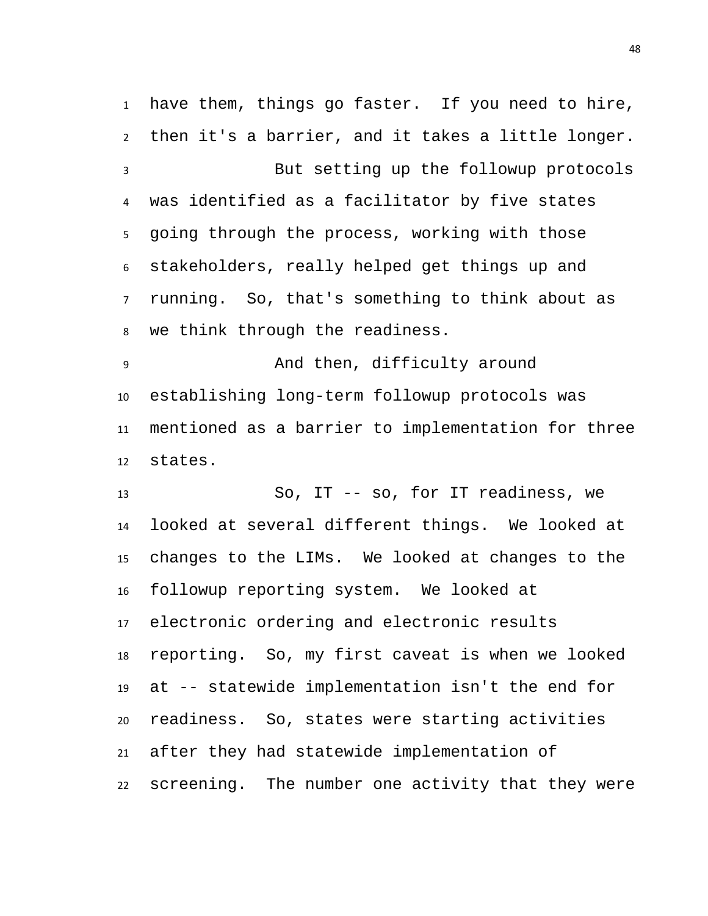have them, things go faster. If you need to hire, then it's a barrier, and it takes a little longer.

But setting up the followup protocols was identified as a facilitator by five states going through the process, working with those stakeholders, really helped get things up and running. So, that's something to think about as we think through the readiness.

And then, difficulty around establishing long-term followup protocols was mentioned as a barrier to implementation for three states.

So, IT -- so, for IT readiness, we looked at several different things. We looked at changes to the LIMs. We looked at changes to the followup reporting system. We looked at electronic ordering and electronic results reporting. So, my first caveat is when we looked at -- statewide implementation isn't the end for readiness. So, states were starting activities after they had statewide implementation of screening. The number one activity that they were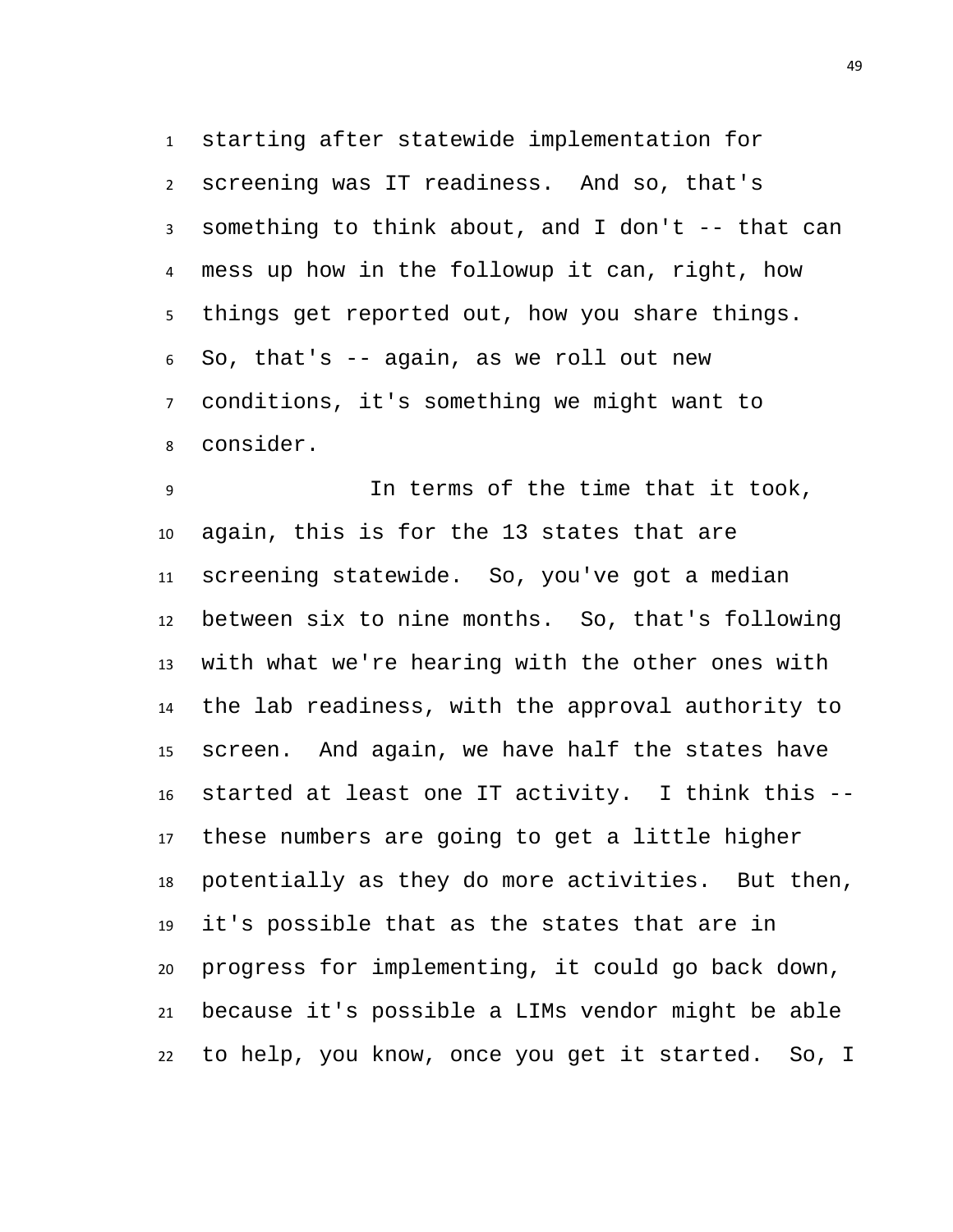starting after statewide implementation for screening was IT readiness. And so, that's something to think about, and I don't -- that can mess up how in the followup it can, right, how things get reported out, how you share things. So, that's -- again, as we roll out new conditions, it's something we might want to consider.

In terms of the time that it took, again, this is for the 13 states that are screening statewide. So, you've got a median between six to nine months. So, that's following with what we're hearing with the other ones with the lab readiness, with the approval authority to screen. And again, we have half the states have started at least one IT activity. I think this -- these numbers are going to get a little higher potentially as they do more activities. But then, it's possible that as the states that are in progress for implementing, it could go back down, because it's possible a LIMs vendor might be able to help, you know, once you get it started. So, I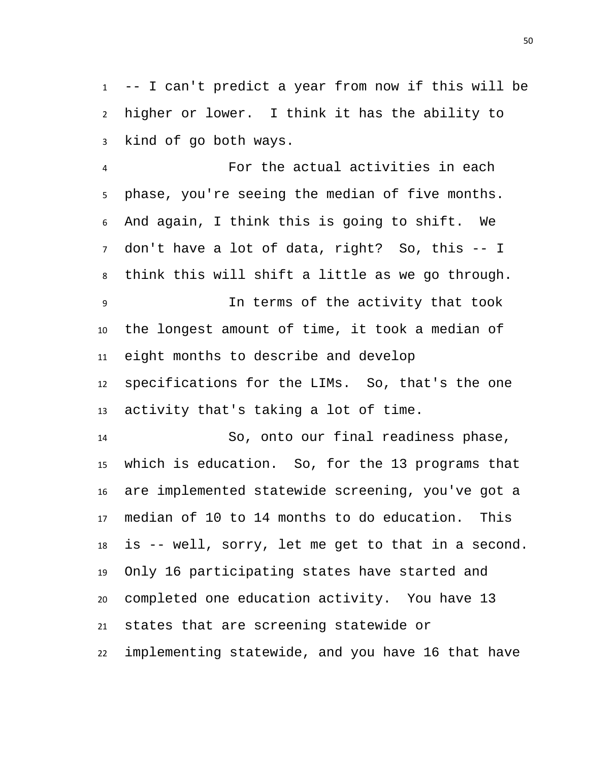-- I can't predict a year from now if this will be higher or lower. I think it has the ability to kind of go both ways.

For the actual activities in each phase, you're seeing the median of five months. And again, I think this is going to shift. We don't have a lot of data, right? So, this -- I think this will shift a little as we go through.

In terms of the activity that took the longest amount of time, it took a median of eight months to describe and develop specifications for the LIMs. So, that's the one activity that's taking a lot of time.

So, onto our final readiness phase, which is education. So, for the 13 programs that are implemented statewide screening, you've got a median of 10 to 14 months to do education. This is -- well, sorry, let me get to that in a second. Only 16 participating states have started and completed one education activity. You have 13 states that are screening statewide or implementing statewide, and you have 16 that have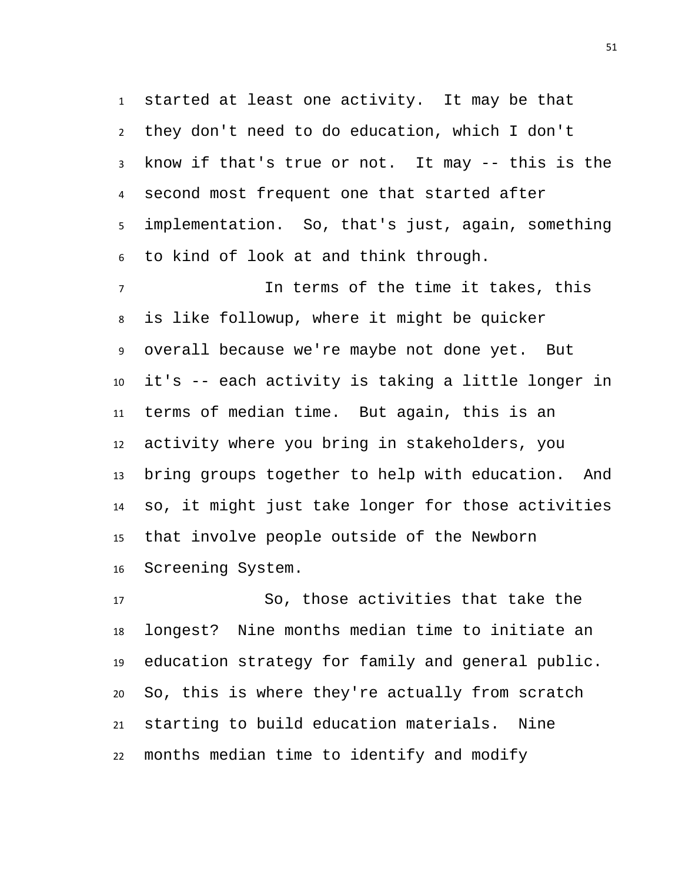started at least one activity. It may be that they don't need to do education, which I don't know if that's true or not. It may -- this is the second most frequent one that started after implementation. So, that's just, again, something to kind of look at and think through.

In terms of the time it takes, this is like followup, where it might be quicker overall because we're maybe not done yet. But it's -- each activity is taking a little longer in terms of median time. But again, this is an activity where you bring in stakeholders, you bring groups together to help with education. And so, it might just take longer for those activities that involve people outside of the Newborn Screening System.

So, those activities that take the longest? Nine months median time to initiate an education strategy for family and general public. So, this is where they're actually from scratch starting to build education materials. Nine months median time to identify and modify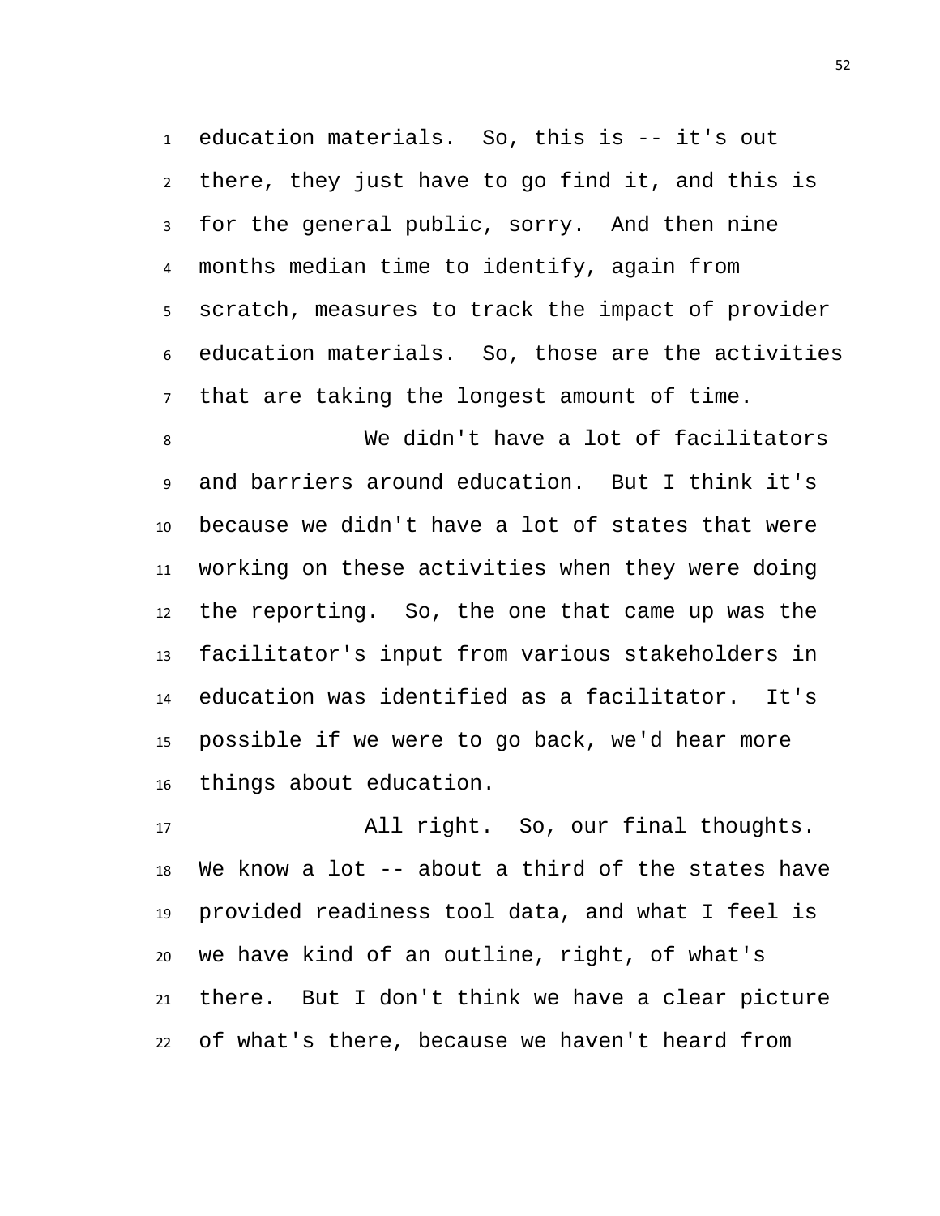education materials. So, this is -- it's out there, they just have to go find it, and this is for the general public, sorry. And then nine months median time to identify, again from scratch, measures to track the impact of provider education materials. So, those are the activities that are taking the longest amount of time.

We didn't have a lot of facilitators and barriers around education. But I think it's because we didn't have a lot of states that were working on these activities when they were doing the reporting. So, the one that came up was the facilitator's input from various stakeholders in education was identified as a facilitator. It's possible if we were to go back, we'd hear more things about education.

All right. So, our final thoughts. We know a lot -- about a third of the states have provided readiness tool data, and what I feel is we have kind of an outline, right, of what's there. But I don't think we have a clear picture of what's there, because we haven't heard from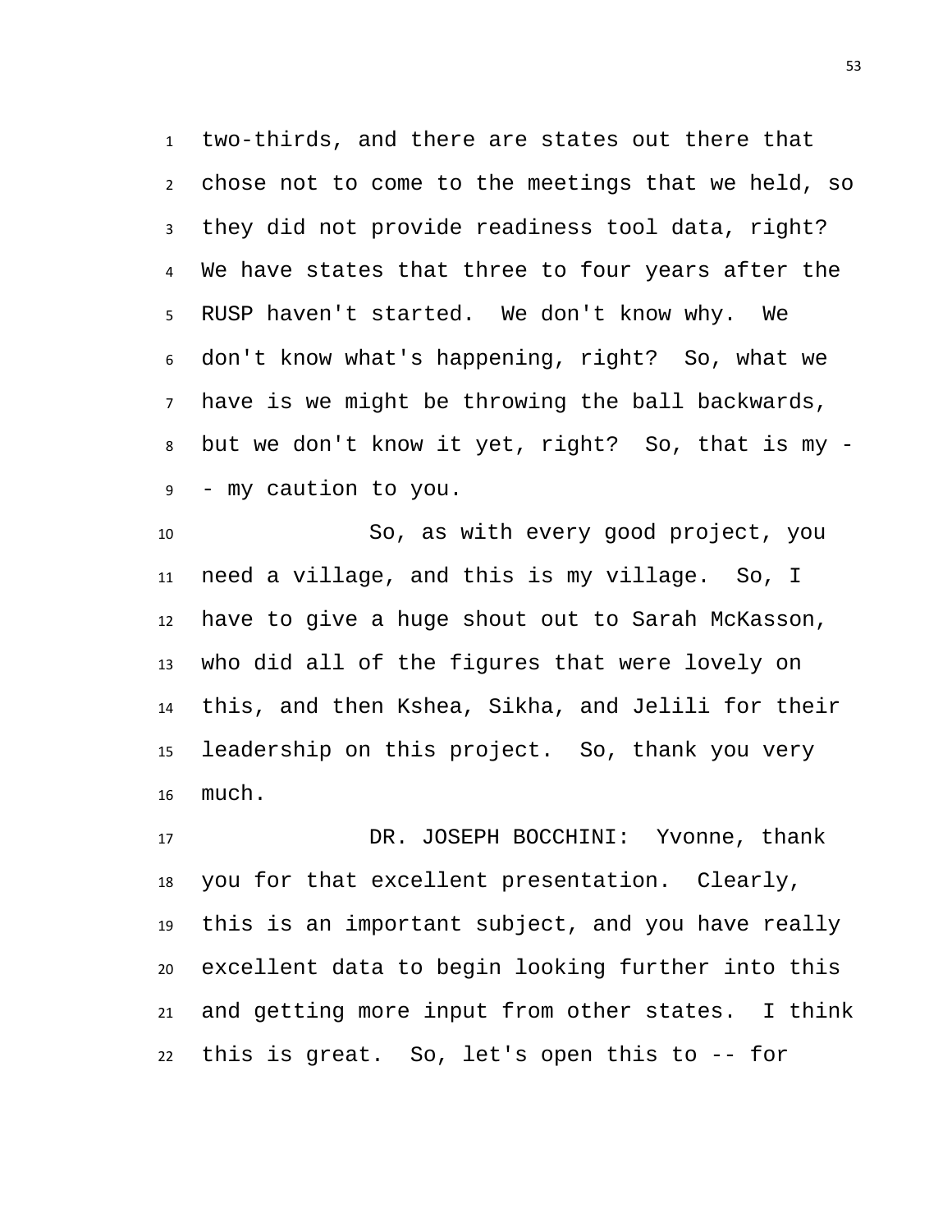two-thirds, and there are states out there that chose not to come to the meetings that we held, so they did not provide readiness tool data, right? We have states that three to four years after the RUSP haven't started. We don't know why. We don't know what's happening, right? So, what we have is we might be throwing the ball backwards, but we don't know it yet, right? So, that is my -- my caution to you.

So, as with every good project, you need a village, and this is my village. So, I have to give a huge shout out to Sarah McKasson, who did all of the figures that were lovely on this, and then Kshea, Sikha, and Jelili for their leadership on this project. So, thank you very much.

DR. JOSEPH BOCCHINI: Yvonne, thank you for that excellent presentation. Clearly, this is an important subject, and you have really excellent data to begin looking further into this and getting more input from other states. I think this is great. So, let's open this to -- for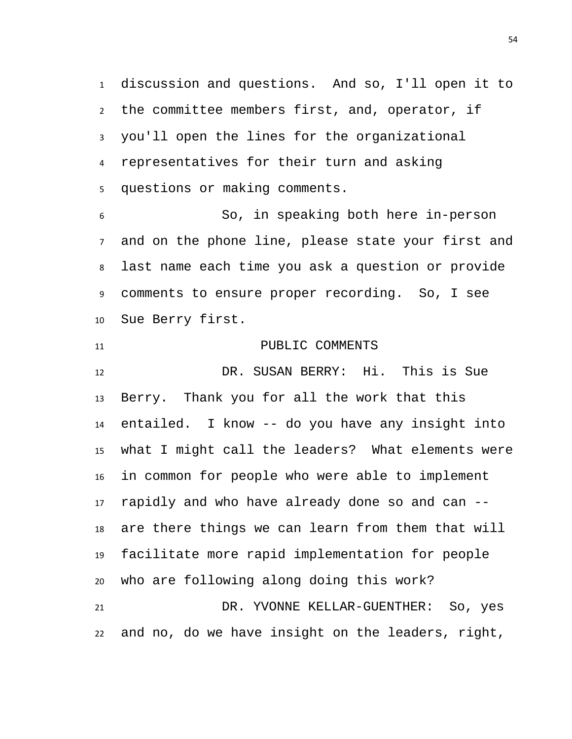discussion and questions. And so, I'll open it to the committee members first, and, operator, if you'll open the lines for the organizational representatives for their turn and asking questions or making comments.

So, in speaking both here in-person and on the phone line, please state your first and last name each time you ask a question or provide comments to ensure proper recording. So, I see Sue Berry first.

## PUBLIC COMMENTS

DR. SUSAN BERRY: Hi. This is Sue Berry. Thank you for all the work that this entailed. I know -- do you have any insight into what I might call the leaders? What elements were in common for people who were able to implement rapidly and who have already done so and can -- are there things we can learn from them that will facilitate more rapid implementation for people who are following along doing this work?

DR. YVONNE KELLAR-GUENTHER: So, yes and no, do we have insight on the leaders, right,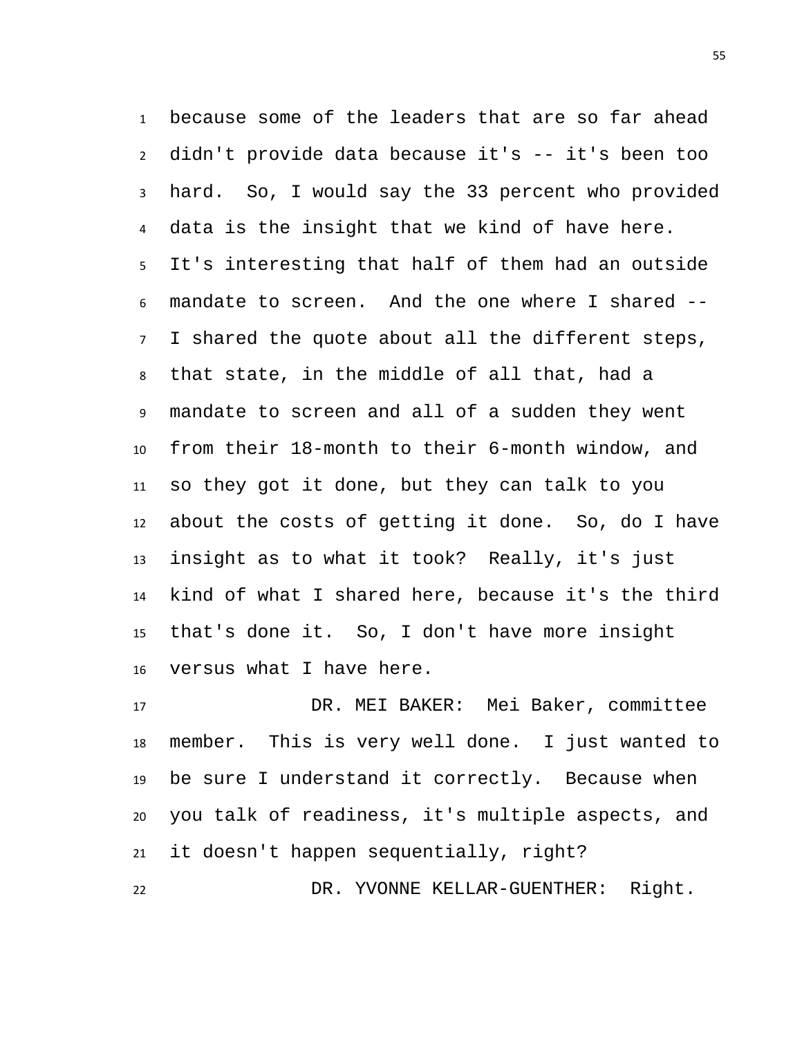because some of the leaders that are so far ahead didn't provide data because it's -- it's been too hard. So, I would say the 33 percent who provided data is the insight that we kind of have here. It's interesting that half of them had an outside mandate to screen. And the one where I shared -- I shared the quote about all the different steps, that state, in the middle of all that, had a mandate to screen and all of a sudden they went from their 18-month to their 6-month window, and so they got it done, but they can talk to you about the costs of getting it done. So, do I have insight as to what it took? Really, it's just kind of what I shared here, because it's the third that's done it. So, I don't have more insight versus what I have here.

DR. MEI BAKER: Mei Baker, committee member. This is very well done. I just wanted to be sure I understand it correctly. Because when you talk of readiness, it's multiple aspects, and it doesn't happen sequentially, right?

DR. YVONNE KELLAR-GUENTHER: Right.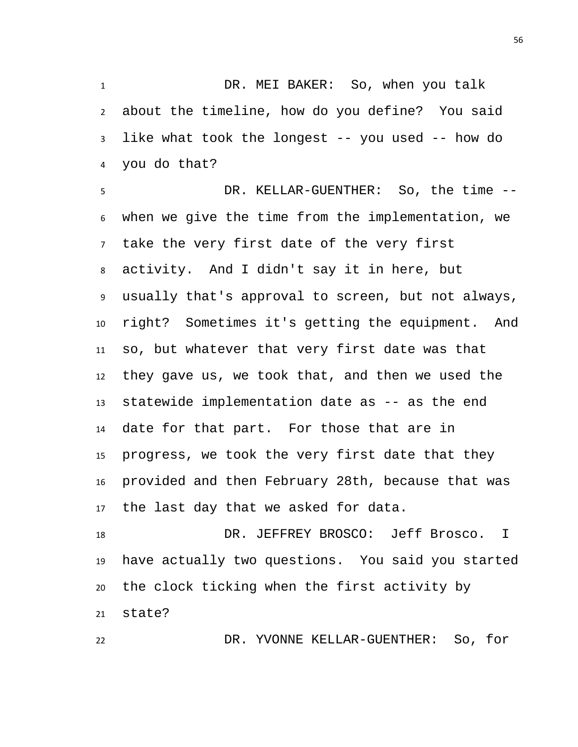DR. MEI BAKER: So, when you talk about the timeline, how do you define? You said like what took the longest -- you used -- how do you do that?

DR. KELLAR-GUENTHER: So, the time -- when we give the time from the implementation, we take the very first date of the very first activity. And I didn't say it in here, but usually that's approval to screen, but not always, right? Sometimes it's getting the equipment. And so, but whatever that very first date was that they gave us, we took that, and then we used the statewide implementation date as -- as the end date for that part. For those that are in progress, we took the very first date that they provided and then February 28th, because that was the last day that we asked for data.

DR. JEFFREY BROSCO: Jeff Brosco. I have actually two questions. You said you started the clock ticking when the first activity by state?

DR. YVONNE KELLAR-GUENTHER: So, for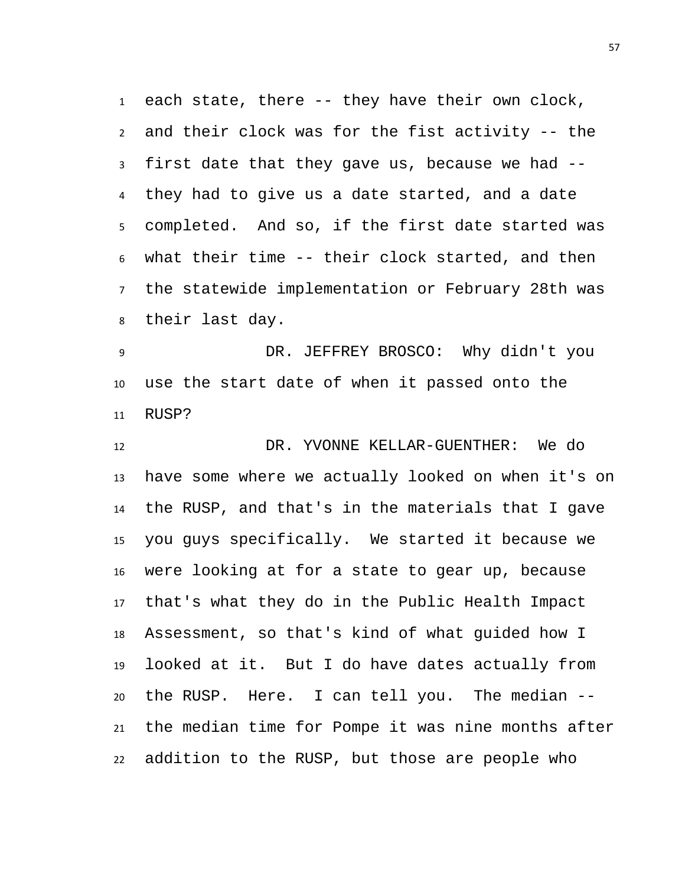each state, there -- they have their own clock, and their clock was for the fist activity -- the first date that they gave us, because we had -- they had to give us a date started, and a date completed. And so, if the first date started was what their time -- their clock started, and then the statewide implementation or February 28th was their last day.

DR. JEFFREY BROSCO: Why didn't you use the start date of when it passed onto the RUSP?

DR. YVONNE KELLAR-GUENTHER: We do have some where we actually looked on when it's on the RUSP, and that's in the materials that I gave you guys specifically. We started it because we were looking at for a state to gear up, because that's what they do in the Public Health Impact Assessment, so that's kind of what guided how I looked at it. But I do have dates actually from the RUSP. Here. I can tell you. The median -- the median time for Pompe it was nine months after addition to the RUSP, but those are people who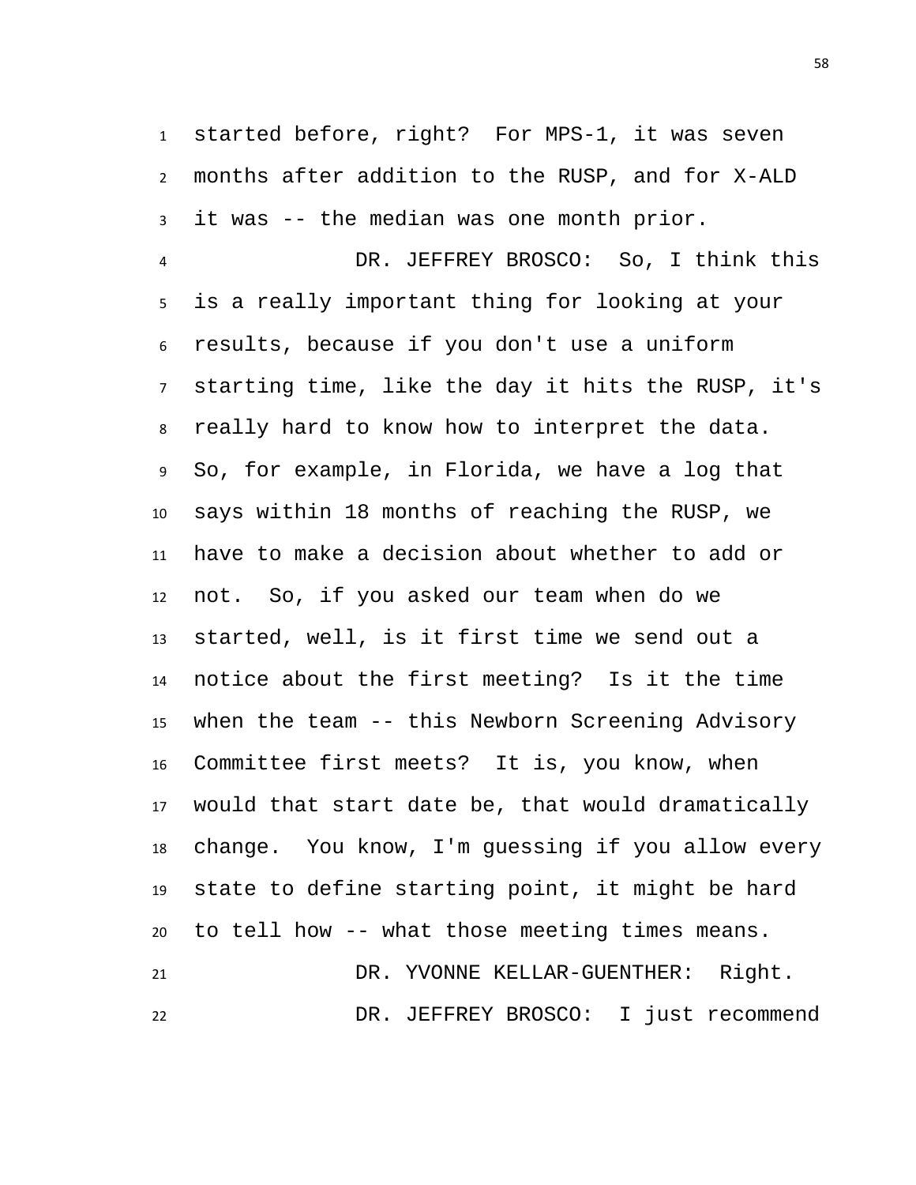started before, right? For MPS-1, it was seven months after addition to the RUSP, and for X-ALD it was -- the median was one month prior.

DR. JEFFREY BROSCO: So, I think this is a really important thing for looking at your results, because if you don't use a uniform starting time, like the day it hits the RUSP, it's really hard to know how to interpret the data. So, for example, in Florida, we have a log that says within 18 months of reaching the RUSP, we have to make a decision about whether to add or not. So, if you asked our team when do we started, well, is it first time we send out a notice about the first meeting? Is it the time when the team -- this Newborn Screening Advisory Committee first meets? It is, you know, when would that start date be, that would dramatically change. You know, I'm guessing if you allow every state to define starting point, it might be hard to tell how -- what those meeting times means.

DR. YVONNE KELLAR-GUENTHER: Right.

DR. JEFFREY BROSCO: I just recommend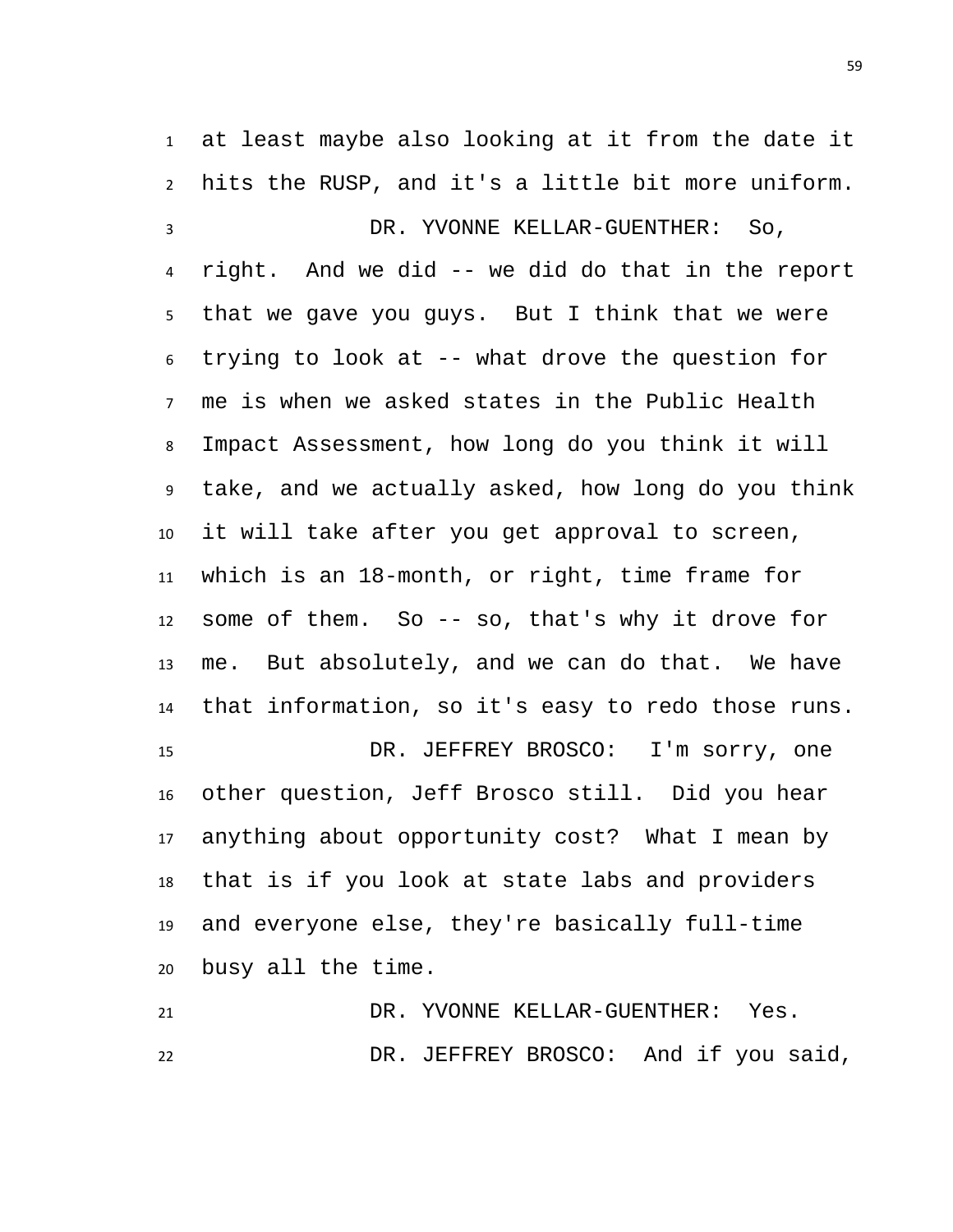at least maybe also looking at it from the date it hits the RUSP, and it's a little bit more uniform.

DR. YVONNE KELLAR-GUENTHER: So, right. And we did -- we did do that in the report that we gave you guys. But I think that we were trying to look at -- what drove the question for me is when we asked states in the Public Health Impact Assessment, how long do you think it will take, and we actually asked, how long do you think it will take after you get approval to screen, which is an 18-month, or right, time frame for some of them. So -- so, that's why it drove for me. But absolutely, and we can do that. We have that information, so it's easy to redo those runs.

DR. JEFFREY BROSCO: I'm sorry, one other question, Jeff Brosco still. Did you hear anything about opportunity cost? What I mean by that is if you look at state labs and providers and everyone else, they're basically full-time busy all the time.

DR. YVONNE KELLAR-GUENTHER: Yes.

DR. JEFFREY BROSCO: And if you said,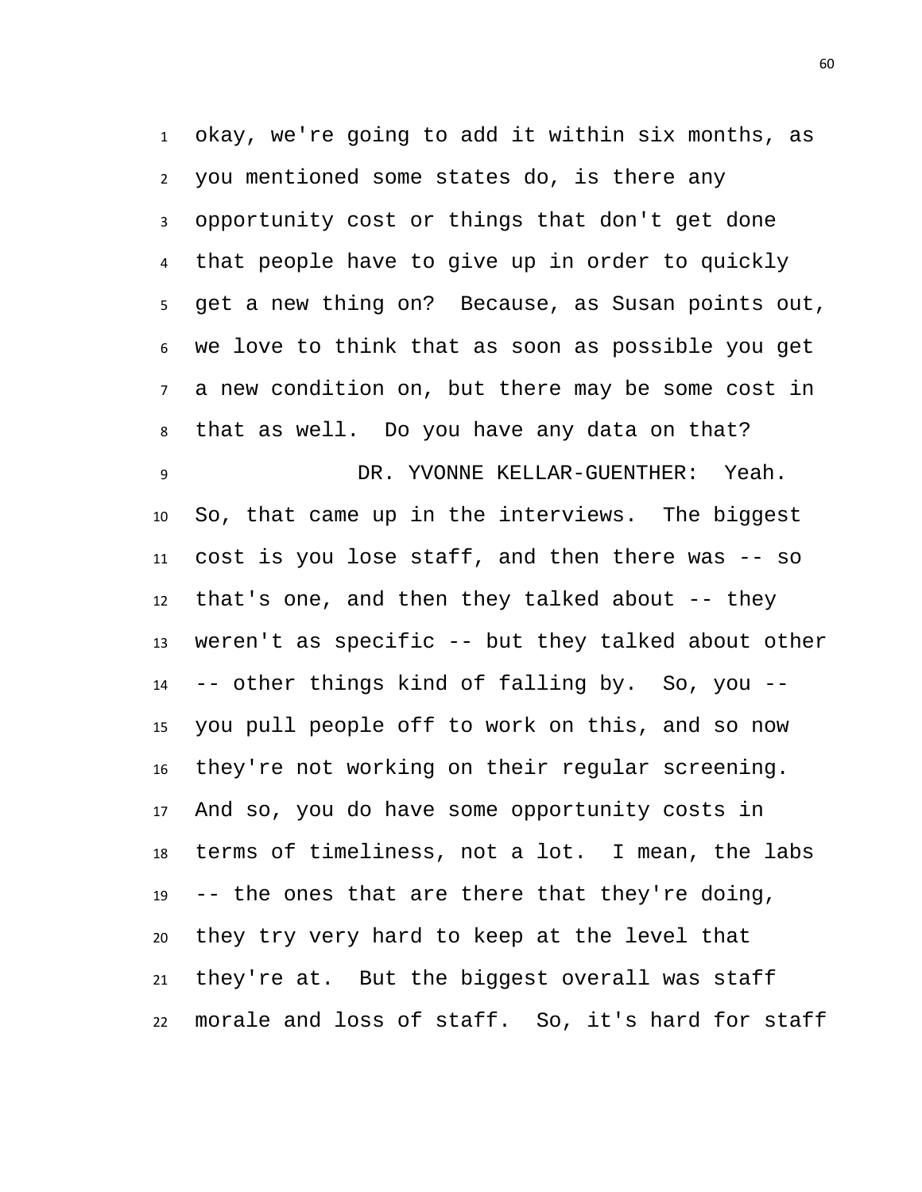okay, we're going to add it within six months, as you mentioned some states do, is there any opportunity cost or things that don't get done that people have to give up in order to quickly get a new thing on? Because, as Susan points out, we love to think that as soon as possible you get a new condition on, but there may be some cost in that as well. Do you have any data on that?

DR. YVONNE KELLAR-GUENTHER: Yeah. So, that came up in the interviews. The biggest cost is you lose staff, and then there was -- so that's one, and then they talked about -- they weren't as specific -- but they talked about other -- other things kind of falling by. So, you -- you pull people off to work on this, and so now they're not working on their regular screening. And so, you do have some opportunity costs in terms of timeliness, not a lot. I mean, the labs -- the ones that are there that they're doing, they try very hard to keep at the level that they're at. But the biggest overall was staff morale and loss of staff. So, it's hard for staff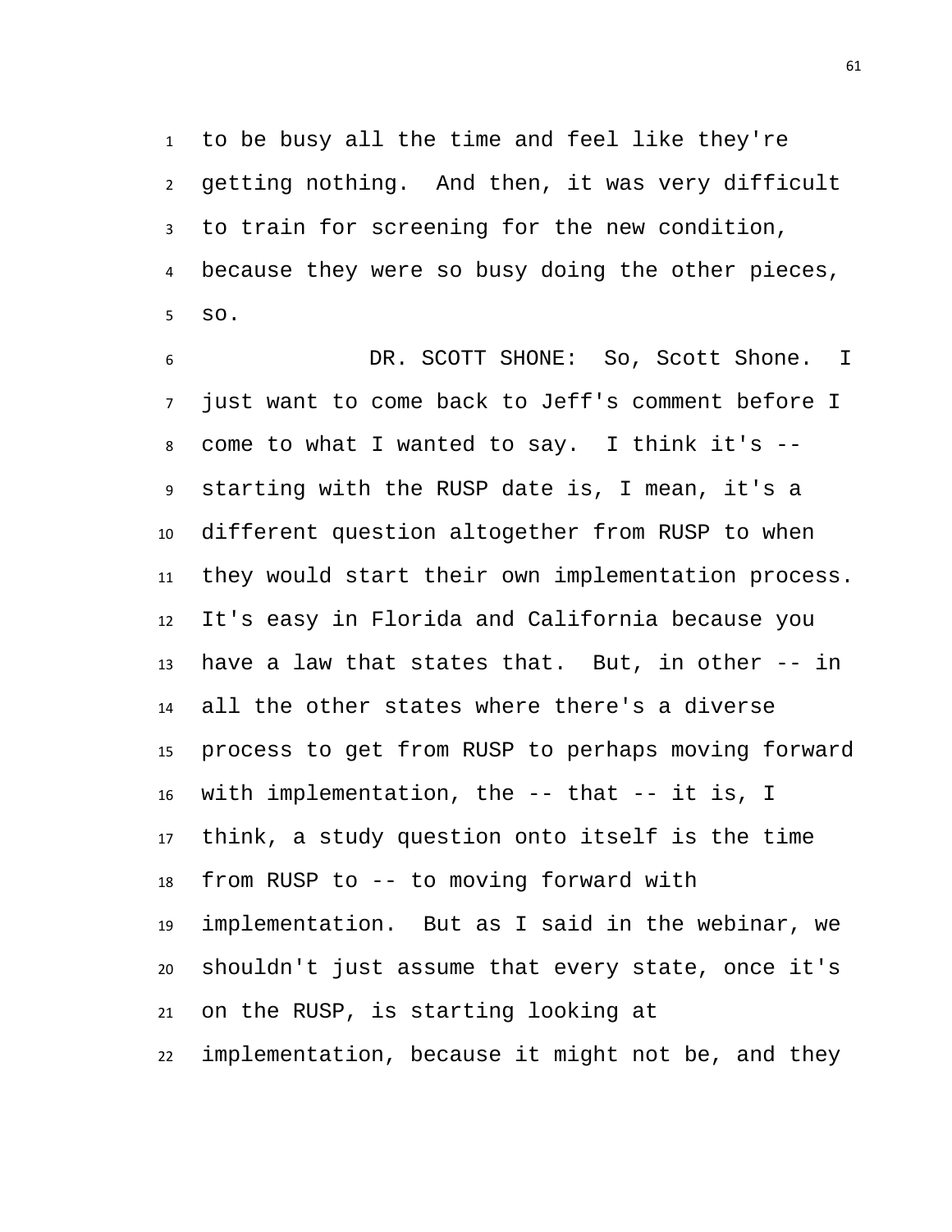to be busy all the time and feel like they're getting nothing. And then, it was very difficult to train for screening for the new condition, because they were so busy doing the other pieces, so.

DR. SCOTT SHONE: So, Scott Shone. I just want to come back to Jeff's comment before I come to what I wanted to say. I think it's -- starting with the RUSP date is, I mean, it's a different question altogether from RUSP to when they would start their own implementation process. It's easy in Florida and California because you have a law that states that. But, in other -- in all the other states where there's a diverse process to get from RUSP to perhaps moving forward with implementation, the -- that -- it is, I think, a study question onto itself is the time from RUSP to -- to moving forward with implementation. But as I said in the webinar, we shouldn't just assume that every state, once it's on the RUSP, is starting looking at implementation, because it might not be, and they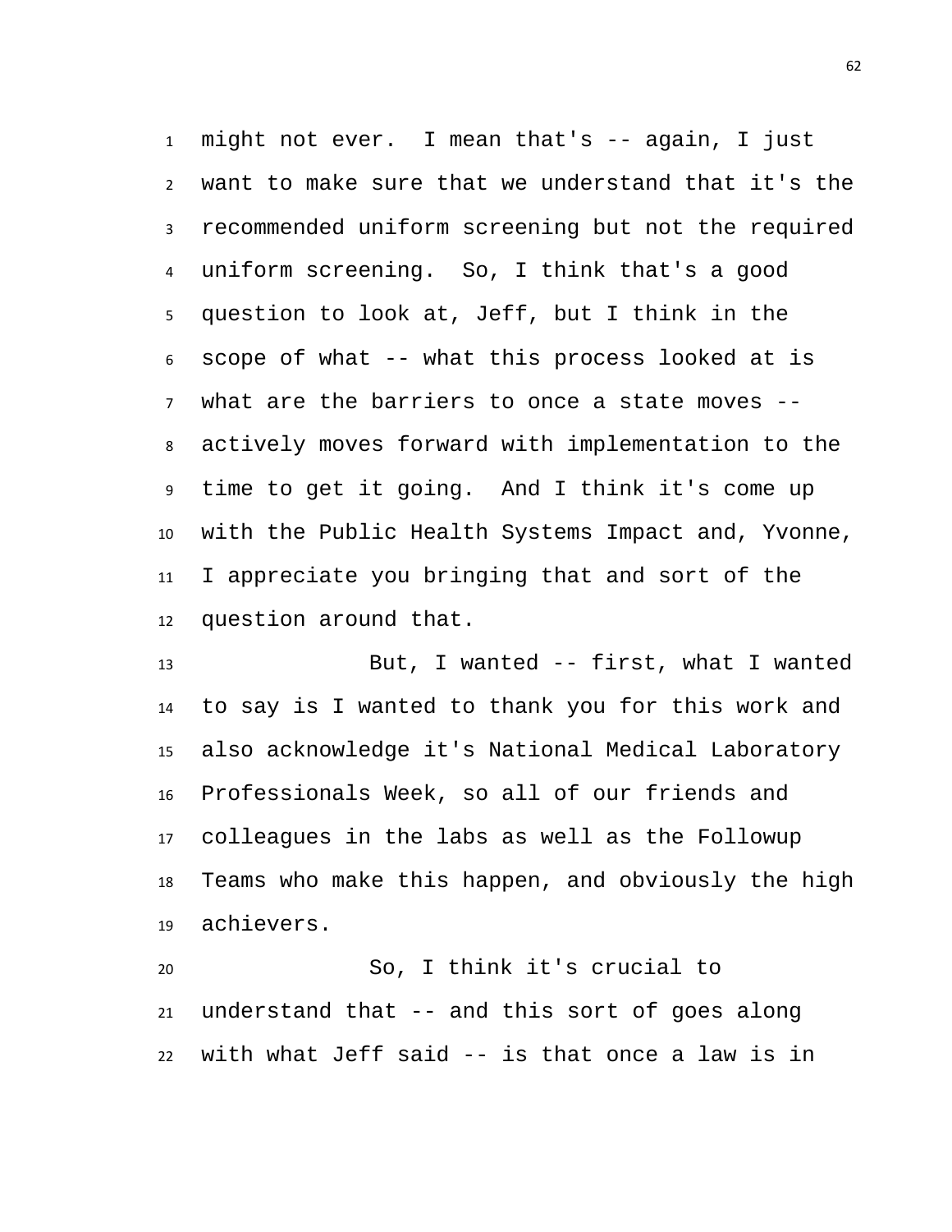might not ever. I mean that's -- again, I just want to make sure that we understand that it's the recommended uniform screening but not the required uniform screening. So, I think that's a good question to look at, Jeff, but I think in the scope of what -- what this process looked at is what are the barriers to once a state moves -- actively moves forward with implementation to the time to get it going. And I think it's come up with the Public Health Systems Impact and, Yvonne, I appreciate you bringing that and sort of the question around that.

But, I wanted -- first, what I wanted to say is I wanted to thank you for this work and also acknowledge it's National Medical Laboratory Professionals Week, so all of our friends and colleagues in the labs as well as the Followup Teams who make this happen, and obviously the high achievers.

So, I think it's crucial to understand that -- and this sort of goes along with what Jeff said -- is that once a law is in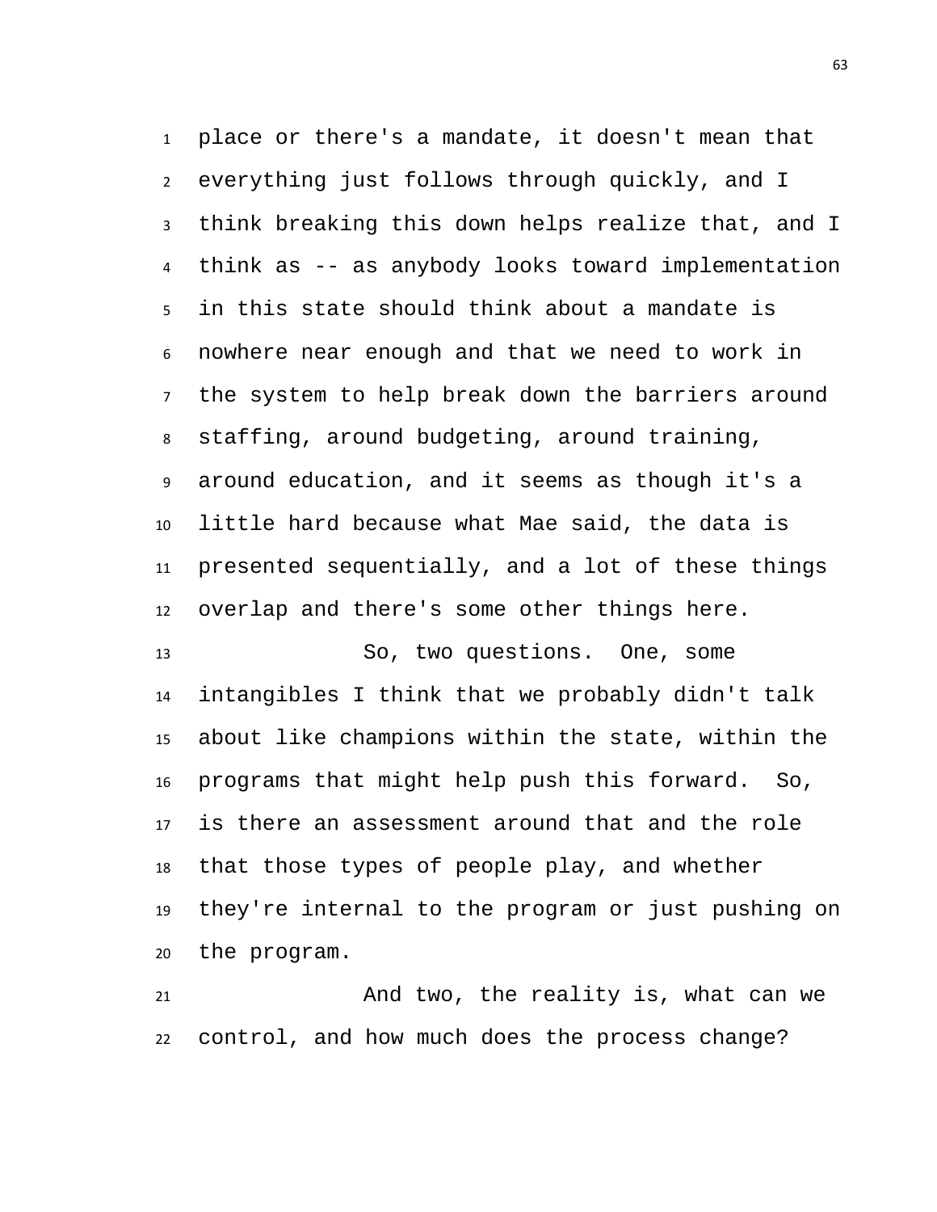place or there's a mandate, it doesn't mean that everything just follows through quickly, and I think breaking this down helps realize that, and I think as -- as anybody looks toward implementation in this state should think about a mandate is nowhere near enough and that we need to work in the system to help break down the barriers around staffing, around budgeting, around training, around education, and it seems as though it's a little hard because what Mae said, the data is presented sequentially, and a lot of these things overlap and there's some other things here.

So, two questions. One, some intangibles I think that we probably didn't talk about like champions within the state, within the programs that might help push this forward. So, is there an assessment around that and the role that those types of people play, and whether they're internal to the program or just pushing on the program.

And two, the reality is, what can we control, and how much does the process change?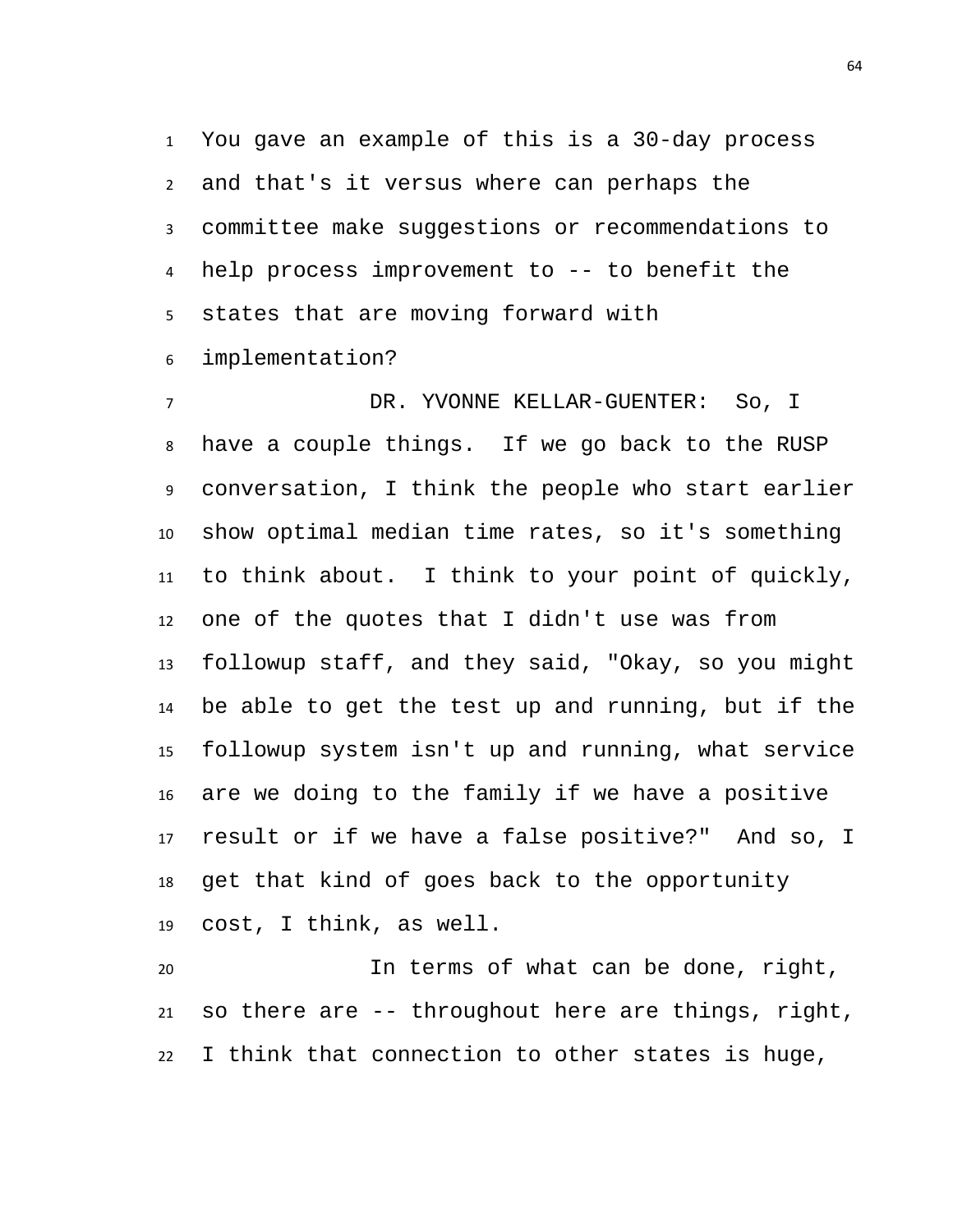You gave an example of this is a 30-day process and that's it versus where can perhaps the committee make suggestions or recommendations to help process improvement to -- to benefit the states that are moving forward with implementation?

DR. YVONNE KELLAR-GUENTER: So, I have a couple things. If we go back to the RUSP conversation, I think the people who start earlier show optimal median time rates, so it's something to think about. I think to your point of quickly, one of the quotes that I didn't use was from followup staff, and they said, "Okay, so you might be able to get the test up and running, but if the followup system isn't up and running, what service are we doing to the family if we have a positive result or if we have a false positive?" And so, I get that kind of goes back to the opportunity cost, I think, as well.

In terms of what can be done, right, so there are -- throughout here are things, right, I think that connection to other states is huge,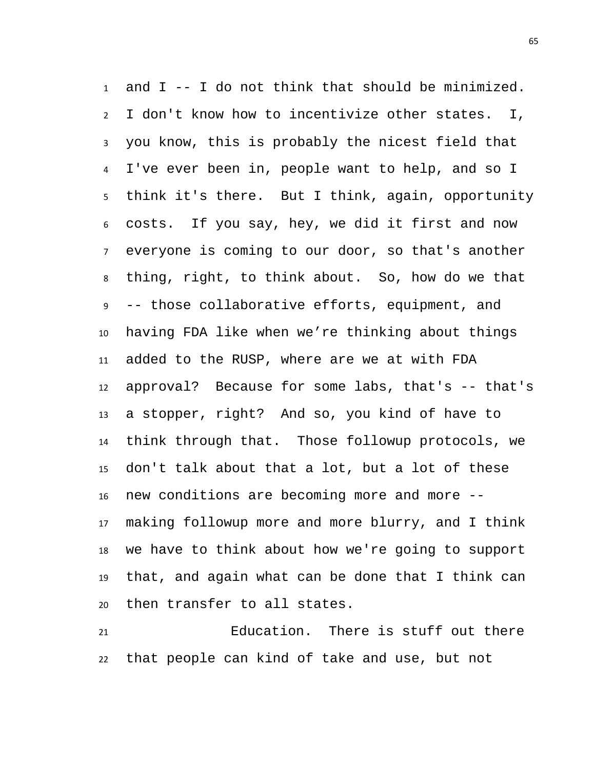and I -- I do not think that should be minimized. I don't know how to incentivize other states. I, you know, this is probably the nicest field that I've ever been in, people want to help, and so I think it's there. But I think, again, opportunity costs. If you say, hey, we did it first and now everyone is coming to our door, so that's another thing, right, to think about. So, how do we that -- those collaborative efforts, equipment, and having FDA like when we're thinking about things added to the RUSP, where are we at with FDA approval? Because for some labs, that's -- that's a stopper, right? And so, you kind of have to think through that. Those followup protocols, we don't talk about that a lot, but a lot of these new conditions are becoming more and more -- making followup more and more blurry, and I think we have to think about how we're going to support that, and again what can be done that I think can then transfer to all states.

Education. There is stuff out there that people can kind of take and use, but not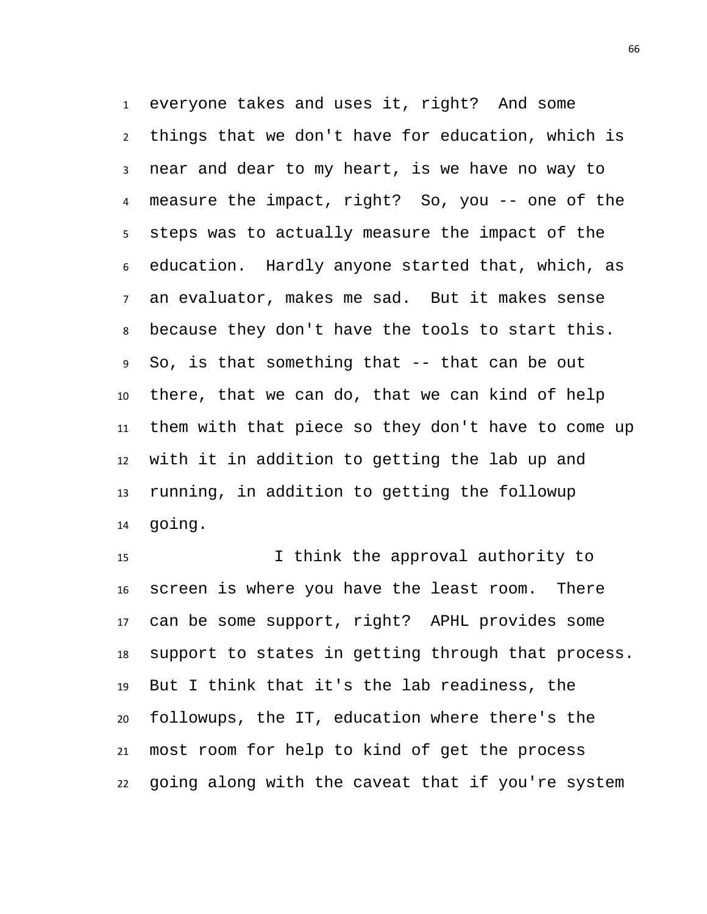everyone takes and uses it, right? And some things that we don't have for education, which is near and dear to my heart, is we have no way to measure the impact, right? So, you -- one of the steps was to actually measure the impact of the education. Hardly anyone started that, which, as an evaluator, makes me sad. But it makes sense because they don't have the tools to start this. So, is that something that -- that can be out there, that we can do, that we can kind of help them with that piece so they don't have to come up with it in addition to getting the lab up and running, in addition to getting the followup going.

I think the approval authority to screen is where you have the least room. There can be some support, right? APHL provides some support to states in getting through that process. But I think that it's the lab readiness, the followups, the IT, education where there's the most room for help to kind of get the process going along with the caveat that if you're system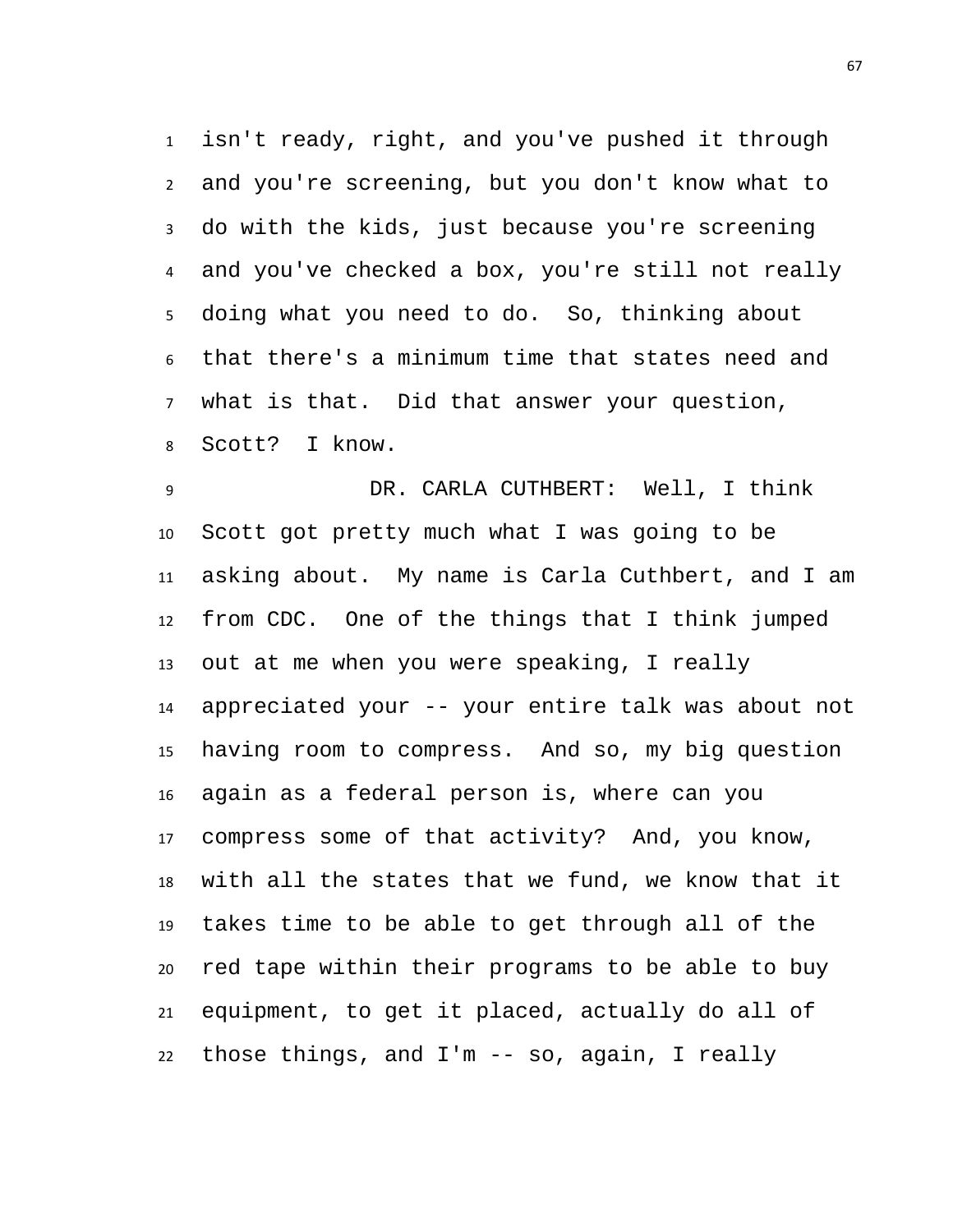isn't ready, right, and you've pushed it through and you're screening, but you don't know what to do with the kids, just because you're screening and you've checked a box, you're still not really doing what you need to do. So, thinking about that there's a minimum time that states need and what is that. Did that answer your question, Scott? I know.

DR. CARLA CUTHBERT: Well, I think Scott got pretty much what I was going to be asking about. My name is Carla Cuthbert, and I am from CDC. One of the things that I think jumped out at me when you were speaking, I really appreciated your -- your entire talk was about not having room to compress. And so, my big question again as a federal person is, where can you compress some of that activity? And, you know, with all the states that we fund, we know that it takes time to be able to get through all of the red tape within their programs to be able to buy equipment, to get it placed, actually do all of those things, and I'm -- so, again, I really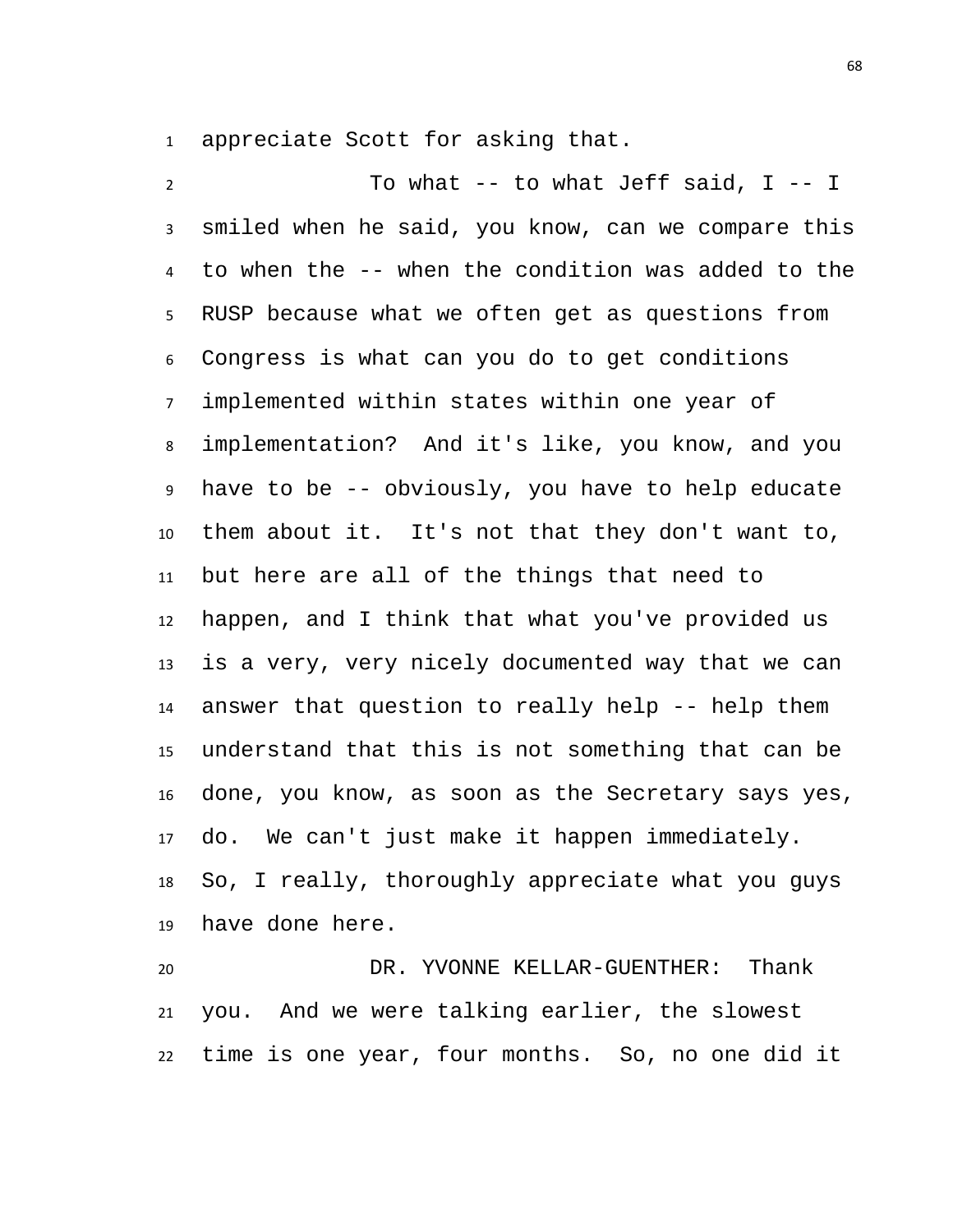appreciate Scott for asking that.

To what -- to what Jeff said, I -- I smiled when he said, you know, can we compare this to when the -- when the condition was added to the RUSP because what we often get as questions from Congress is what can you do to get conditions implemented within states within one year of implementation? And it's like, you know, and you have to be -- obviously, you have to help educate them about it. It's not that they don't want to, but here are all of the things that need to happen, and I think that what you've provided us is a very, very nicely documented way that we can answer that question to really help -- help them understand that this is not something that can be done, you know, as soon as the Secretary says yes, do. We can't just make it happen immediately. So, I really, thoroughly appreciate what you guys have done here.

DR. YVONNE KELLAR-GUENTHER: Thank you. And we were talking earlier, the slowest time is one year, four months. So, no one did it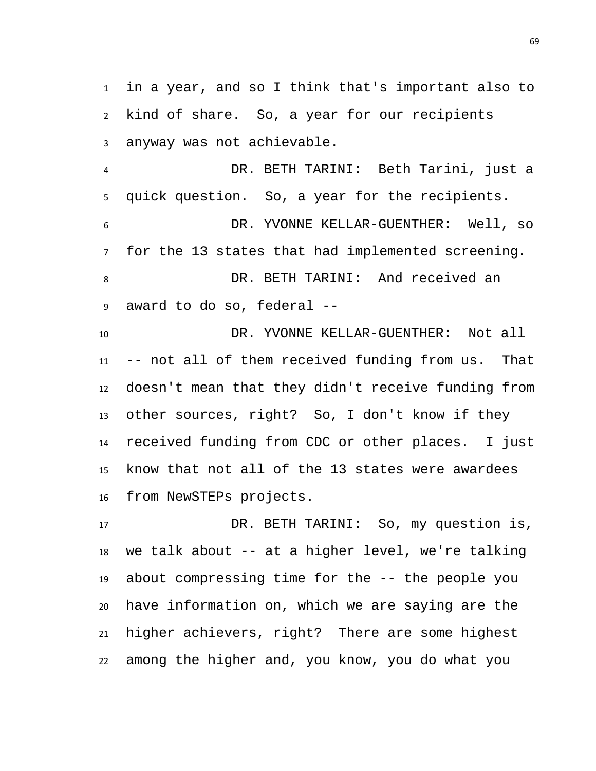in a year, and so I think that's important also to kind of share. So, a year for our recipients anyway was not achievable.

DR. BETH TARINI: Beth Tarini, just a quick question. So, a year for the recipients.

DR. YVONNE KELLAR-GUENTHER: Well, so for the 13 states that had implemented screening.

DR. BETH TARINI: And received an award to do so, federal --

DR. YVONNE KELLAR-GUENTHER: Not all -- not all of them received funding from us. That doesn't mean that they didn't receive funding from other sources, right? So, I don't know if they received funding from CDC or other places. I just know that not all of the 13 states were awardees from NewSTEPs projects.

DR. BETH TARINI: So, my question is, we talk about -- at a higher level, we're talking about compressing time for the -- the people you have information on, which we are saying are the higher achievers, right? There are some highest among the higher and, you know, you do what you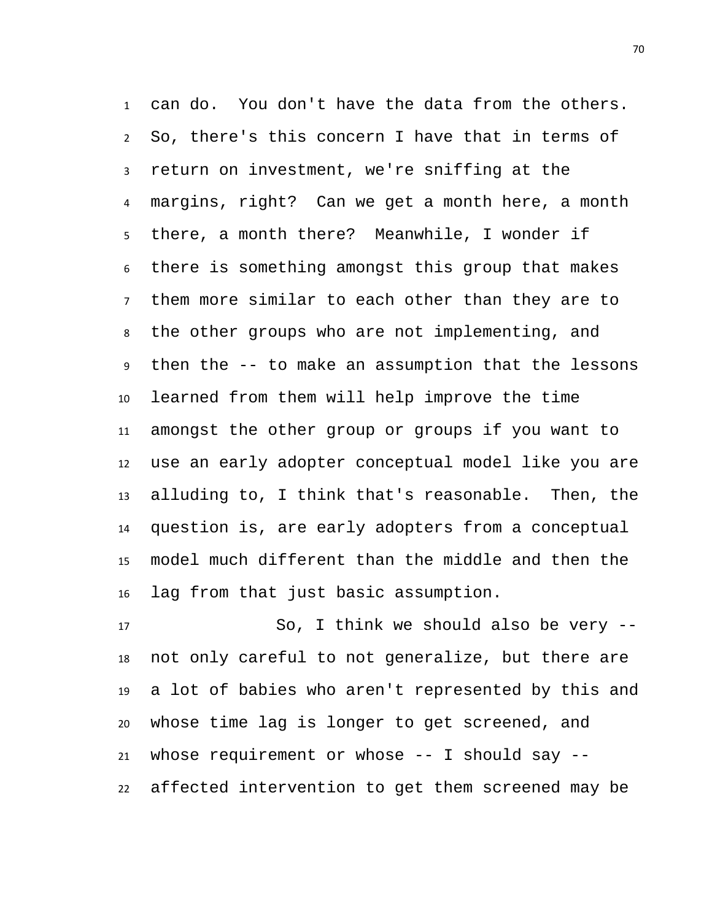can do. You don't have the data from the others. So, there's this concern I have that in terms of return on investment, we're sniffing at the margins, right? Can we get a month here, a month there, a month there? Meanwhile, I wonder if there is something amongst this group that makes them more similar to each other than they are to the other groups who are not implementing, and then the -- to make an assumption that the lessons learned from them will help improve the time amongst the other group or groups if you want to use an early adopter conceptual model like you are alluding to, I think that's reasonable. Then, the question is, are early adopters from a conceptual model much different than the middle and then the lag from that just basic assumption.

So, I think we should also be very -- not only careful to not generalize, but there are a lot of babies who aren't represented by this and whose time lag is longer to get screened, and whose requirement or whose -- I should say -- affected intervention to get them screened may be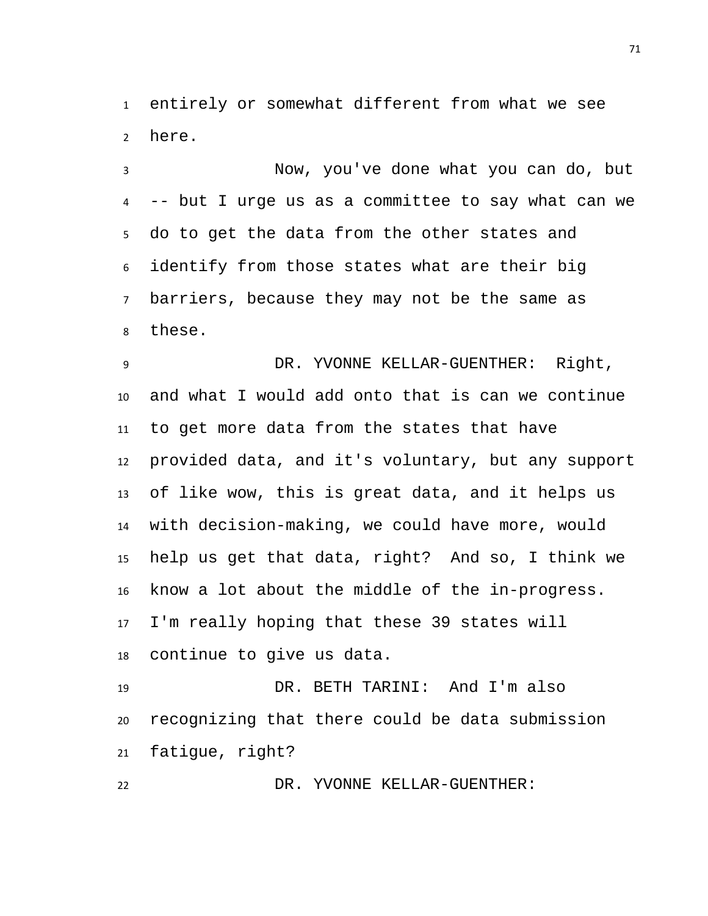entirely or somewhat different from what we see here.

Now, you've done what you can do, but -- but I urge us as a committee to say what can we do to get the data from the other states and identify from those states what are their big barriers, because they may not be the same as these.

DR. YVONNE KELLAR-GUENTHER: Right, and what I would add onto that is can we continue to get more data from the states that have provided data, and it's voluntary, but any support of like wow, this is great data, and it helps us with decision-making, we could have more, would help us get that data, right? And so, I think we know a lot about the middle of the in-progress. I'm really hoping that these 39 states will continue to give us data.

DR. BETH TARINI: And I'm also recognizing that there could be data submission fatigue, right?

DR. YVONNE KELLAR-GUENTHER: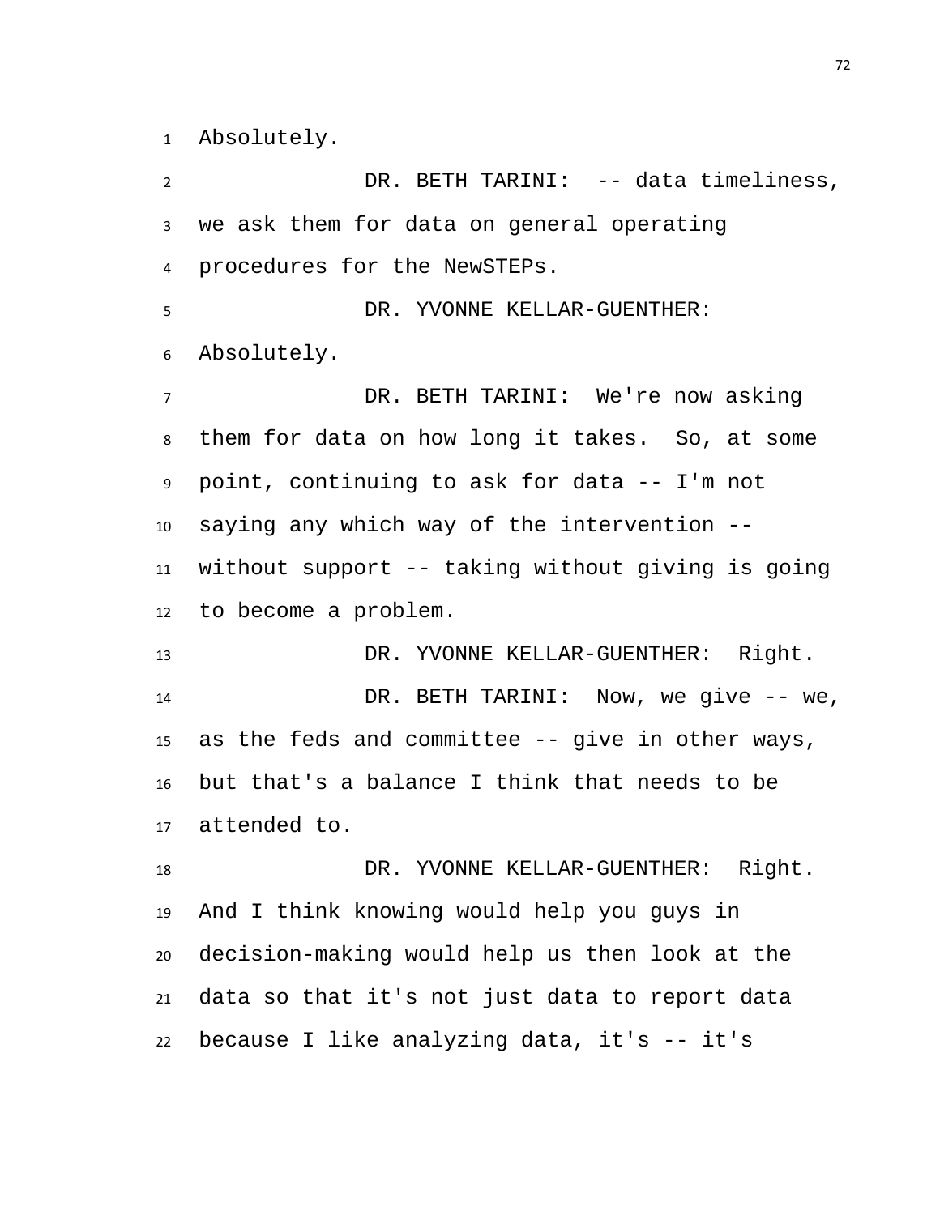Absolutely.

DR. BETH TARINI: -- data timeliness, we ask them for data on general operating procedures for the NewSTEPs.

DR. YVONNE KELLAR-GUENTHER: Absolutely.

DR. BETH TARINI: We're now asking them for data on how long it takes. So, at some point, continuing to ask for data -- I'm not saying any which way of the intervention -- without support -- taking without giving is going to become a problem.

DR. YVONNE KELLAR-GUENTHER: Right.

DR. BETH TARINI: Now, we give -- we, as the feds and committee -- give in other ways, but that's a balance I think that needs to be attended to.

DR. YVONNE KELLAR-GUENTHER: Right. And I think knowing would help you guys in decision-making would help us then look at the data so that it's not just data to report data because I like analyzing data, it's -- it's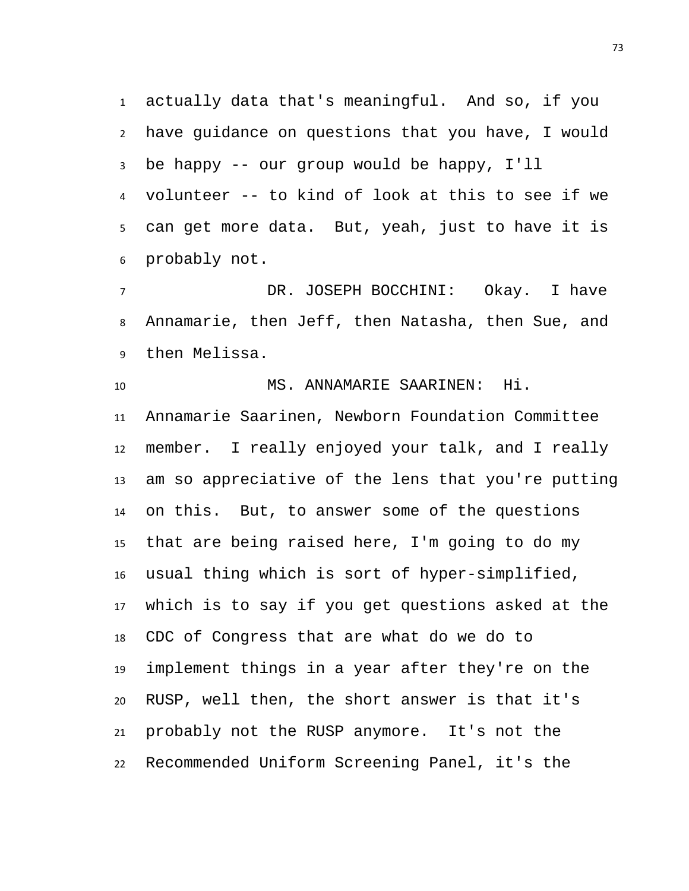actually data that's meaningful. And so, if you have guidance on questions that you have, I would be happy -- our group would be happy, I'll volunteer -- to kind of look at this to see if we can get more data. But, yeah, just to have it is probably not.

DR. JOSEPH BOCCHINI: Okay. I have Annamarie, then Jeff, then Natasha, then Sue, and then Melissa.

MS. ANNAMARIE SAARINEN: Hi. Annamarie Saarinen, Newborn Foundation Committee member. I really enjoyed your talk, and I really am so appreciative of the lens that you're putting on this. But, to answer some of the questions that are being raised here, I'm going to do my usual thing which is sort of hyper-simplified, which is to say if you get questions asked at the CDC of Congress that are what do we do to implement things in a year after they're on the RUSP, well then, the short answer is that it's probably not the RUSP anymore. It's not the Recommended Uniform Screening Panel, it's the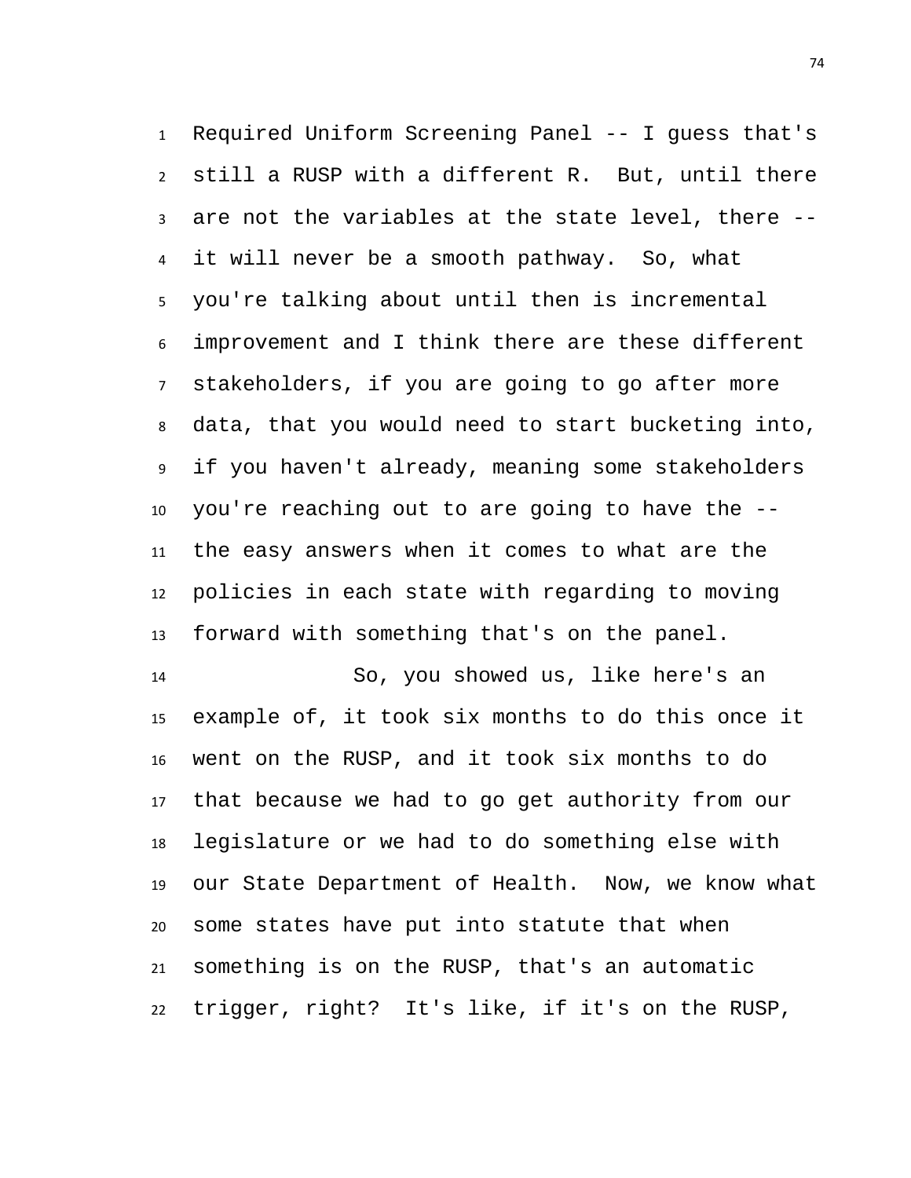Required Uniform Screening Panel -- I guess that's still a RUSP with a different R. But, until there are not the variables at the state level, there -- it will never be a smooth pathway. So, what you're talking about until then is incremental improvement and I think there are these different stakeholders, if you are going to go after more data, that you would need to start bucketing into, if you haven't already, meaning some stakeholders you're reaching out to are going to have the -- the easy answers when it comes to what are the policies in each state with regarding to moving forward with something that's on the panel.

So, you showed us, like here's an example of, it took six months to do this once it went on the RUSP, and it took six months to do that because we had to go get authority from our legislature or we had to do something else with our State Department of Health. Now, we know what some states have put into statute that when something is on the RUSP, that's an automatic trigger, right? It's like, if it's on the RUSP,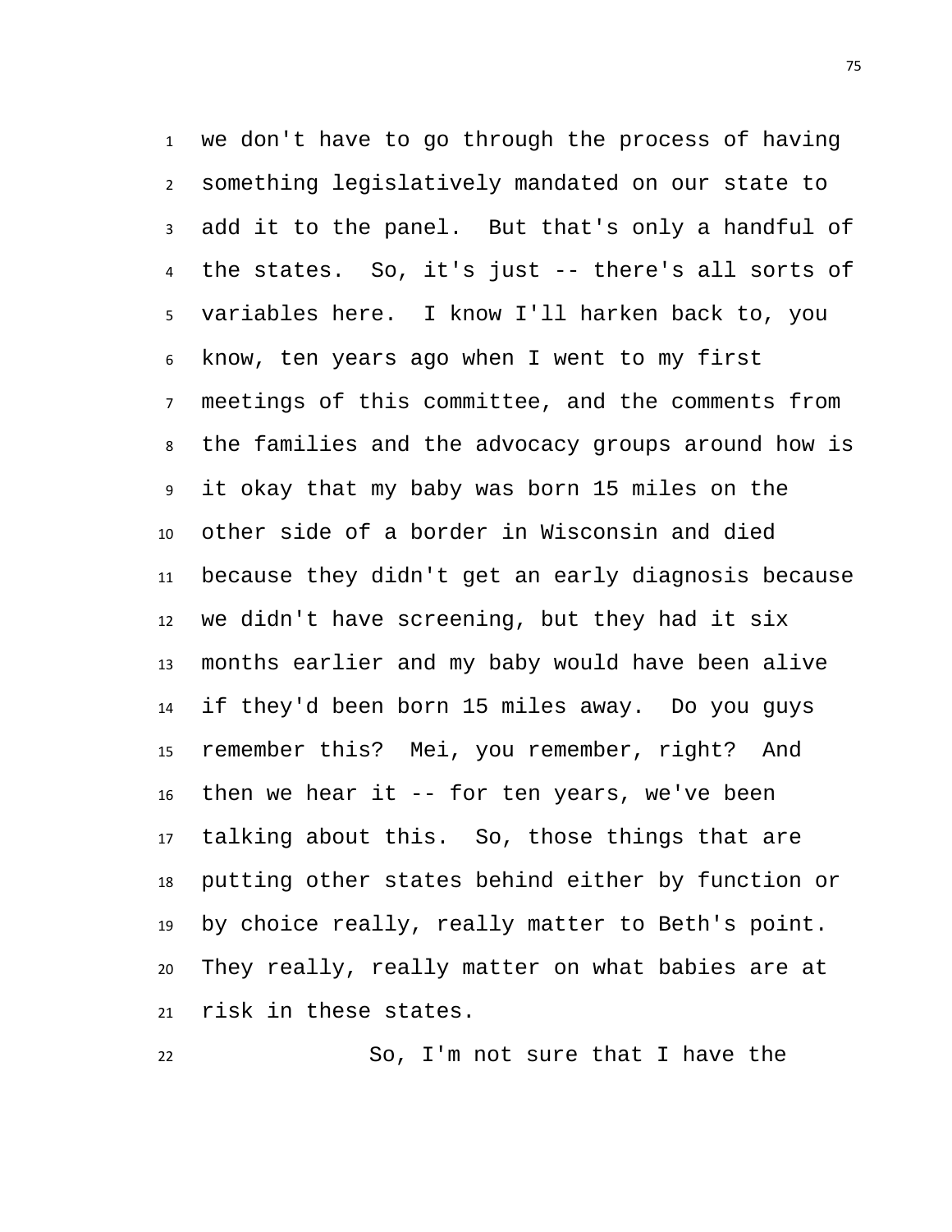we don't have to go through the process of having something legislatively mandated on our state to add it to the panel. But that's only a handful of the states. So, it's just -- there's all sorts of variables here. I know I'll harken back to, you know, ten years ago when I went to my first meetings of this committee, and the comments from the families and the advocacy groups around how is it okay that my baby was born 15 miles on the other side of a border in Wisconsin and died because they didn't get an early diagnosis because we didn't have screening, but they had it six months earlier and my baby would have been alive if they'd been born 15 miles away. Do you guys remember this? Mei, you remember, right? And then we hear it -- for ten years, we've been talking about this. So, those things that are putting other states behind either by function or by choice really, really matter to Beth's point. They really, really matter on what babies are at risk in these states.

So, I'm not sure that I have the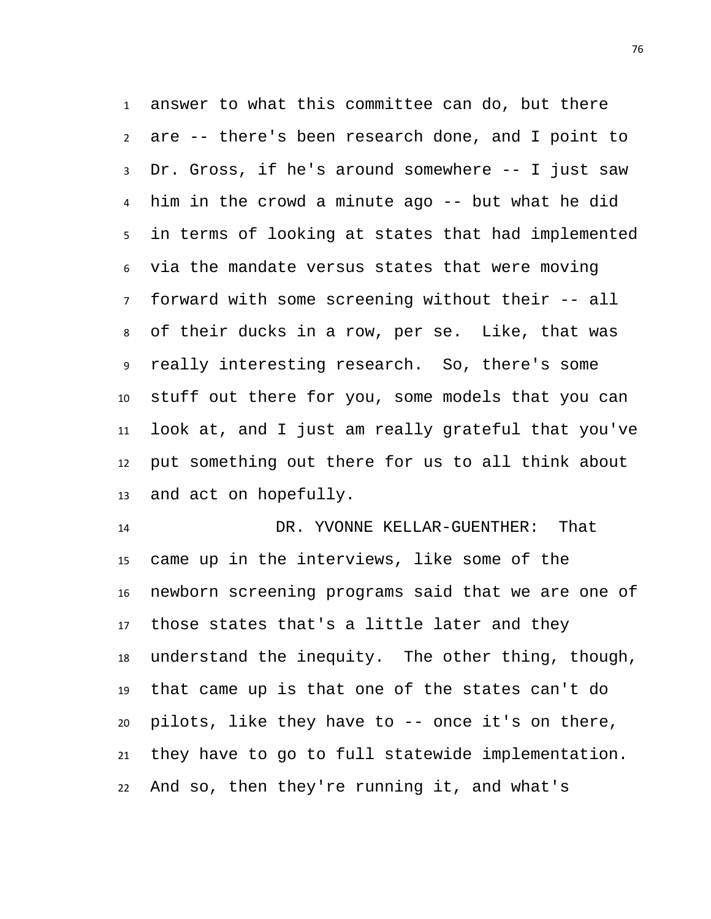answer to what this committee can do, but there are -- there's been research done, and I point to Dr. Gross, if he's around somewhere -- I just saw him in the crowd a minute ago -- but what he did in terms of looking at states that had implemented via the mandate versus states that were moving forward with some screening without their -- all of their ducks in a row, per se. Like, that was really interesting research. So, there's some stuff out there for you, some models that you can look at, and I just am really grateful that you've put something out there for us to all think about and act on hopefully.

DR. YVONNE KELLAR-GUENTHER: That came up in the interviews, like some of the newborn screening programs said that we are one of those states that's a little later and they understand the inequity. The other thing, though, that came up is that one of the states can't do pilots, like they have to -- once it's on there, they have to go to full statewide implementation. And so, then they're running it, and what's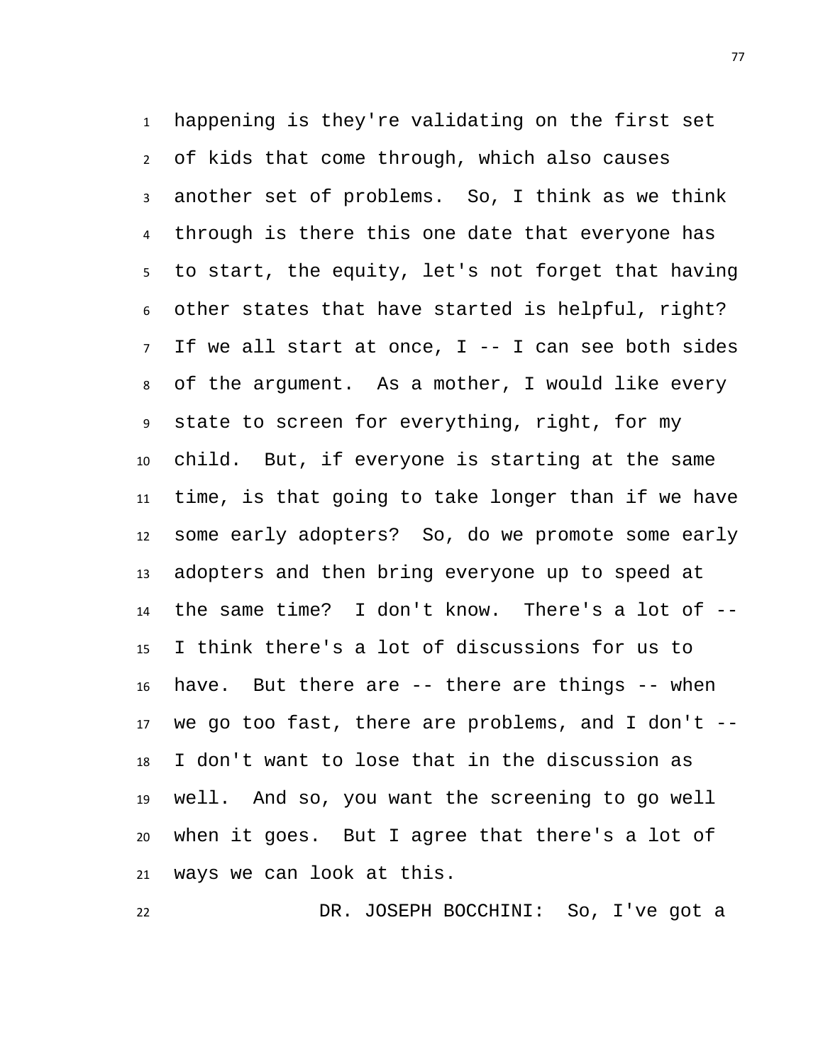happening is they're validating on the first set of kids that come through, which also causes another set of problems. So, I think as we think through is there this one date that everyone has to start, the equity, let's not forget that having other states that have started is helpful, right? If we all start at once, I -- I can see both sides of the argument. As a mother, I would like every state to screen for everything, right, for my child. But, if everyone is starting at the same time, is that going to take longer than if we have some early adopters? So, do we promote some early adopters and then bring everyone up to speed at the same time? I don't know. There's a lot of -- I think there's a lot of discussions for us to have. But there are -- there are things -- when we go too fast, there are problems, and I don't -- I don't want to lose that in the discussion as well. And so, you want the screening to go well when it goes. But I agree that there's a lot of ways we can look at this.

DR. JOSEPH BOCCHINI: So, I've got a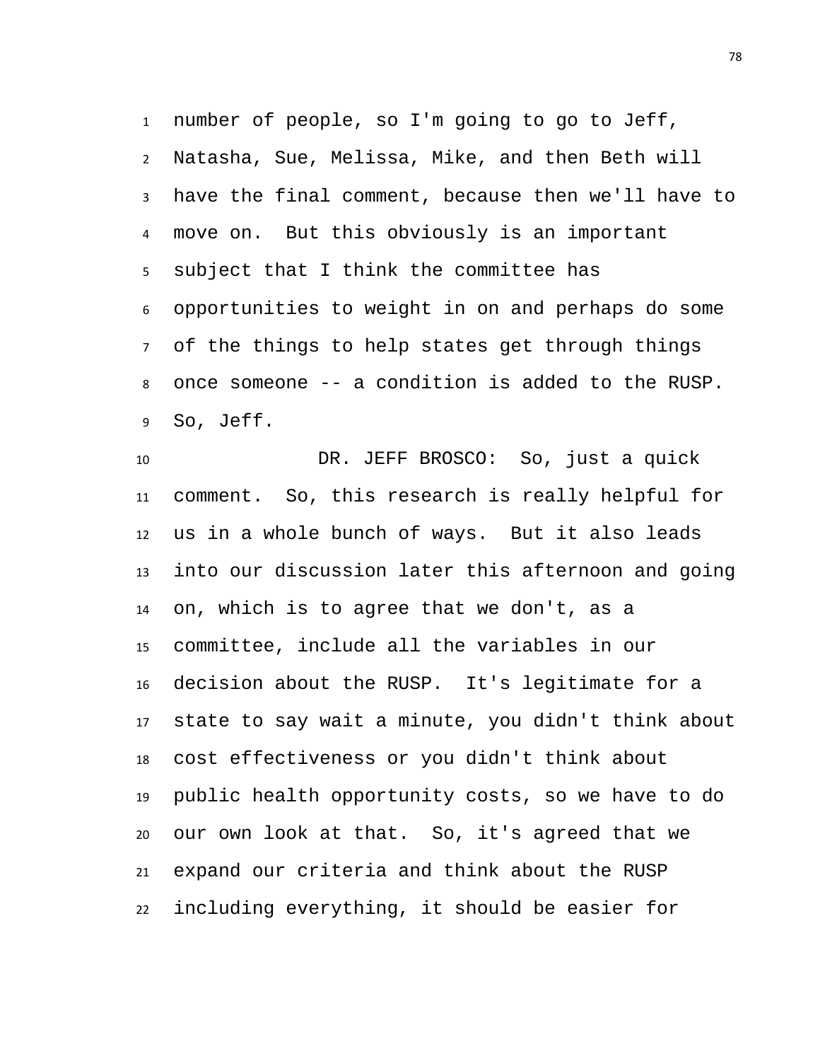number of people, so I'm going to go to Jeff, Natasha, Sue, Melissa, Mike, and then Beth will have the final comment, because then we'll have to move on. But this obviously is an important subject that I think the committee has opportunities to weight in on and perhaps do some of the things to help states get through things once someone -- a condition is added to the RUSP. So, Jeff.

DR. JEFF BROSCO: So, just a quick comment. So, this research is really helpful for us in a whole bunch of ways. But it also leads into our discussion later this afternoon and going on, which is to agree that we don't, as a committee, include all the variables in our decision about the RUSP. It's legitimate for a state to say wait a minute, you didn't think about cost effectiveness or you didn't think about public health opportunity costs, so we have to do our own look at that. So, it's agreed that we expand our criteria and think about the RUSP including everything, it should be easier for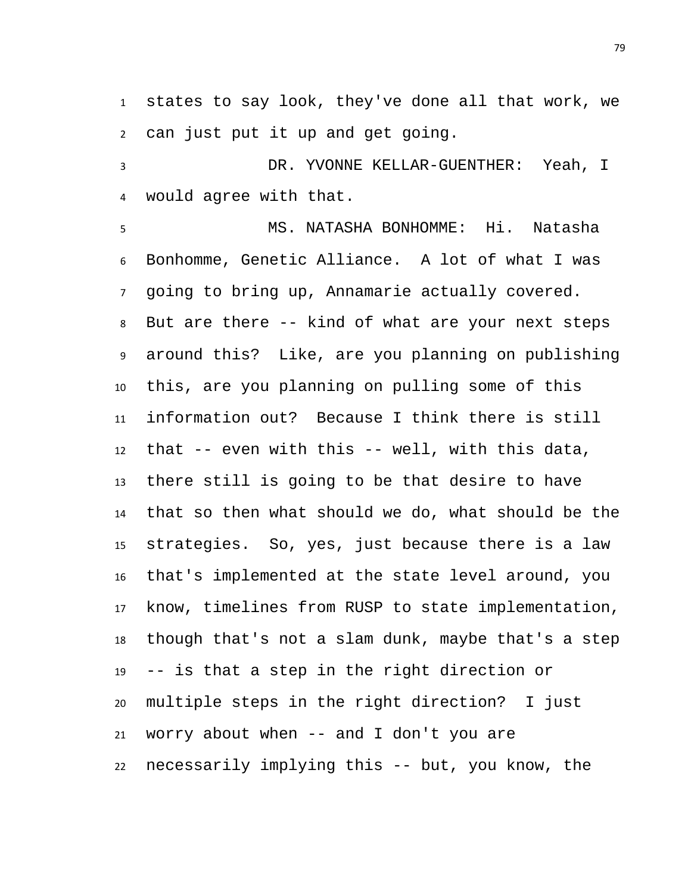states to say look, they've done all that work, we can just put it up and get going.

DR. YVONNE KELLAR-GUENTHER: Yeah, I would agree with that.

MS. NATASHA BONHOMME: Hi. Natasha Bonhomme, Genetic Alliance. A lot of what I was going to bring up, Annamarie actually covered. But are there -- kind of what are your next steps around this? Like, are you planning on publishing this, are you planning on pulling some of this information out? Because I think there is still that -- even with this -- well, with this data, there still is going to be that desire to have that so then what should we do, what should be the strategies. So, yes, just because there is a law that's implemented at the state level around, you know, timelines from RUSP to state implementation, though that's not a slam dunk, maybe that's a step -- is that a step in the right direction or multiple steps in the right direction? I just worry about when -- and I don't you are necessarily implying this -- but, you know, the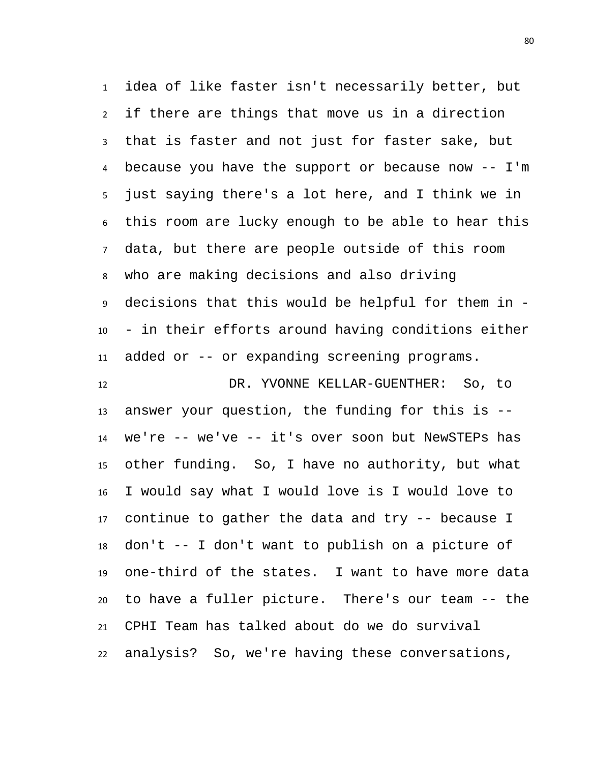idea of like faster isn't necessarily better, but if there are things that move us in a direction that is faster and not just for faster sake, but because you have the support or because now -- I'm just saying there's a lot here, and I think we in this room are lucky enough to be able to hear this data, but there are people outside of this room who are making decisions and also driving decisions that this would be helpful for them in -- in their efforts around having conditions either added or -- or expanding screening programs.

DR. YVONNE KELLAR-GUENTHER: So, to answer your question, the funding for this is -- we're -- we've -- it's over soon but NewSTEPs has other funding. So, I have no authority, but what I would say what I would love is I would love to continue to gather the data and try -- because I don't -- I don't want to publish on a picture of one-third of the states. I want to have more data to have a fuller picture. There's our team -- the CPHI Team has talked about do we do survival analysis? So, we're having these conversations,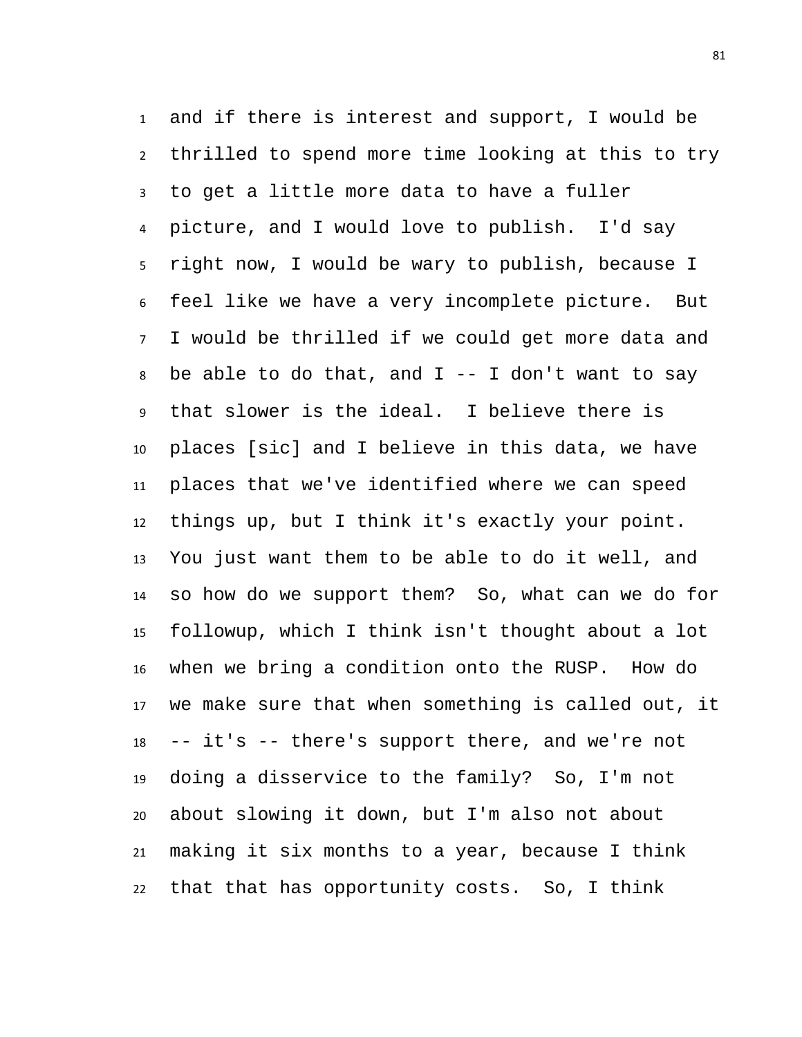and if there is interest and support, I would be thrilled to spend more time looking at this to try to get a little more data to have a fuller picture, and I would love to publish. I'd say right now, I would be wary to publish, because I feel like we have a very incomplete picture. But I would be thrilled if we could get more data and be able to do that, and I -- I don't want to say that slower is the ideal. I believe there is places [sic] and I believe in this data, we have places that we've identified where we can speed things up, but I think it's exactly your point. You just want them to be able to do it well, and so how do we support them? So, what can we do for followup, which I think isn't thought about a lot when we bring a condition onto the RUSP. How do we make sure that when something is called out, it -- it's -- there's support there, and we're not doing a disservice to the family? So, I'm not about slowing it down, but I'm also not about making it six months to a year, because I think that that has opportunity costs. So, I think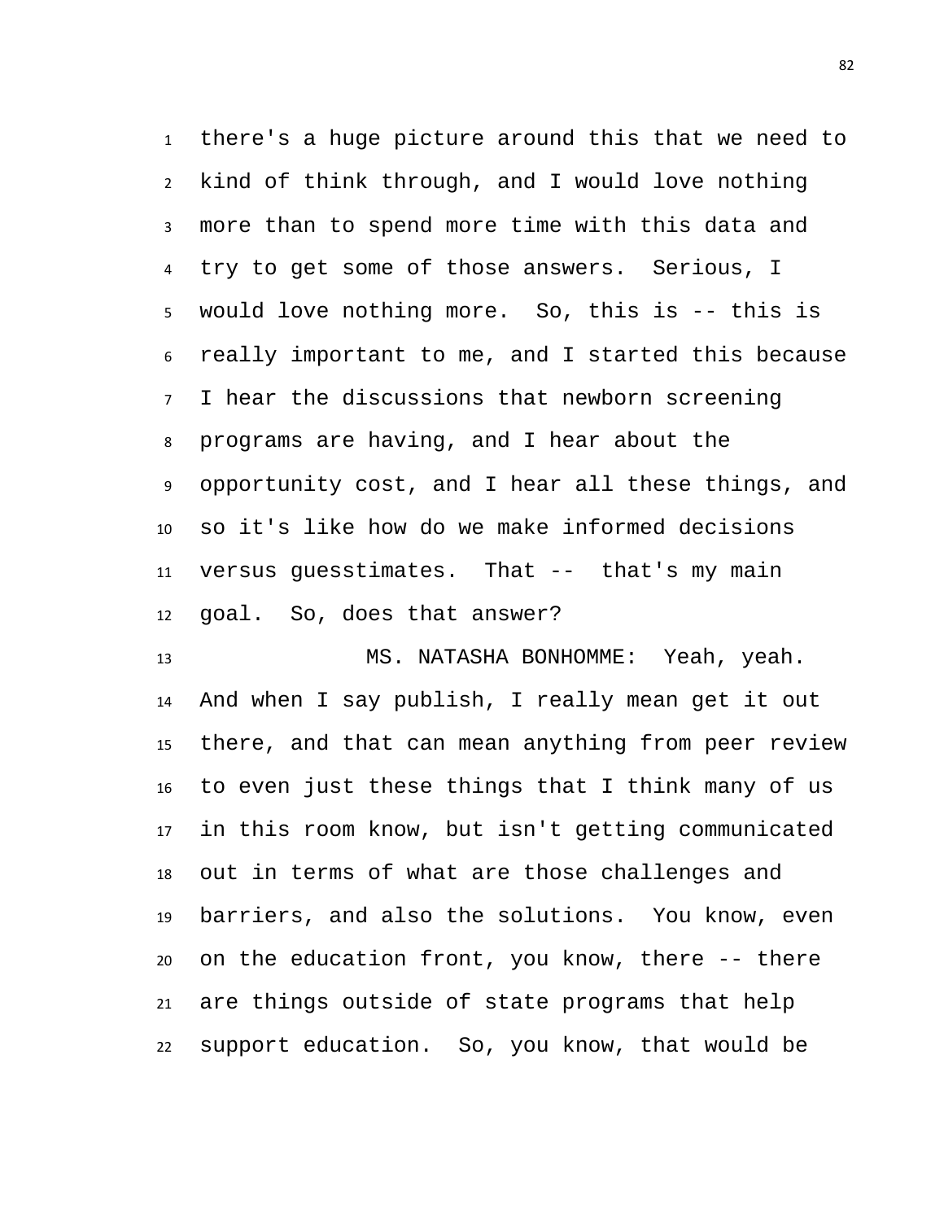there's a huge picture around this that we need to kind of think through, and I would love nothing more than to spend more time with this data and try to get some of those answers. Serious, I would love nothing more. So, this is -- this is really important to me, and I started this because I hear the discussions that newborn screening programs are having, and I hear about the opportunity cost, and I hear all these things, and so it's like how do we make informed decisions versus guesstimates. That -- that's my main goal. So, does that answer?

MS. NATASHA BONHOMME: Yeah, yeah. And when I say publish, I really mean get it out there, and that can mean anything from peer review to even just these things that I think many of us in this room know, but isn't getting communicated out in terms of what are those challenges and barriers, and also the solutions. You know, even on the education front, you know, there -- there are things outside of state programs that help support education. So, you know, that would be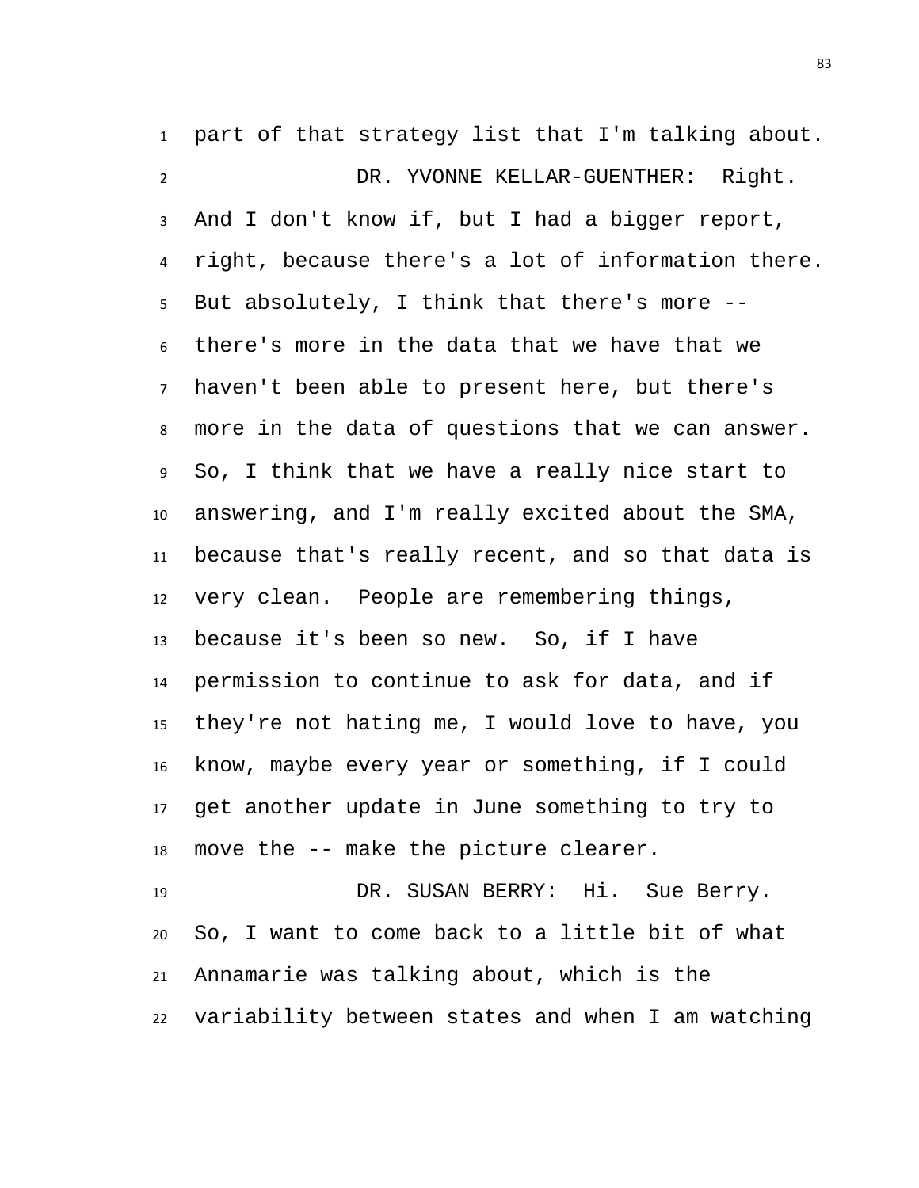part of that strategy list that I'm talking about.

DR. YVONNE KELLAR-GUENTHER: Right. And I don't know if, but I had a bigger report, right, because there's a lot of information there. But absolutely, I think that there's more -- there's more in the data that we have that we haven't been able to present here, but there's more in the data of questions that we can answer. So, I think that we have a really nice start to answering, and I'm really excited about the SMA, because that's really recent, and so that data is very clean. People are remembering things, because it's been so new. So, if I have permission to continue to ask for data, and if they're not hating me, I would love to have, you know, maybe every year or something, if I could get another update in June something to try to move the -- make the picture clearer.

DR. SUSAN BERRY: Hi. Sue Berry. So, I want to come back to a little bit of what Annamarie was talking about, which is the variability between states and when I am watching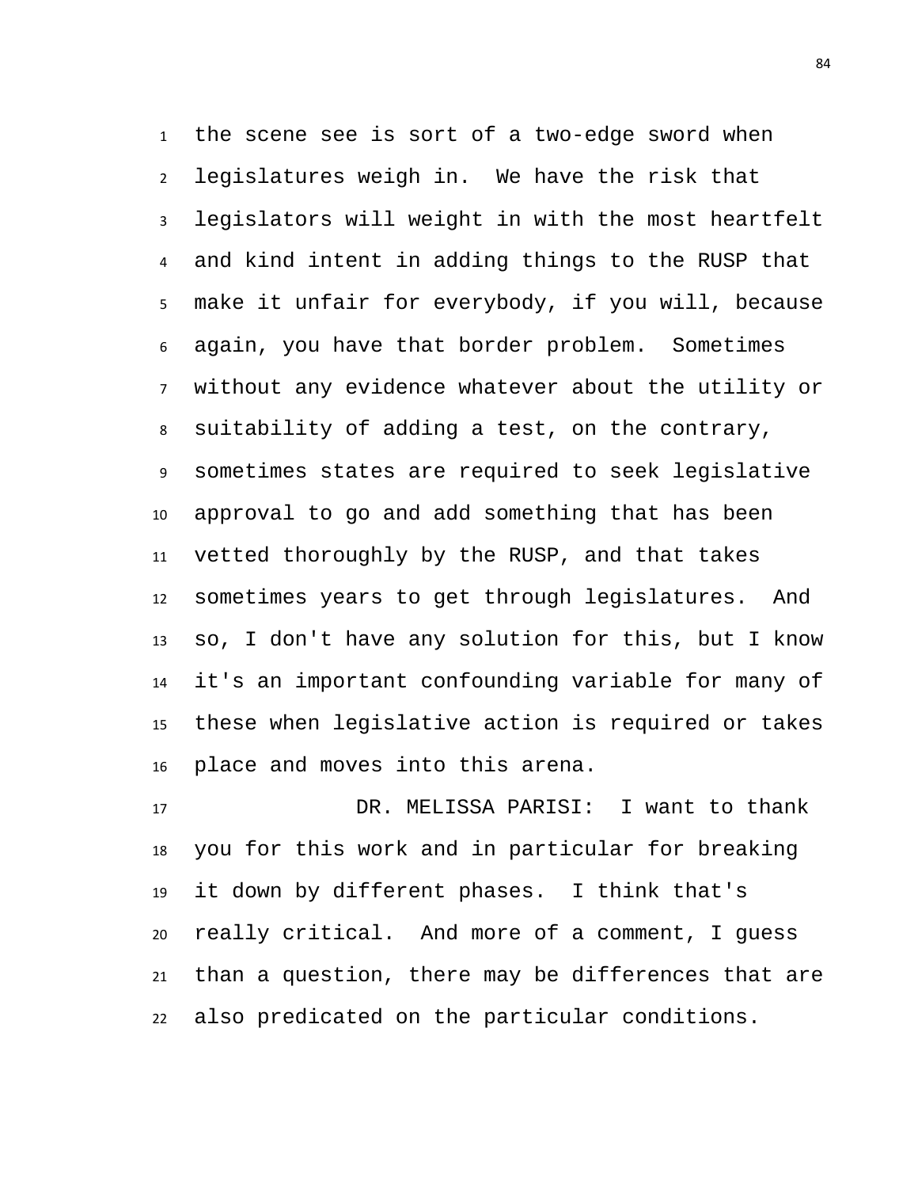the scene see is sort of a two-edge sword when legislatures weigh in. We have the risk that legislators will weight in with the most heartfelt and kind intent in adding things to the RUSP that make it unfair for everybody, if you will, because again, you have that border problem. Sometimes without any evidence whatever about the utility or suitability of adding a test, on the contrary, sometimes states are required to seek legislative approval to go and add something that has been vetted thoroughly by the RUSP, and that takes sometimes years to get through legislatures. And so, I don't have any solution for this, but I know it's an important confounding variable for many of these when legislative action is required or takes place and moves into this arena.

DR. MELISSA PARISI: I want to thank you for this work and in particular for breaking it down by different phases. I think that's really critical. And more of a comment, I guess than a question, there may be differences that are also predicated on the particular conditions.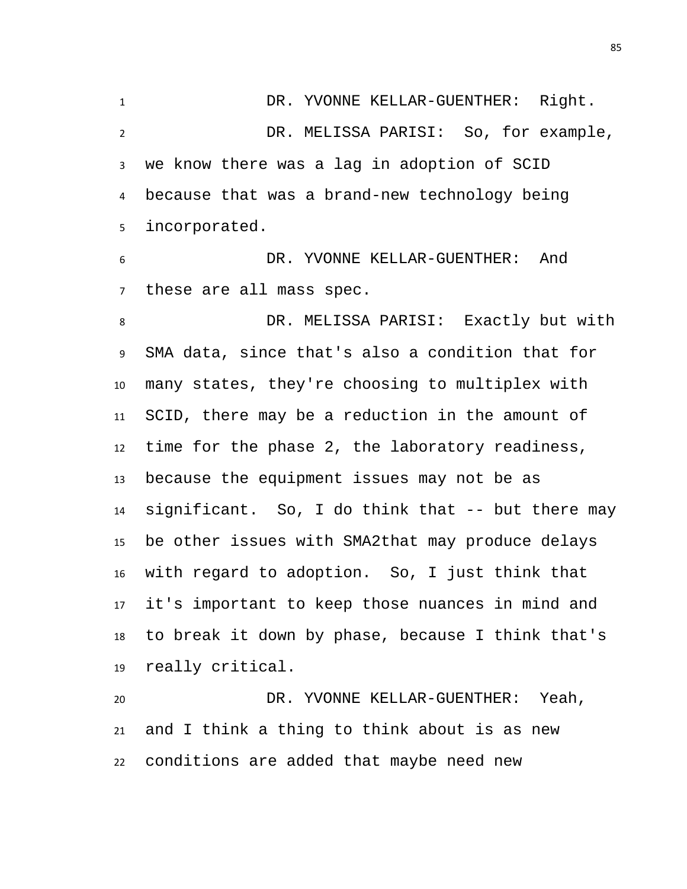DR. YVONNE KELLAR-GUENTHER: Right.

DR. MELISSA PARISI: So, for example, we know there was a lag in adoption of SCID because that was a brand-new technology being incorporated.

DR. YVONNE KELLAR-GUENTHER: And these are all mass spec.

DR. MELISSA PARISI: Exactly but with SMA data, since that's also a condition that for many states, they're choosing to multiplex with SCID, there may be a reduction in the amount of time for the phase 2, the laboratory readiness, because the equipment issues may not be as significant. So, I do think that -- but there may be other issues with SMA2that may produce delays with regard to adoption. So, I just think that it's important to keep those nuances in mind and to break it down by phase, because I think that's really critical.

DR. YVONNE KELLAR-GUENTHER: Yeah, and I think a thing to think about is as new conditions are added that maybe need new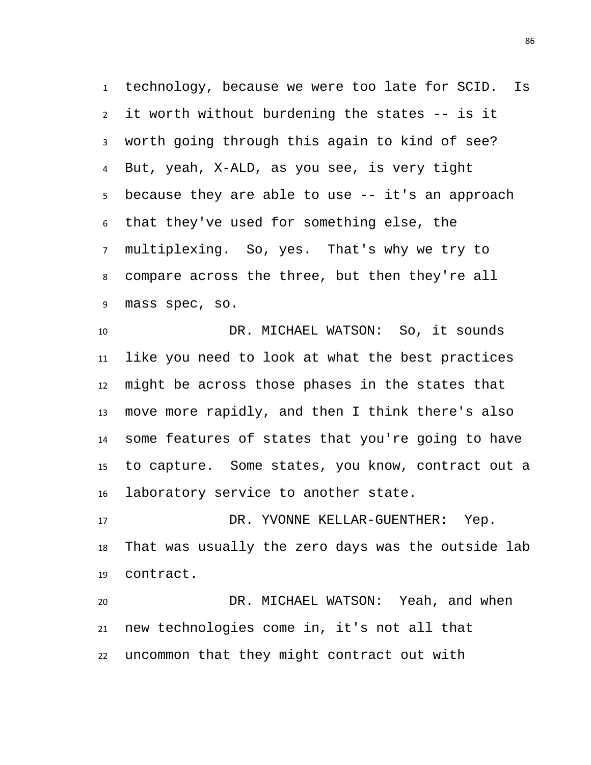technology, because we were too late for SCID. Is it worth without burdening the states -- is it worth going through this again to kind of see? But, yeah, X-ALD, as you see, is very tight because they are able to use -- it's an approach that they've used for something else, the multiplexing. So, yes. That's why we try to compare across the three, but then they're all mass spec, so.

DR. MICHAEL WATSON: So, it sounds like you need to look at what the best practices might be across those phases in the states that move more rapidly, and then I think there's also some features of states that you're going to have to capture. Some states, you know, contract out a laboratory service to another state.

DR. YVONNE KELLAR-GUENTHER: Yep. That was usually the zero days was the outside lab contract.

DR. MICHAEL WATSON: Yeah, and when new technologies come in, it's not all that uncommon that they might contract out with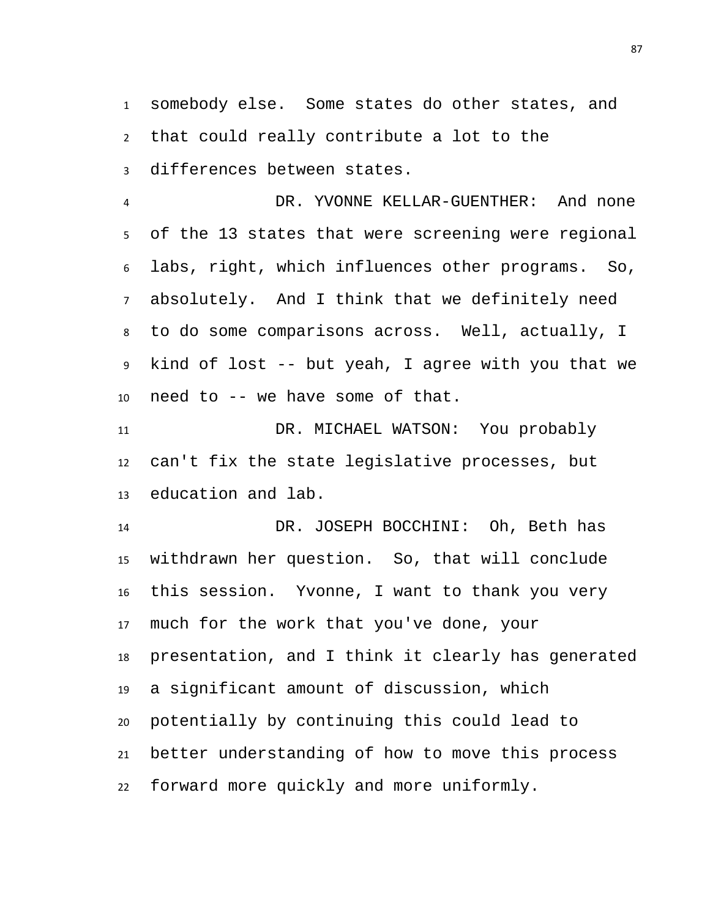somebody else. Some states do other states, and that could really contribute a lot to the differences between states.

DR. YVONNE KELLAR-GUENTHER: And none of the 13 states that were screening were regional labs, right, which influences other programs. So, absolutely. And I think that we definitely need to do some comparisons across. Well, actually, I kind of lost -- but yeah, I agree with you that we need to -- we have some of that.

DR. MICHAEL WATSON: You probably can't fix the state legislative processes, but education and lab.

DR. JOSEPH BOCCHINI: Oh, Beth has withdrawn her question. So, that will conclude this session. Yvonne, I want to thank you very much for the work that you've done, your presentation, and I think it clearly has generated a significant amount of discussion, which potentially by continuing this could lead to better understanding of how to move this process forward more quickly and more uniformly.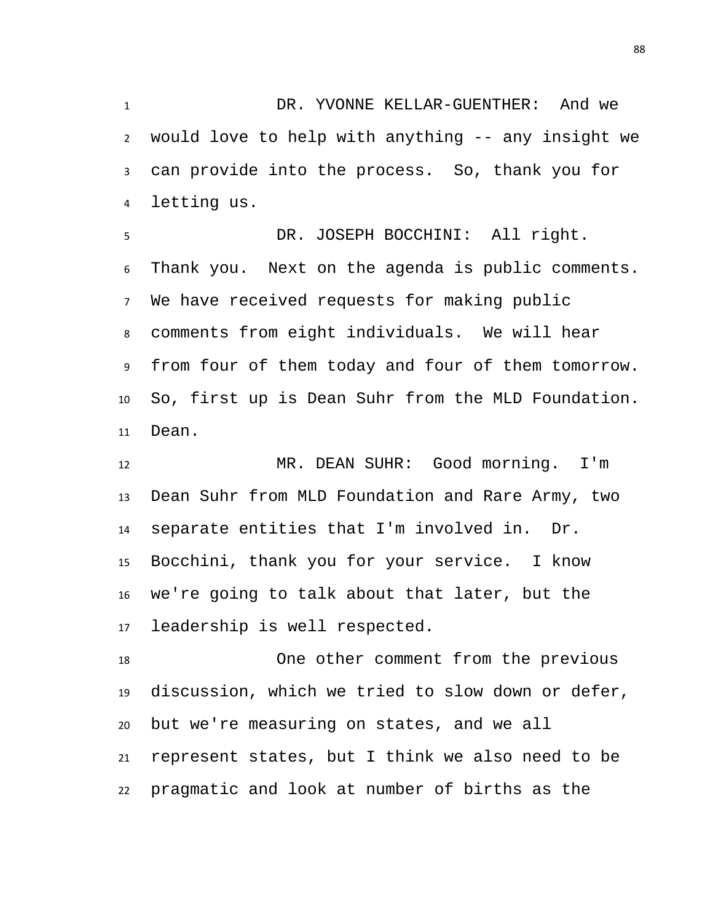DR. YVONNE KELLAR-GUENTHER: And we would love to help with anything -- any insight we can provide into the process. So, thank you for letting us.

DR. JOSEPH BOCCHINI: All right. Thank you. Next on the agenda is public comments. We have received requests for making public comments from eight individuals. We will hear from four of them today and four of them tomorrow. So, first up is Dean Suhr from the MLD Foundation. Dean.

MR. DEAN SUHR: Good morning. I'm Dean Suhr from MLD Foundation and Rare Army, two separate entities that I'm involved in. Dr. Bocchini, thank you for your service. I know we're going to talk about that later, but the leadership is well respected.

One other comment from the previous discussion, which we tried to slow down or defer, but we're measuring on states, and we all represent states, but I think we also need to be pragmatic and look at number of births as the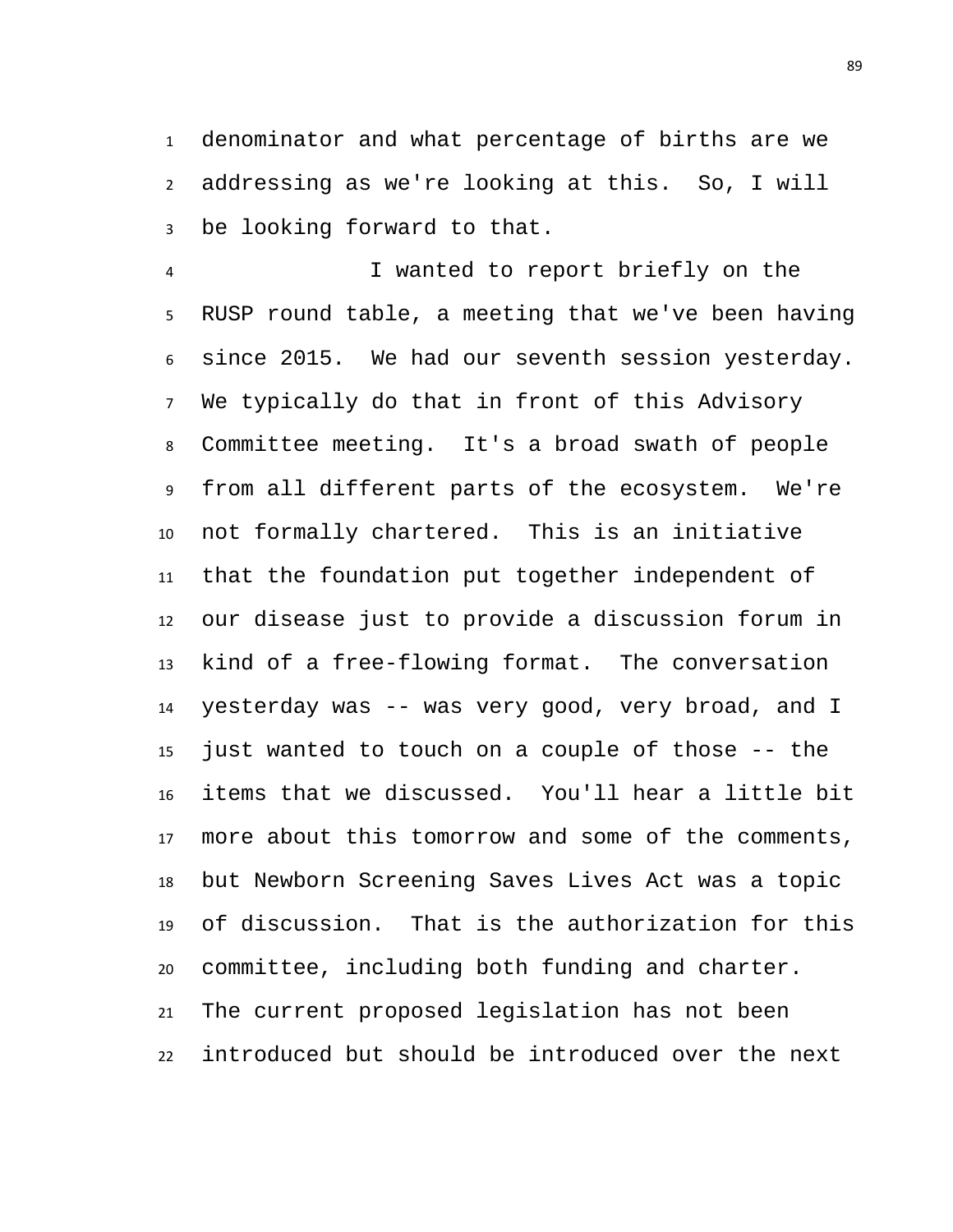denominator and what percentage of births are we addressing as we're looking at this. So, I will be looking forward to that.

I wanted to report briefly on the RUSP round table, a meeting that we've been having since 2015. We had our seventh session yesterday. We typically do that in front of this Advisory Committee meeting. It's a broad swath of people from all different parts of the ecosystem. We're not formally chartered. This is an initiative that the foundation put together independent of our disease just to provide a discussion forum in kind of a free-flowing format. The conversation yesterday was -- was very good, very broad, and I just wanted to touch on a couple of those -- the items that we discussed. You'll hear a little bit more about this tomorrow and some of the comments, but Newborn Screening Saves Lives Act was a topic of discussion. That is the authorization for this committee, including both funding and charter. The current proposed legislation has not been introduced but should be introduced over the next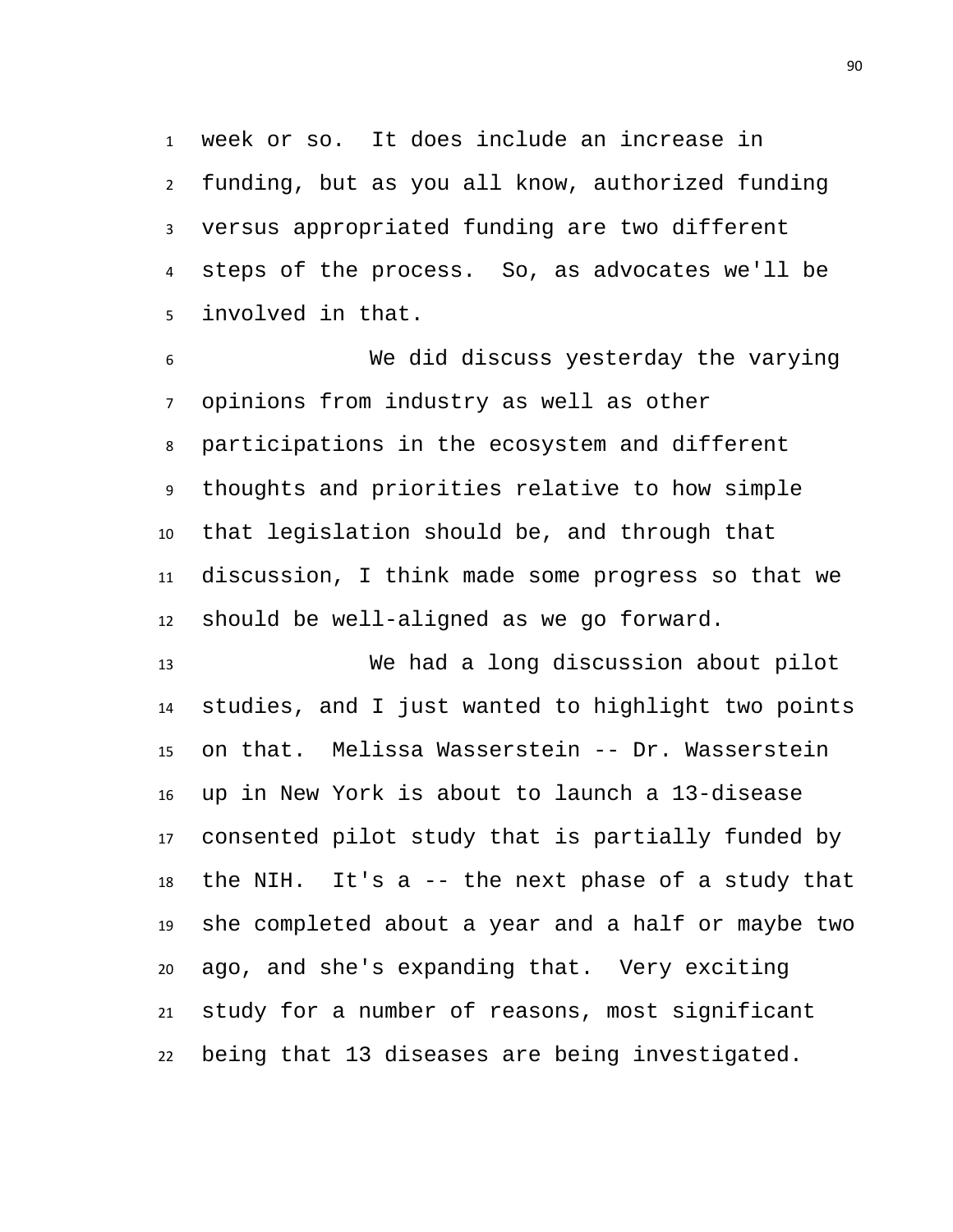week or so. It does include an increase in funding, but as you all know, authorized funding versus appropriated funding are two different steps of the process. So, as advocates we'll be involved in that.

We did discuss yesterday the varying opinions from industry as well as other participations in the ecosystem and different thoughts and priorities relative to how simple that legislation should be, and through that discussion, I think made some progress so that we should be well-aligned as we go forward.

We had a long discussion about pilot studies, and I just wanted to highlight two points on that. Melissa Wasserstein -- Dr. Wasserstein up in New York is about to launch a 13-disease consented pilot study that is partially funded by the NIH. It's a -- the next phase of a study that she completed about a year and a half or maybe two ago, and she's expanding that. Very exciting study for a number of reasons, most significant being that 13 diseases are being investigated.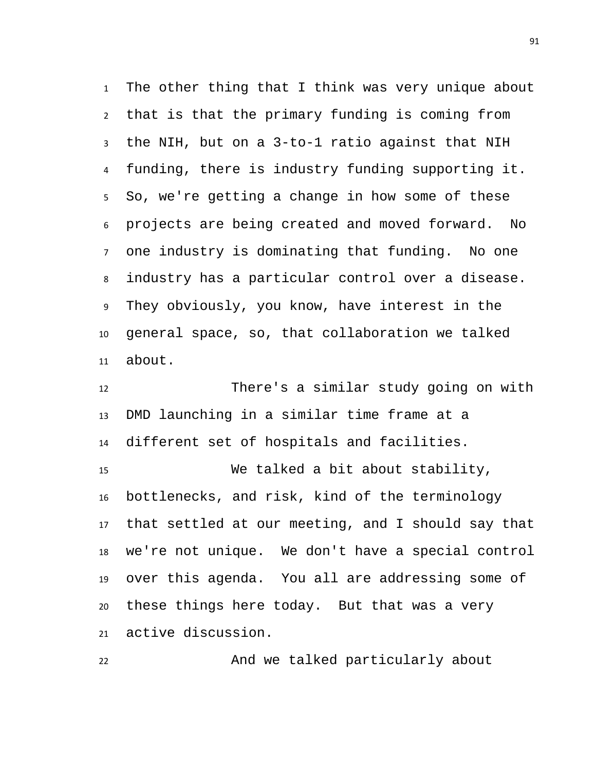The other thing that I think was very unique about that is that the primary funding is coming from the NIH, but on a 3-to-1 ratio against that NIH funding, there is industry funding supporting it. So, we're getting a change in how some of these projects are being created and moved forward. No one industry is dominating that funding. No one industry has a particular control over a disease. They obviously, you know, have interest in the general space, so, that collaboration we talked about.

There's a similar study going on with DMD launching in a similar time frame at a different set of hospitals and facilities.

We talked a bit about stability, bottlenecks, and risk, kind of the terminology that settled at our meeting, and I should say that we're not unique. We don't have a special control over this agenda. You all are addressing some of these things here today. But that was a very active discussion.

And we talked particularly about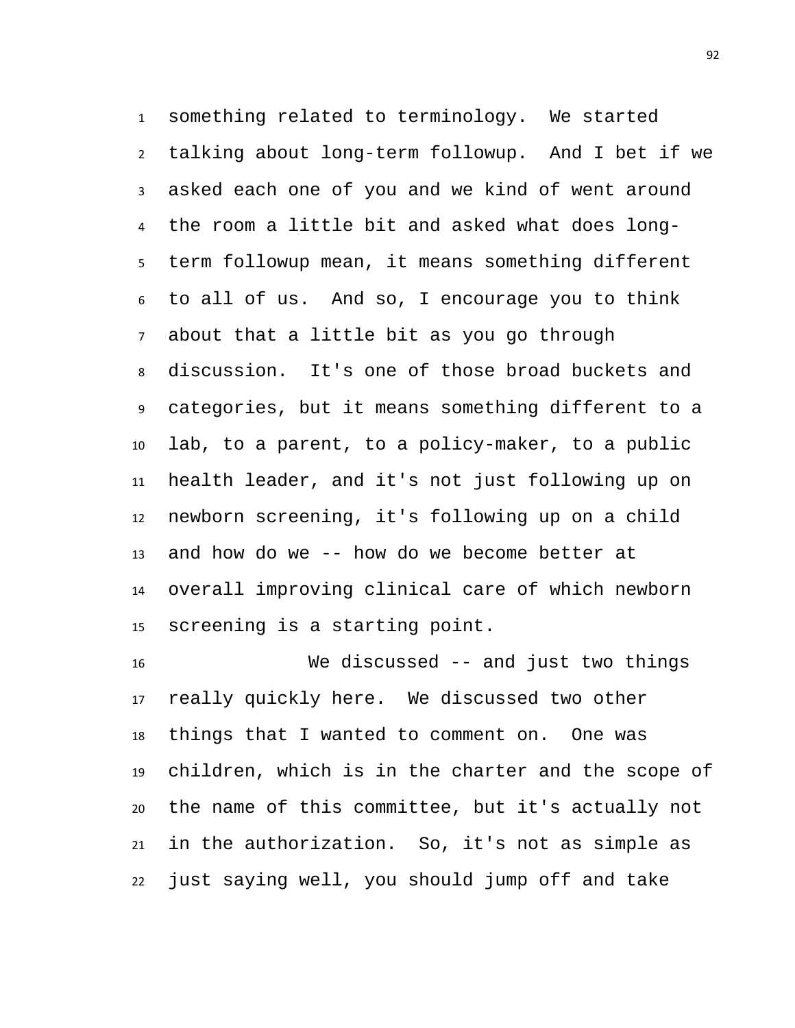something related to terminology. We started talking about long-term followup. And I bet if we asked each one of you and we kind of went around the room a little bit and asked what does long-term followup mean, it means something different to all of us. And so, I encourage you to think about that a little bit as you go through discussion. It's one of those broad buckets and categories, but it means something different to a lab, to a parent, to a policy-maker, to a public health leader, and it's not just following up on newborn screening, it's following up on a child and how do we -- how do we become better at overall improving clinical care of which newborn screening is a starting point.

We discussed -- and just two things really quickly here. We discussed two other things that I wanted to comment on. One was children, which is in the charter and the scope of the name of this committee, but it's actually not in the authorization. So, it's not as simple as just saying well, you should jump off and take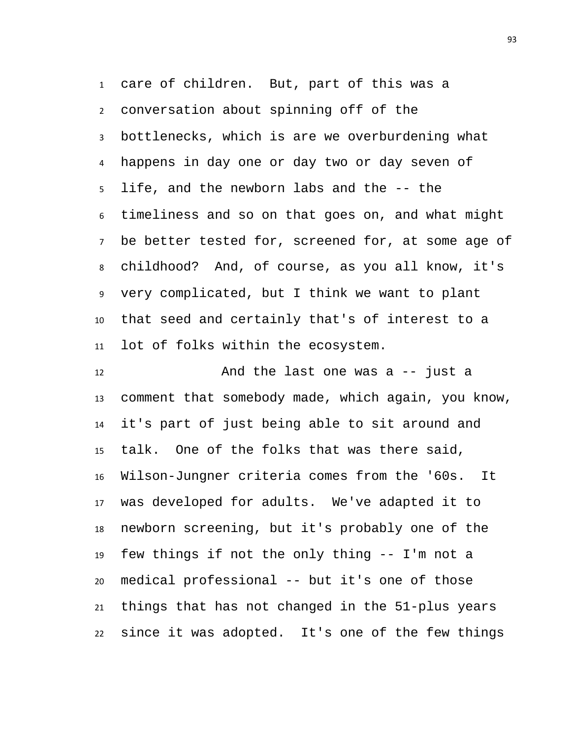care of children. But, part of this was a conversation about spinning off of the bottlenecks, which is are we overburdening what happens in day one or day two or day seven of life, and the newborn labs and the -- the timeliness and so on that goes on, and what might be better tested for, screened for, at some age of childhood? And, of course, as you all know, it's very complicated, but I think we want to plant that seed and certainly that's of interest to a lot of folks within the ecosystem.

And the last one was a -- just a comment that somebody made, which again, you know, it's part of just being able to sit around and talk. One of the folks that was there said, Wilson-Jungner criteria comes from the '60s. It was developed for adults. We've adapted it to newborn screening, but it's probably one of the few things if not the only thing -- I'm not a medical professional -- but it's one of those things that has not changed in the 51-plus years since it was adopted. It's one of the few things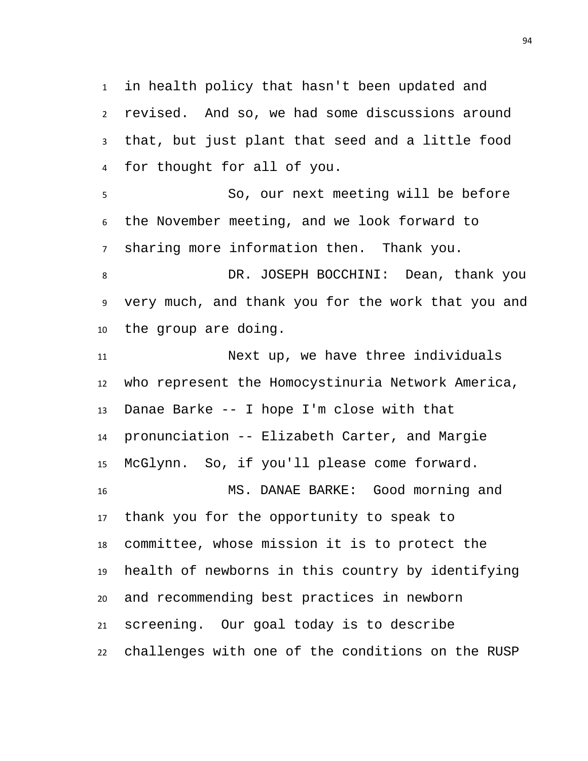in health policy that hasn't been updated and revised. And so, we had some discussions around that, but just plant that seed and a little food for thought for all of you.

So, our next meeting will be before the November meeting, and we look forward to sharing more information then. Thank you.

DR. JOSEPH BOCCHINI: Dean, thank you very much, and thank you for the work that you and the group are doing.

Next up, we have three individuals who represent the Homocystinuria Network America, Danae Barke -- I hope I'm close with that pronunciation -- Elizabeth Carter, and Margie McGlynn. So, if you'll please come forward.

MS. DANAE BARKE: Good morning and thank you for the opportunity to speak to committee, whose mission it is to protect the health of newborns in this country by identifying and recommending best practices in newborn screening. Our goal today is to describe challenges with one of the conditions on the RUSP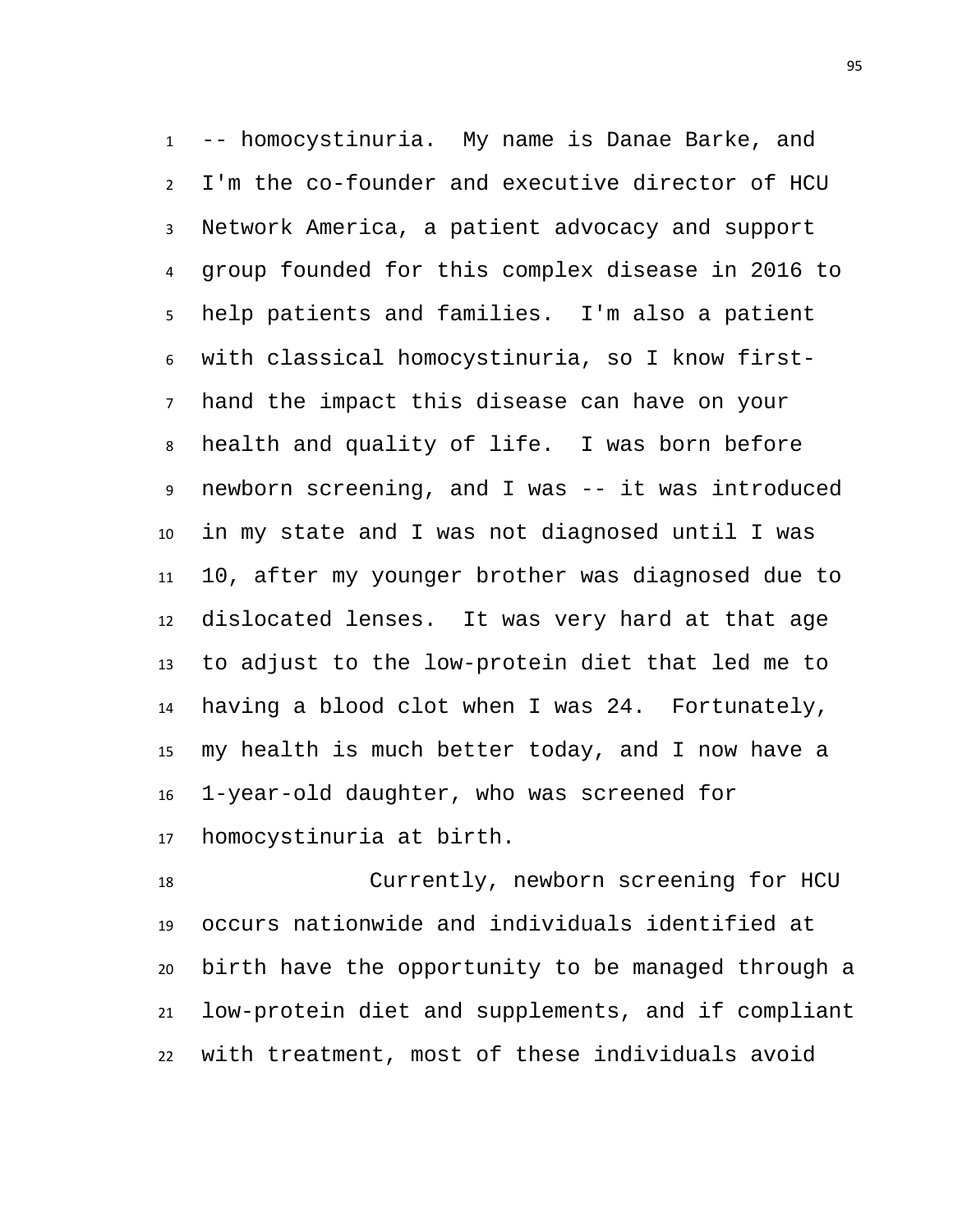-- homocystinuria. My name is Danae Barke, and I'm the co-founder and executive director of HCU Network America, a patient advocacy and support group founded for this complex disease in 2016 to help patients and families. I'm also a patient with classical homocystinuria, so I know first-hand the impact this disease can have on your health and quality of life. I was born before newborn screening, and I was -- it was introduced in my state and I was not diagnosed until I was 10, after my younger brother was diagnosed due to dislocated lenses. It was very hard at that age to adjust to the low-protein diet that led me to having a blood clot when I was 24. Fortunately, my health is much better today, and I now have a 1-year-old daughter, who was screened for homocystinuria at birth.

Currently, newborn screening for HCU occurs nationwide and individuals identified at birth have the opportunity to be managed through a low-protein diet and supplements, and if compliant with treatment, most of these individuals avoid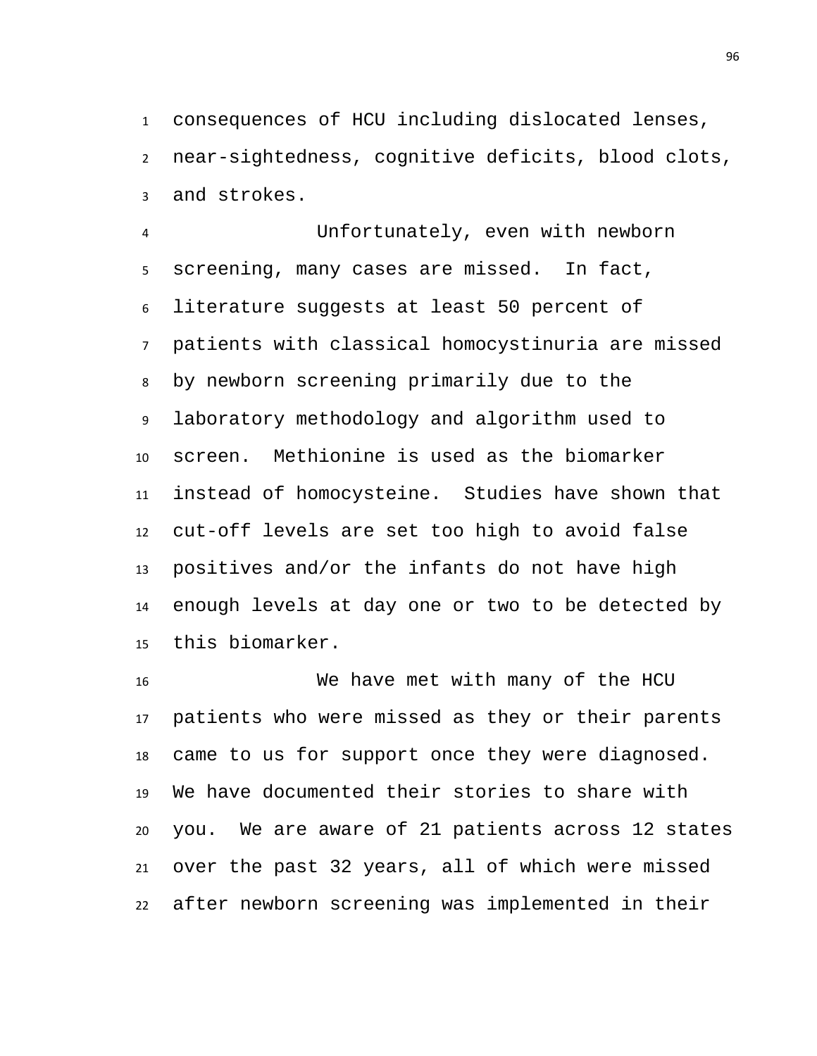consequences of HCU including dislocated lenses, near-sightedness, cognitive deficits, blood clots, and strokes.

Unfortunately, even with newborn screening, many cases are missed. In fact, literature suggests at least 50 percent of patients with classical homocystinuria are missed by newborn screening primarily due to the laboratory methodology and algorithm used to screen. Methionine is used as the biomarker instead of homocysteine. Studies have shown that cut-off levels are set too high to avoid false positives and/or the infants do not have high enough levels at day one or two to be detected by this biomarker.

We have met with many of the HCU patients who were missed as they or their parents came to us for support once they were diagnosed. We have documented their stories to share with you. We are aware of 21 patients across 12 states over the past 32 years, all of which were missed after newborn screening was implemented in their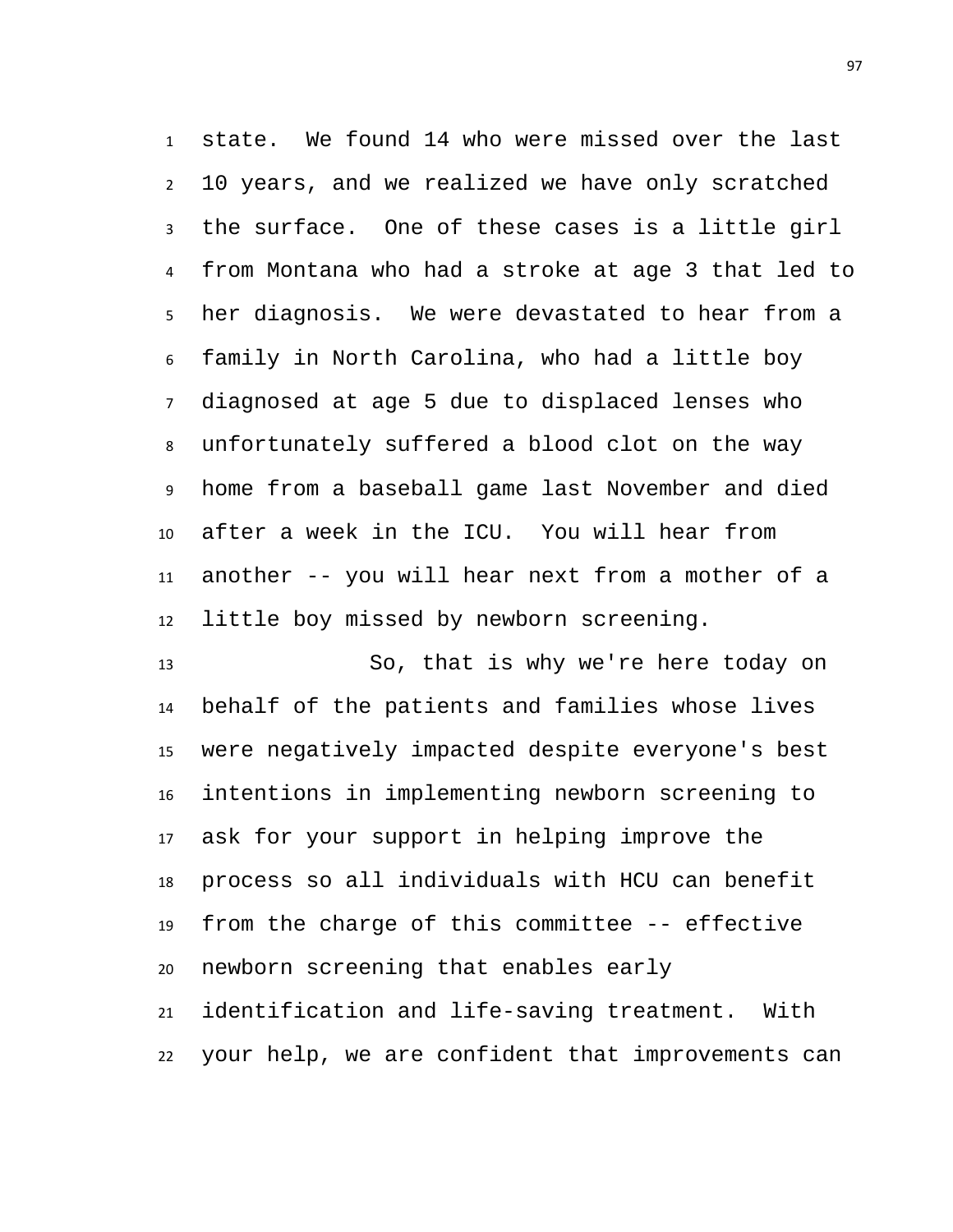state. We found 14 who were missed over the last 10 years, and we realized we have only scratched the surface. One of these cases is a little girl from Montana who had a stroke at age 3 that led to her diagnosis. We were devastated to hear from a family in North Carolina, who had a little boy diagnosed at age 5 due to displaced lenses who unfortunately suffered a blood clot on the way home from a baseball game last November and died after a week in the ICU. You will hear from another -- you will hear next from a mother of a little boy missed by newborn screening.

So, that is why we're here today on behalf of the patients and families whose lives were negatively impacted despite everyone's best intentions in implementing newborn screening to ask for your support in helping improve the process so all individuals with HCU can benefit from the charge of this committee -- effective newborn screening that enables early identification and life-saving treatment. With your help, we are confident that improvements can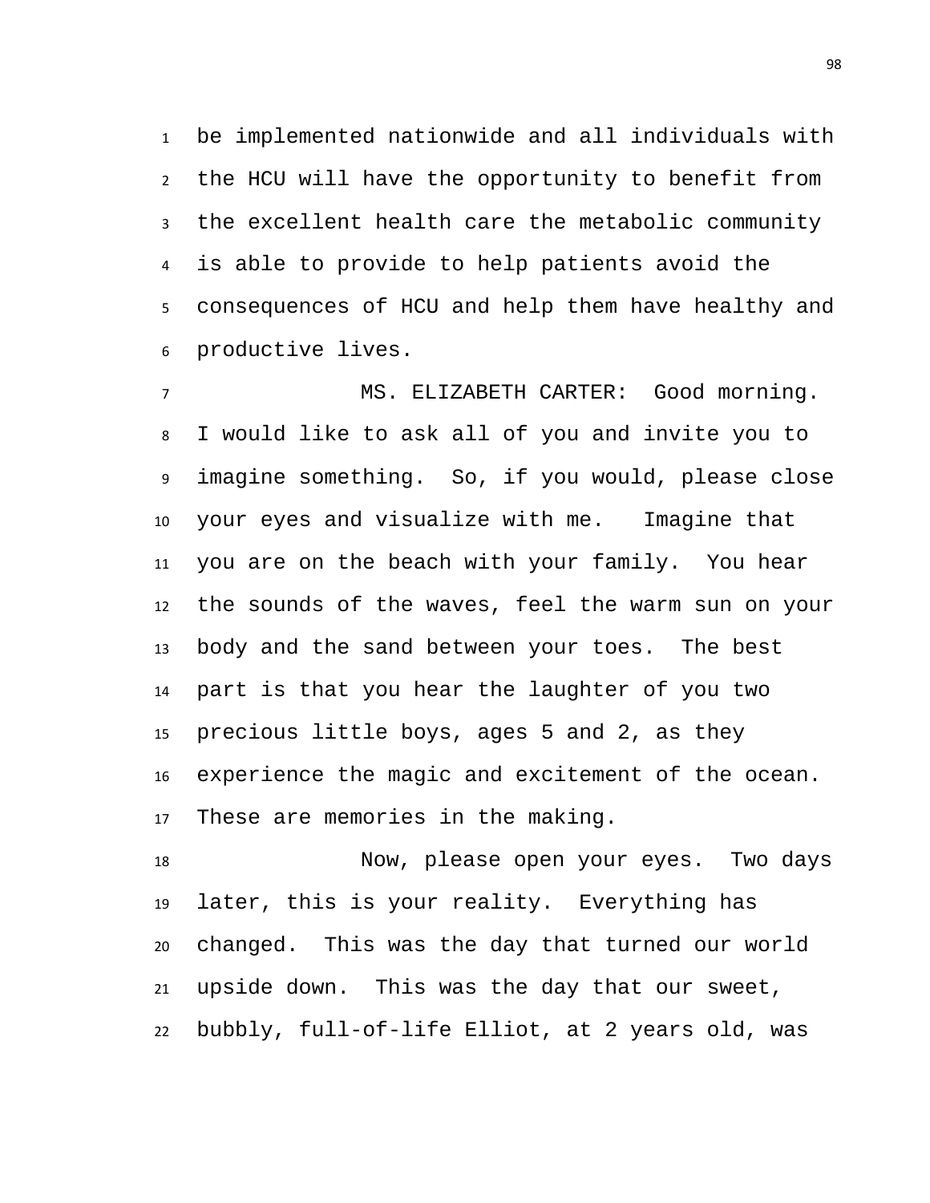be implemented nationwide and all individuals with the HCU will have the opportunity to benefit from the excellent health care the metabolic community is able to provide to help patients avoid the consequences of HCU and help them have healthy and productive lives.

MS. ELIZABETH CARTER: Good morning. I would like to ask all of you and invite you to imagine something. So, if you would, please close your eyes and visualize with me. Imagine that you are on the beach with your family. You hear the sounds of the waves, feel the warm sun on your body and the sand between your toes. The best part is that you hear the laughter of you two precious little boys, ages 5 and 2, as they experience the magic and excitement of the ocean. These are memories in the making.

Now, please open your eyes. Two days later, this is your reality. Everything has changed. This was the day that turned our world upside down. This was the day that our sweet, bubbly, full-of-life Elliot, at 2 years old, was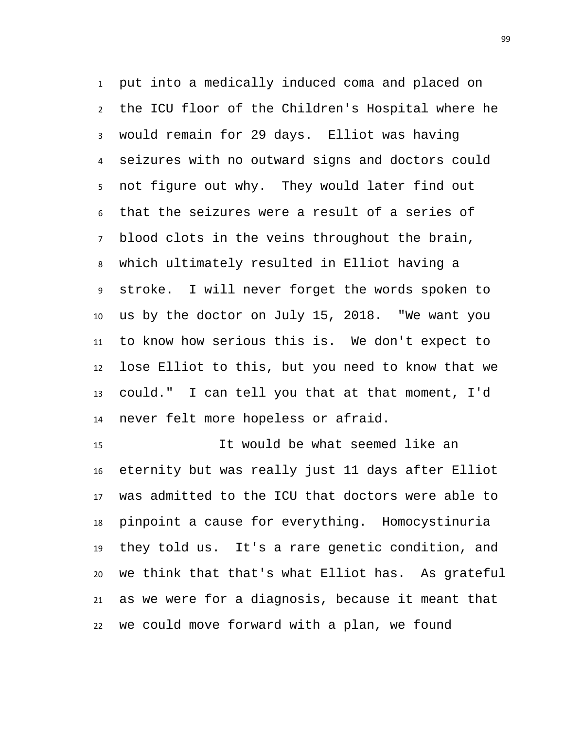put into a medically induced coma and placed on the ICU floor of the Children's Hospital where he would remain for 29 days. Elliot was having seizures with no outward signs and doctors could not figure out why. They would later find out that the seizures were a result of a series of blood clots in the veins throughout the brain, which ultimately resulted in Elliot having a stroke. I will never forget the words spoken to us by the doctor on July 15, 2018. "We want you to know how serious this is. We don't expect to lose Elliot to this, but you need to know that we could." I can tell you that at that moment, I'd never felt more hopeless or afraid.

It would be what seemed like an eternity but was really just 11 days after Elliot was admitted to the ICU that doctors were able to pinpoint a cause for everything. Homocystinuria they told us. It's a rare genetic condition, and we think that that's what Elliot has. As grateful as we were for a diagnosis, because it meant that we could move forward with a plan, we found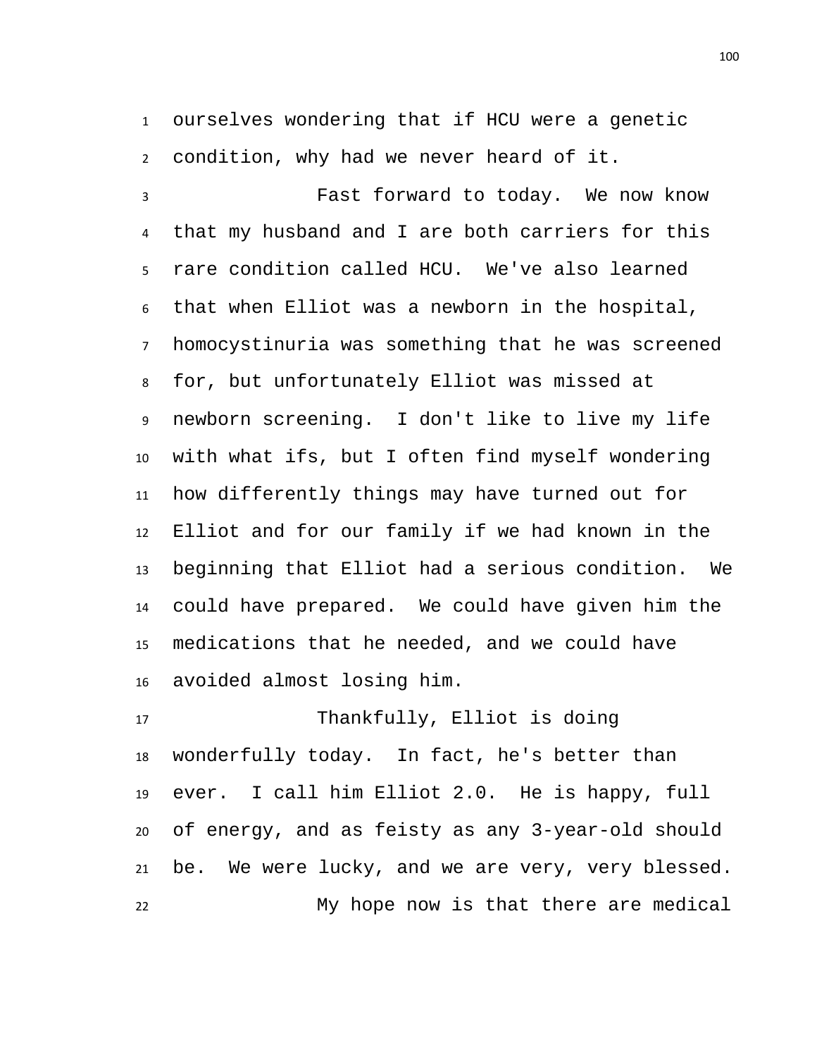ourselves wondering that if HCU were a genetic condition, why had we never heard of it.

Fast forward to today. We now know that my husband and I are both carriers for this rare condition called HCU. We've also learned that when Elliot was a newborn in the hospital, homocystinuria was something that he was screened for, but unfortunately Elliot was missed at newborn screening. I don't like to live my life with what ifs, but I often find myself wondering how differently things may have turned out for Elliot and for our family if we had known in the beginning that Elliot had a serious condition. We could have prepared. We could have given him the medications that he needed, and we could have avoided almost losing him.

Thankfully, Elliot is doing wonderfully today. In fact, he's better than ever. I call him Elliot 2.0. He is happy, full of energy, and as feisty as any 3-year-old should be. We were lucky, and we are very, very blessed.

My hope now is that there are medical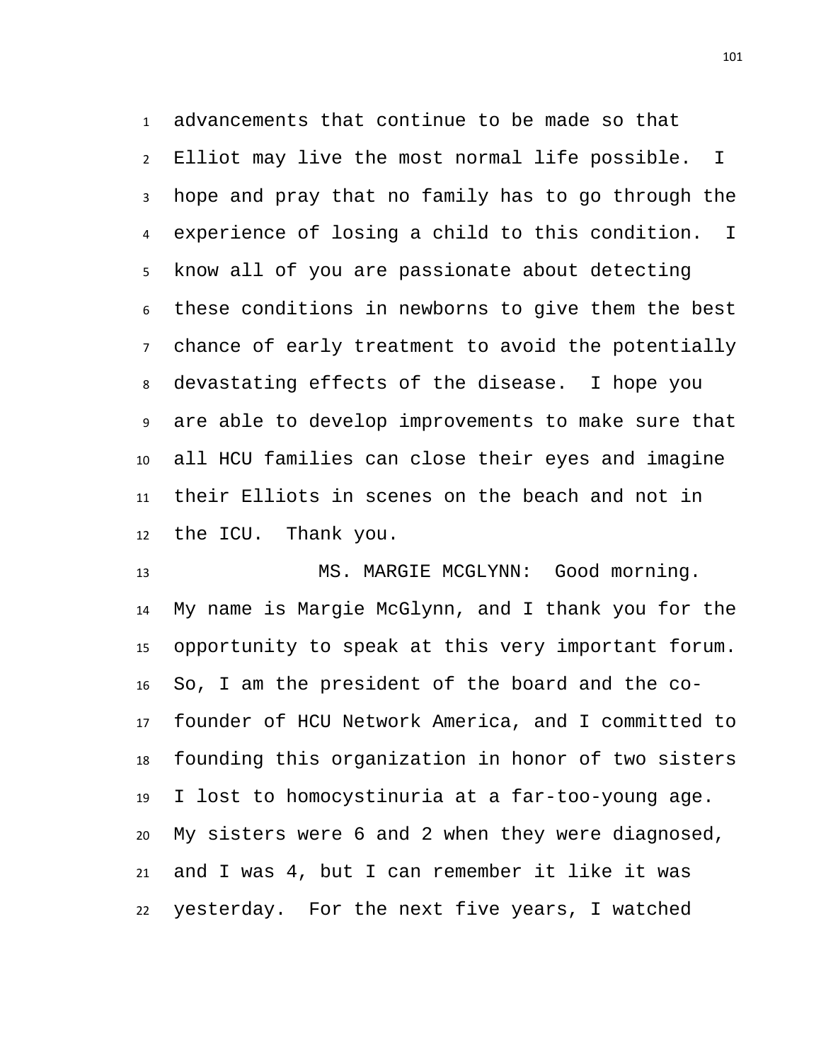advancements that continue to be made so that Elliot may live the most normal life possible. I hope and pray that no family has to go through the experience of losing a child to this condition. I know all of you are passionate about detecting these conditions in newborns to give them the best chance of early treatment to avoid the potentially devastating effects of the disease. I hope you are able to develop improvements to make sure that all HCU families can close their eyes and imagine their Elliots in scenes on the beach and not in the ICU. Thank you.

MS. MARGIE MCGLYNN: Good morning. My name is Margie McGlynn, and I thank you for the opportunity to speak at this very important forum. So, I am the president of the board and the co-founder of HCU Network America, and I committed to founding this organization in honor of two sisters I lost to homocystinuria at a far-too-young age. My sisters were 6 and 2 when they were diagnosed, and I was 4, but I can remember it like it was yesterday. For the next five years, I watched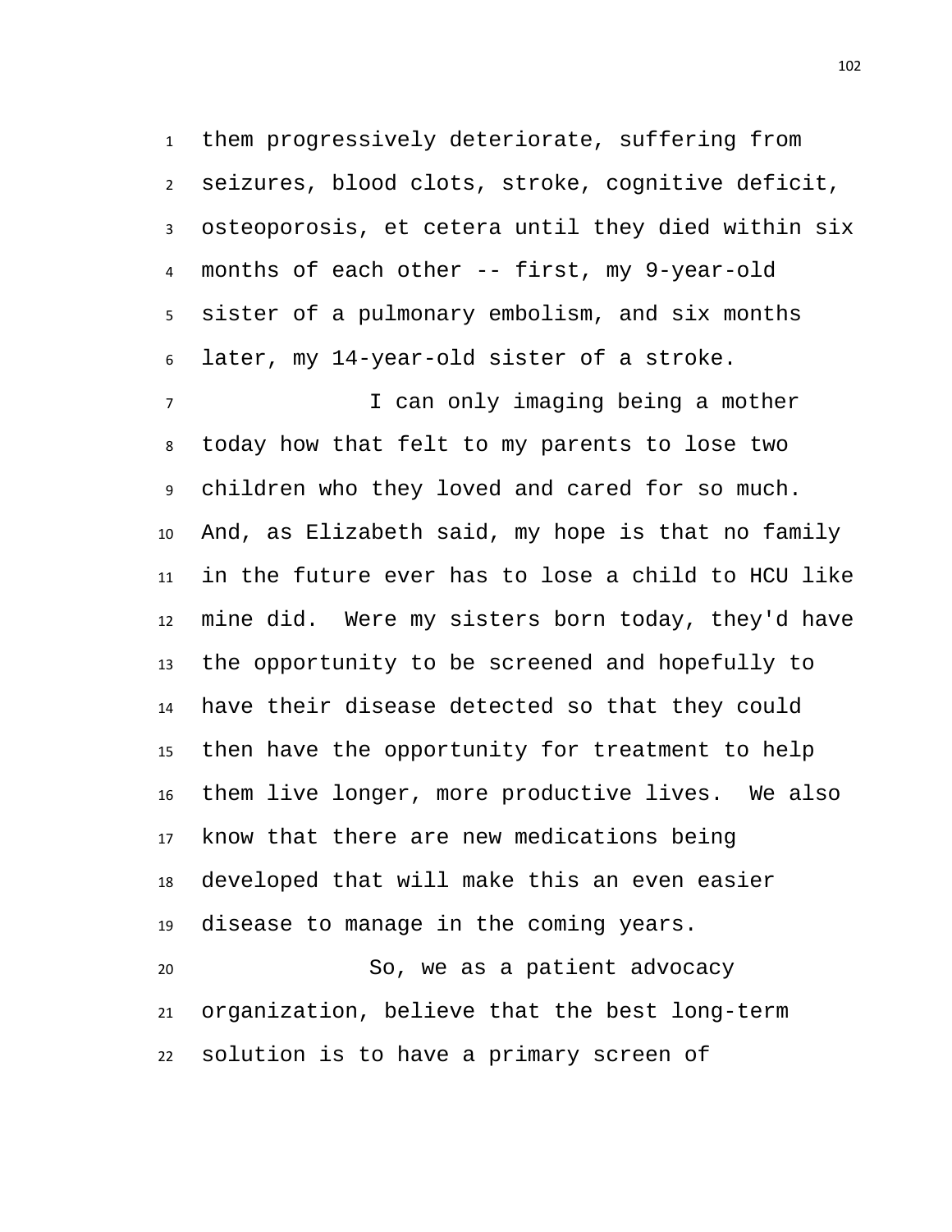them progressively deteriorate, suffering from seizures, blood clots, stroke, cognitive deficit, osteoporosis, et cetera until they died within six months of each other -- first, my 9-year-old sister of a pulmonary embolism, and six months later, my 14-year-old sister of a stroke.

I can only imaging being a mother today how that felt to my parents to lose two children who they loved and cared for so much. And, as Elizabeth said, my hope is that no family in the future ever has to lose a child to HCU like mine did. Were my sisters born today, they'd have the opportunity to be screened and hopefully to have their disease detected so that they could then have the opportunity for treatment to help them live longer, more productive lives. We also know that there are new medications being developed that will make this an even easier disease to manage in the coming years.

So, we as a patient advocacy organization, believe that the best long-term solution is to have a primary screen of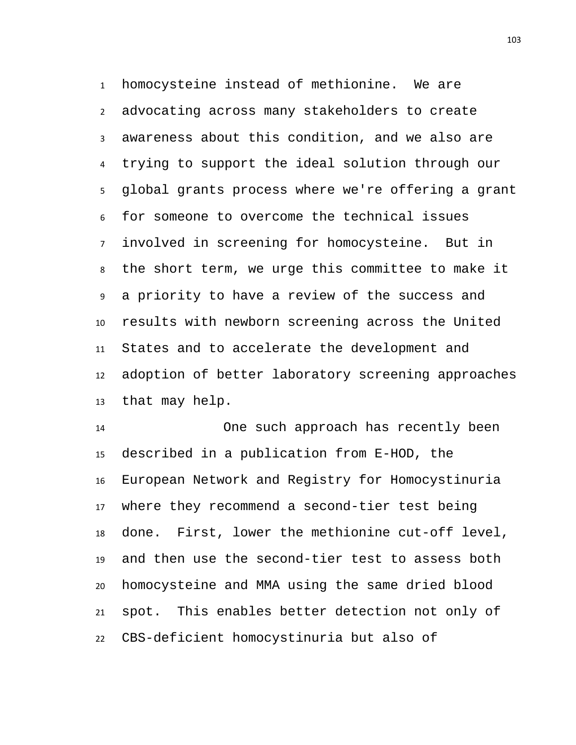homocysteine instead of methionine. We are advocating across many stakeholders to create awareness about this condition, and we also are trying to support the ideal solution through our global grants process where we're offering a grant for someone to overcome the technical issues involved in screening for homocysteine. But in the short term, we urge this committee to make it a priority to have a review of the success and results with newborn screening across the United States and to accelerate the development and adoption of better laboratory screening approaches that may help.

One such approach has recently been described in a publication from E-HOD, the European Network and Registry for Homocystinuria where they recommend a second-tier test being done. First, lower the methionine cut-off level, and then use the second-tier test to assess both homocysteine and MMA using the same dried blood spot. This enables better detection not only of CBS-deficient homocystinuria but also of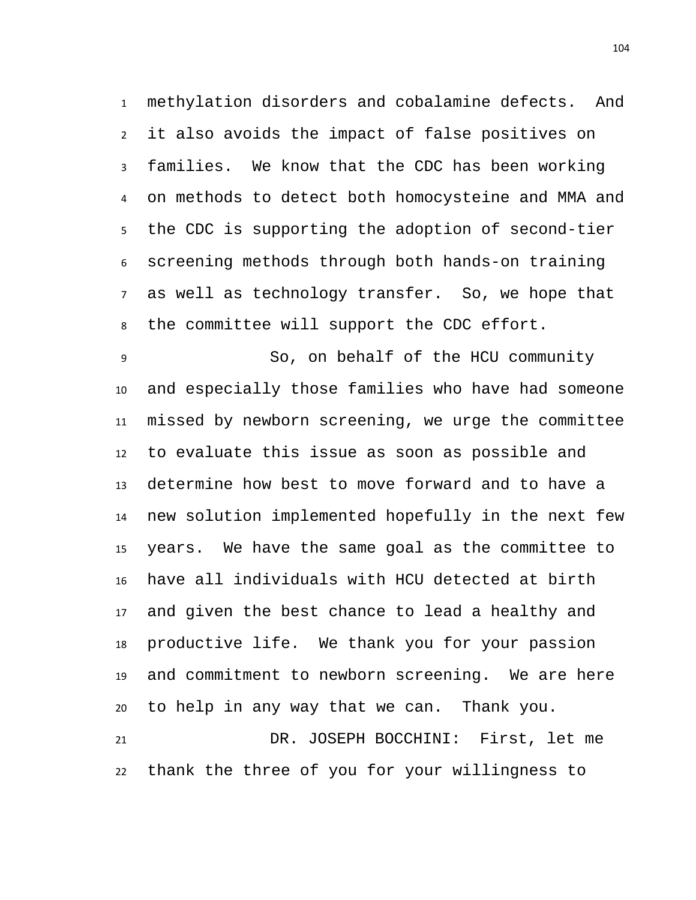methylation disorders and cobalamine defects. And it also avoids the impact of false positives on families. We know that the CDC has been working on methods to detect both homocysteine and MMA and the CDC is supporting the adoption of second-tier screening methods through both hands-on training as well as technology transfer. So, we hope that the committee will support the CDC effort.

So, on behalf of the HCU community and especially those families who have had someone missed by newborn screening, we urge the committee to evaluate this issue as soon as possible and determine how best to move forward and to have a new solution implemented hopefully in the next few years. We have the same goal as the committee to have all individuals with HCU detected at birth and given the best chance to lead a healthy and productive life. We thank you for your passion and commitment to newborn screening. We are here to help in any way that we can. Thank you.

DR. JOSEPH BOCCHINI: First, let me thank the three of you for your willingness to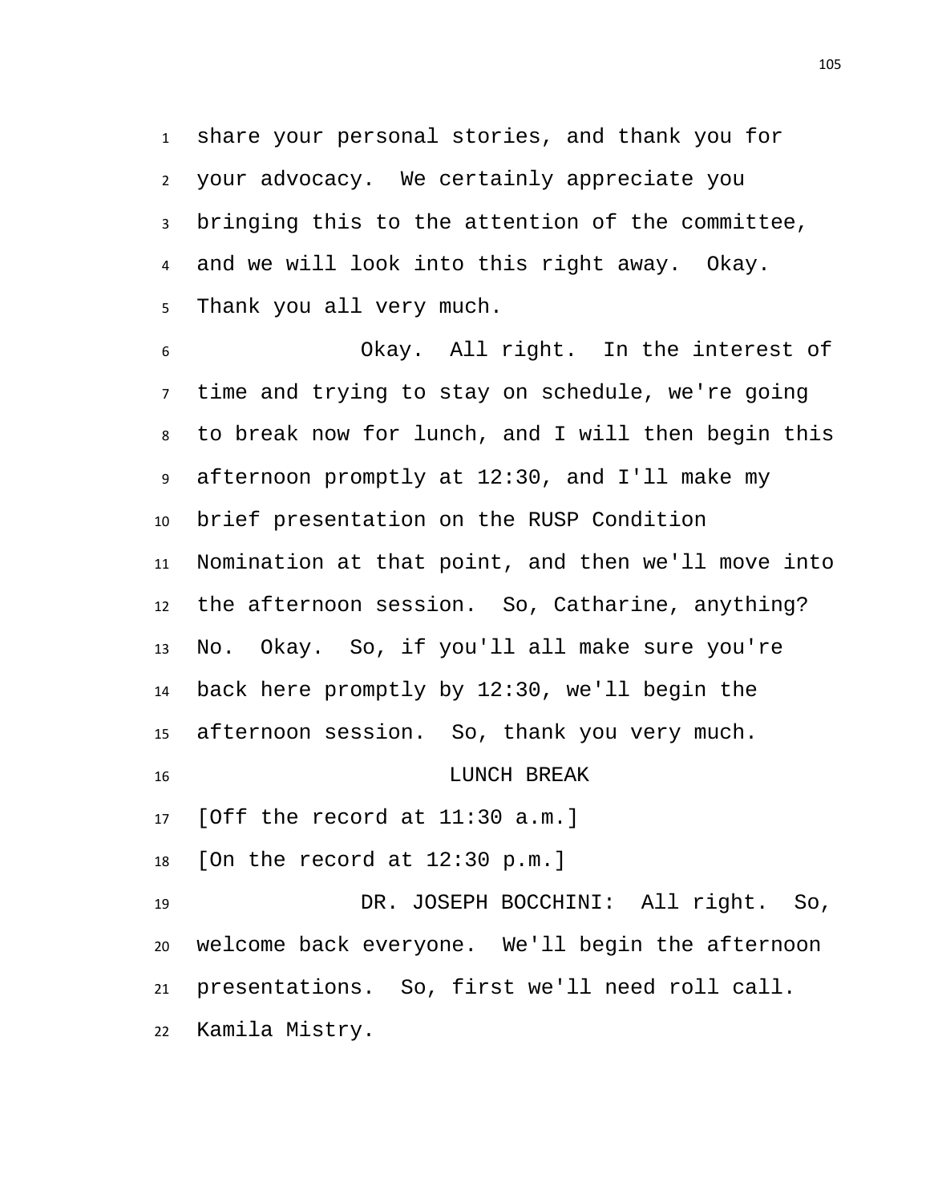share your personal stories, and thank you for your advocacy. We certainly appreciate you bringing this to the attention of the committee, and we will look into this right away. Okay. Thank you all very much.

Okay. All right. In the interest of time and trying to stay on schedule, we're going to break now for lunch, and I will then begin this afternoon promptly at 12:30, and I'll make my brief presentation on the RUSP Condition Nomination at that point, and then we'll move into the afternoon session. So, Catharine, anything? No. Okay. So, if you'll all make sure you're back here promptly by 12:30, we'll begin the afternoon session. So, thank you very much.

LUNCH BREAK

[Off the record at 11:30 a.m.]

[On the record at 12:30 p.m.]

DR. JOSEPH BOCCHINI: All right. So, welcome back everyone. We'll begin the afternoon presentations. So, first we'll need roll call. Kamila Mistry.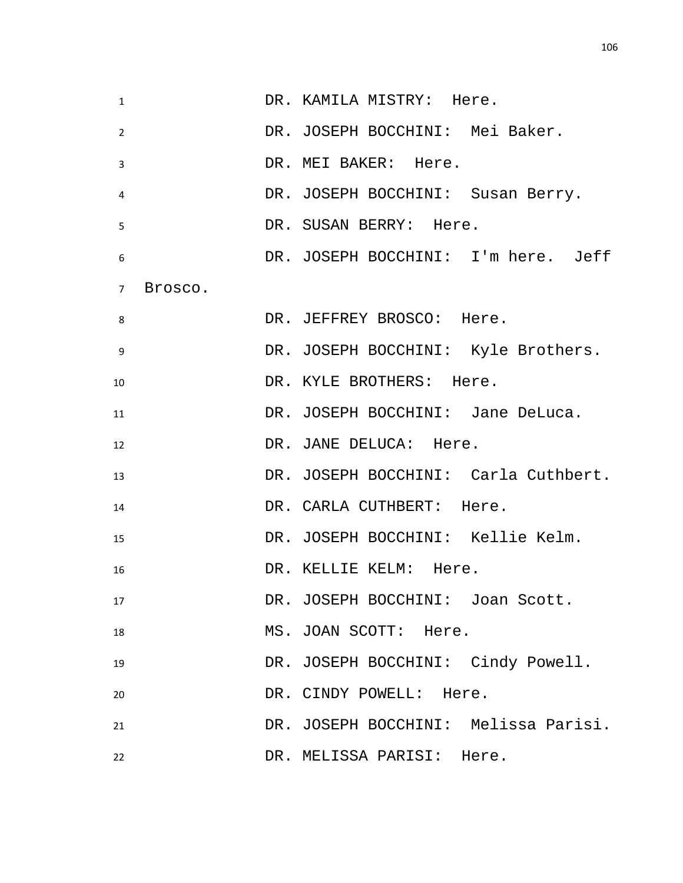DR. KAMILA MISTRY: Here.

DR. JOSEPH BOCCHINI: Mei Baker.

DR. MEI BAKER: Here.

DR. JOSEPH BOCCHINI: Susan Berry.

DR. SUSAN BERRY: Here.

DR. JOSEPH BOCCHINI: I'm here. Jeff Brosco.

DR. JEFFREY BROSCO: Here.

DR. JOSEPH BOCCHINI: Kyle Brothers.

DR. KYLE BROTHERS: Here.

DR. JOSEPH BOCCHINI: Jane DeLuca.

DR. JANE DELUCA: Here.

DR. JOSEPH BOCCHINI: Carla Cuthbert.

DR. CARLA CUTHBERT: Here.

DR. JOSEPH BOCCHINI: Kellie Kelm.

DR. KELLIE KELM: Here.

DR. JOSEPH BOCCHINI: Joan Scott.

MS. JOAN SCOTT: Here.

DR. JOSEPH BOCCHINI: Cindy Powell.

DR. CINDY POWELL: Here.

DR. JOSEPH BOCCHINI: Melissa Parisi.

DR. MELISSA PARISI: Here.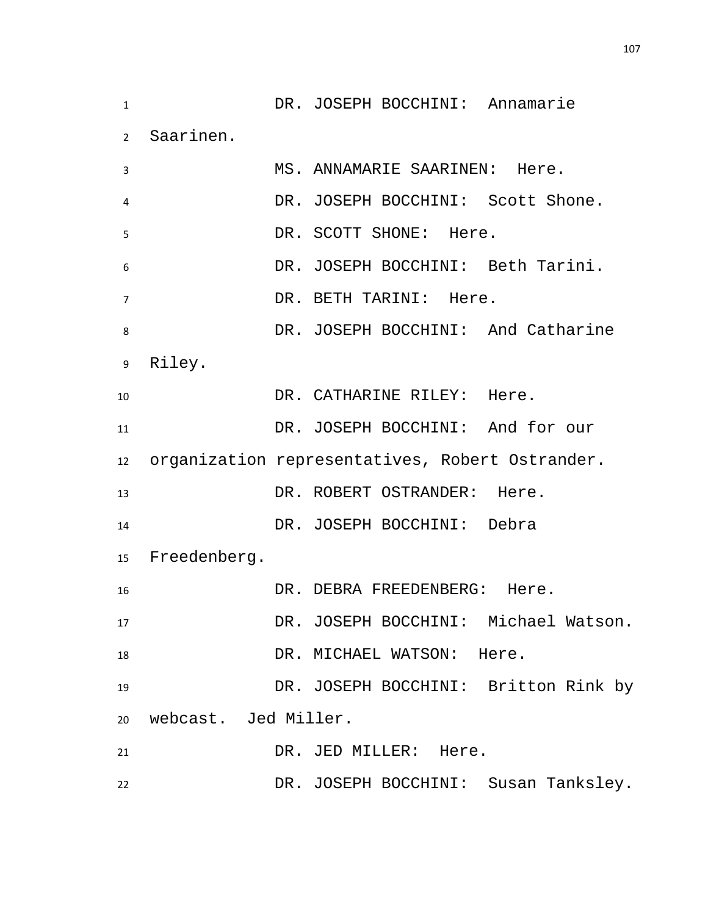DR. JOSEPH BOCCHINI: Annamarie Saarinen.

MS. ANNAMARIE SAARINEN: Here.

DR. JOSEPH BOCCHINI: Scott Shone.

DR. SCOTT SHONE: Here.

DR. JOSEPH BOCCHINI: Beth Tarini.

DR. BETH TARINI: Here.

DR. JOSEPH BOCCHINI: And Catharine Riley.

DR. CATHARINE RILEY: Here.

DR. JOSEPH BOCCHINI: And for our organization representatives, Robert Ostrander.

DR. ROBERT OSTRANDER: Here.

DR. JOSEPH BOCCHINI: Debra Freedenberg.

DR. DEBRA FREEDENBERG: Here.

DR. JOSEPH BOCCHINI: Michael Watson.

DR. MICHAEL WATSON: Here.

DR. JOSEPH BOCCHINI: Britton Rink by webcast. Jed Miller.

DR. JED MILLER: Here.

DR. JOSEPH BOCCHINI: Susan Tanksley.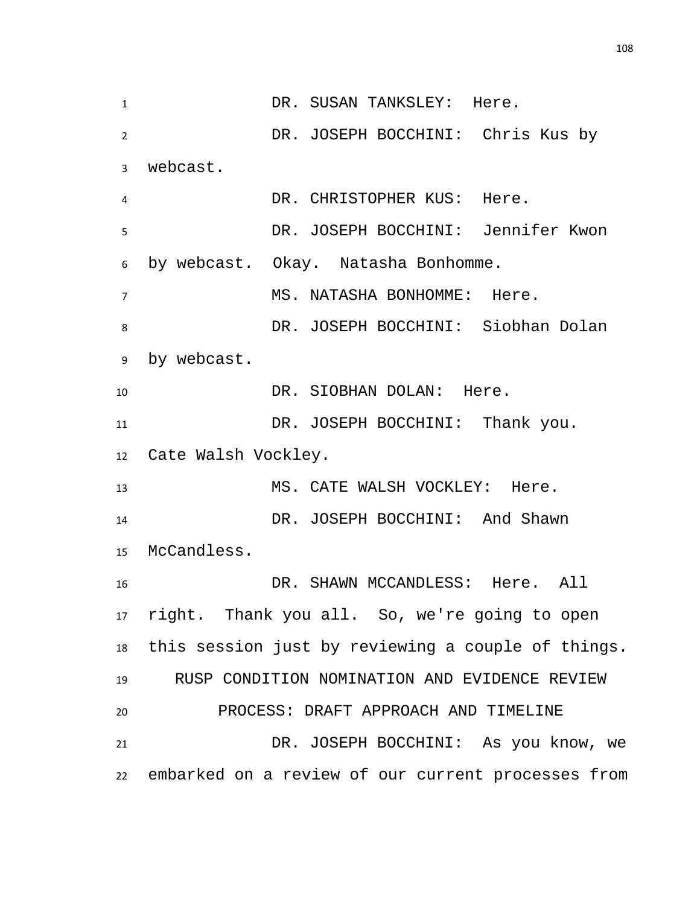DR. SUSAN TANKSLEY: Here.

DR. JOSEPH BOCCHINI: Chris Kus by webcast.

DR. CHRISTOPHER KUS: Here.

DR. JOSEPH BOCCHINI: Jennifer Kwon by webcast. Okay. Natasha Bonhomme.

MS. NATASHA BONHOMME: Here.

DR. JOSEPH BOCCHINI: Siobhan Dolan by webcast.

DR. SIOBHAN DOLAN: Here.

DR. JOSEPH BOCCHINI: Thank you. Cate Walsh Vockley.

MS. CATE WALSH VOCKLEY: Here.

DR. JOSEPH BOCCHINI: And Shawn McCandless.

DR. SHAWN MCCANDLESS: Here. All right. Thank you all. So, we're going to open this session just by reviewing a couple of things.

## RUSP CONDITION NOMINATION AND EVIDENCE REVIEW PROCESS: DRAFT APPROACH AND TIMELINE

DR. JOSEPH BOCCHINI: As you know, we embarked on a review of our current processes from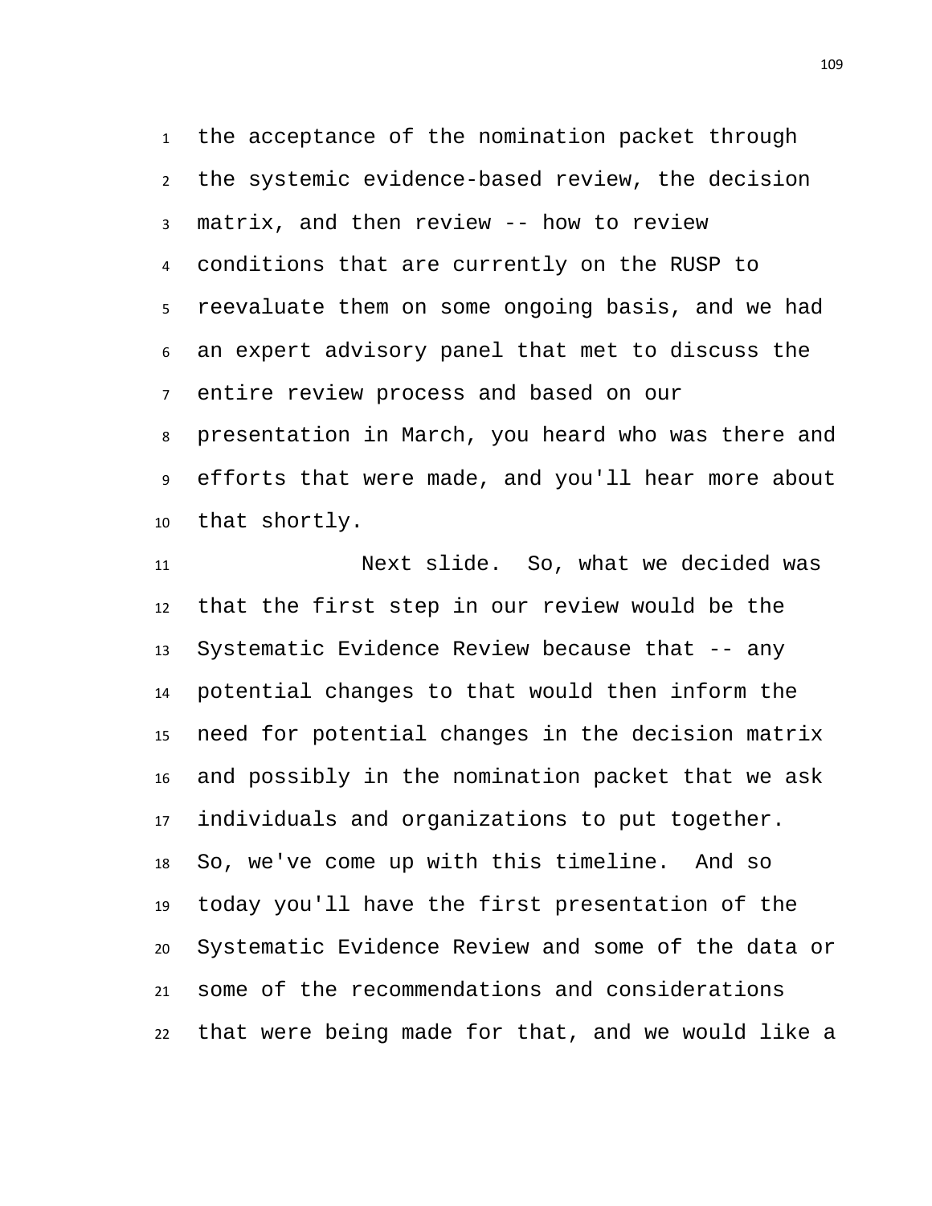the acceptance of the nomination packet through the systemic evidence-based review, the decision matrix, and then review -- how to review conditions that are currently on the RUSP to reevaluate them on some ongoing basis, and we had an expert advisory panel that met to discuss the entire review process and based on our presentation in March, you heard who was there and efforts that were made, and you'll hear more about that shortly.

Next slide. So, what we decided was that the first step in our review would be the Systematic Evidence Review because that -- any potential changes to that would then inform the need for potential changes in the decision matrix and possibly in the nomination packet that we ask individuals and organizations to put together. So, we've come up with this timeline. And so today you'll have the first presentation of the Systematic Evidence Review and some of the data or some of the recommendations and considerations that were being made for that, and we would like a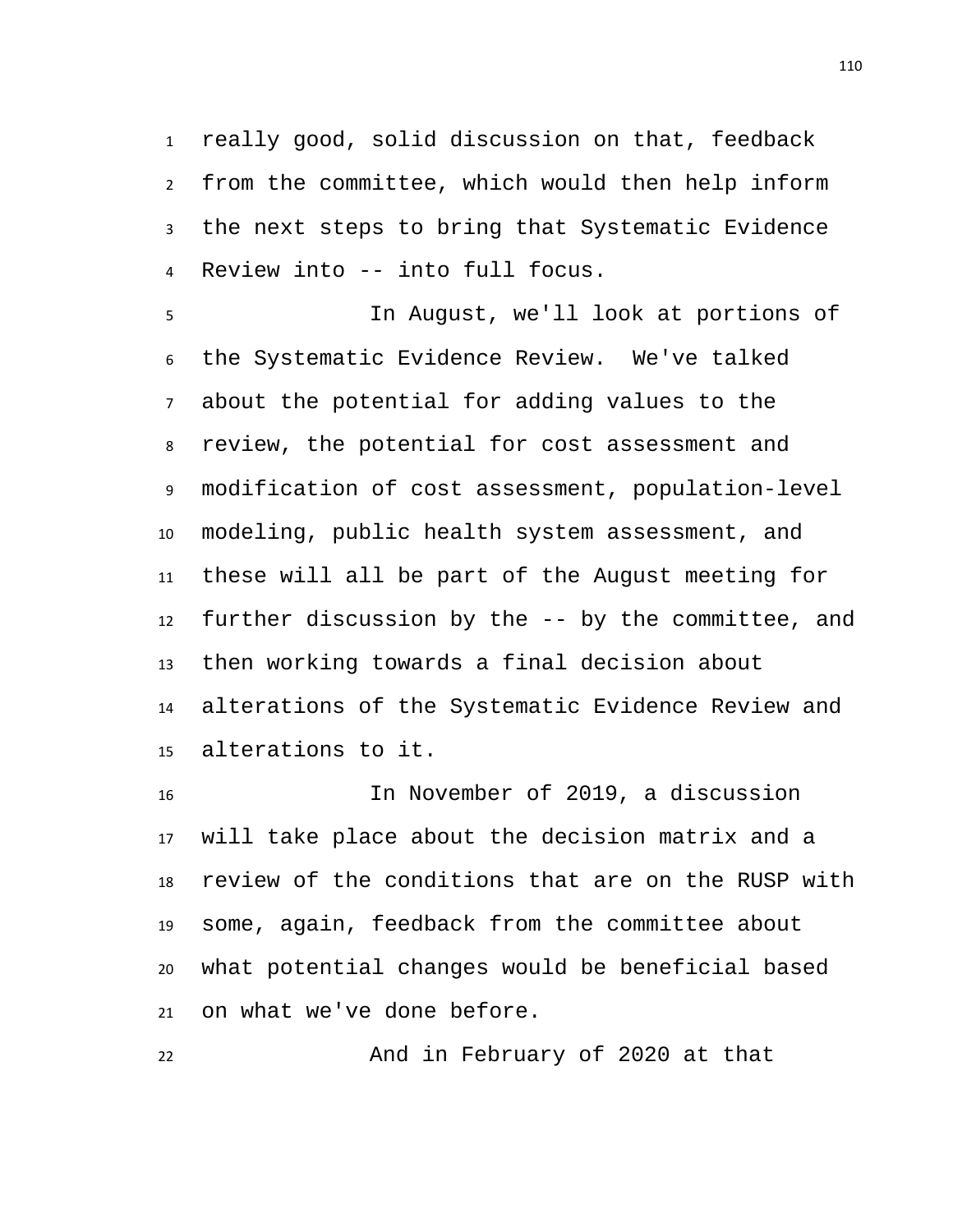really good, solid discussion on that, feedback from the committee, which would then help inform the next steps to bring that Systematic Evidence Review into -- into full focus.

In August, we'll look at portions of the Systematic Evidence Review. We've talked about the potential for adding values to the review, the potential for cost assessment and modification of cost assessment, population-level modeling, public health system assessment, and these will all be part of the August meeting for further discussion by the -- by the committee, and then working towards a final decision about alterations of the Systematic Evidence Review and alterations to it.

In November of 2019, a discussion will take place about the decision matrix and a review of the conditions that are on the RUSP with some, again, feedback from the committee about what potential changes would be beneficial based on what we've done before.

And in February of 2020 at that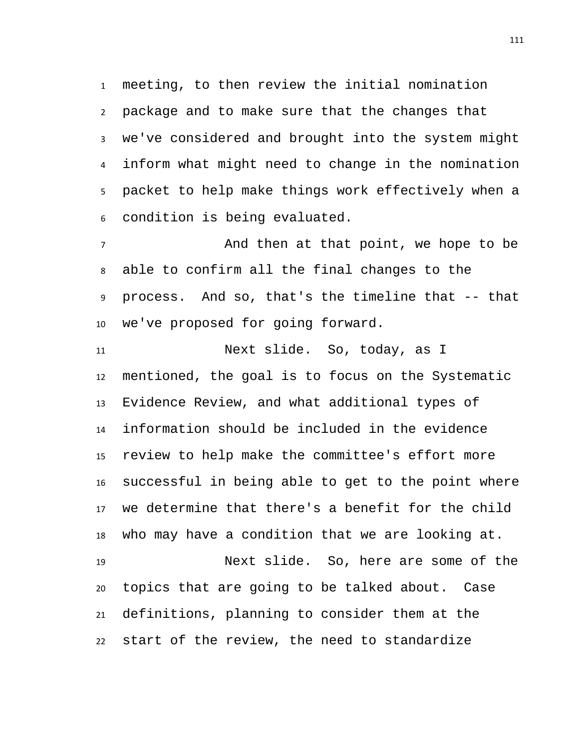meeting, to then review the initial nomination package and to make sure that the changes that we've considered and brought into the system might inform what might need to change in the nomination packet to help make things work effectively when a condition is being evaluated.

And then at that point, we hope to be able to confirm all the final changes to the process. And so, that's the timeline that -- that we've proposed for going forward.

Next slide. So, today, as I mentioned, the goal is to focus on the Systematic Evidence Review, and what additional types of information should be included in the evidence review to help make the committee's effort more successful in being able to get to the point where we determine that there's a benefit for the child who may have a condition that we are looking at.

Next slide. So, here are some of the topics that are going to be talked about. Case definitions, planning to consider them at the start of the review, the need to standardize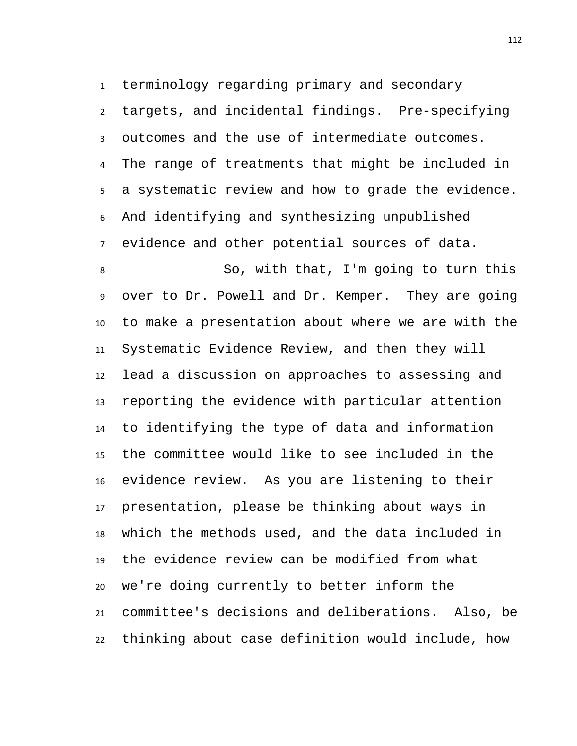terminology regarding primary and secondary targets, and incidental findings. Pre-specifying outcomes and the use of intermediate outcomes. The range of treatments that might be included in a systematic review and how to grade the evidence. And identifying and synthesizing unpublished evidence and other potential sources of data.

So, with that, I'm going to turn this over to Dr. Powell and Dr. Kemper. They are going to make a presentation about where we are with the Systematic Evidence Review, and then they will lead a discussion on approaches to assessing and reporting the evidence with particular attention to identifying the type of data and information the committee would like to see included in the evidence review. As you are listening to their presentation, please be thinking about ways in which the methods used, and the data included in the evidence review can be modified from what we're doing currently to better inform the committee's decisions and deliberations. Also, be thinking about case definition would include, how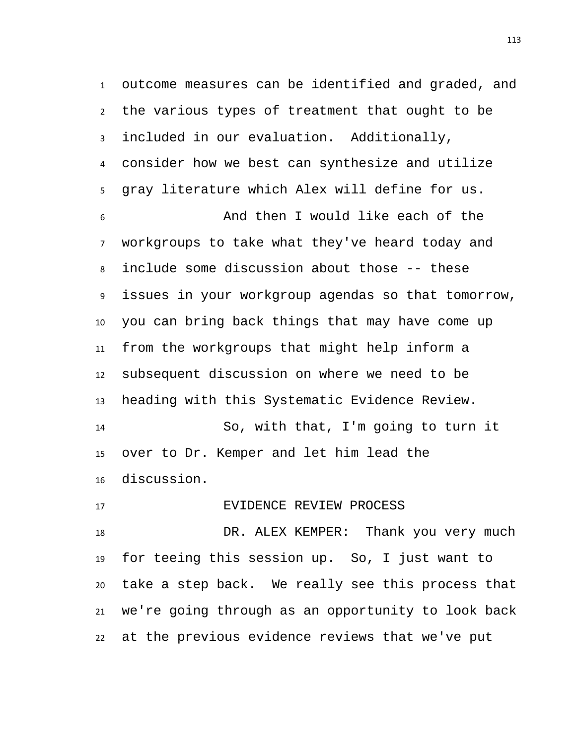outcome measures can be identified and graded, and the various types of treatment that ought to be included in our evaluation. Additionally, consider how we best can synthesize and utilize gray literature which Alex will define for us.

And then I would like each of the workgroups to take what they've heard today and include some discussion about those -- these issues in your workgroup agendas so that tomorrow, you can bring back things that may have come up from the workgroups that might help inform a subsequent discussion on where we need to be heading with this Systematic Evidence Review.

So, with that, I'm going to turn it over to Dr. Kemper and let him lead the discussion.

EVIDENCE REVIEW PROCESS

DR. ALEX KEMPER: Thank you very much for teeing this session up. So, I just want to take a step back. We really see this process that we're going through as an opportunity to look back at the previous evidence reviews that we've put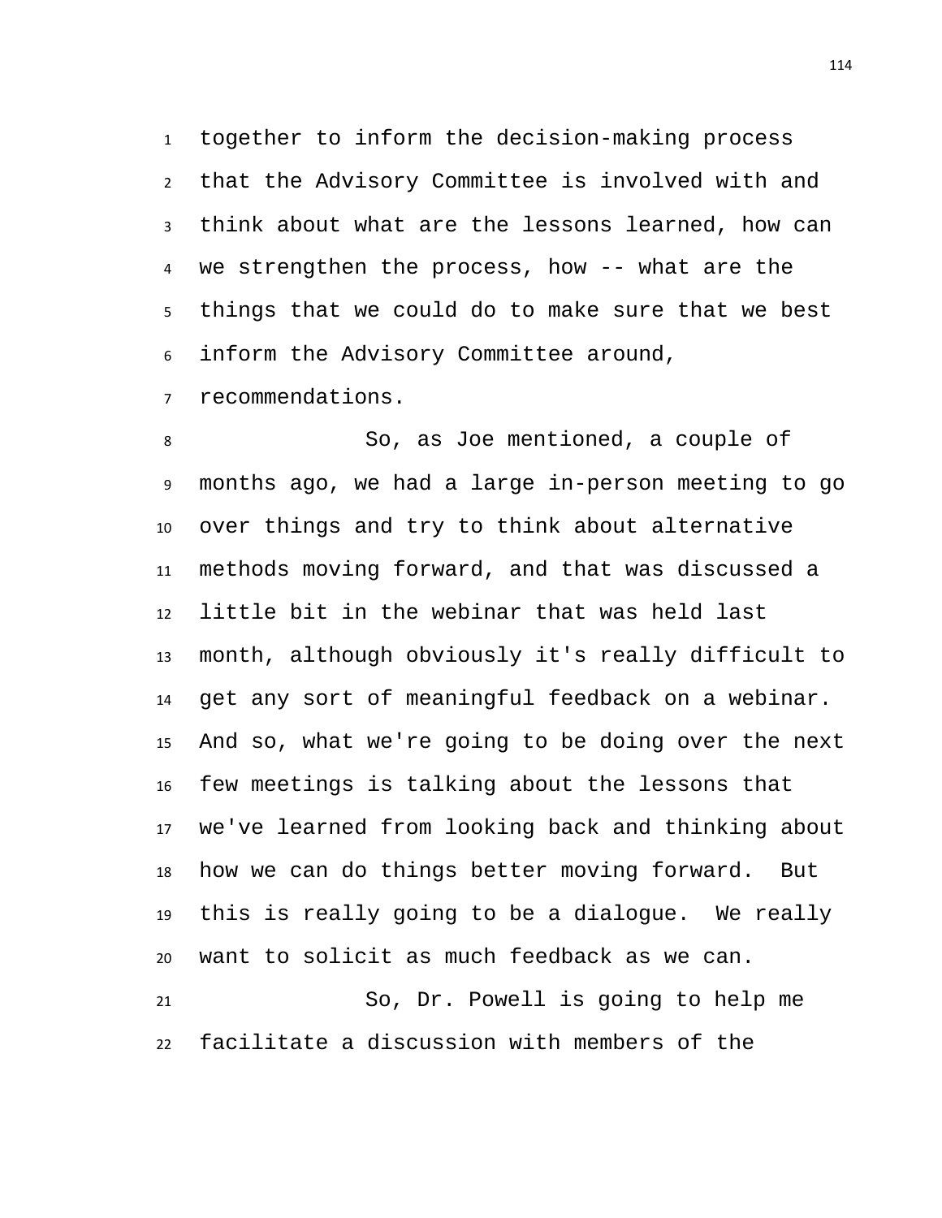together to inform the decision-making process that the Advisory Committee is involved with and think about what are the lessons learned, how can we strengthen the process, how -- what are the things that we could do to make sure that we best inform the Advisory Committee around, recommendations.

So, as Joe mentioned, a couple of months ago, we had a large in-person meeting to go over things and try to think about alternative methods moving forward, and that was discussed a little bit in the webinar that was held last month, although obviously it's really difficult to get any sort of meaningful feedback on a webinar. And so, what we're going to be doing over the next few meetings is talking about the lessons that we've learned from looking back and thinking about how we can do things better moving forward. But this is really going to be a dialogue. We really want to solicit as much feedback as we can.

So, Dr. Powell is going to help me facilitate a discussion with members of the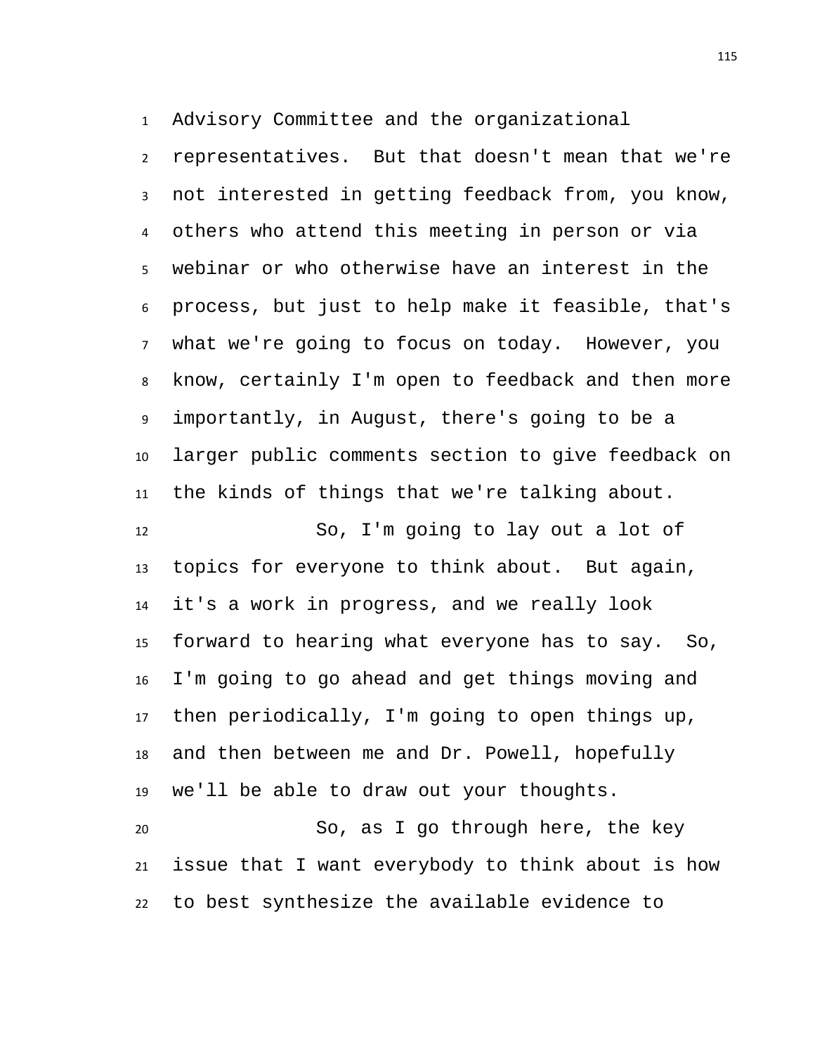Advisory Committee and the organizational representatives. But that doesn't mean that we're not interested in getting feedback from, you know, others who attend this meeting in person or via webinar or who otherwise have an interest in the process, but just to help make it feasible, that's what we're going to focus on today. However, you know, certainly I'm open to feedback and then more importantly, in August, there's going to be a larger public comments section to give feedback on the kinds of things that we're talking about.

So, I'm going to lay out a lot of topics for everyone to think about. But again, it's a work in progress, and we really look forward to hearing what everyone has to say. So, I'm going to go ahead and get things moving and then periodically, I'm going to open things up, and then between me and Dr. Powell, hopefully we'll be able to draw out your thoughts.

So, as I go through here, the key issue that I want everybody to think about is how to best synthesize the available evidence to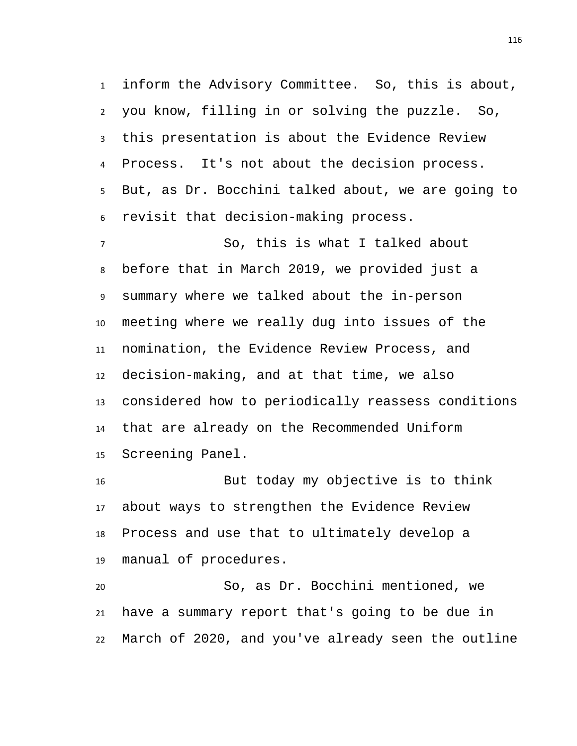inform the Advisory Committee. So, this is about, you know, filling in or solving the puzzle. So, this presentation is about the Evidence Review Process. It's not about the decision process. But, as Dr. Bocchini talked about, we are going to revisit that decision-making process.

So, this is what I talked about before that in March 2019, we provided just a summary where we talked about the in-person meeting where we really dug into issues of the nomination, the Evidence Review Process, and decision-making, and at that time, we also considered how to periodically reassess conditions that are already on the Recommended Uniform Screening Panel.

But today my objective is to think about ways to strengthen the Evidence Review Process and use that to ultimately develop a manual of procedures.

So, as Dr. Bocchini mentioned, we have a summary report that's going to be due in March of 2020, and you've already seen the outline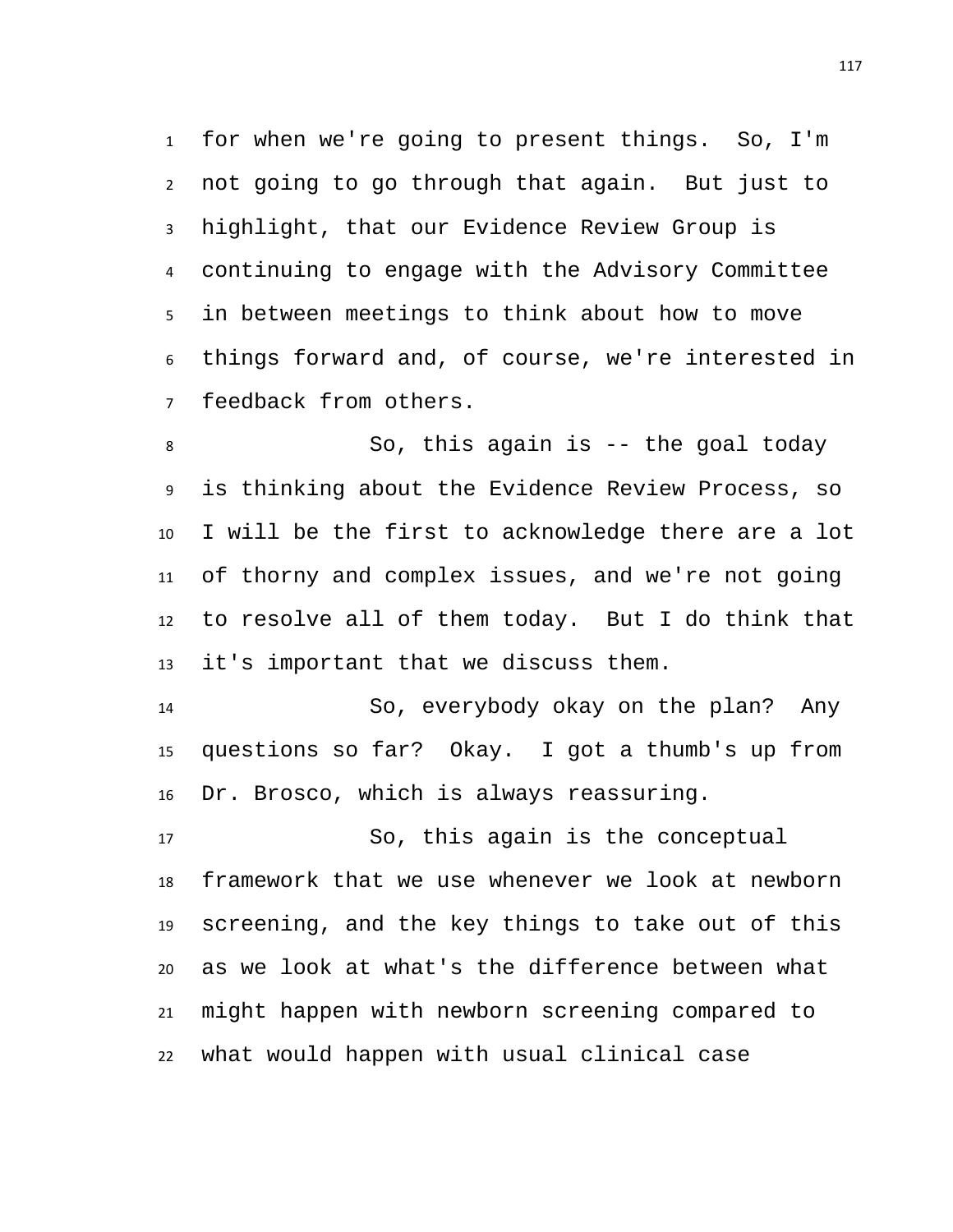for when we're going to present things. So, I'm not going to go through that again. But just to highlight, that our Evidence Review Group is continuing to engage with the Advisory Committee in between meetings to think about how to move things forward and, of course, we're interested in feedback from others.

So, this again is -- the goal today is thinking about the Evidence Review Process, so I will be the first to acknowledge there are a lot of thorny and complex issues, and we're not going to resolve all of them today. But I do think that it's important that we discuss them.

So, everybody okay on the plan? Any questions so far? Okay. I got a thumb's up from Dr. Brosco, which is always reassuring.

So, this again is the conceptual framework that we use whenever we look at newborn screening, and the key things to take out of this as we look at what's the difference between what might happen with newborn screening compared to what would happen with usual clinical case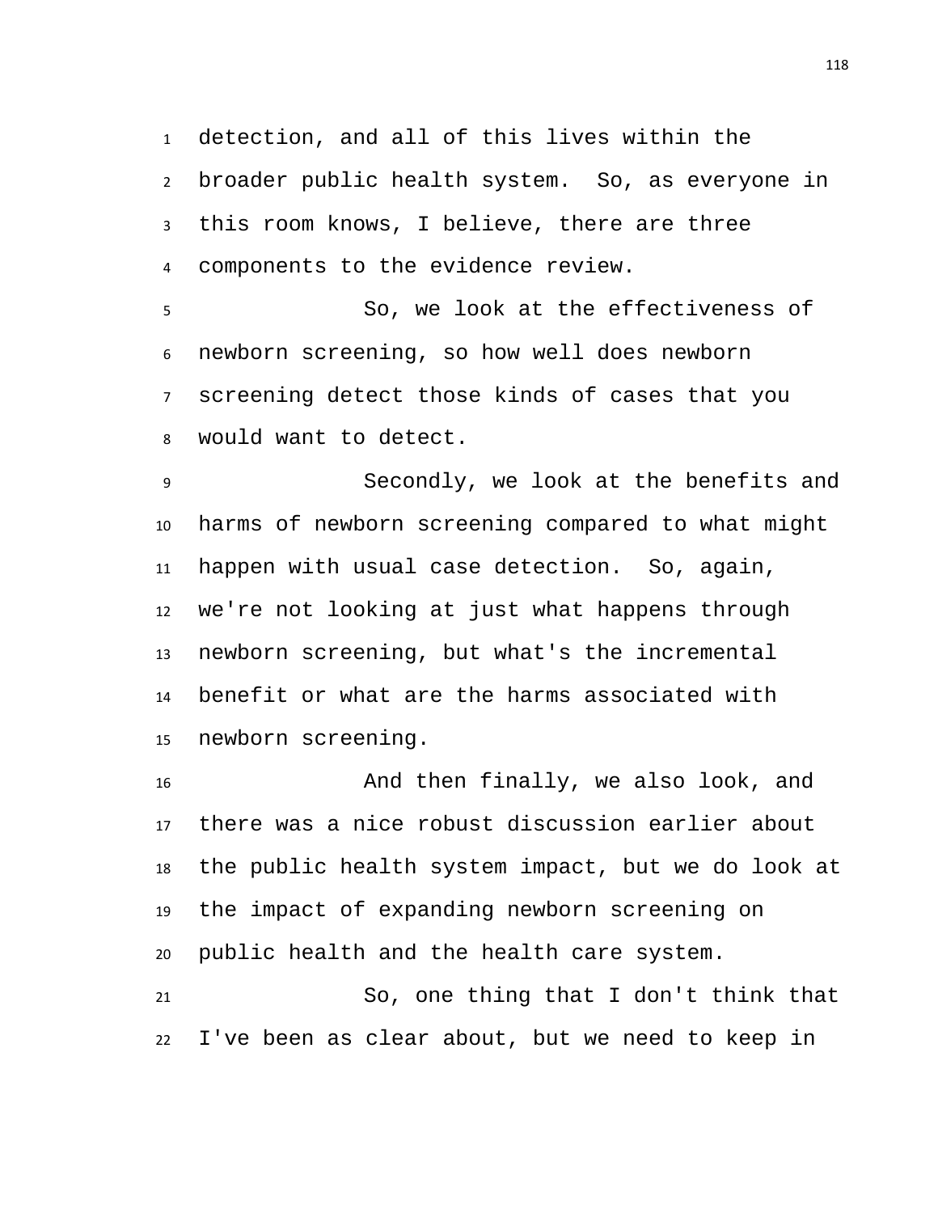detection, and all of this lives within the broader public health system. So, as everyone in this room knows, I believe, there are three components to the evidence review.

So, we look at the effectiveness of newborn screening, so how well does newborn screening detect those kinds of cases that you would want to detect.

Secondly, we look at the benefits and harms of newborn screening compared to what might happen with usual case detection. So, again, we're not looking at just what happens through newborn screening, but what's the incremental benefit or what are the harms associated with newborn screening.

And then finally, we also look, and there was a nice robust discussion earlier about the public health system impact, but we do look at the impact of expanding newborn screening on public health and the health care system.

So, one thing that I don't think that I've been as clear about, but we need to keep in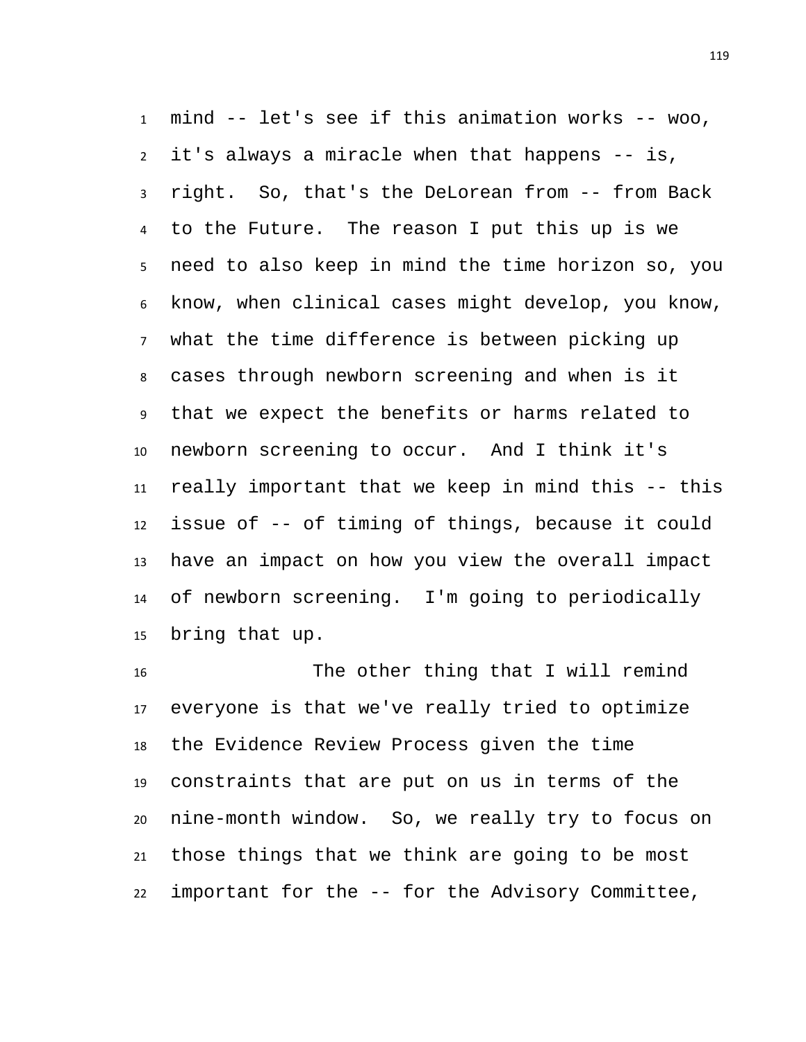mind -- let's see if this animation works -- woo, it's always a miracle when that happens -- is, right. So, that's the DeLorean from -- from Back to the Future. The reason I put this up is we need to also keep in mind the time horizon so, you know, when clinical cases might develop, you know, what the time difference is between picking up cases through newborn screening and when is it that we expect the benefits or harms related to newborn screening to occur. And I think it's really important that we keep in mind this -- this issue of -- of timing of things, because it could have an impact on how you view the overall impact of newborn screening. I'm going to periodically bring that up.

The other thing that I will remind everyone is that we've really tried to optimize the Evidence Review Process given the time constraints that are put on us in terms of the nine-month window. So, we really try to focus on those things that we think are going to be most important for the -- for the Advisory Committee,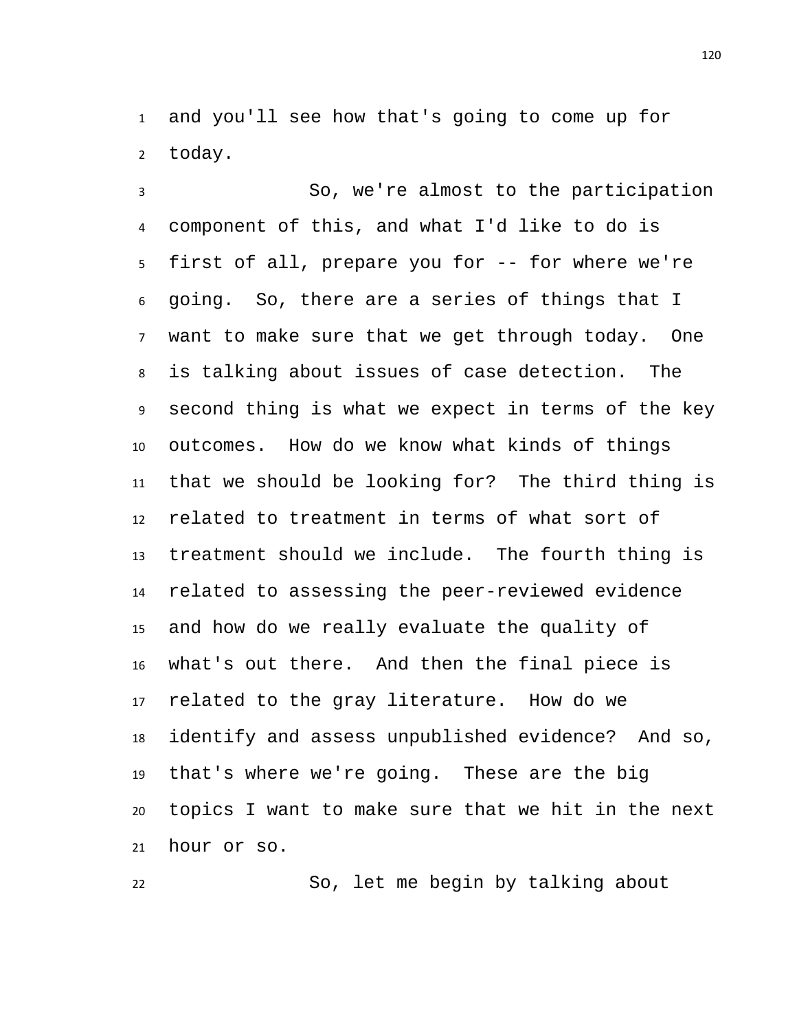and you'll see how that's going to come up for today.

So, we're almost to the participation component of this, and what I'd like to do is first of all, prepare you for -- for where we're going. So, there are a series of things that I want to make sure that we get through today. One is talking about issues of case detection. The second thing is what we expect in terms of the key outcomes. How do we know what kinds of things that we should be looking for? The third thing is related to treatment in terms of what sort of treatment should we include. The fourth thing is related to assessing the peer-reviewed evidence and how do we really evaluate the quality of what's out there. And then the final piece is related to the gray literature. How do we identify and assess unpublished evidence? And so, that's where we're going. These are the big topics I want to make sure that we hit in the next hour or so.

So, let me begin by talking about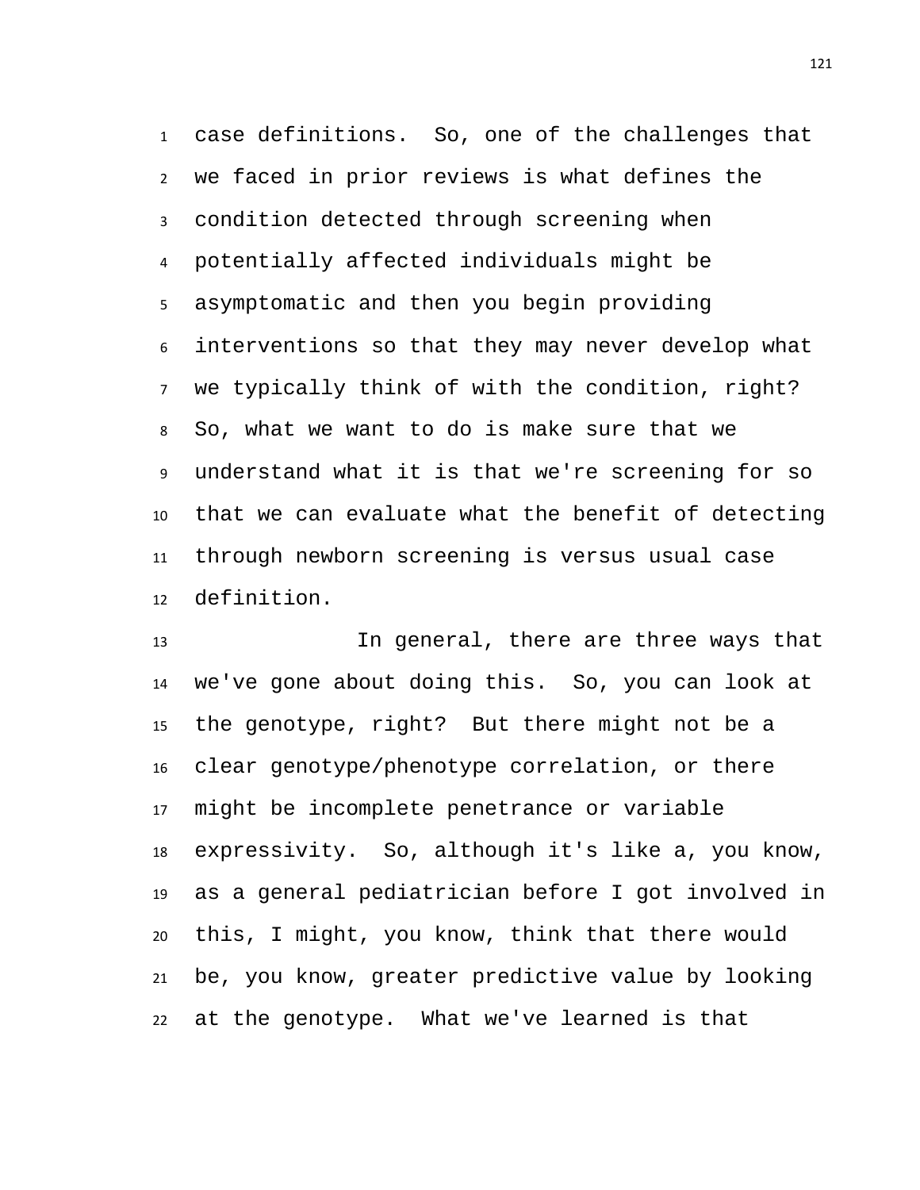case definitions. So, one of the challenges that we faced in prior reviews is what defines the condition detected through screening when potentially affected individuals might be asymptomatic and then you begin providing interventions so that they may never develop what we typically think of with the condition, right? So, what we want to do is make sure that we understand what it is that we're screening for so that we can evaluate what the benefit of detecting through newborn screening is versus usual case definition.

In general, there are three ways that we've gone about doing this. So, you can look at the genotype, right? But there might not be a clear genotype/phenotype correlation, or there might be incomplete penetrance or variable expressivity. So, although it's like a, you know, as a general pediatrician before I got involved in this, I might, you know, think that there would be, you know, greater predictive value by looking at the genotype. What we've learned is that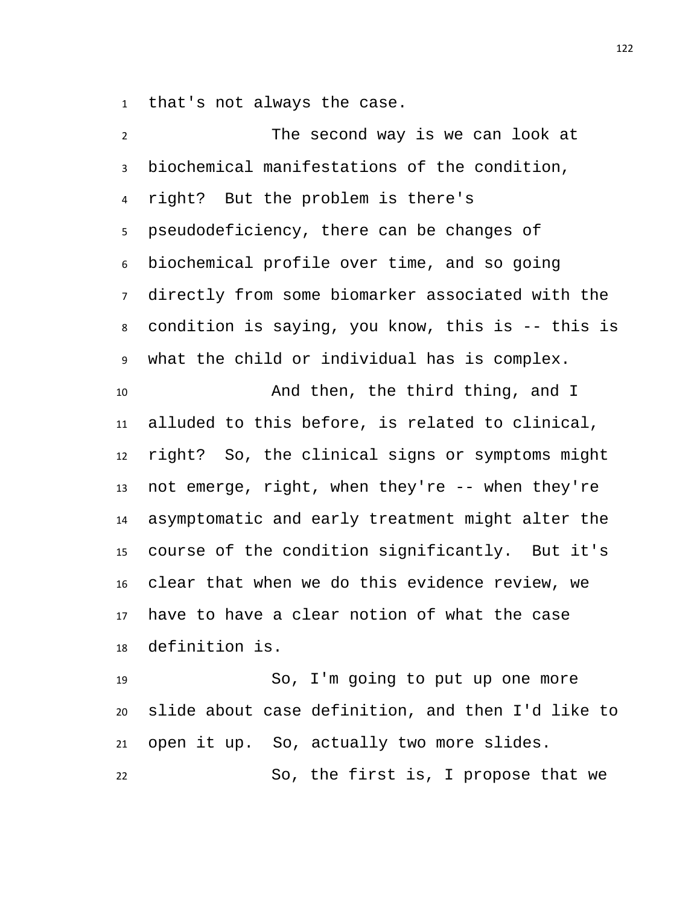that's not always the case.

The second way is we can look at biochemical manifestations of the condition, right? But the problem is there's pseudodeficiency, there can be changes of biochemical profile over time, and so going directly from some biomarker associated with the condition is saying, you know, this is -- this is what the child or individual has is complex.

And then, the third thing, and I alluded to this before, is related to clinical, right? So, the clinical signs or symptoms might not emerge, right, when they're -- when they're asymptomatic and early treatment might alter the course of the condition significantly. But it's clear that when we do this evidence review, we have to have a clear notion of what the case definition is.

So, I'm going to put up one more slide about case definition, and then I'd like to open it up. So, actually two more slides.

So, the first is, I propose that we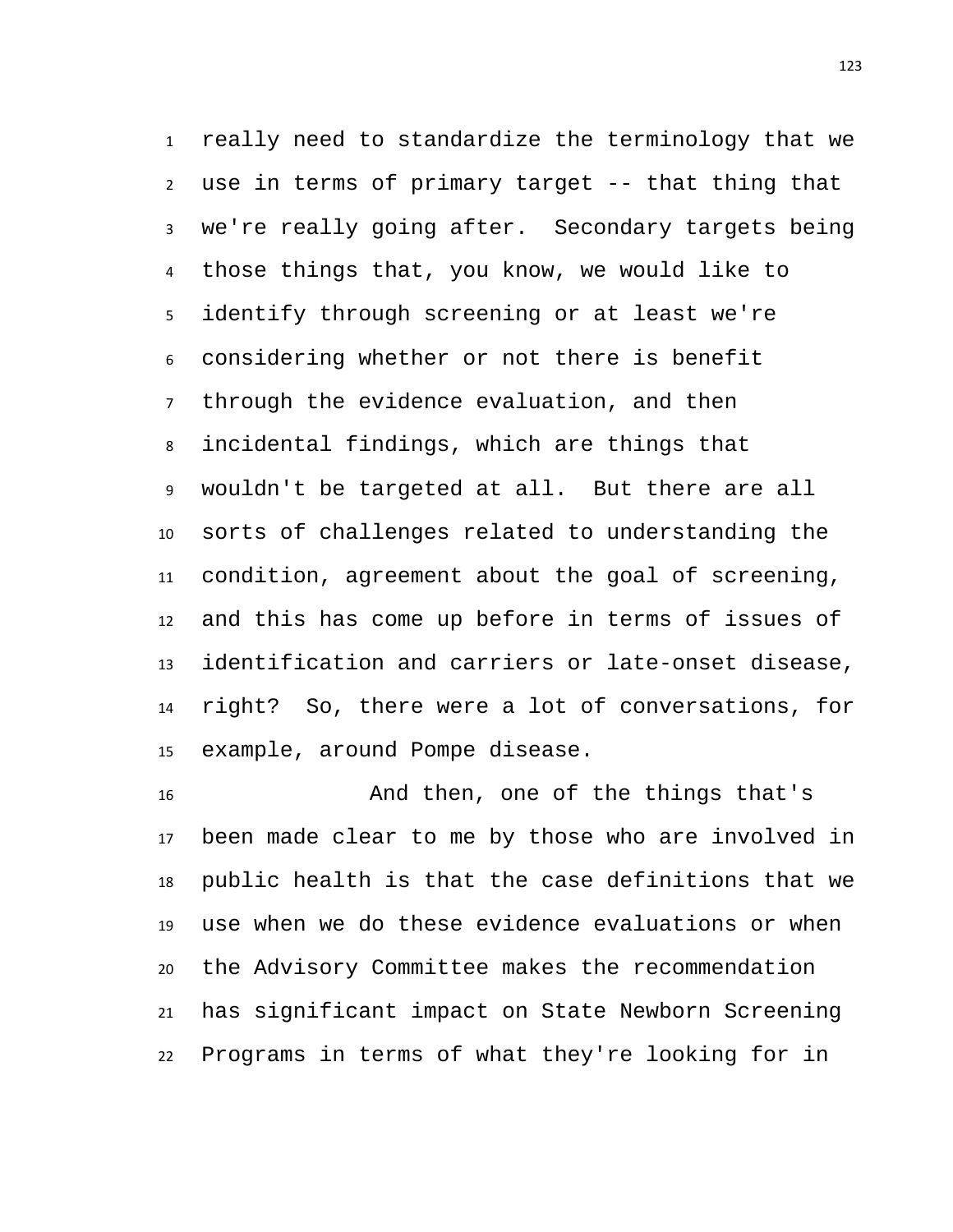really need to standardize the terminology that we use in terms of primary target -- that thing that we're really going after. Secondary targets being those things that, you know, we would like to identify through screening or at least we're considering whether or not there is benefit through the evidence evaluation, and then incidental findings, which are things that wouldn't be targeted at all. But there are all sorts of challenges related to understanding the condition, agreement about the goal of screening, and this has come up before in terms of issues of identification and carriers or late-onset disease, right? So, there were a lot of conversations, for example, around Pompe disease.

And then, one of the things that's been made clear to me by those who are involved in public health is that the case definitions that we use when we do these evidence evaluations or when the Advisory Committee makes the recommendation has significant impact on State Newborn Screening Programs in terms of what they're looking for in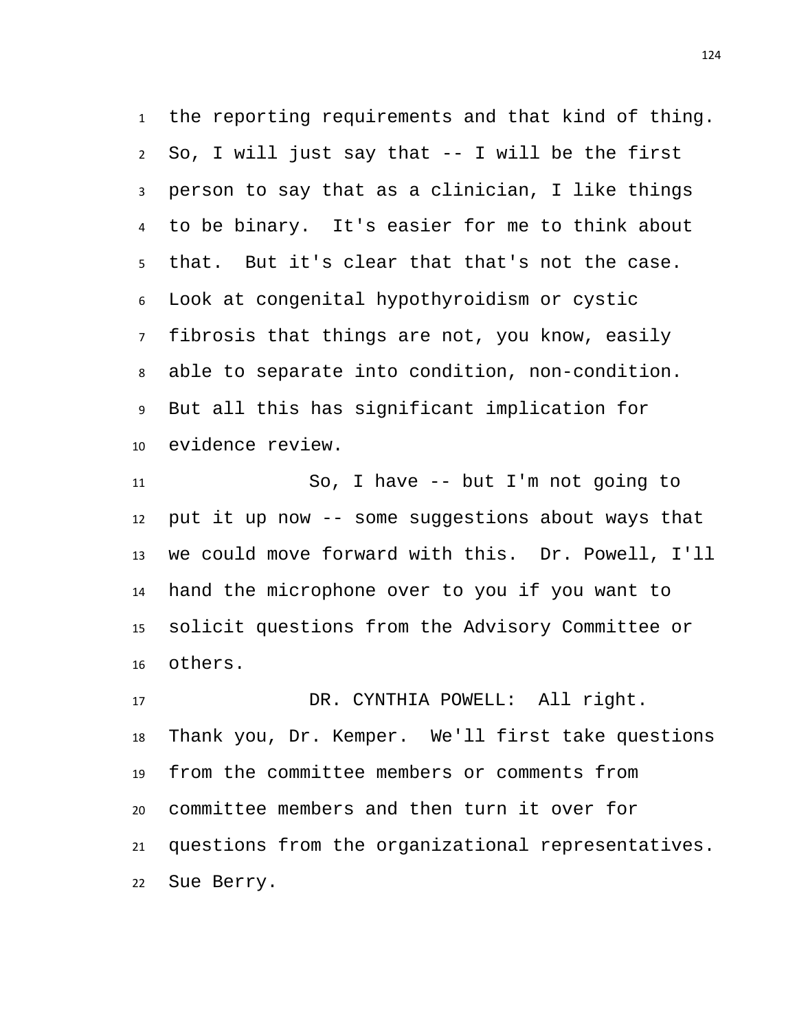the reporting requirements and that kind of thing. So, I will just say that -- I will be the first person to say that as a clinician, I like things to be binary. It's easier for me to think about that. But it's clear that that's not the case. Look at congenital hypothyroidism or cystic fibrosis that things are not, you know, easily able to separate into condition, non-condition. But all this has significant implication for evidence review.

So, I have -- but I'm not going to put it up now -- some suggestions about ways that we could move forward with this. Dr. Powell, I'll hand the microphone over to you if you want to solicit questions from the Advisory Committee or others.

DR. CYNTHIA POWELL: All right. Thank you, Dr. Kemper. We'll first take questions from the committee members or comments from committee members and then turn it over for questions from the organizational representatives. Sue Berry.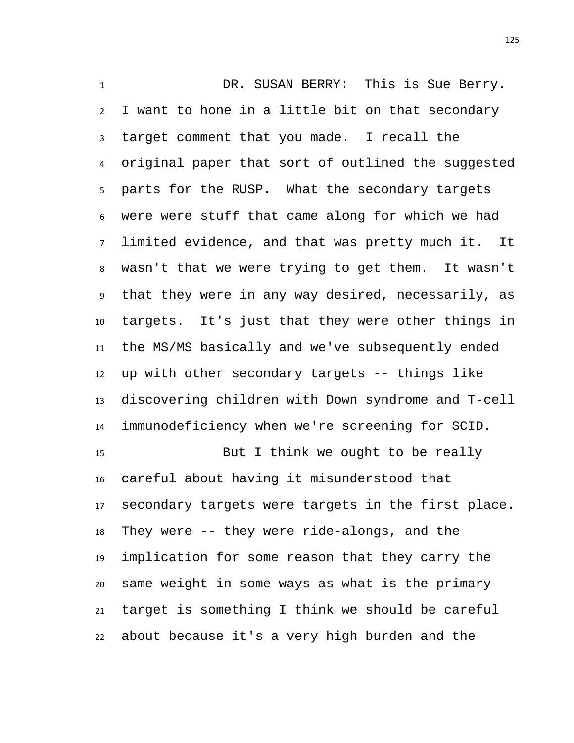DR. SUSAN BERRY: This is Sue Berry. I want to hone in a little bit on that secondary target comment that you made. I recall the original paper that sort of outlined the suggested parts for the RUSP. What the secondary targets were were stuff that came along for which we had limited evidence, and that was pretty much it. It wasn't that we were trying to get them. It wasn't that they were in any way desired, necessarily, as targets. It's just that they were other things in the MS/MS basically and we've subsequently ended up with other secondary targets -- things like discovering children with Down syndrome and T-cell immunodeficiency when we're screening for SCID.

But I think we ought to be really careful about having it misunderstood that secondary targets were targets in the first place. They were -- they were ride-alongs, and the implication for some reason that they carry the same weight in some ways as what is the primary target is something I think we should be careful about because it's a very high burden and the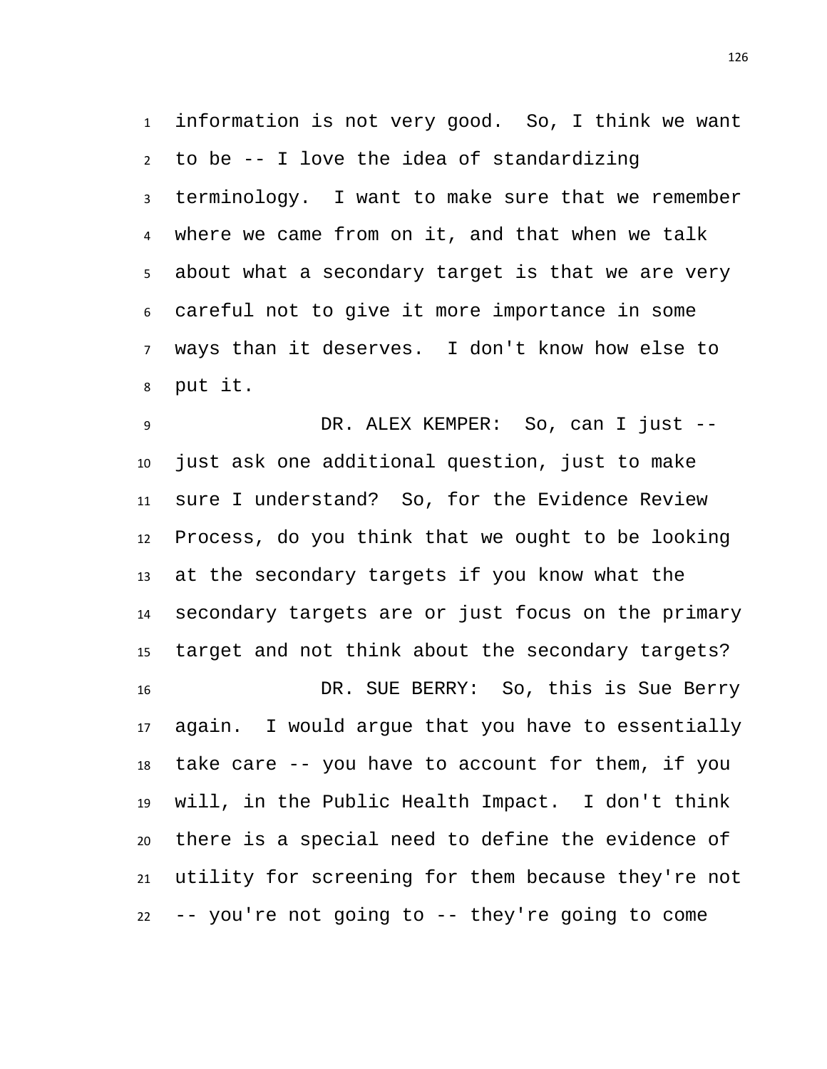information is not very good. So, I think we want to be -- I love the idea of standardizing terminology. I want to make sure that we remember where we came from on it, and that when we talk about what a secondary target is that we are very careful not to give it more importance in some ways than it deserves. I don't know how else to put it.

DR. ALEX KEMPER: So, can I just -- just ask one additional question, just to make sure I understand? So, for the Evidence Review Process, do you think that we ought to be looking at the secondary targets if you know what the secondary targets are or just focus on the primary target and not think about the secondary targets?

DR. SUE BERRY: So, this is Sue Berry again. I would argue that you have to essentially take care -- you have to account for them, if you will, in the Public Health Impact. I don't think there is a special need to define the evidence of utility for screening for them because they're not -- you're not going to -- they're going to come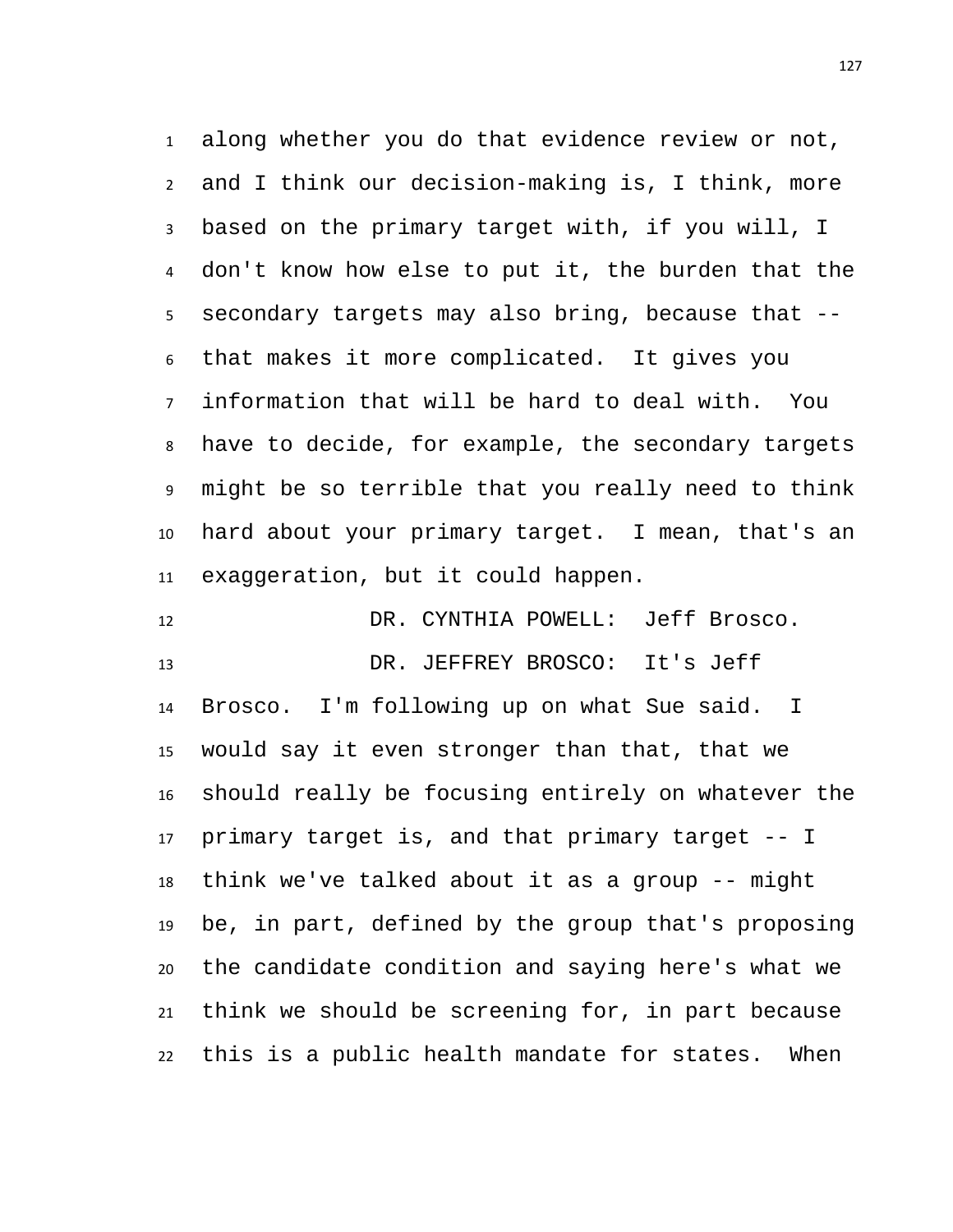along whether you do that evidence review or not, and I think our decision-making is, I think, more based on the primary target with, if you will, I don't know how else to put it, the burden that the secondary targets may also bring, because that -- that makes it more complicated. It gives you information that will be hard to deal with. You have to decide, for example, the secondary targets might be so terrible that you really need to think hard about your primary target. I mean, that's an exaggeration, but it could happen.

DR. CYNTHIA POWELL: Jeff Brosco.

DR. JEFFREY BROSCO: It's Jeff Brosco. I'm following up on what Sue said. I would say it even stronger than that, that we should really be focusing entirely on whatever the primary target is, and that primary target -- I think we've talked about it as a group -- might be, in part, defined by the group that's proposing the candidate condition and saying here's what we think we should be screening for, in part because this is a public health mandate for states. When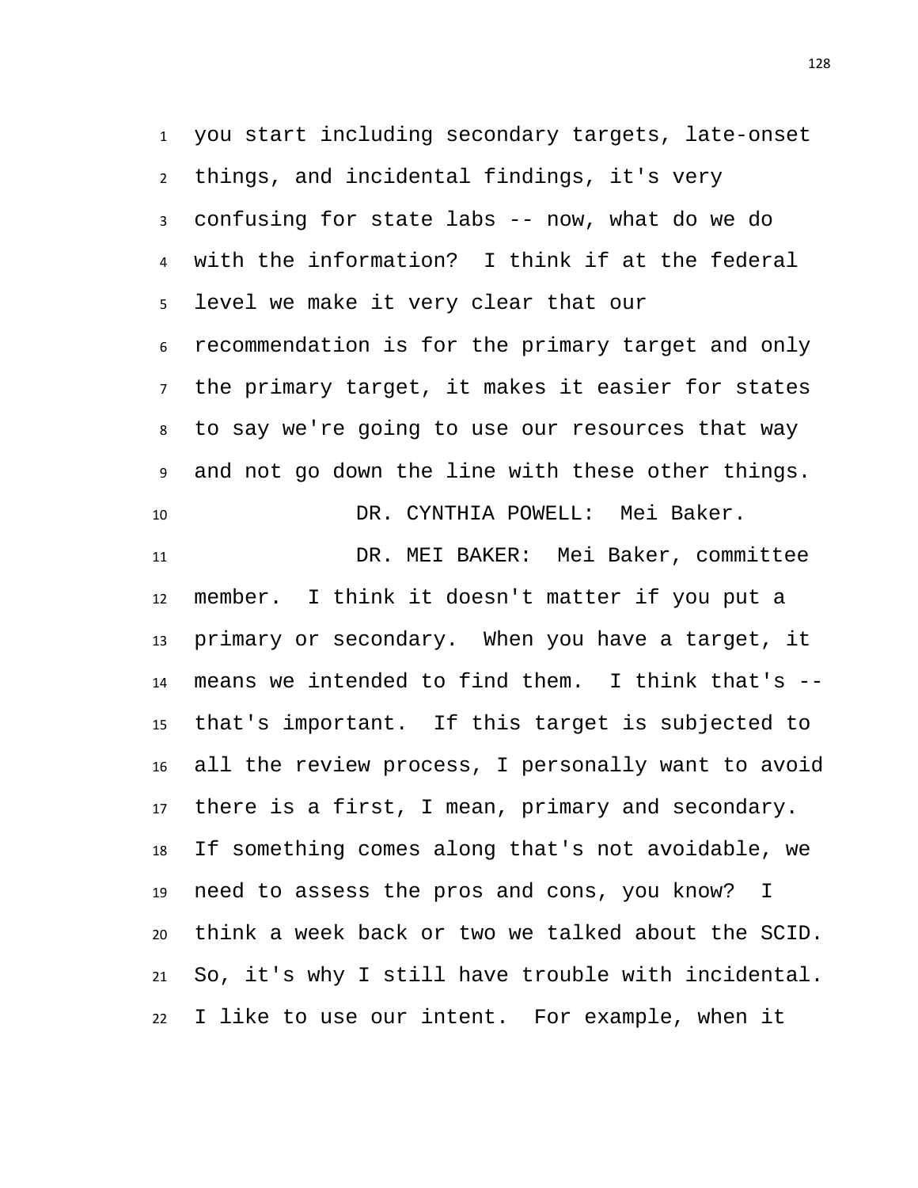you start including secondary targets, late-onset things, and incidental findings, it's very confusing for state labs -- now, what do we do with the information? I think if at the federal level we make it very clear that our recommendation is for the primary target and only the primary target, it makes it easier for states to say we're going to use our resources that way and not go down the line with these other things.

DR. CYNTHIA POWELL: Mei Baker.

DR. MEI BAKER: Mei Baker, committee member. I think it doesn't matter if you put a primary or secondary. When you have a target, it means we intended to find them. I think that's -- that's important. If this target is subjected to all the review process, I personally want to avoid there is a first, I mean, primary and secondary. If something comes along that's not avoidable, we need to assess the pros and cons, you know? I think a week back or two we talked about the SCID. So, it's why I still have trouble with incidental. I like to use our intent. For example, when it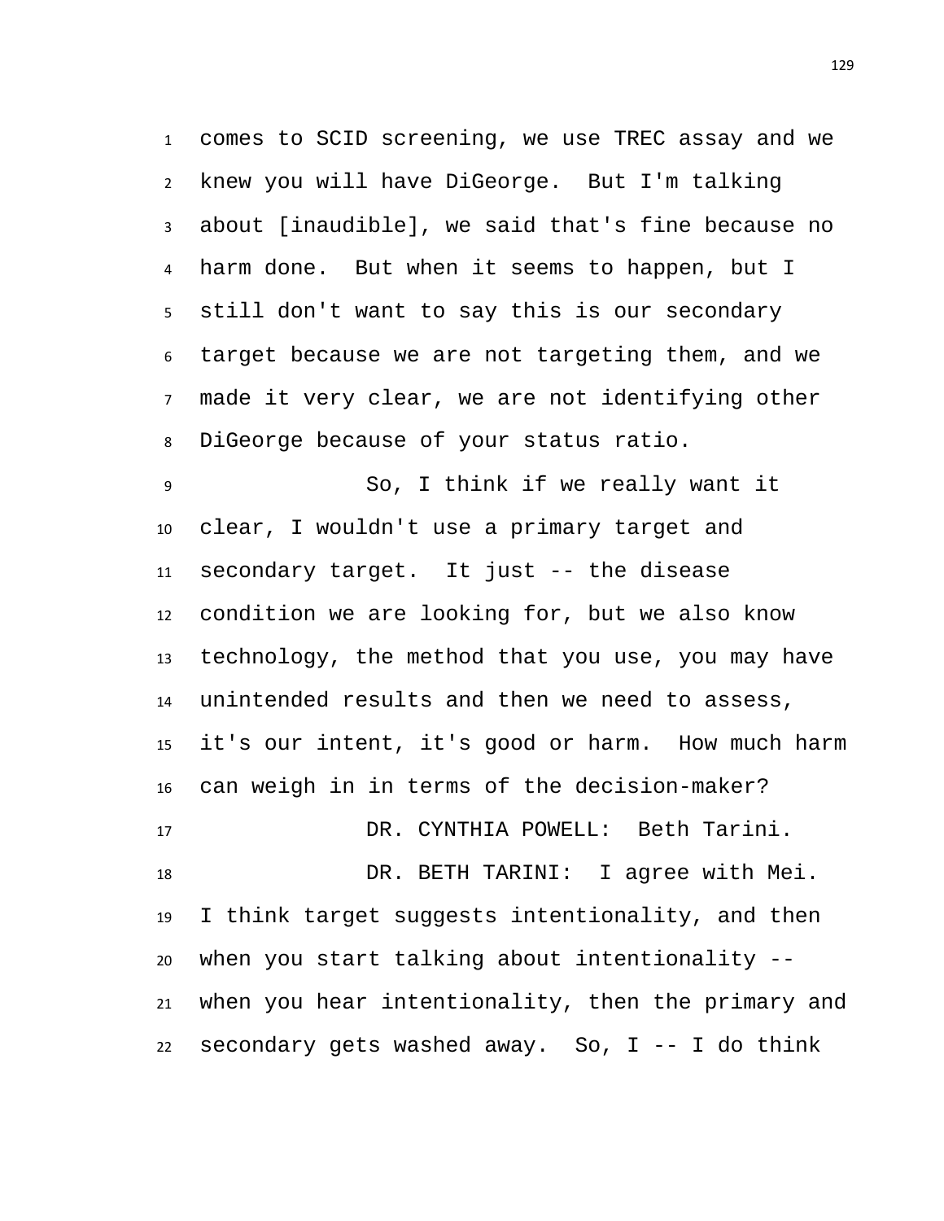comes to SCID screening, we use TREC assay and we knew you will have DiGeorge. But I'm talking about [inaudible], we said that's fine because no harm done. But when it seems to happen, but I still don't want to say this is our secondary target because we are not targeting them, and we made it very clear, we are not identifying other DiGeorge because of your status ratio.

So, I think if we really want it clear, I wouldn't use a primary target and secondary target. It just -- the disease condition we are looking for, but we also know technology, the method that you use, you may have unintended results and then we need to assess, it's our intent, it's good or harm. How much harm can weigh in in terms of the decision-maker?

DR. CYNTHIA POWELL: Beth Tarini.

DR. BETH TARINI: I agree with Mei. I think target suggests intentionality, and then when you start talking about intentionality -- when you hear intentionality, then the primary and secondary gets washed away. So, I -- I do think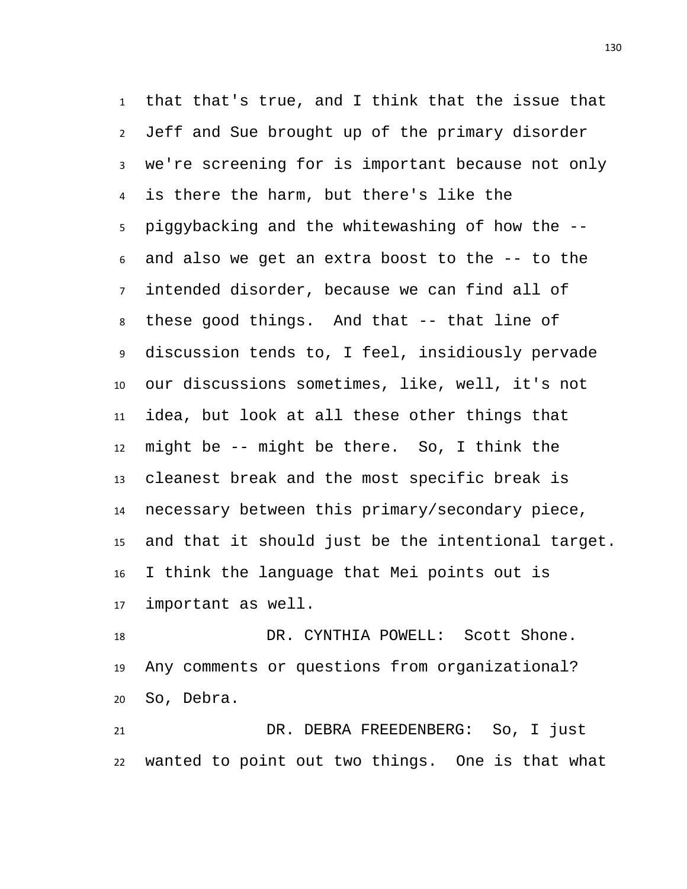that that's true, and I think that the issue that Jeff and Sue brought up of the primary disorder we're screening for is important because not only is there the harm, but there's like the piggybacking and the whitewashing of how the -- and also we get an extra boost to the -- to the intended disorder, because we can find all of these good things. And that -- that line of discussion tends to, I feel, insidiously pervade our discussions sometimes, like, well, it's not idea, but look at all these other things that might be -- might be there. So, I think the cleanest break and the most specific break is necessary between this primary/secondary piece, and that it should just be the intentional target. I think the language that Mei points out is important as well.

DR. CYNTHIA POWELL: Scott Shone. Any comments or questions from organizational? So, Debra.

DR. DEBRA FREEDENBERG: So, I just wanted to point out two things. One is that what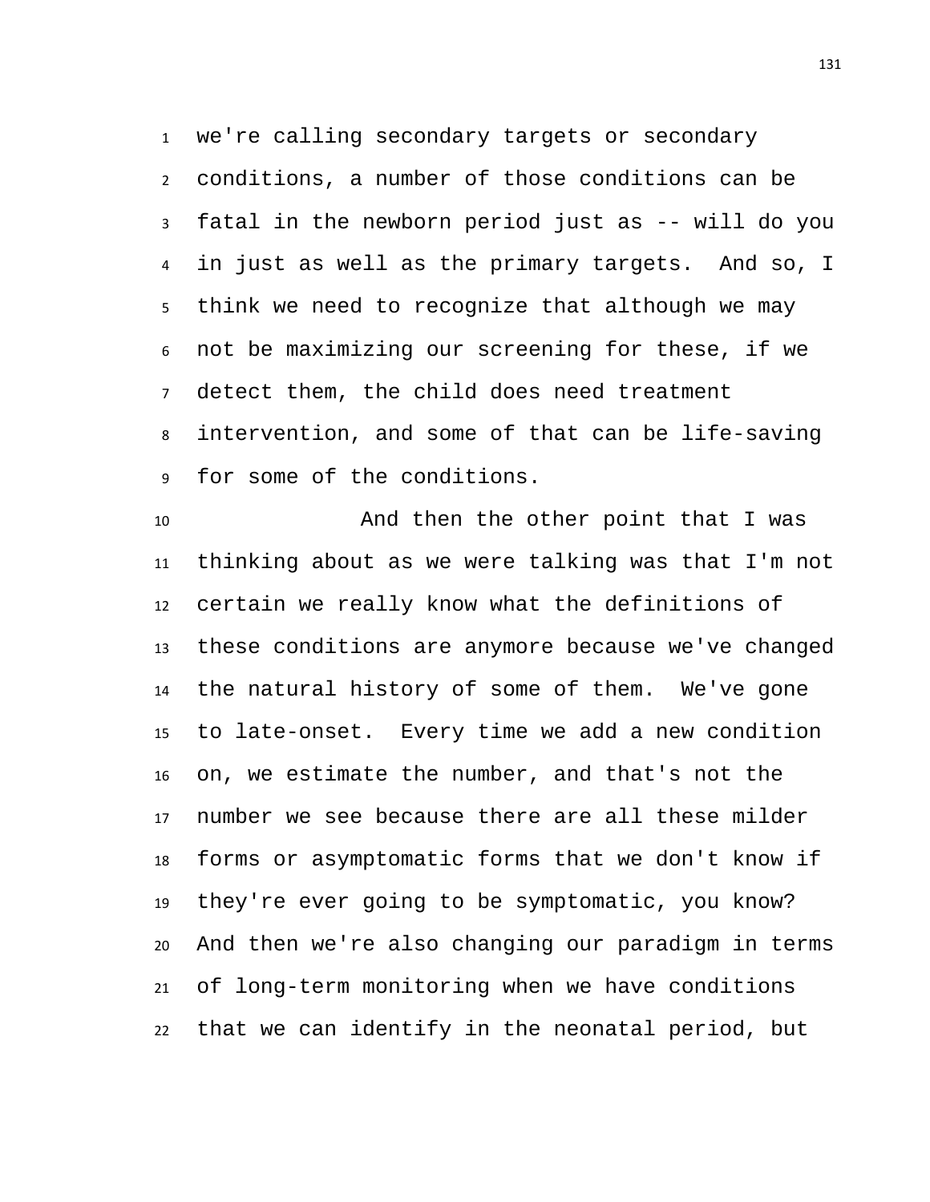we're calling secondary targets or secondary conditions, a number of those conditions can be fatal in the newborn period just as -- will do you in just as well as the primary targets. And so, I think we need to recognize that although we may not be maximizing our screening for these, if we detect them, the child does need treatment intervention, and some of that can be life-saving for some of the conditions.

And then the other point that I was thinking about as we were talking was that I'm not certain we really know what the definitions of these conditions are anymore because we've changed the natural history of some of them. We've gone to late-onset. Every time we add a new condition on, we estimate the number, and that's not the number we see because there are all these milder forms or asymptomatic forms that we don't know if they're ever going to be symptomatic, you know? And then we're also changing our paradigm in terms of long-term monitoring when we have conditions that we can identify in the neonatal period, but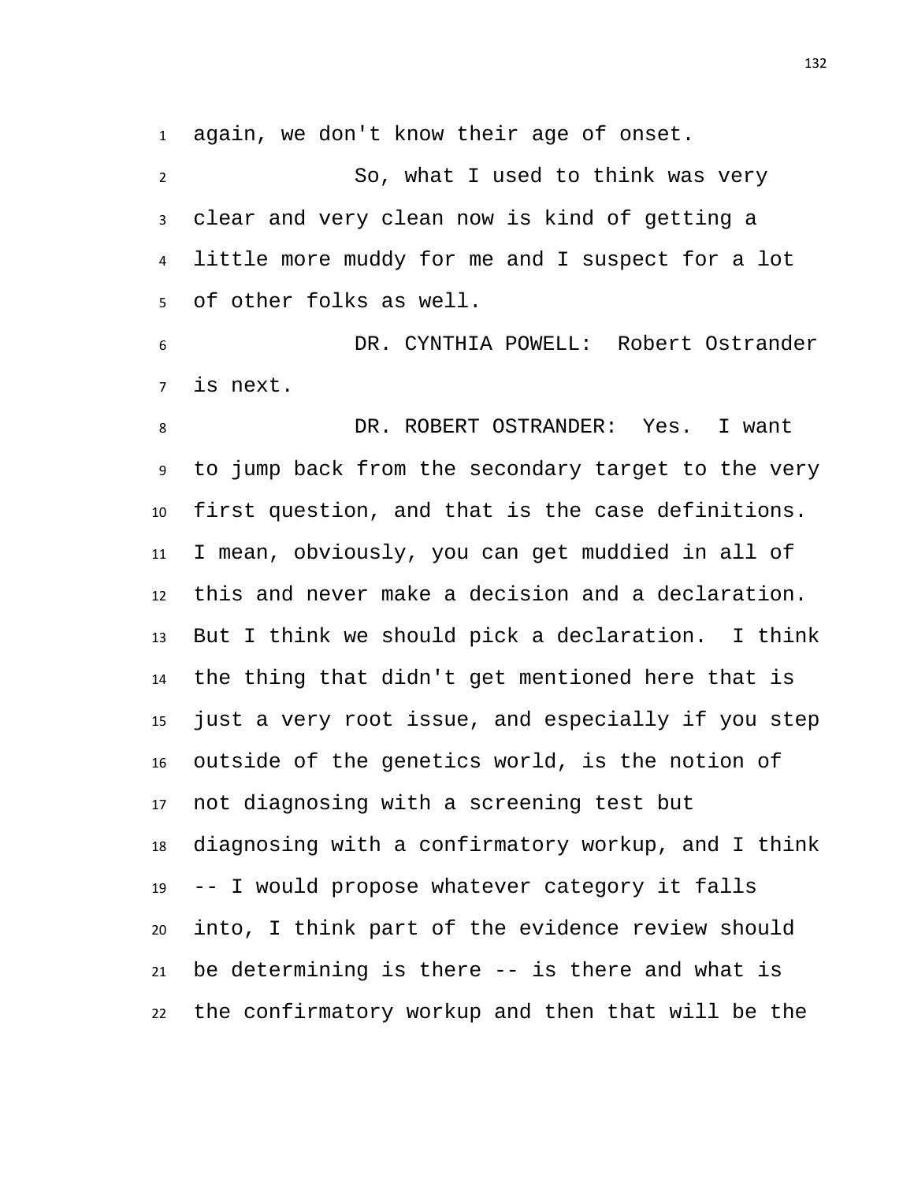again, we don't know their age of onset.

So, what I used to think was very clear and very clean now is kind of getting a little more muddy for me and I suspect for a lot of other folks as well.

DR. CYNTHIA POWELL: Robert Ostrander is next.

DR. ROBERT OSTRANDER: Yes. I want to jump back from the secondary target to the very first question, and that is the case definitions. I mean, obviously, you can get muddied in all of this and never make a decision and a declaration. But I think we should pick a declaration. I think the thing that didn't get mentioned here that is just a very root issue, and especially if you step outside of the genetics world, is the notion of not diagnosing with a screening test but diagnosing with a confirmatory workup, and I think -- I would propose whatever category it falls into, I think part of the evidence review should be determining is there -- is there and what is the confirmatory workup and then that will be the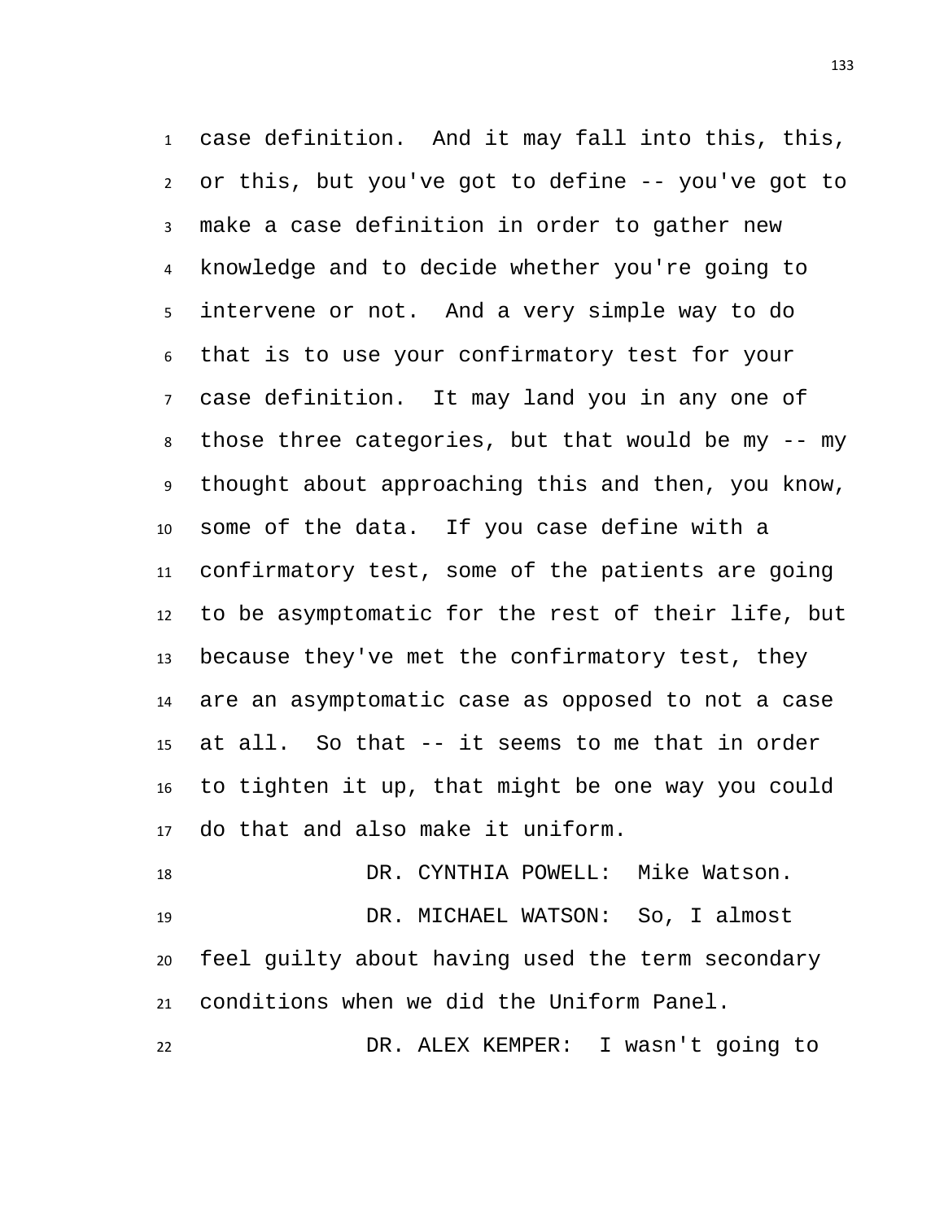case definition. And it may fall into this, this, or this, but you've got to define -- you've got to make a case definition in order to gather new knowledge and to decide whether you're going to intervene or not. And a very simple way to do that is to use your confirmatory test for your case definition. It may land you in any one of those three categories, but that would be my -- my thought about approaching this and then, you know, some of the data. If you case define with a confirmatory test, some of the patients are going to be asymptomatic for the rest of their life, but because they've met the confirmatory test, they are an asymptomatic case as opposed to not a case at all. So that -- it seems to me that in order to tighten it up, that might be one way you could do that and also make it uniform.

DR. CYNTHIA POWELL: Mike Watson.

DR. MICHAEL WATSON: So, I almost feel guilty about having used the term secondary conditions when we did the Uniform Panel.

DR. ALEX KEMPER: I wasn't going to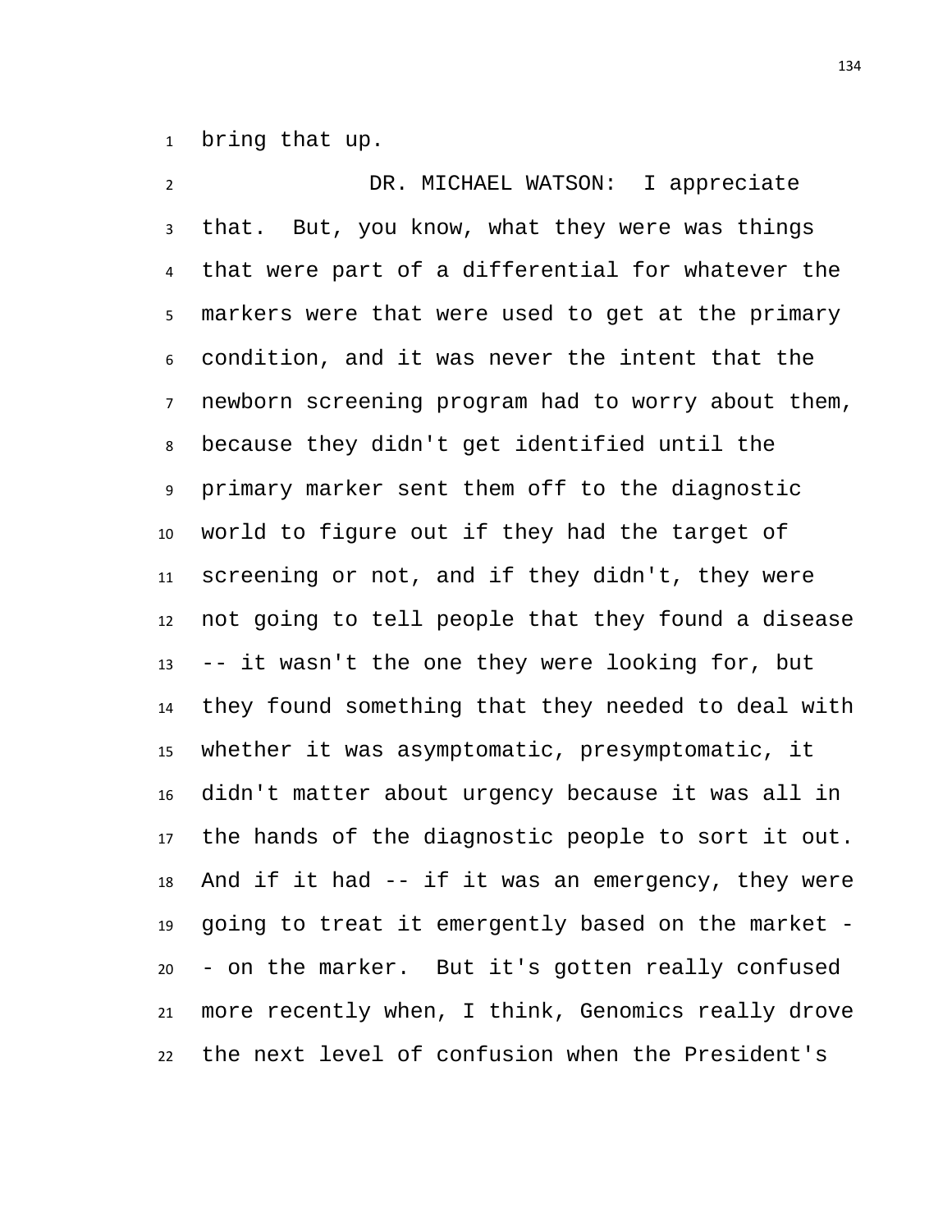bring that up.

DR. MICHAEL WATSON: I appreciate that. But, you know, what they were was things that were part of a differential for whatever the markers were that were used to get at the primary condition, and it was never the intent that the newborn screening program had to worry about them, because they didn't get identified until the primary marker sent them off to the diagnostic world to figure out if they had the target of screening or not, and if they didn't, they were not going to tell people that they found a disease -- it wasn't the one they were looking for, but they found something that they needed to deal with whether it was asymptomatic, presymptomatic, it didn't matter about urgency because it was all in the hands of the diagnostic people to sort it out. And if it had -- if it was an emergency, they were going to treat it emergently based on the market -- on the marker. But it's gotten really confused more recently when, I think, Genomics really drove the next level of confusion when the President's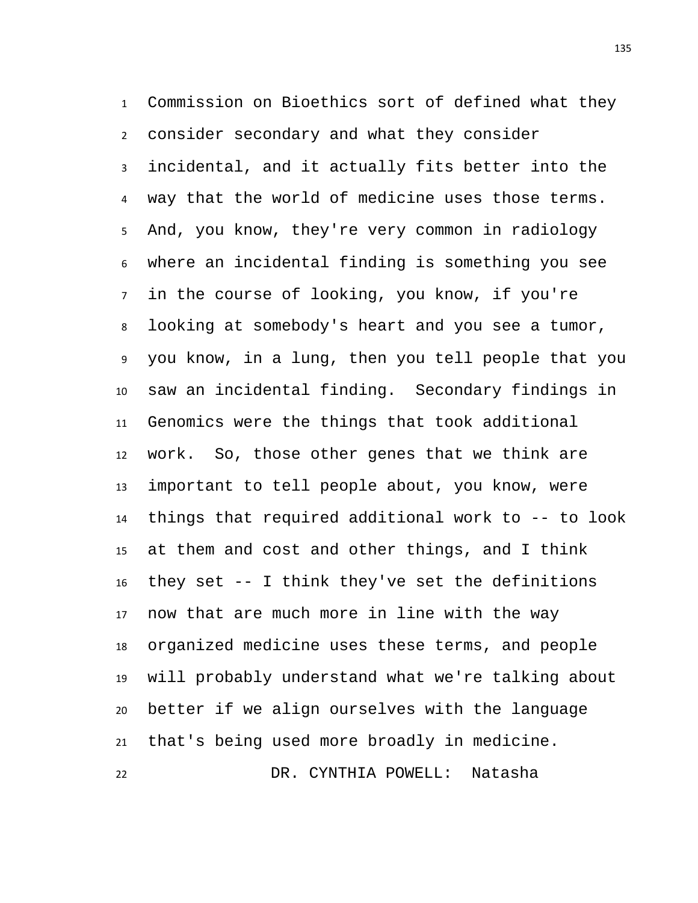Commission on Bioethics sort of defined what they consider secondary and what they consider incidental, and it actually fits better into the way that the world of medicine uses those terms. And, you know, they're very common in radiology where an incidental finding is something you see in the course of looking, you know, if you're looking at somebody's heart and you see a tumor, you know, in a lung, then you tell people that you saw an incidental finding. Secondary findings in Genomics were the things that took additional work. So, those other genes that we think are important to tell people about, you know, were things that required additional work to -- to look at them and cost and other things, and I think they set -- I think they've set the definitions now that are much more in line with the way organized medicine uses these terms, and people will probably understand what we're talking about better if we align ourselves with the language that's being used more broadly in medicine.

DR. CYNTHIA POWELL: Natasha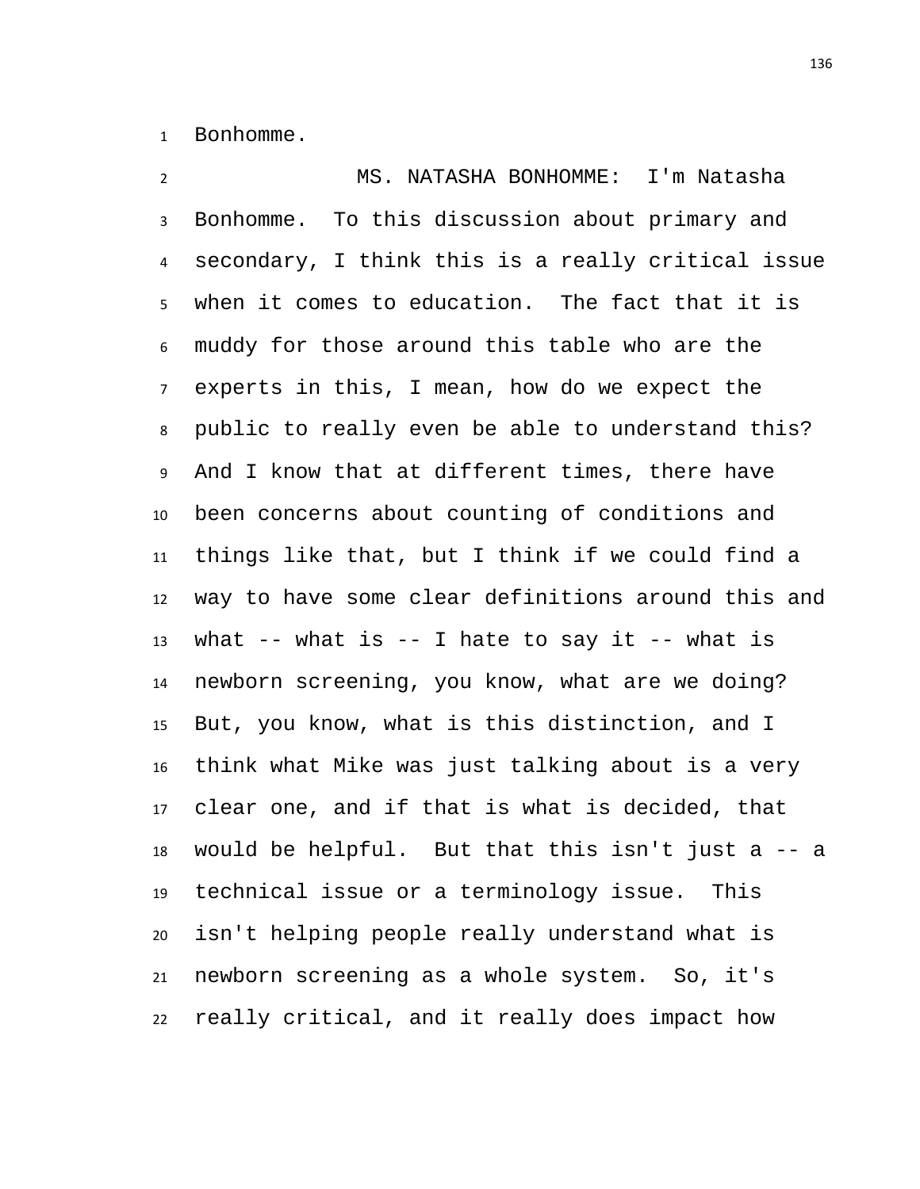Bonhomme.

MS. NATASHA BONHOMME: I'm Natasha Bonhomme. To this discussion about primary and secondary, I think this is a really critical issue when it comes to education. The fact that it is muddy for those around this table who are the experts in this, I mean, how do we expect the public to really even be able to understand this? And I know that at different times, there have been concerns about counting of conditions and things like that, but I think if we could find a way to have some clear definitions around this and what -- what is -- I hate to say it -- what is newborn screening, you know, what are we doing? But, you know, what is this distinction, and I think what Mike was just talking about is a very clear one, and if that is what is decided, that would be helpful. But that this isn't just a -- a technical issue or a terminology issue. This isn't helping people really understand what is newborn screening as a whole system. So, it's really critical, and it really does impact how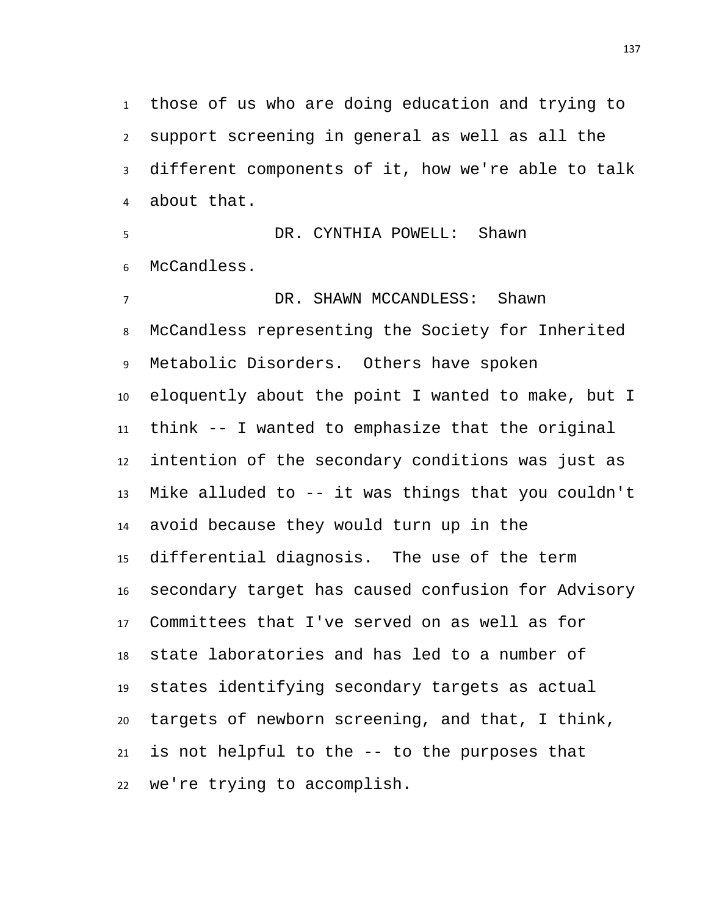those of us who are doing education and trying to support screening in general as well as all the different components of it, how we're able to talk about that.

DR. CYNTHIA POWELL: Shawn McCandless.

DR. SHAWN MCCANDLESS: Shawn McCandless representing the Society for Inherited Metabolic Disorders. Others have spoken eloquently about the point I wanted to make, but I think -- I wanted to emphasize that the original intention of the secondary conditions was just as Mike alluded to -- it was things that you couldn't avoid because they would turn up in the differential diagnosis. The use of the term secondary target has caused confusion for Advisory Committees that I've served on as well as for state laboratories and has led to a number of states identifying secondary targets as actual targets of newborn screening, and that, I think, is not helpful to the -- to the purposes that we're trying to accomplish.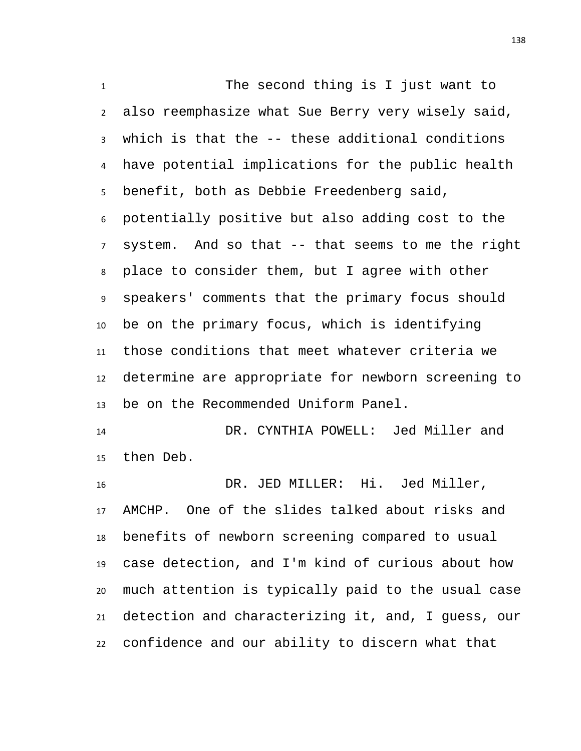The second thing is I just want to also reemphasize what Sue Berry very wisely said, which is that the -- these additional conditions have potential implications for the public health benefit, both as Debbie Freedenberg said, potentially positive but also adding cost to the system. And so that -- that seems to me the right place to consider them, but I agree with other speakers' comments that the primary focus should be on the primary focus, which is identifying those conditions that meet whatever criteria we determine are appropriate for newborn screening to be on the Recommended Uniform Panel.

DR. CYNTHIA POWELL: Jed Miller and then Deb.

DR. JED MILLER: Hi. Jed Miller, AMCHP. One of the slides talked about risks and benefits of newborn screening compared to usual case detection, and I'm kind of curious about how much attention is typically paid to the usual case detection and characterizing it, and, I guess, our confidence and our ability to discern what that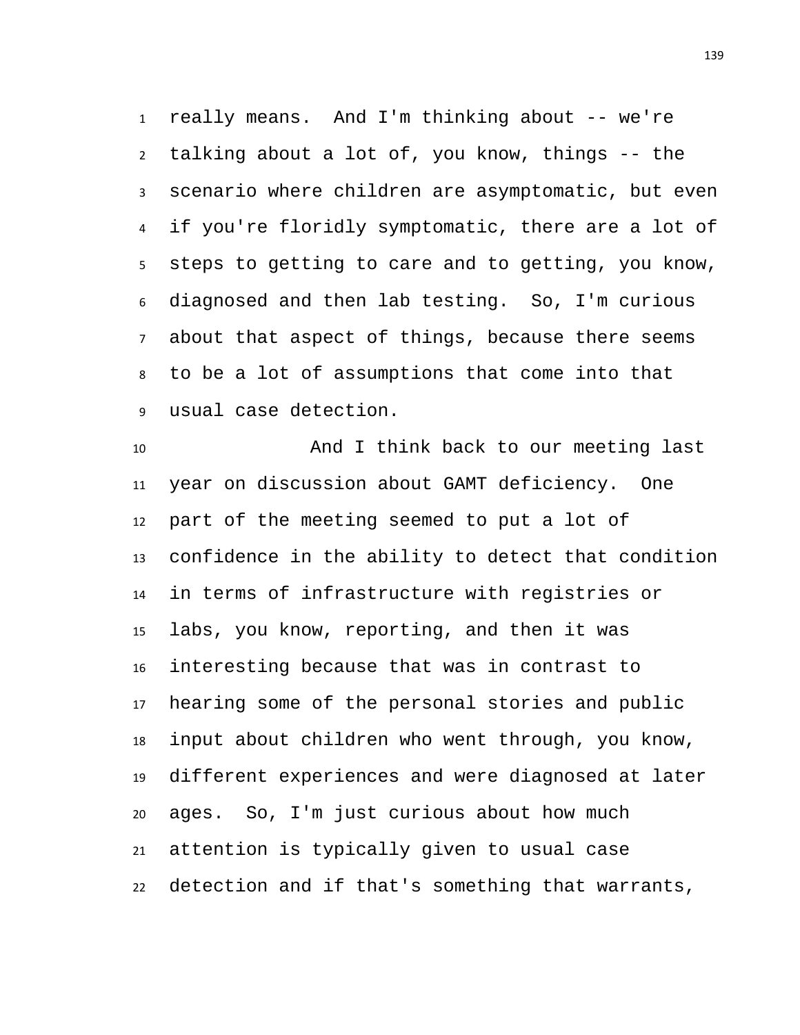really means. And I'm thinking about -- we're talking about a lot of, you know, things -- the scenario where children are asymptomatic, but even if you're floridly symptomatic, there are a lot of steps to getting to care and to getting, you know, diagnosed and then lab testing. So, I'm curious about that aspect of things, because there seems to be a lot of assumptions that come into that usual case detection.

And I think back to our meeting last year on discussion about GAMT deficiency. One part of the meeting seemed to put a lot of confidence in the ability to detect that condition in terms of infrastructure with registries or labs, you know, reporting, and then it was interesting because that was in contrast to hearing some of the personal stories and public input about children who went through, you know, different experiences and were diagnosed at later ages. So, I'm just curious about how much attention is typically given to usual case detection and if that's something that warrants,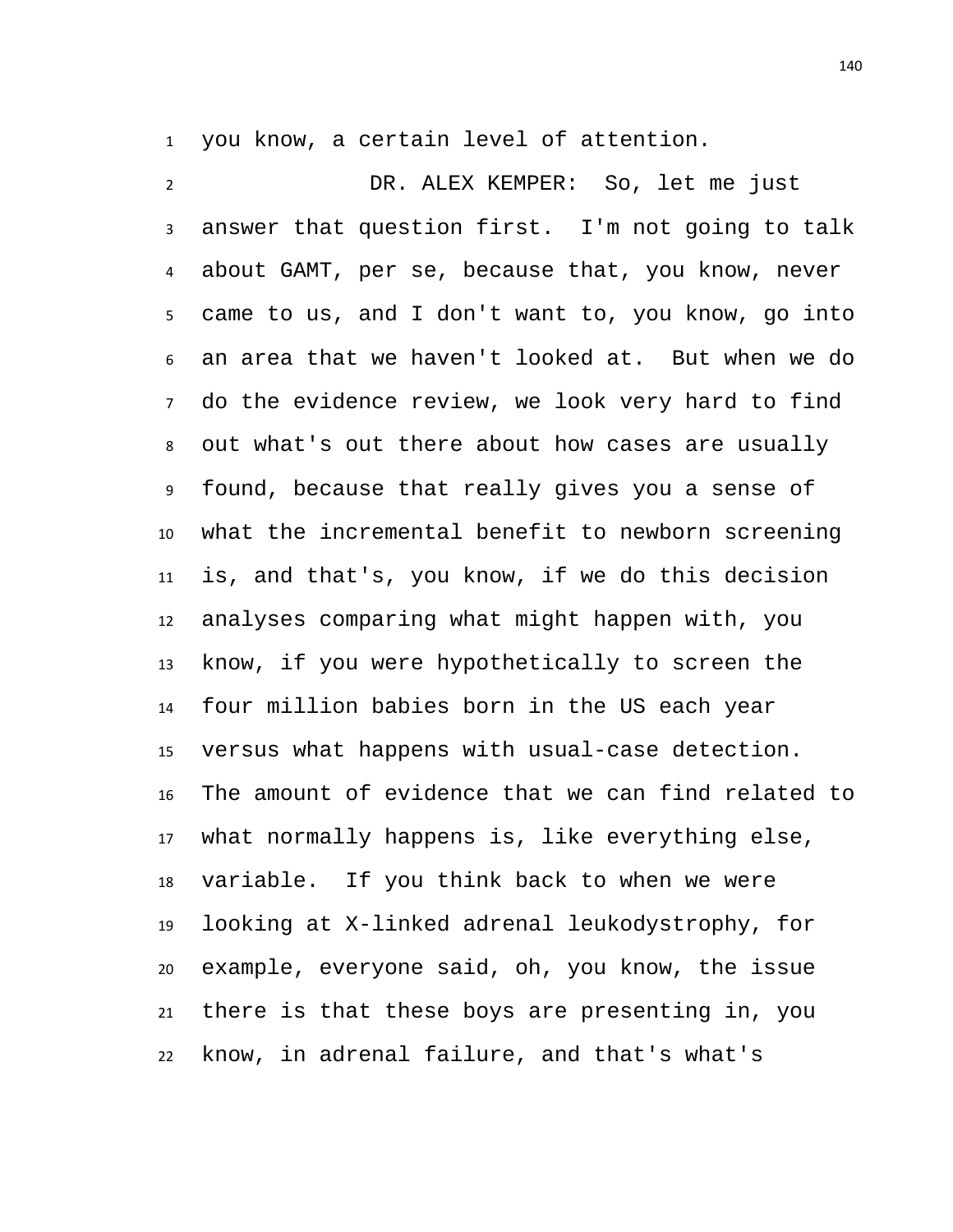you know, a certain level of attention.

DR. ALEX KEMPER: So, let me just answer that question first. I'm not going to talk about GAMT, per se, because that, you know, never came to us, and I don't want to, you know, go into an area that we haven't looked at. But when we do do the evidence review, we look very hard to find out what's out there about how cases are usually found, because that really gives you a sense of what the incremental benefit to newborn screening is, and that's, you know, if we do this decision analyses comparing what might happen with, you know, if you were hypothetically to screen the four million babies born in the US each year versus what happens with usual-case detection. The amount of evidence that we can find related to what normally happens is, like everything else, variable. If you think back to when we were looking at X-linked adrenal leukodystrophy, for example, everyone said, oh, you know, the issue there is that these boys are presenting in, you know, in adrenal failure, and that's what's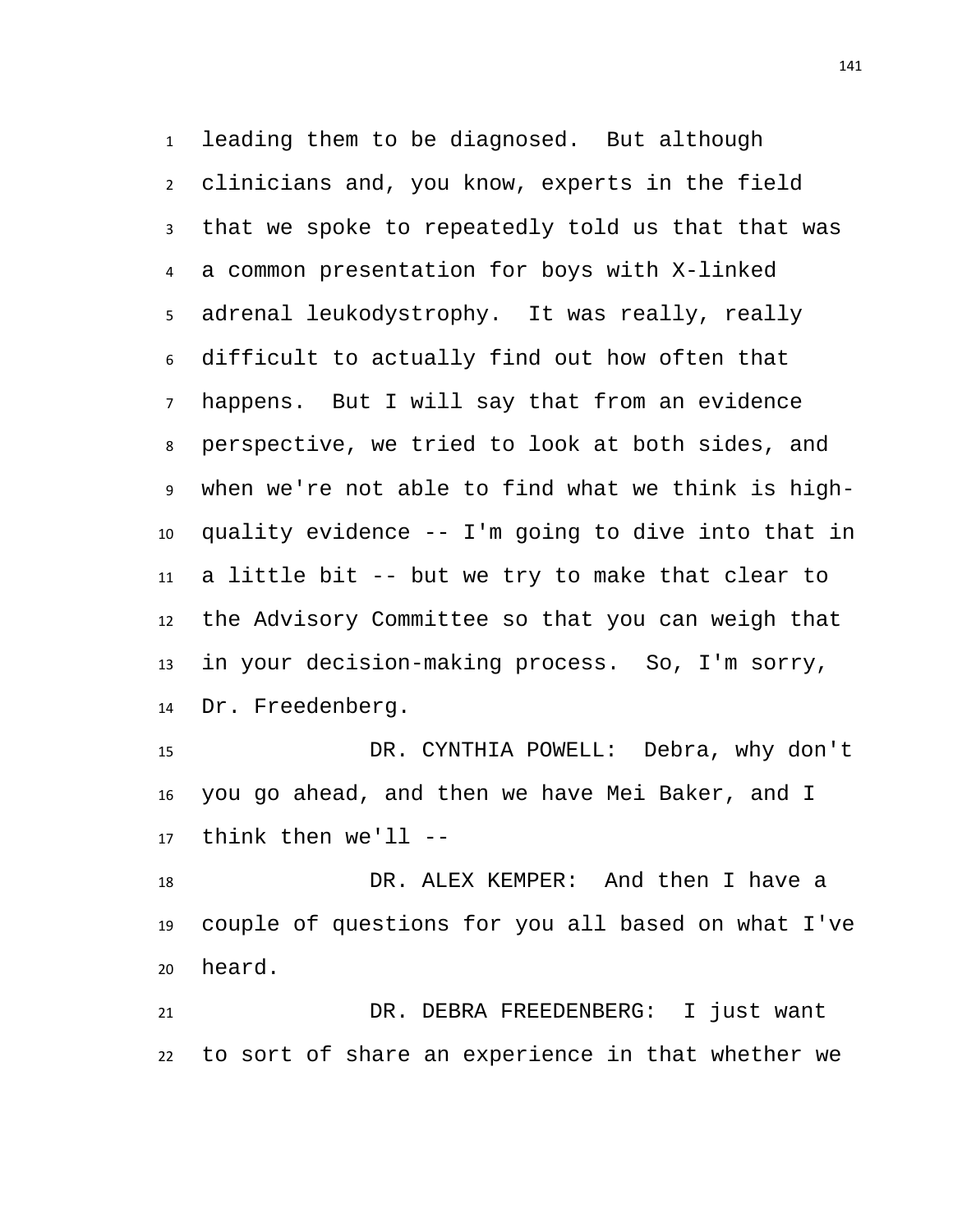leading them to be diagnosed. But although clinicians and, you know, experts in the field that we spoke to repeatedly told us that that was a common presentation for boys with X-linked adrenal leukodystrophy. It was really, really difficult to actually find out how often that happens. But I will say that from an evidence perspective, we tried to look at both sides, and when we're not able to find what we think is high-quality evidence -- I'm going to dive into that in a little bit -- but we try to make that clear to the Advisory Committee so that you can weigh that in your decision-making process. So, I'm sorry, Dr. Freedenberg.

DR. CYNTHIA POWELL: Debra, why don't you go ahead, and then we have Mei Baker, and I think then we'll --

DR. ALEX KEMPER: And then I have a couple of questions for you all based on what I've heard.

DR. DEBRA FREEDENBERG: I just want to sort of share an experience in that whether we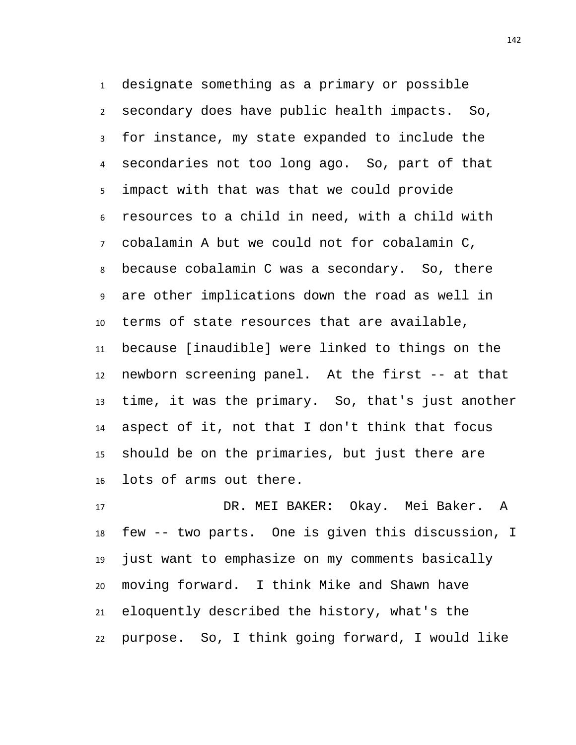designate something as a primary or possible secondary does have public health impacts. So, for instance, my state expanded to include the secondaries not too long ago. So, part of that impact with that was that we could provide resources to a child in need, with a child with cobalamin A but we could not for cobalamin C, because cobalamin C was a secondary. So, there are other implications down the road as well in terms of state resources that are available, because [inaudible] were linked to things on the newborn screening panel. At the first -- at that time, it was the primary. So, that's just another aspect of it, not that I don't think that focus should be on the primaries, but just there are lots of arms out there.

DR. MEI BAKER: Okay. Mei Baker. A few -- two parts. One is given this discussion, I just want to emphasize on my comments basically moving forward. I think Mike and Shawn have eloquently described the history, what's the purpose. So, I think going forward, I would like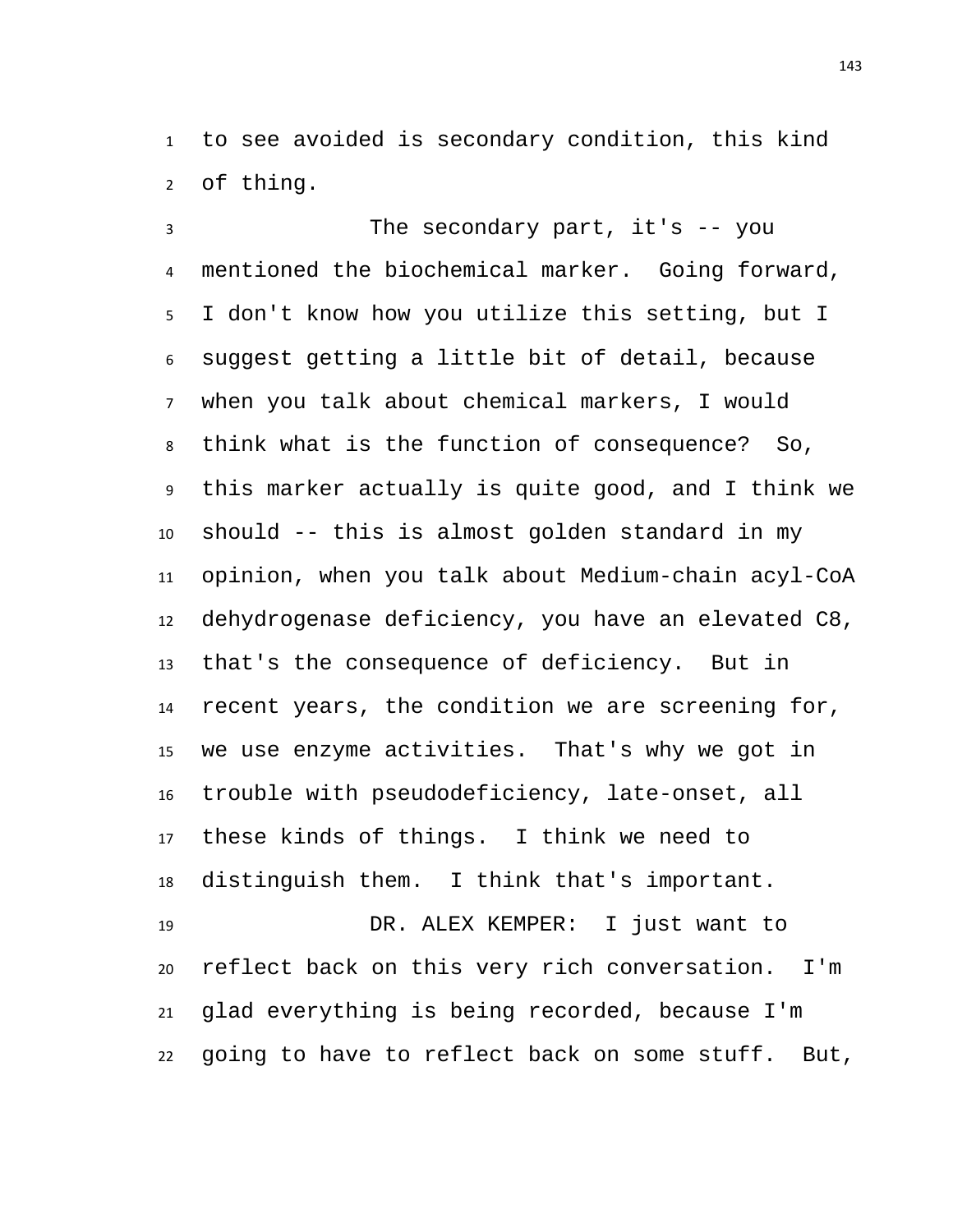to see avoided is secondary condition, this kind of thing.

The secondary part, it's -- you mentioned the biochemical marker. Going forward, I don't know how you utilize this setting, but I suggest getting a little bit of detail, because when you talk about chemical markers, I would think what is the function of consequence? So, this marker actually is quite good, and I think we should -- this is almost golden standard in my opinion, when you talk about Medium-chain acyl-CoA dehydrogenase deficiency, you have an elevated C8, that's the consequence of deficiency. But in recent years, the condition we are screening for, we use enzyme activities. That's why we got in trouble with pseudodeficiency, late-onset, all these kinds of things. I think we need to distinguish them. I think that's important.

DR. ALEX KEMPER: I just want to reflect back on this very rich conversation. I'm glad everything is being recorded, because I'm going to have to reflect back on some stuff. But,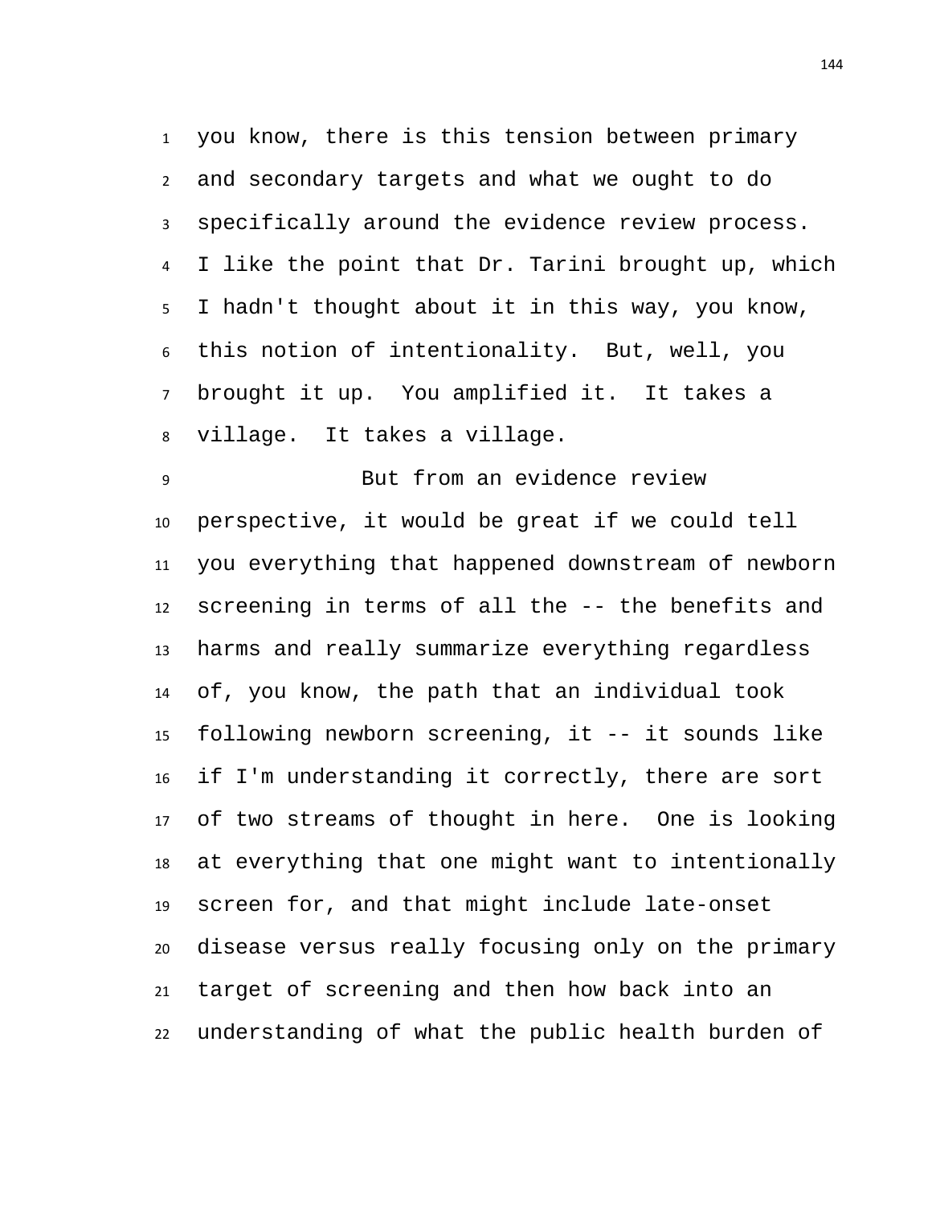you know, there is this tension between primary and secondary targets and what we ought to do specifically around the evidence review process. I like the point that Dr. Tarini brought up, which I hadn't thought about it in this way, you know, this notion of intentionality. But, well, you brought it up. You amplified it. It takes a village. It takes a village.

But from an evidence review perspective, it would be great if we could tell you everything that happened downstream of newborn screening in terms of all the -- the benefits and harms and really summarize everything regardless of, you know, the path that an individual took following newborn screening, it -- it sounds like if I'm understanding it correctly, there are sort of two streams of thought in here. One is looking at everything that one might want to intentionally screen for, and that might include late-onset disease versus really focusing only on the primary target of screening and then how back into an understanding of what the public health burden of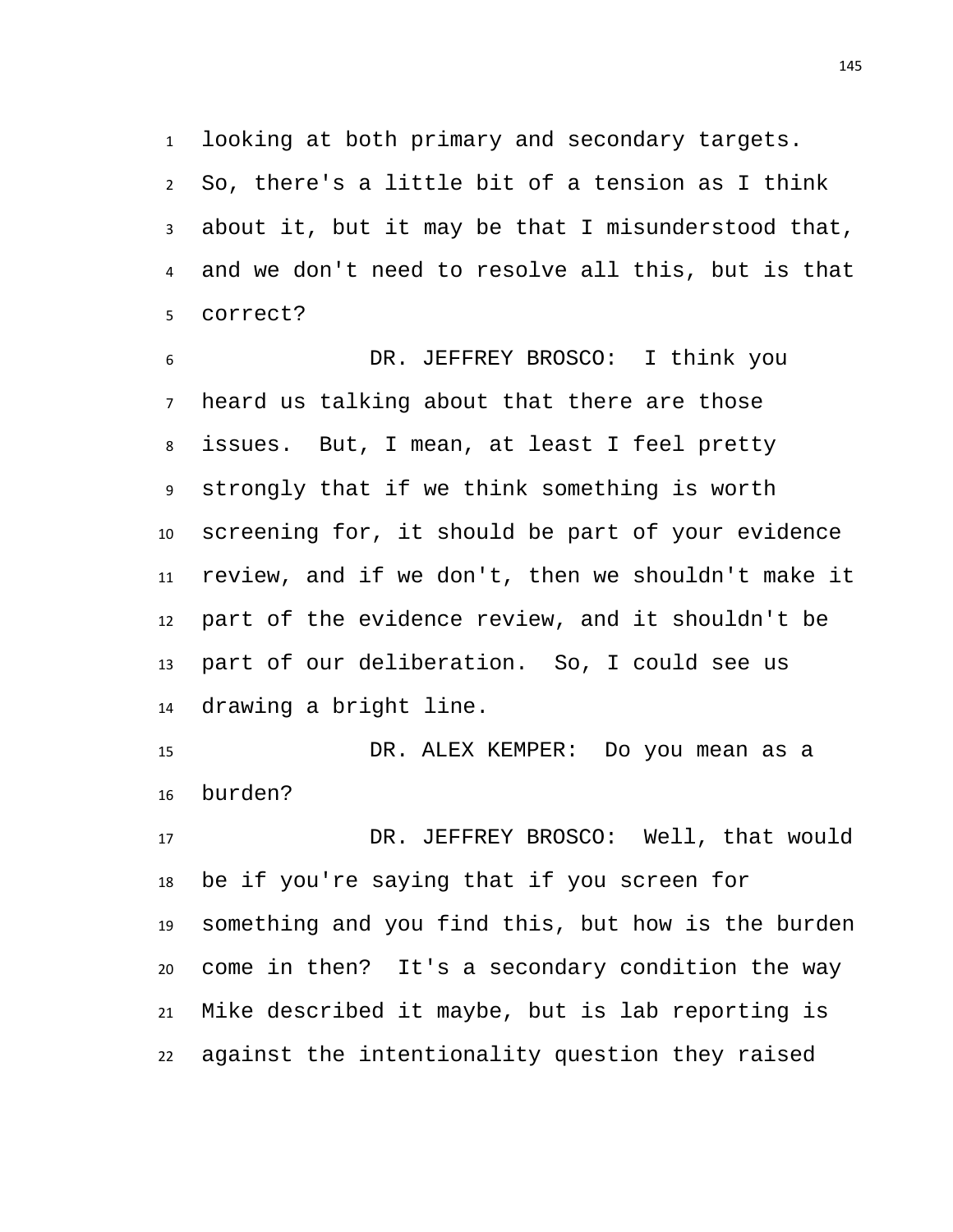looking at both primary and secondary targets. So, there's a little bit of a tension as I think about it, but it may be that I misunderstood that, and we don't need to resolve all this, but is that correct?

DR. JEFFREY BROSCO: I think you heard us talking about that there are those issues. But, I mean, at least I feel pretty strongly that if we think something is worth screening for, it should be part of your evidence review, and if we don't, then we shouldn't make it part of the evidence review, and it shouldn't be part of our deliberation. So, I could see us drawing a bright line.

DR. ALEX KEMPER: Do you mean as a burden?

DR. JEFFREY BROSCO: Well, that would be if you're saying that if you screen for something and you find this, but how is the burden come in then? It's a secondary condition the way Mike described it maybe, but is lab reporting is against the intentionality question they raised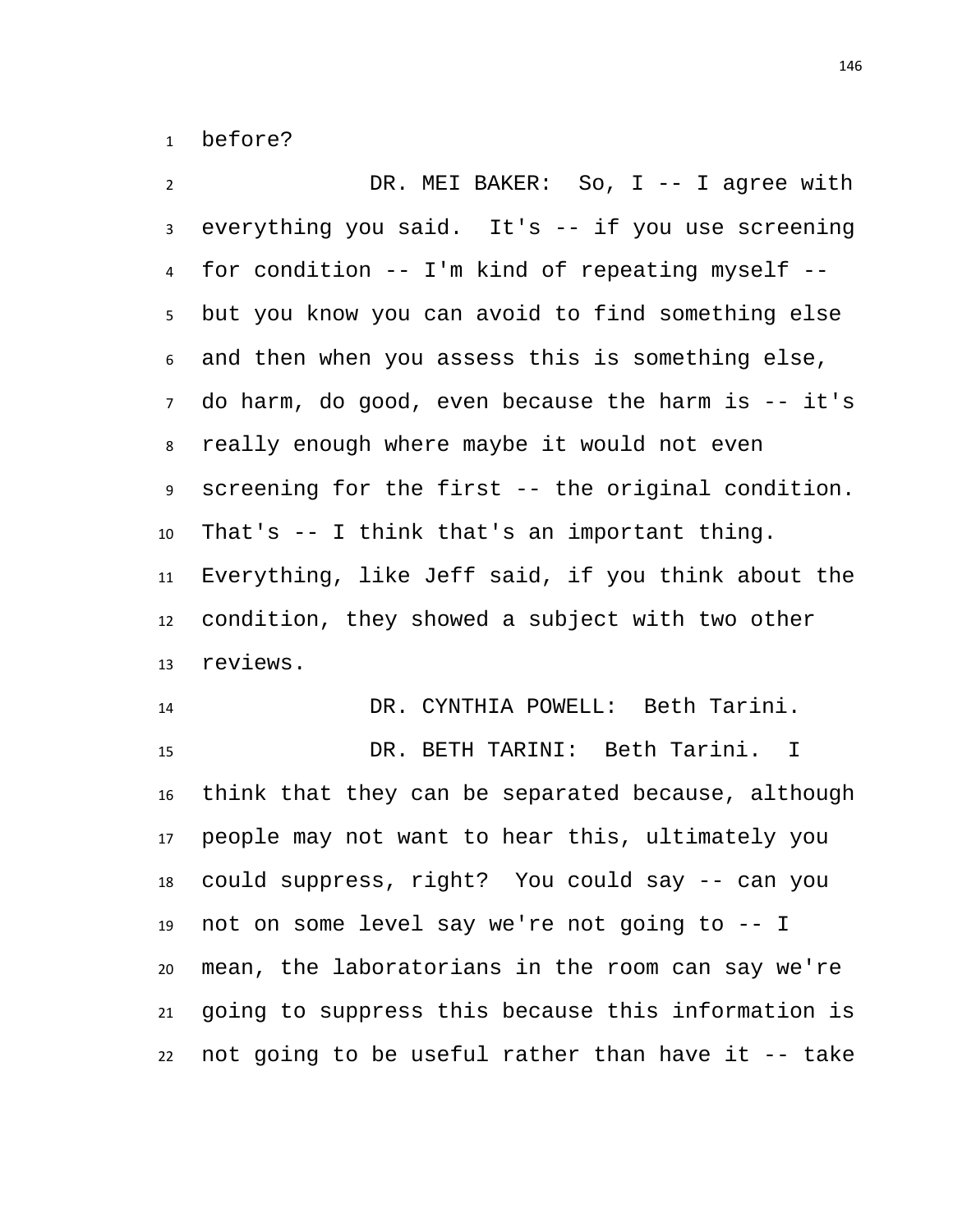before?

DR. MEI BAKER: So, I -- I agree with everything you said. It's -- if you use screening for condition -- I'm kind of repeating myself -- but you know you can avoid to find something else and then when you assess this is something else, do harm, do good, even because the harm is -- it's really enough where maybe it would not even screening for the first -- the original condition. That's -- I think that's an important thing. Everything, like Jeff said, if you think about the condition, they showed a subject with two other reviews.

DR. CYNTHIA POWELL: Beth Tarini.

DR. BETH TARINI: Beth Tarini. I think that they can be separated because, although people may not want to hear this, ultimately you could suppress, right? You could say -- can you not on some level say we're not going to -- I mean, the laboratorians in the room can say we're going to suppress this because this information is not going to be useful rather than have it -- take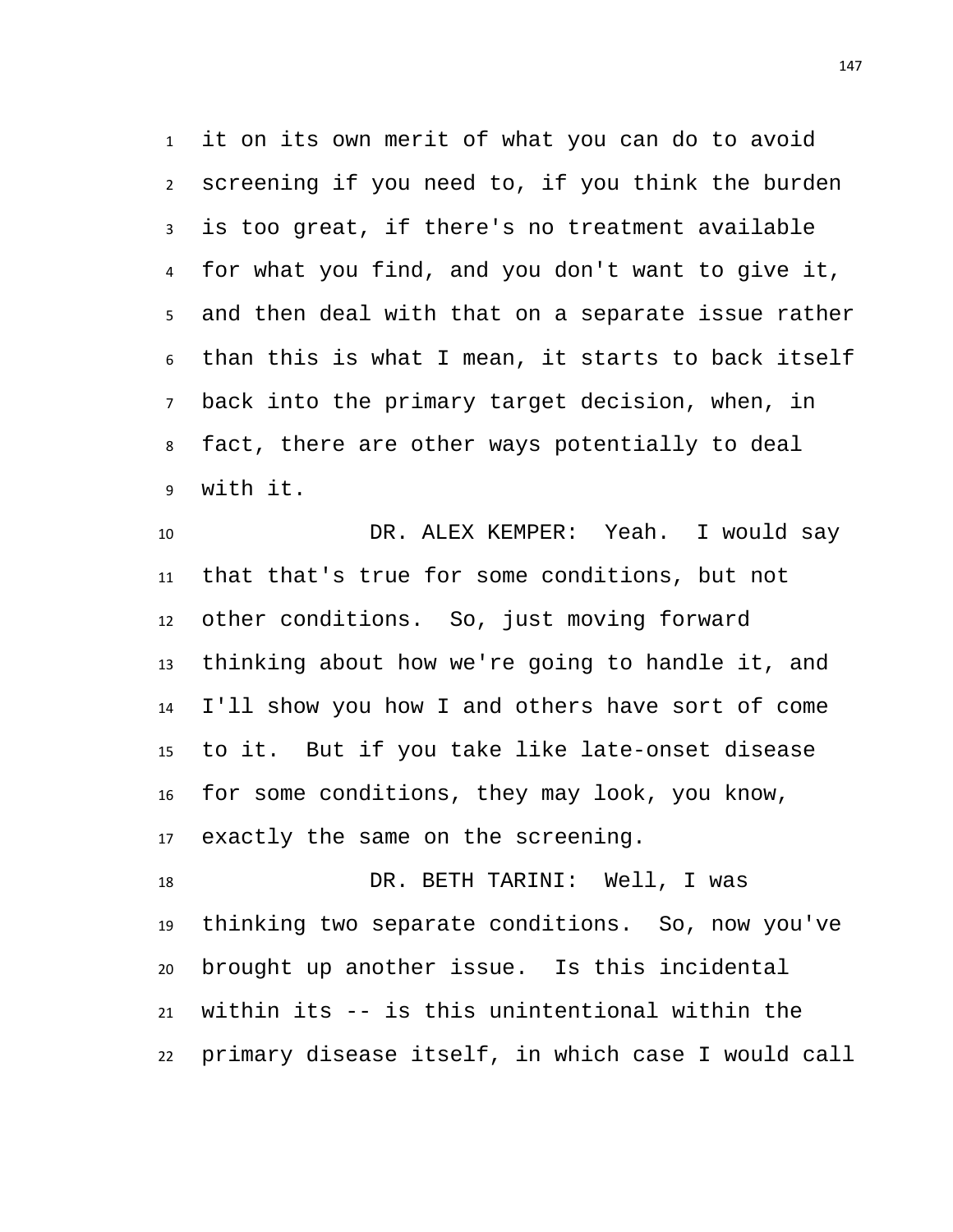it on its own merit of what you can do to avoid screening if you need to, if you think the burden is too great, if there's no treatment available for what you find, and you don't want to give it, and then deal with that on a separate issue rather than this is what I mean, it starts to back itself back into the primary target decision, when, in fact, there are other ways potentially to deal with it.

DR. ALEX KEMPER: Yeah. I would say that that's true for some conditions, but not other conditions. So, just moving forward thinking about how we're going to handle it, and I'll show you how I and others have sort of come to it. But if you take like late-onset disease for some conditions, they may look, you know, exactly the same on the screening.

DR. BETH TARINI: Well, I was thinking two separate conditions. So, now you've brought up another issue. Is this incidental within its -- is this unintentional within the primary disease itself, in which case I would call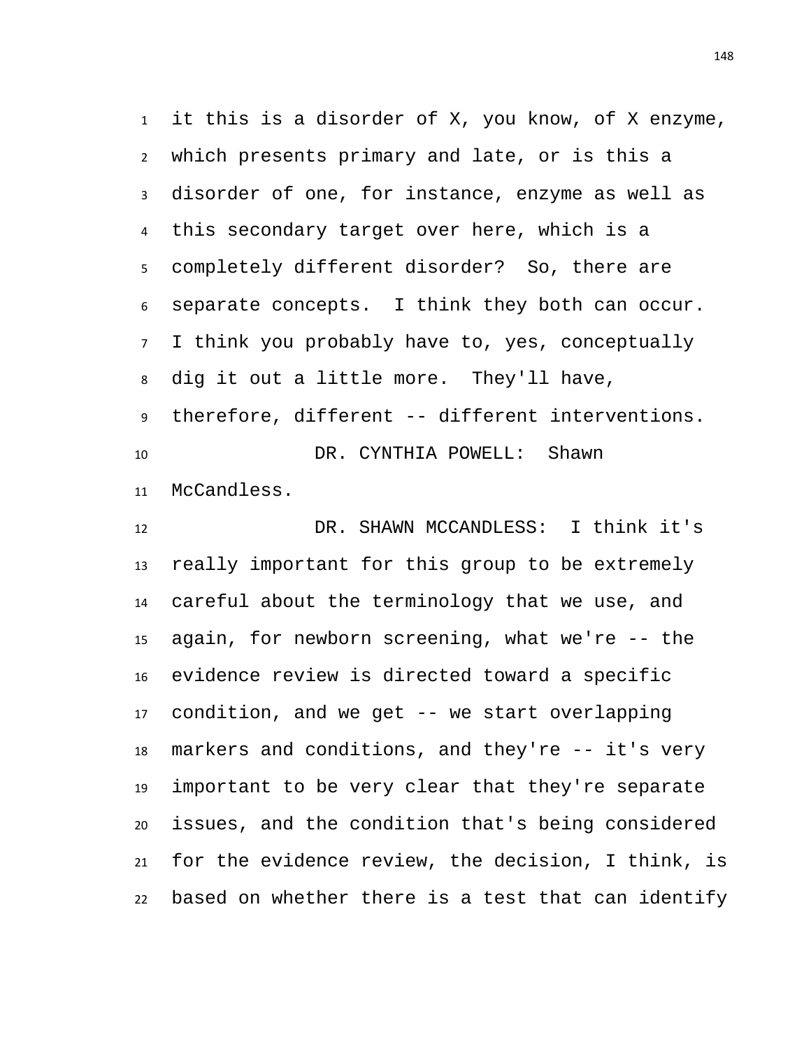it this is a disorder of X, you know, of X enzyme, which presents primary and late, or is this a disorder of one, for instance, enzyme as well as this secondary target over here, which is a completely different disorder? So, there are separate concepts. I think they both can occur. I think you probably have to, yes, conceptually dig it out a little more. They'll have, therefore, different -- different interventions.

DR. CYNTHIA POWELL: Shawn McCandless.

DR. SHAWN MCCANDLESS: I think it's really important for this group to be extremely careful about the terminology that we use, and again, for newborn screening, what we're -- the evidence review is directed toward a specific condition, and we get -- we start overlapping markers and conditions, and they're -- it's very important to be very clear that they're separate issues, and the condition that's being considered for the evidence review, the decision, I think, is based on whether there is a test that can identify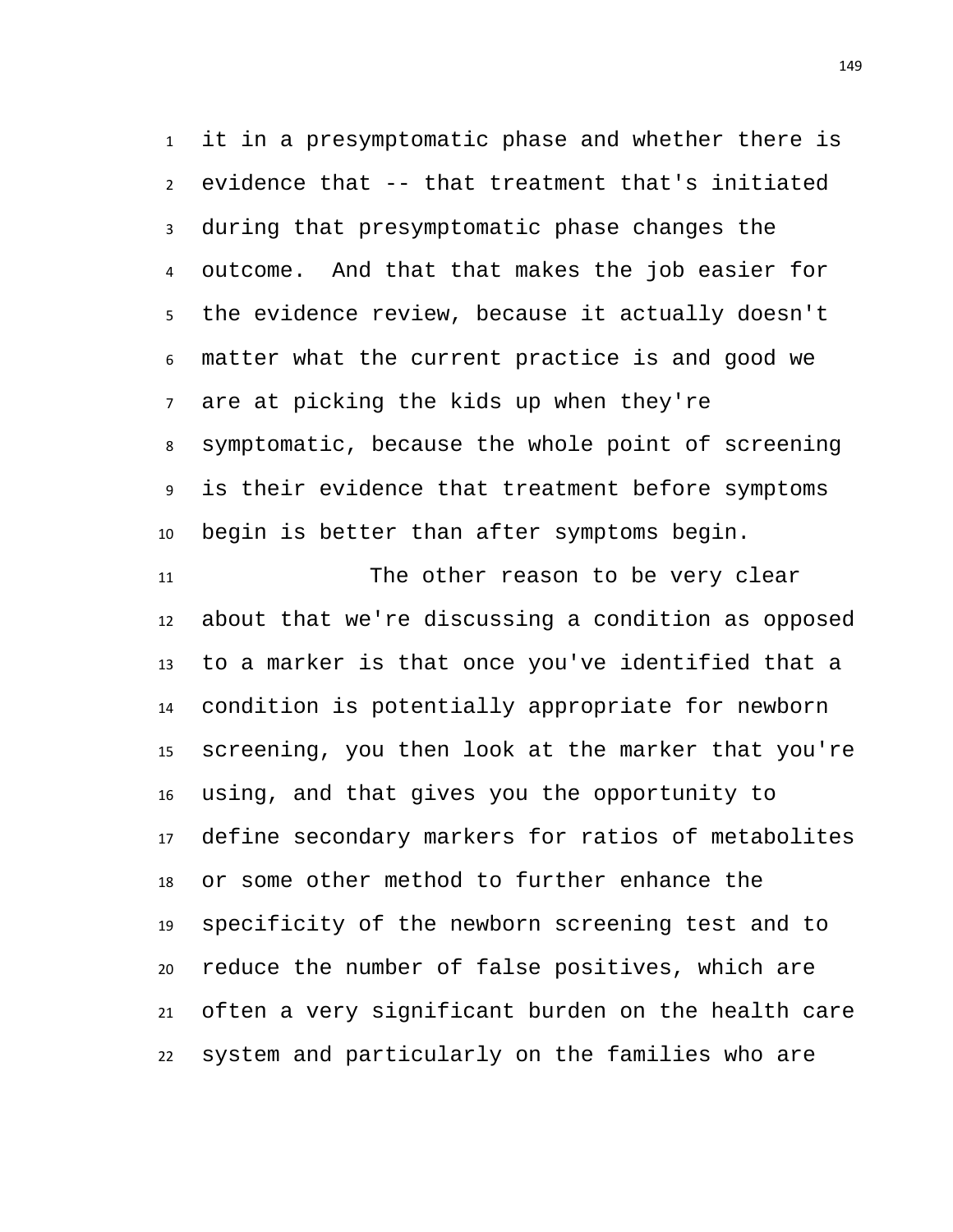it in a presymptomatic phase and whether there is evidence that -- that treatment that's initiated during that presymptomatic phase changes the outcome. And that that makes the job easier for the evidence review, because it actually doesn't matter what the current practice is and good we are at picking the kids up when they're symptomatic, because the whole point of screening is their evidence that treatment before symptoms begin is better than after symptoms begin.

The other reason to be very clear about that we're discussing a condition as opposed to a marker is that once you've identified that a condition is potentially appropriate for newborn screening, you then look at the marker that you're using, and that gives you the opportunity to define secondary markers for ratios of metabolites or some other method to further enhance the specificity of the newborn screening test and to reduce the number of false positives, which are often a very significant burden on the health care system and particularly on the families who are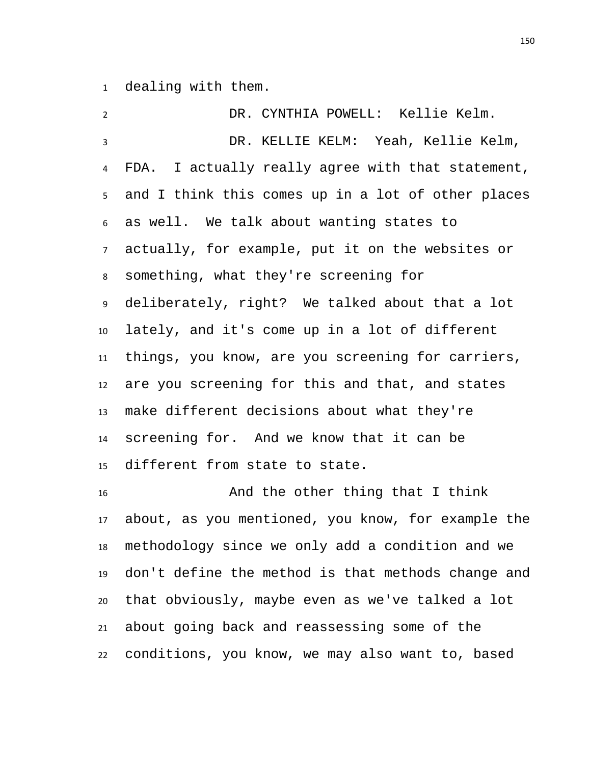dealing with them.

DR. CYNTHIA POWELL: Kellie Kelm.

DR. KELLIE KELM: Yeah, Kellie Kelm, FDA. I actually really agree with that statement, and I think this comes up in a lot of other places as well. We talk about wanting states to actually, for example, put it on the websites or something, what they're screening for deliberately, right? We talked about that a lot lately, and it's come up in a lot of different things, you know, are you screening for carriers, are you screening for this and that, and states make different decisions about what they're screening for. And we know that it can be different from state to state.

And the other thing that I think about, as you mentioned, you know, for example the methodology since we only add a condition and we don't define the method is that methods change and that obviously, maybe even as we've talked a lot about going back and reassessing some of the conditions, you know, we may also want to, based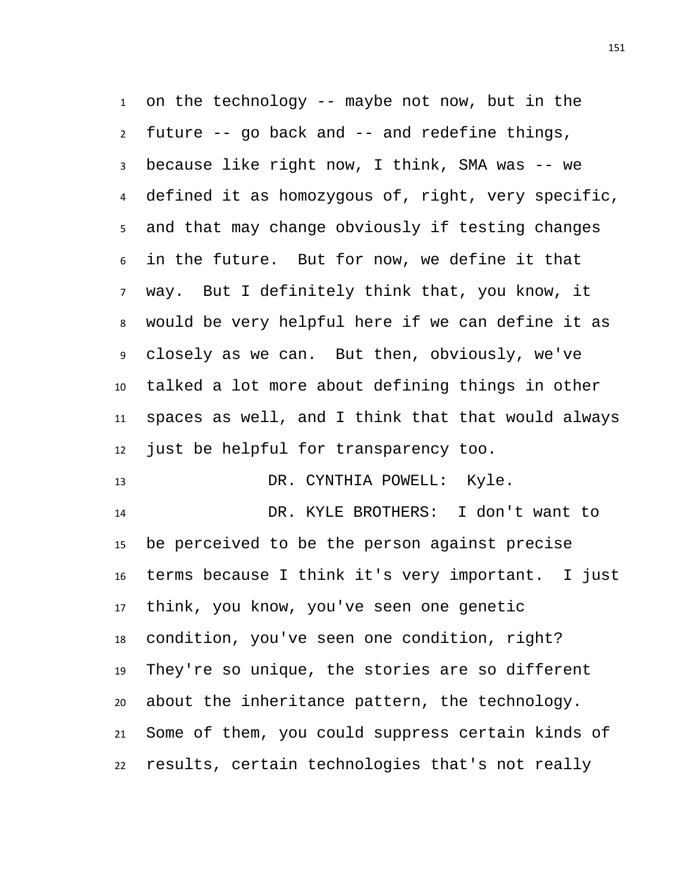on the technology -- maybe not now, but in the future -- go back and -- and redefine things, because like right now, I think, SMA was -- we defined it as homozygous of, right, very specific, and that may change obviously if testing changes in the future. But for now, we define it that way. But I definitely think that, you know, it would be very helpful here if we can define it as closely as we can. But then, obviously, we've talked a lot more about defining things in other spaces as well, and I think that that would always just be helpful for transparency too.

DR. CYNTHIA POWELL: Kyle.

DR. KYLE BROTHERS: I don't want to be perceived to be the person against precise terms because I think it's very important. I just think, you know, you've seen one genetic condition, you've seen one condition, right? They're so unique, the stories are so different about the inheritance pattern, the technology. Some of them, you could suppress certain kinds of results, certain technologies that's not really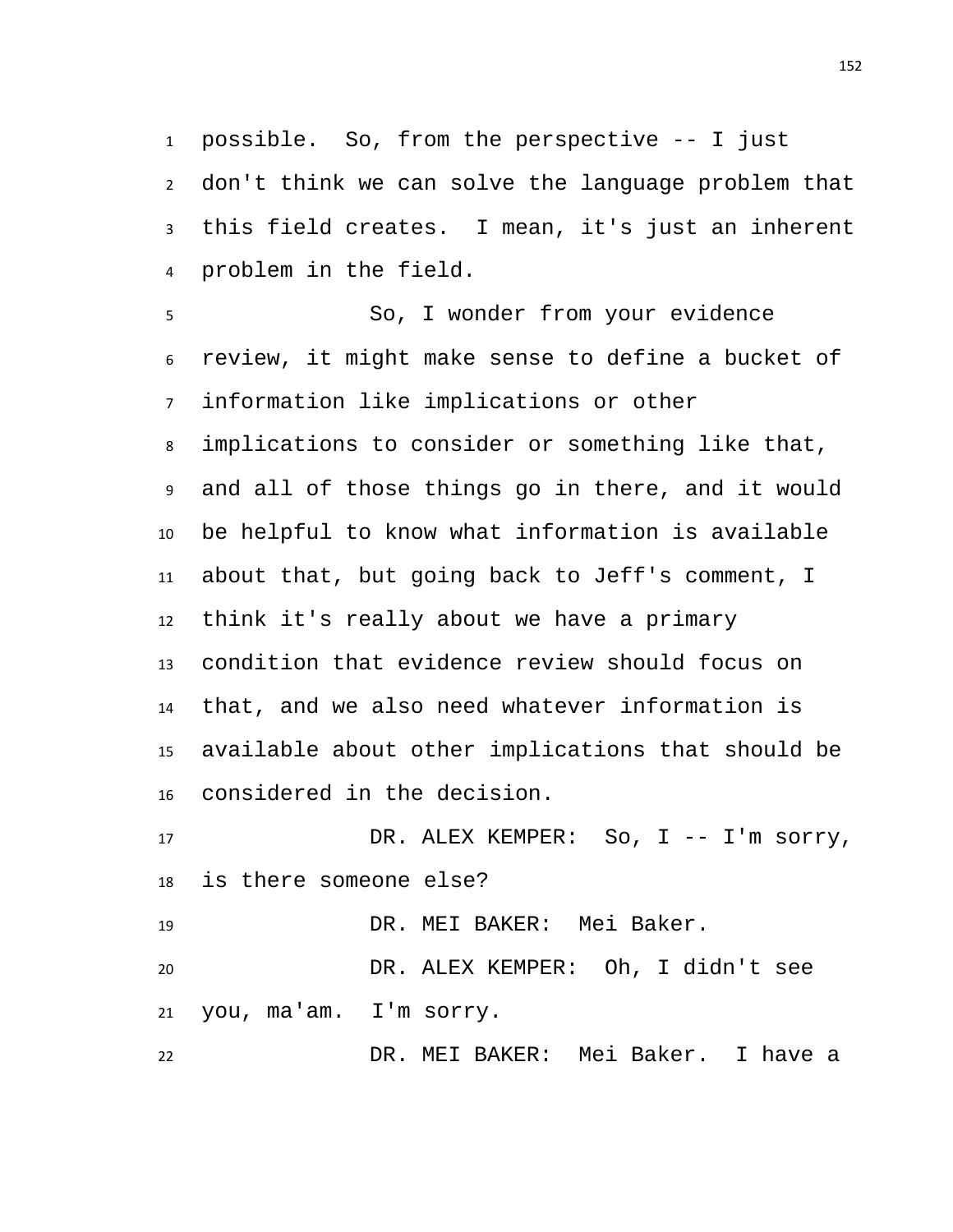possible. So, from the perspective -- I just don't think we can solve the language problem that this field creates. I mean, it's just an inherent problem in the field.

So, I wonder from your evidence review, it might make sense to define a bucket of information like implications or other implications to consider or something like that, and all of those things go in there, and it would be helpful to know what information is available about that, but going back to Jeff's comment, I think it's really about we have a primary condition that evidence review should focus on that, and we also need whatever information is available about other implications that should be considered in the decision.

DR. ALEX KEMPER: So, I -- I'm sorry, is there someone else?

DR. MEI BAKER: Mei Baker.

DR. ALEX KEMPER: Oh, I didn't see you, ma'am. I'm sorry.

DR. MEI BAKER: Mei Baker. I have a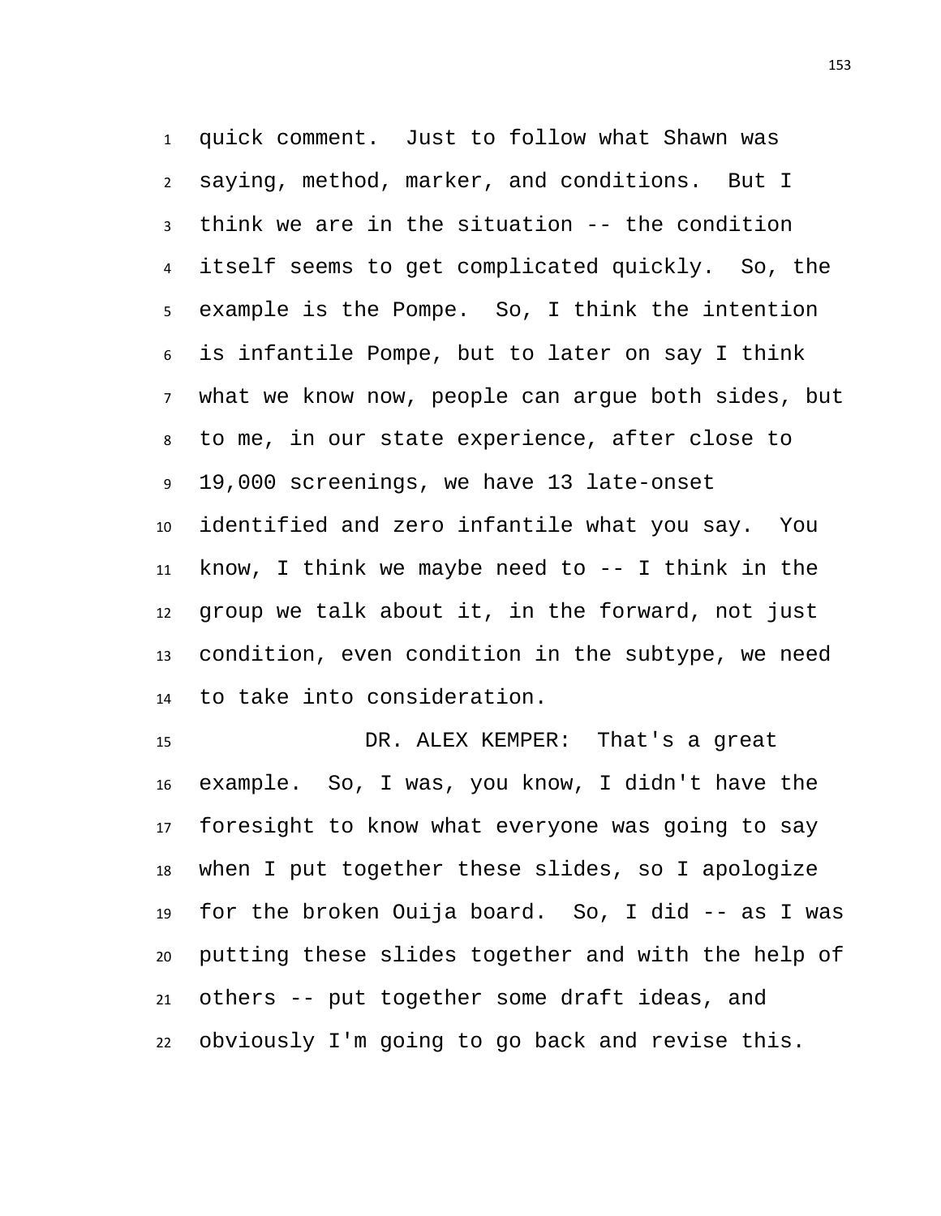quick comment. Just to follow what Shawn was saying, method, marker, and conditions. But I think we are in the situation -- the condition itself seems to get complicated quickly. So, the example is the Pompe. So, I think the intention is infantile Pompe, but to later on say I think what we know now, people can argue both sides, but to me, in our state experience, after close to 19,000 screenings, we have 13 late-onset identified and zero infantile what you say. You know, I think we maybe need to -- I think in the group we talk about it, in the forward, not just condition, even condition in the subtype, we need to take into consideration.

DR. ALEX KEMPER: That's a great example. So, I was, you know, I didn't have the foresight to know what everyone was going to say when I put together these slides, so I apologize for the broken Ouija board. So, I did -- as I was putting these slides together and with the help of others -- put together some draft ideas, and obviously I'm going to go back and revise this.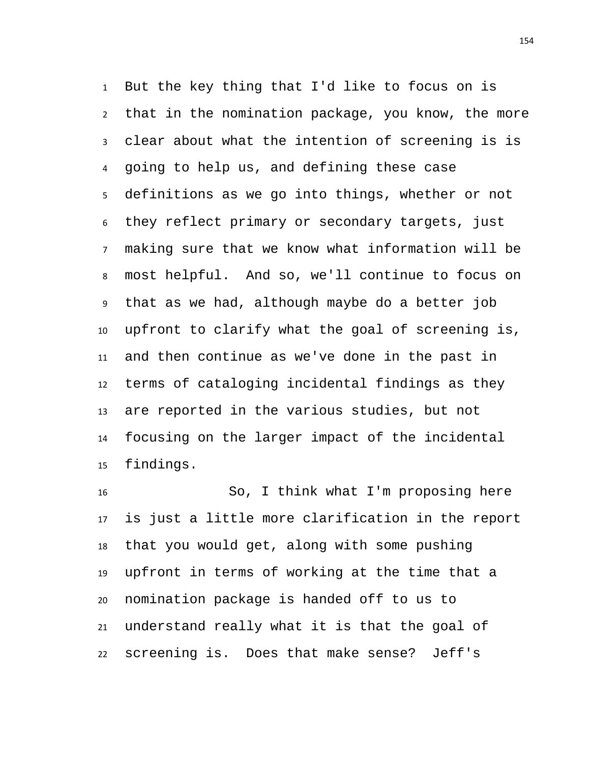But the key thing that I'd like to focus on is that in the nomination package, you know, the more clear about what the intention of screening is is going to help us, and defining these case definitions as we go into things, whether or not they reflect primary or secondary targets, just making sure that we know what information will be most helpful. And so, we'll continue to focus on that as we had, although maybe do a better job upfront to clarify what the goal of screening is, and then continue as we've done in the past in terms of cataloging incidental findings as they are reported in the various studies, but not focusing on the larger impact of the incidental findings.

So, I think what I'm proposing here is just a little more clarification in the report that you would get, along with some pushing upfront in terms of working at the time that a nomination package is handed off to us to understand really what it is that the goal of screening is. Does that make sense? Jeff's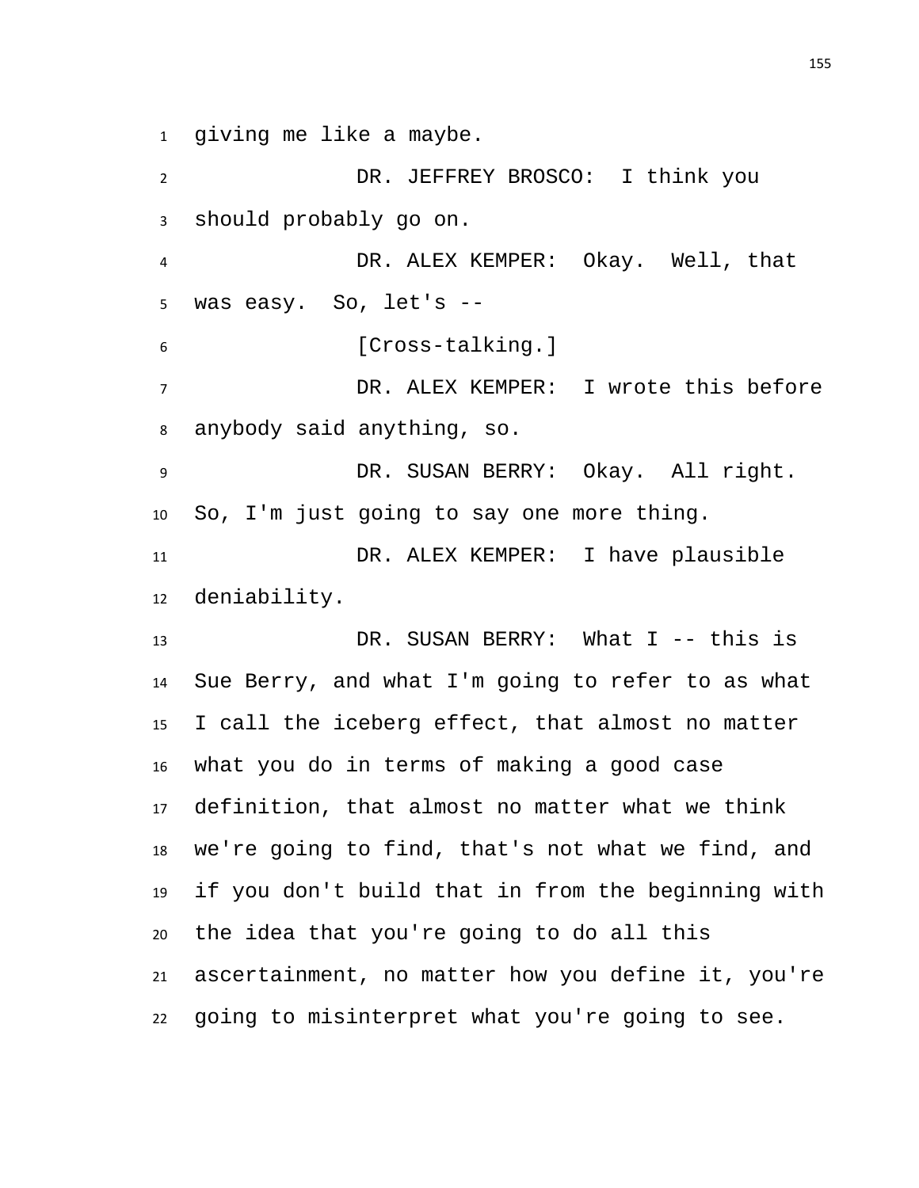giving me like a maybe.

DR. JEFFREY BROSCO: I think you should probably go on.

DR. ALEX KEMPER: Okay. Well, that was easy. So, let's --

[Cross-talking.]

DR. ALEX KEMPER: I wrote this before anybody said anything, so.

DR. SUSAN BERRY: Okay. All right. So, I'm just going to say one more thing.

DR. ALEX KEMPER: I have plausible deniability.

DR. SUSAN BERRY: What I -- this is Sue Berry, and what I'm going to refer to as what I call the iceberg effect, that almost no matter what you do in terms of making a good case definition, that almost no matter what we think we're going to find, that's not what we find, and if you don't build that in from the beginning with the idea that you're going to do all this ascertainment, no matter how you define it, you're going to misinterpret what you're going to see.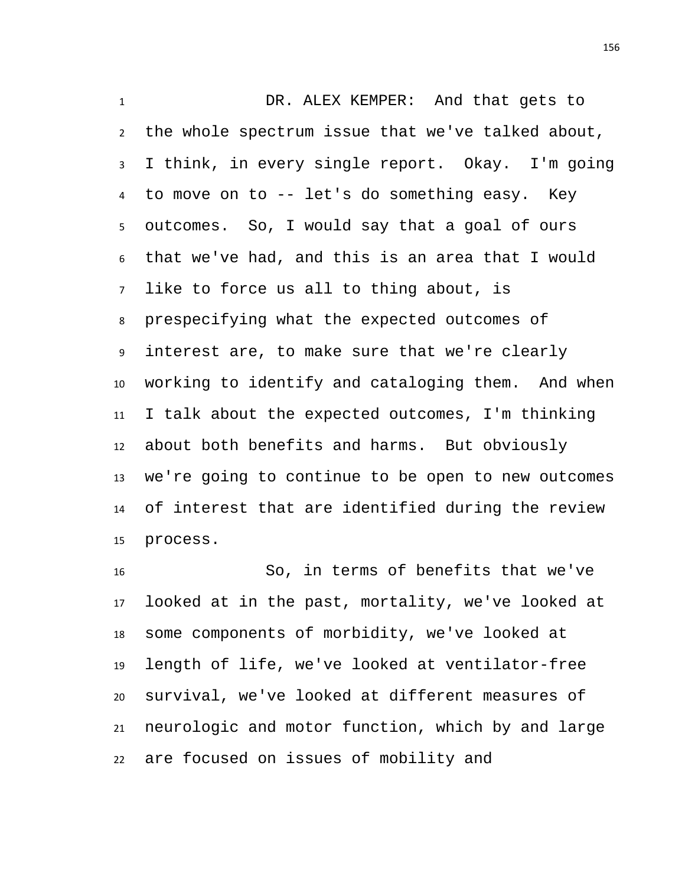DR. ALEX KEMPER: And that gets to the whole spectrum issue that we've talked about, I think, in every single report. Okay. I'm going to move on to -- let's do something easy. Key outcomes. So, I would say that a goal of ours that we've had, and this is an area that I would like to force us all to thing about, is prespecifying what the expected outcomes of interest are, to make sure that we're clearly working to identify and cataloging them. And when I talk about the expected outcomes, I'm thinking about both benefits and harms. But obviously we're going to continue to be open to new outcomes of interest that are identified during the review process.

So, in terms of benefits that we've looked at in the past, mortality, we've looked at some components of morbidity, we've looked at length of life, we've looked at ventilator-free survival, we've looked at different measures of neurologic and motor function, which by and large are focused on issues of mobility and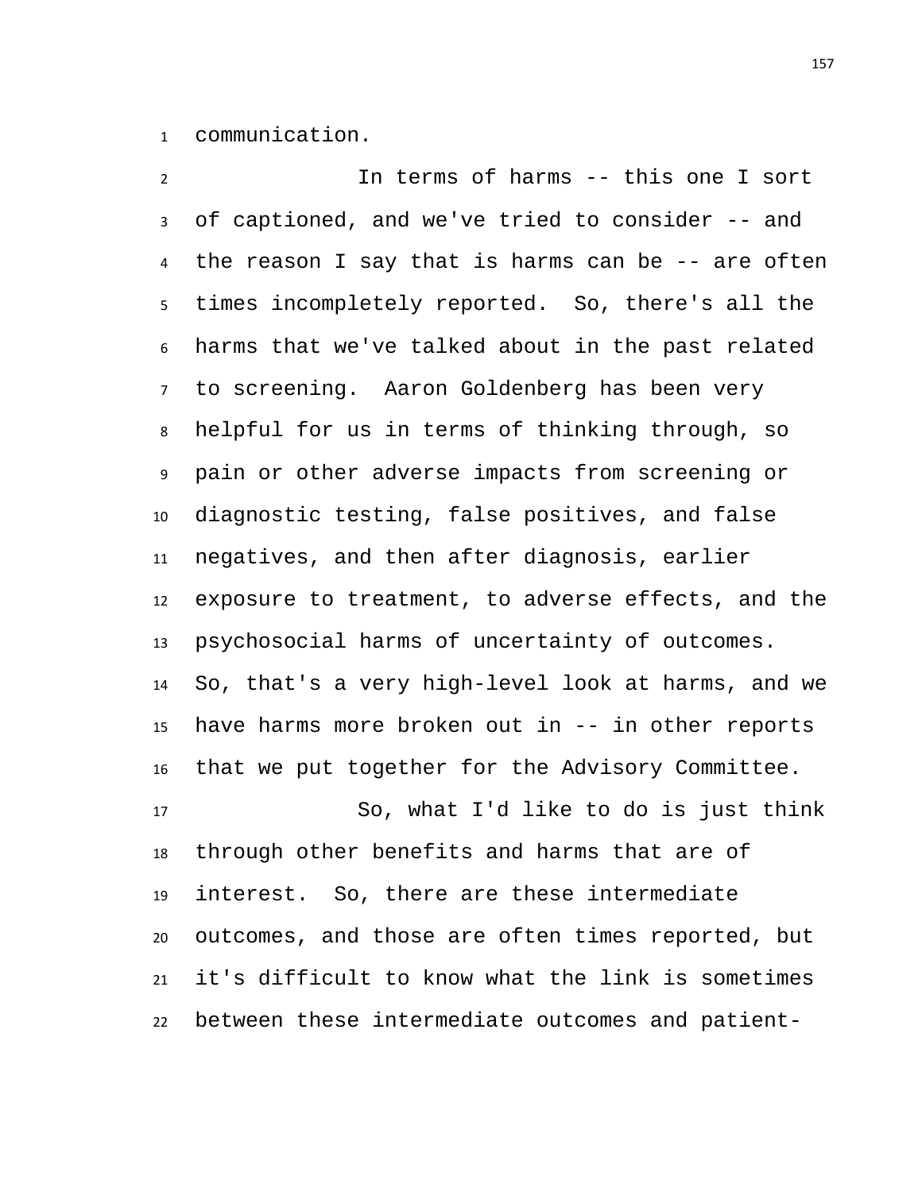communication.

In terms of harms -- this one I sort of captioned, and we've tried to consider -- and the reason I say that is harms can be -- are often times incompletely reported. So, there's all the harms that we've talked about in the past related to screening. Aaron Goldenberg has been very helpful for us in terms of thinking through, so pain or other adverse impacts from screening or diagnostic testing, false positives, and false negatives, and then after diagnosis, earlier exposure to treatment, to adverse effects, and the psychosocial harms of uncertainty of outcomes. So, that's a very high-level look at harms, and we have harms more broken out in -- in other reports that we put together for the Advisory Committee.

So, what I'd like to do is just think through other benefits and harms that are of interest. So, there are these intermediate outcomes, and those are often times reported, but it's difficult to know what the link is sometimes between these intermediate outcomes and patient-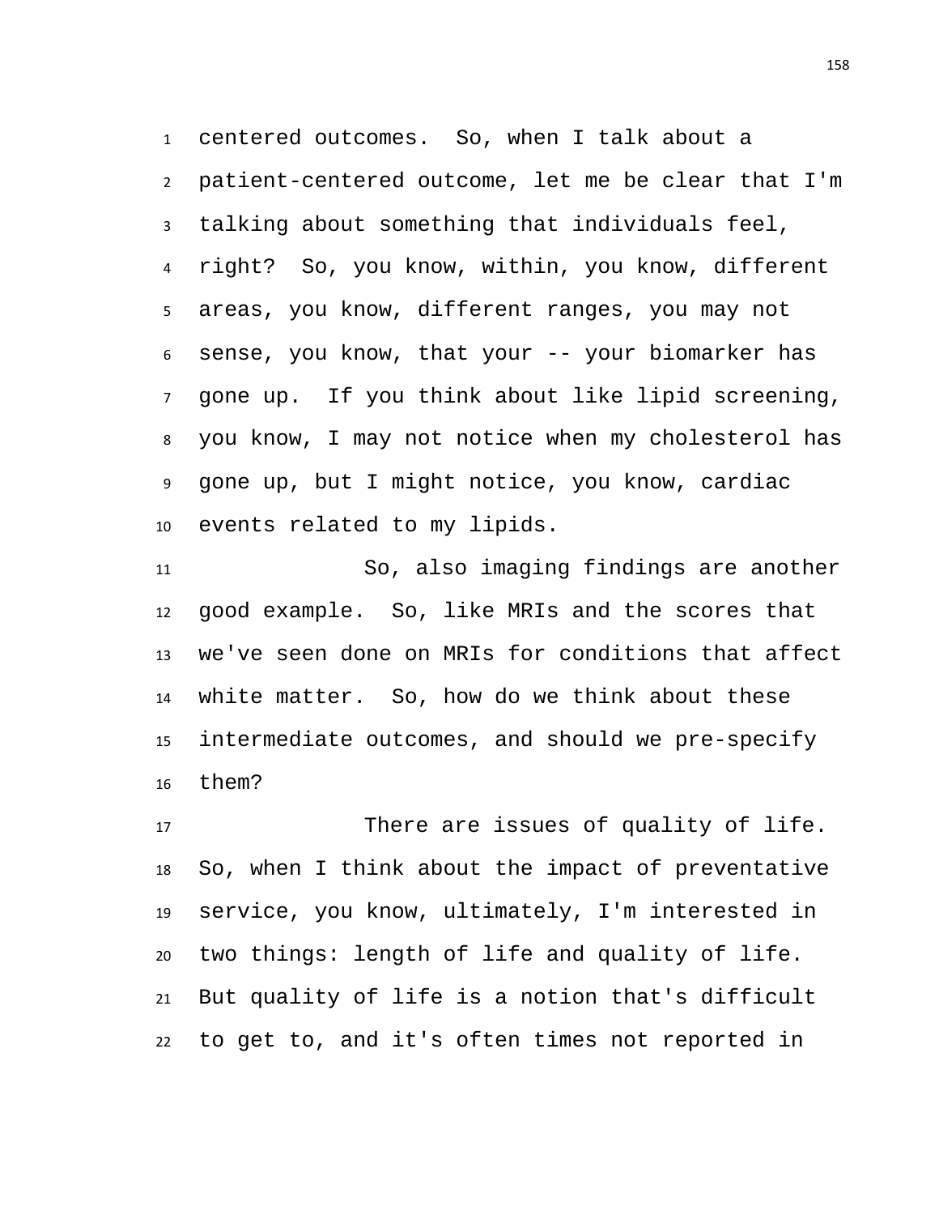centered outcomes. So, when I talk about a patient-centered outcome, let me be clear that I'm talking about something that individuals feel, right? So, you know, within, you know, different areas, you know, different ranges, you may not sense, you know, that your -- your biomarker has gone up. If you think about like lipid screening, you know, I may not notice when my cholesterol has gone up, but I might notice, you know, cardiac events related to my lipids.

So, also imaging findings are another good example. So, like MRIs and the scores that we've seen done on MRIs for conditions that affect white matter. So, how do we think about these intermediate outcomes, and should we pre-specify them?

There are issues of quality of life. So, when I think about the impact of preventative service, you know, ultimately, I'm interested in two things: length of life and quality of life. But quality of life is a notion that's difficult to get to, and it's often times not reported in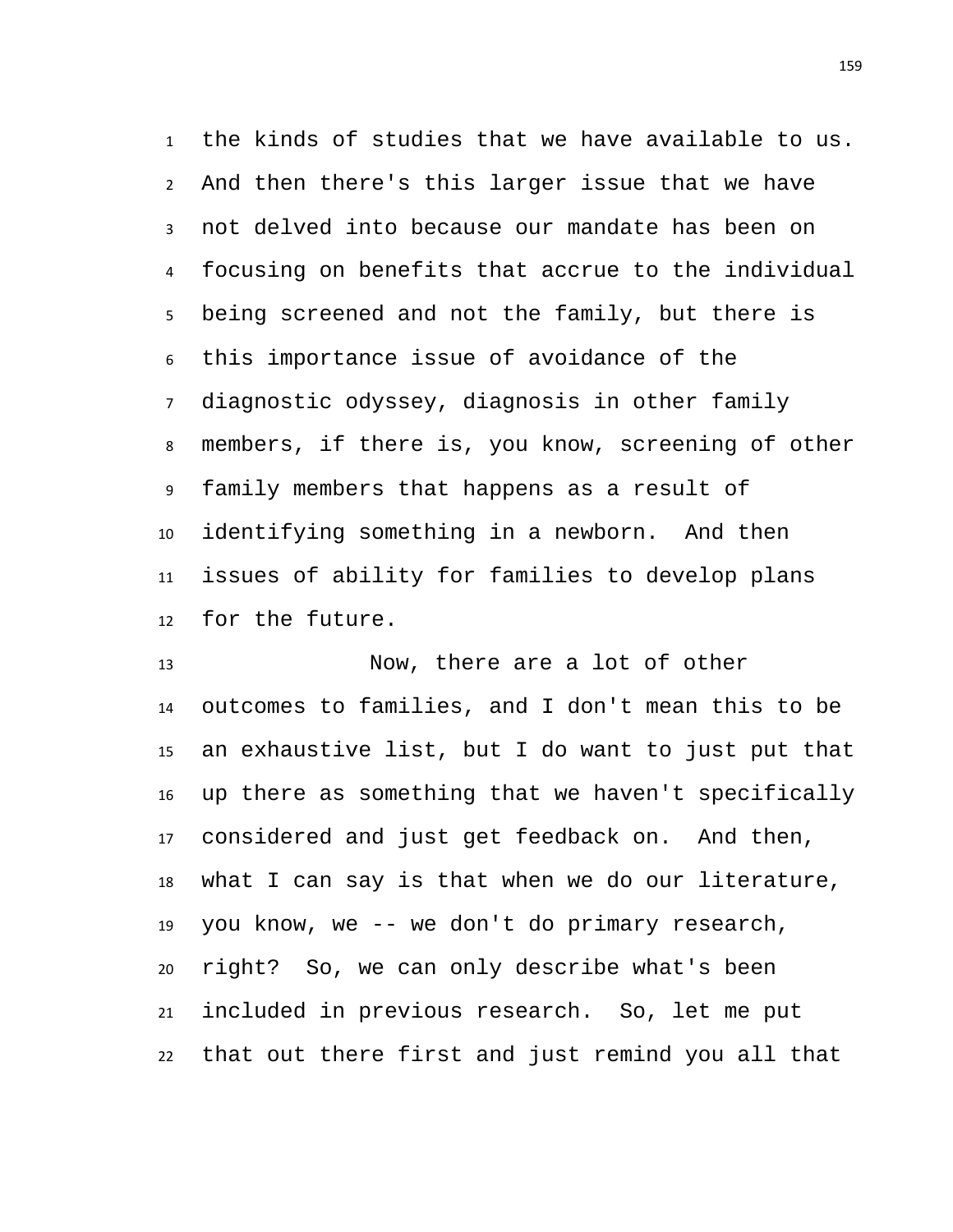the kinds of studies that we have available to us. And then there's this larger issue that we have not delved into because our mandate has been on focusing on benefits that accrue to the individual being screened and not the family, but there is this importance issue of avoidance of the diagnostic odyssey, diagnosis in other family members, if there is, you know, screening of other family members that happens as a result of identifying something in a newborn. And then issues of ability for families to develop plans for the future.

Now, there are a lot of other outcomes to families, and I don't mean this to be an exhaustive list, but I do want to just put that up there as something that we haven't specifically considered and just get feedback on. And then, what I can say is that when we do our literature, you know, we -- we don't do primary research, right? So, we can only describe what's been included in previous research. So, let me put that out there first and just remind you all that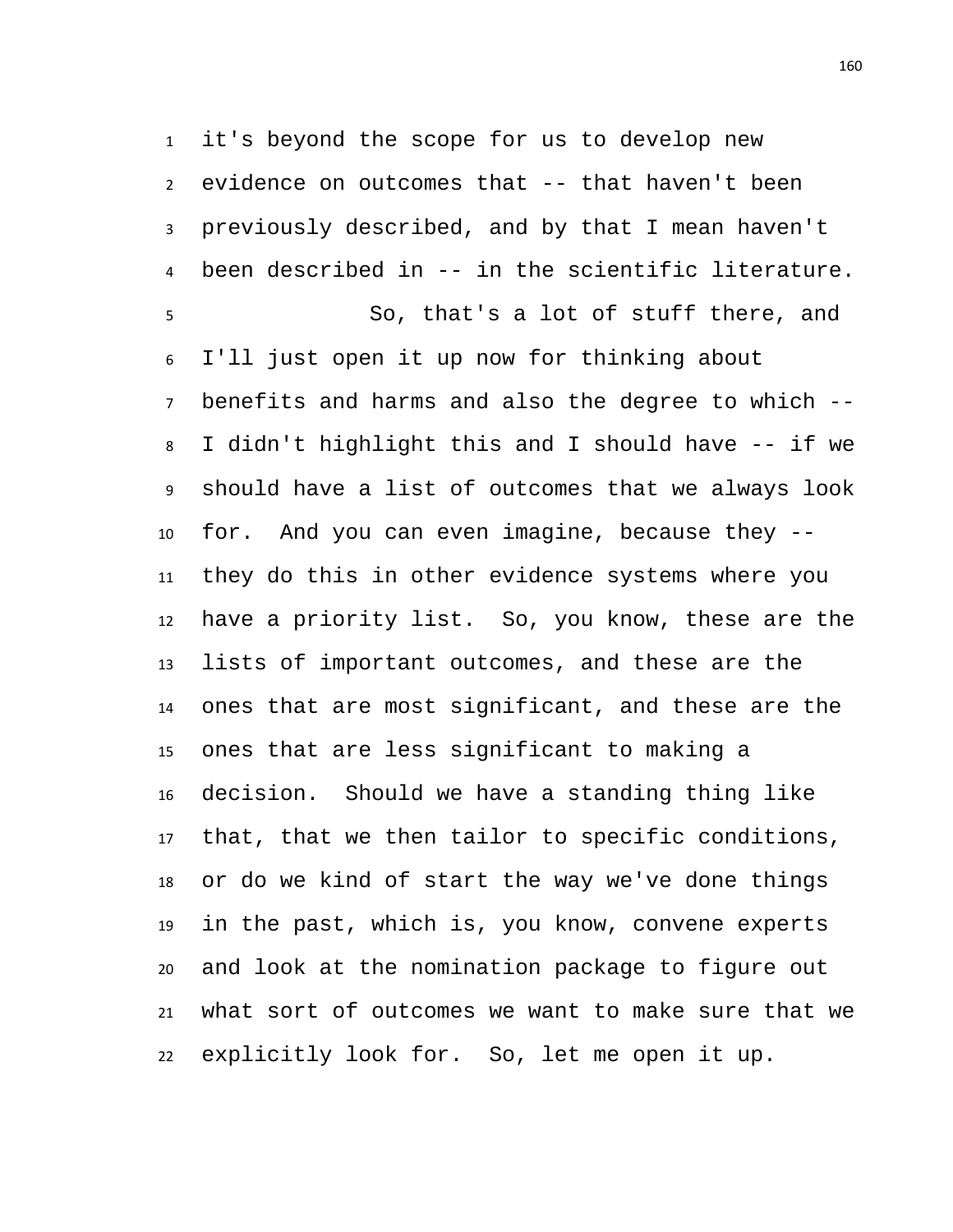it's beyond the scope for us to develop new evidence on outcomes that -- that haven't been previously described, and by that I mean haven't been described in -- in the scientific literature.

So, that's a lot of stuff there, and I'll just open it up now for thinking about benefits and harms and also the degree to which -- I didn't highlight this and I should have -- if we should have a list of outcomes that we always look for. And you can even imagine, because they -- they do this in other evidence systems where you have a priority list. So, you know, these are the lists of important outcomes, and these are the ones that are most significant, and these are the ones that are less significant to making a decision. Should we have a standing thing like that, that we then tailor to specific conditions, or do we kind of start the way we've done things in the past, which is, you know, convene experts and look at the nomination package to figure out what sort of outcomes we want to make sure that we explicitly look for. So, let me open it up.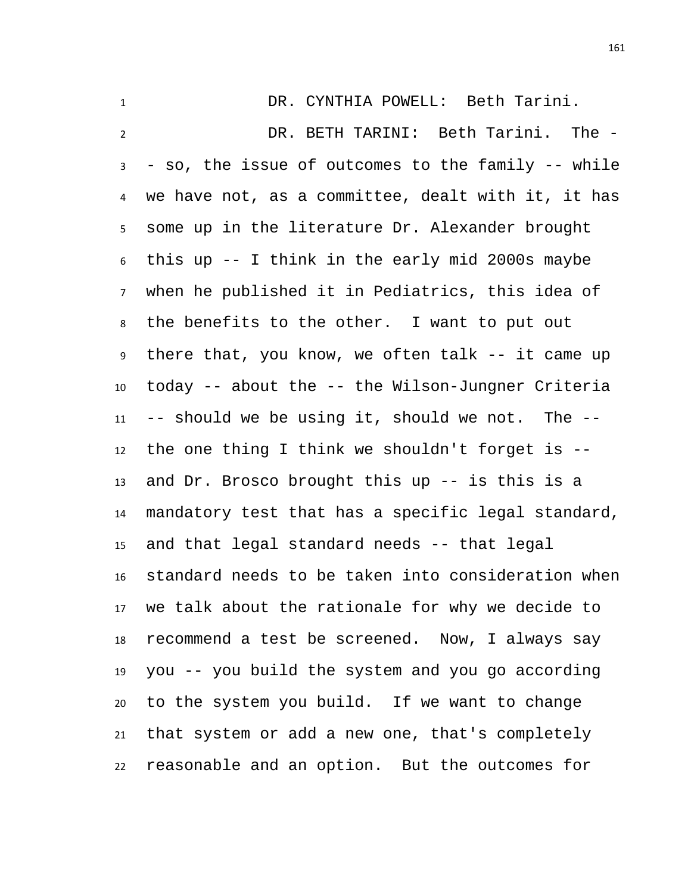DR. CYNTHIA POWELL: Beth Tarini.

DR. BETH TARINI: Beth Tarini. The -- so, the issue of outcomes to the family -- while we have not, as a committee, dealt with it, it has some up in the literature Dr. Alexander brought this up -- I think in the early mid 2000s maybe when he published it in Pediatrics, this idea of the benefits to the other. I want to put out there that, you know, we often talk -- it came up today -- about the -- the Wilson-Jungner Criteria -- should we be using it, should we not. The -- the one thing I think we shouldn't forget is -- and Dr. Brosco brought this up -- is this is a mandatory test that has a specific legal standard, and that legal standard needs -- that legal standard needs to be taken into consideration when we talk about the rationale for why we decide to recommend a test be screened. Now, I always say you -- you build the system and you go according to the system you build. If we want to change that system or add a new one, that's completely reasonable and an option. But the outcomes for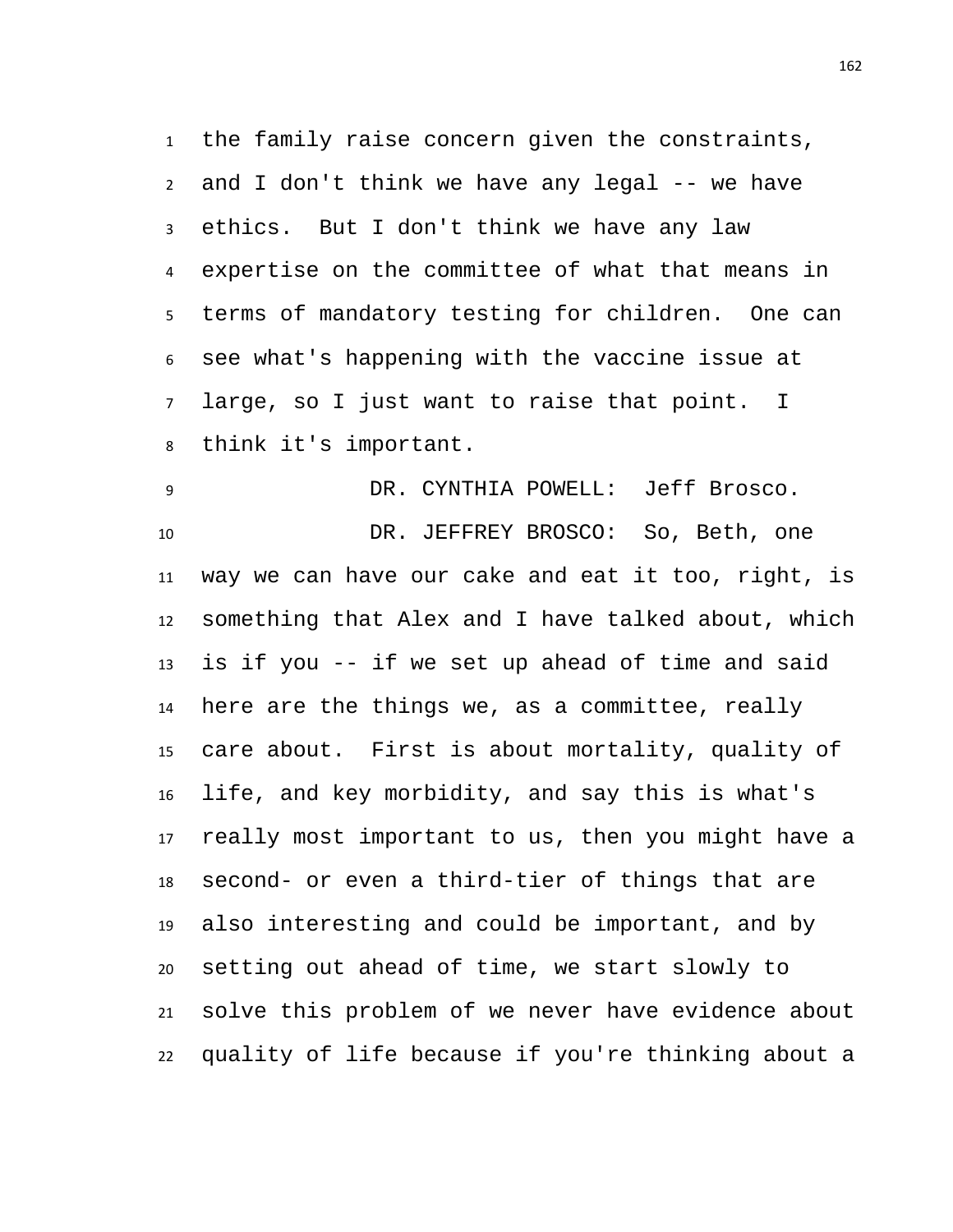the family raise concern given the constraints, and I don't think we have any legal -- we have ethics. But I don't think we have any law expertise on the committee of what that means in terms of mandatory testing for children. One can see what's happening with the vaccine issue at large, so I just want to raise that point. I think it's important.

DR. CYNTHIA POWELL: Jeff Brosco.

DR. JEFFREY BROSCO: So, Beth, one way we can have our cake and eat it too, right, is something that Alex and I have talked about, which is if you -- if we set up ahead of time and said here are the things we, as a committee, really care about. First is about mortality, quality of life, and key morbidity, and say this is what's really most important to us, then you might have a second- or even a third-tier of things that are also interesting and could be important, and by setting out ahead of time, we start slowly to solve this problem of we never have evidence about quality of life because if you're thinking about a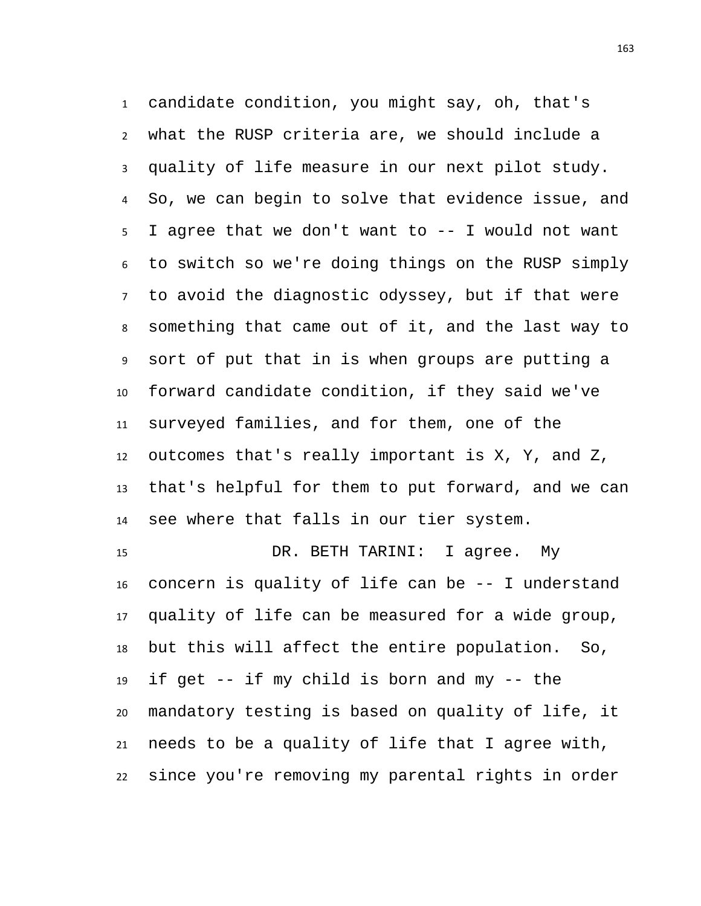candidate condition, you might say, oh, that's what the RUSP criteria are, we should include a quality of life measure in our next pilot study. So, we can begin to solve that evidence issue, and I agree that we don't want to -- I would not want to switch so we're doing things on the RUSP simply to avoid the diagnostic odyssey, but if that were something that came out of it, and the last way to sort of put that in is when groups are putting a forward candidate condition, if they said we've surveyed families, and for them, one of the outcomes that's really important is X, Y, and Z, that's helpful for them to put forward, and we can see where that falls in our tier system.

DR. BETH TARINI: I agree. My concern is quality of life can be -- I understand quality of life can be measured for a wide group, but this will affect the entire population. So, if get -- if my child is born and my -- the mandatory testing is based on quality of life, it needs to be a quality of life that I agree with, since you're removing my parental rights in order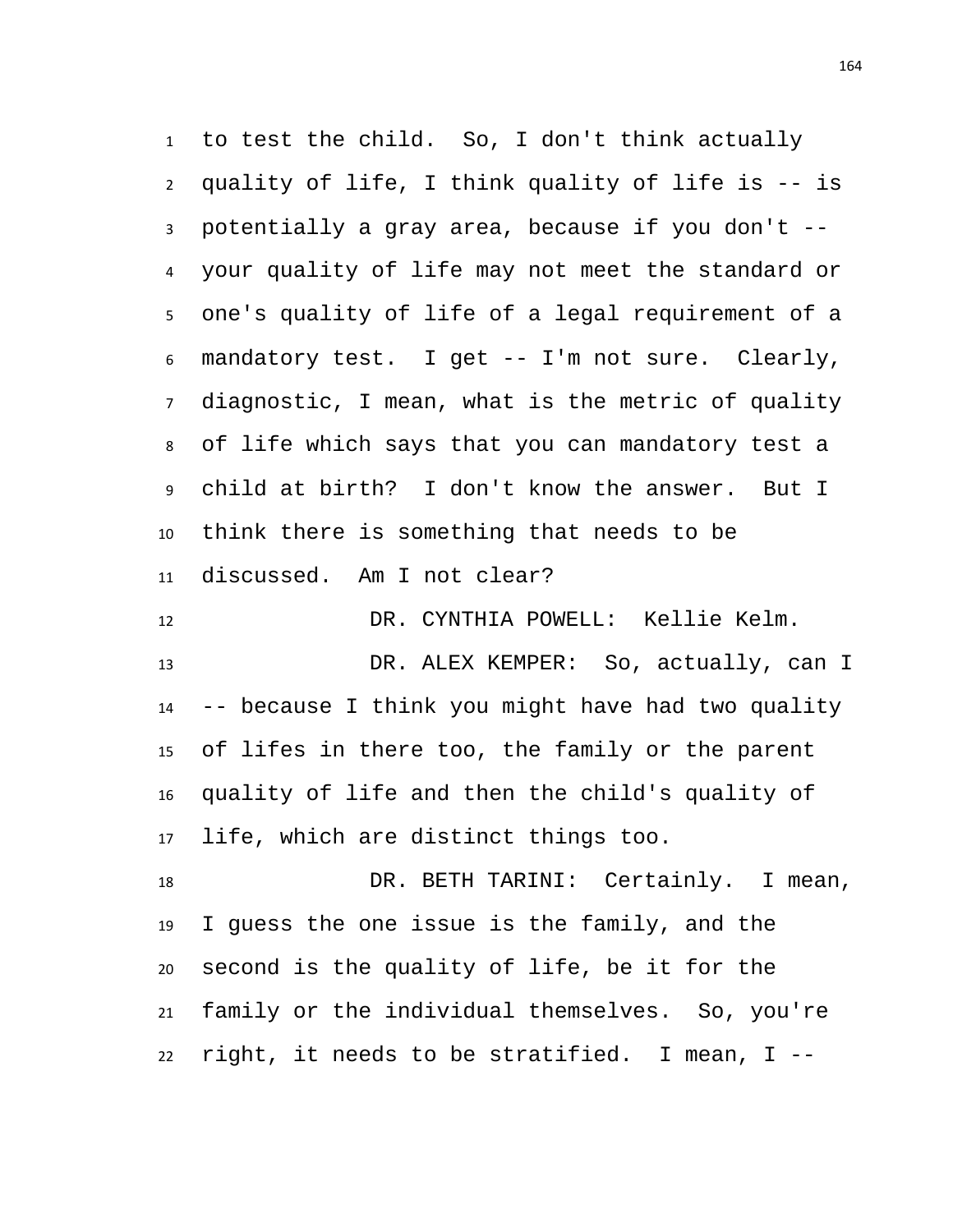to test the child. So, I don't think actually quality of life, I think quality of life is -- is potentially a gray area, because if you don't -- your quality of life may not meet the standard or one's quality of life of a legal requirement of a mandatory test. I get -- I'm not sure. Clearly, diagnostic, I mean, what is the metric of quality of life which says that you can mandatory test a child at birth? I don't know the answer. But I think there is something that needs to be discussed. Am I not clear?

DR. CYNTHIA POWELL: Kellie Kelm.

DR. ALEX KEMPER: So, actually, can I -- because I think you might have had two quality of lifes in there too, the family or the parent quality of life and then the child's quality of life, which are distinct things too.

DR. BETH TARINI: Certainly. I mean, I guess the one issue is the family, and the second is the quality of life, be it for the family or the individual themselves. So, you're right, it needs to be stratified. I mean, I --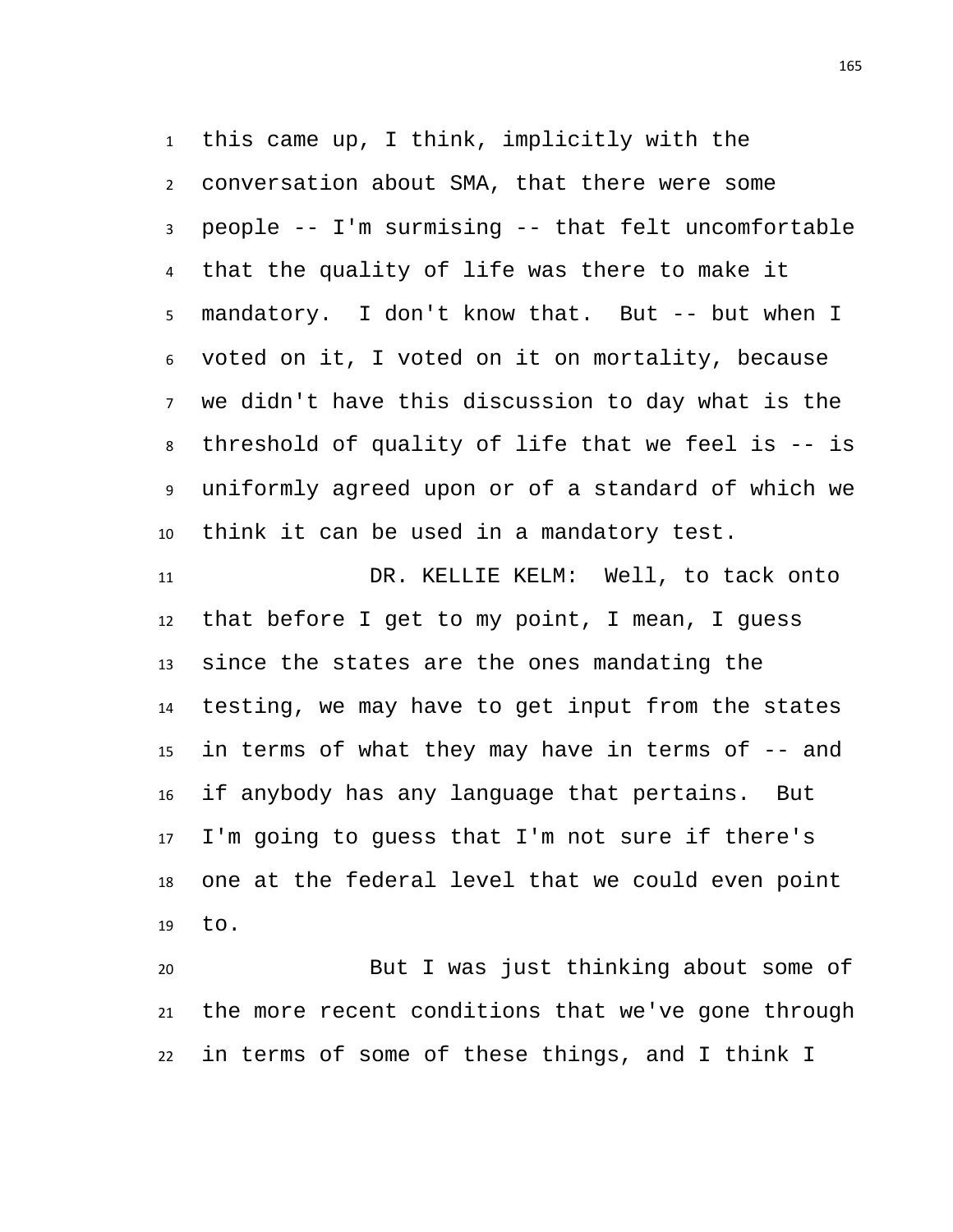this came up, I think, implicitly with the conversation about SMA, that there were some people -- I'm surmising -- that felt uncomfortable that the quality of life was there to make it mandatory. I don't know that. But -- but when I voted on it, I voted on it on mortality, because we didn't have this discussion to day what is the threshold of quality of life that we feel is -- is uniformly agreed upon or of a standard of which we think it can be used in a mandatory test.

DR. KELLIE KELM: Well, to tack onto that before I get to my point, I mean, I guess since the states are the ones mandating the testing, we may have to get input from the states in terms of what they may have in terms of -- and if anybody has any language that pertains. But I'm going to guess that I'm not sure if there's one at the federal level that we could even point to.

But I was just thinking about some of the more recent conditions that we've gone through in terms of some of these things, and I think I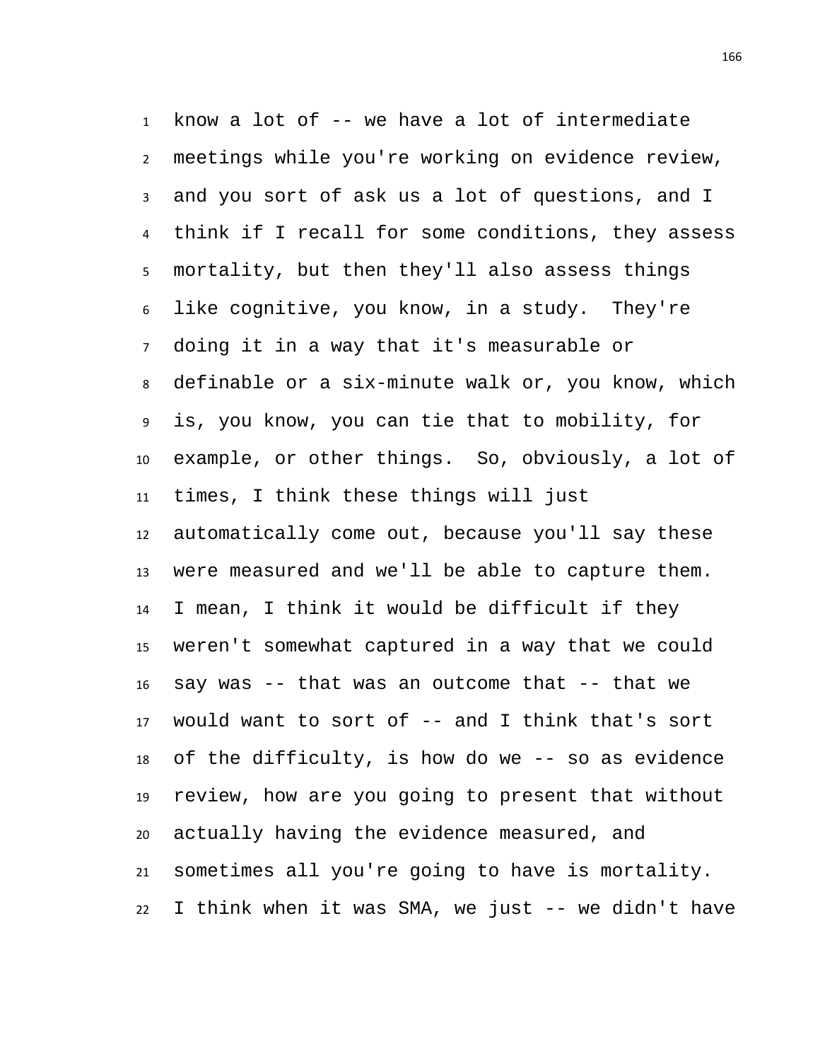know a lot of -- we have a lot of intermediate meetings while you're working on evidence review, and you sort of ask us a lot of questions, and I think if I recall for some conditions, they assess mortality, but then they'll also assess things like cognitive, you know, in a study. They're doing it in a way that it's measurable or definable or a six-minute walk or, you know, which is, you know, you can tie that to mobility, for example, or other things. So, obviously, a lot of times, I think these things will just automatically come out, because you'll say these were measured and we'll be able to capture them. I mean, I think it would be difficult if they weren't somewhat captured in a way that we could say was -- that was an outcome that -- that we would want to sort of -- and I think that's sort of the difficulty, is how do we -- so as evidence review, how are you going to present that without actually having the evidence measured, and sometimes all you're going to have is mortality. I think when it was SMA, we just -- we didn't have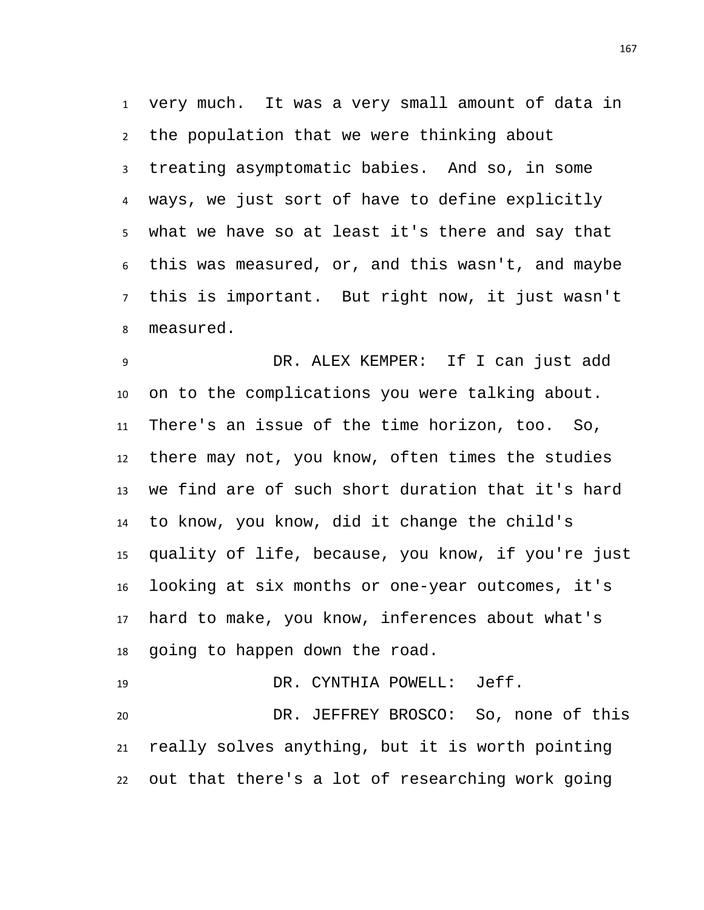very much. It was a very small amount of data in the population that we were thinking about treating asymptomatic babies. And so, in some ways, we just sort of have to define explicitly what we have so at least it's there and say that this was measured, or, and this wasn't, and maybe this is important. But right now, it just wasn't measured.

DR. ALEX KEMPER: If I can just add on to the complications you were talking about. There's an issue of the time horizon, too. So, there may not, you know, often times the studies we find are of such short duration that it's hard to know, you know, did it change the child's quality of life, because, you know, if you're just looking at six months or one-year outcomes, it's hard to make, you know, inferences about what's going to happen down the road.

DR. CYNTHIA POWELL: Jeff.

DR. JEFFREY BROSCO: So, none of this really solves anything, but it is worth pointing out that there's a lot of researching work going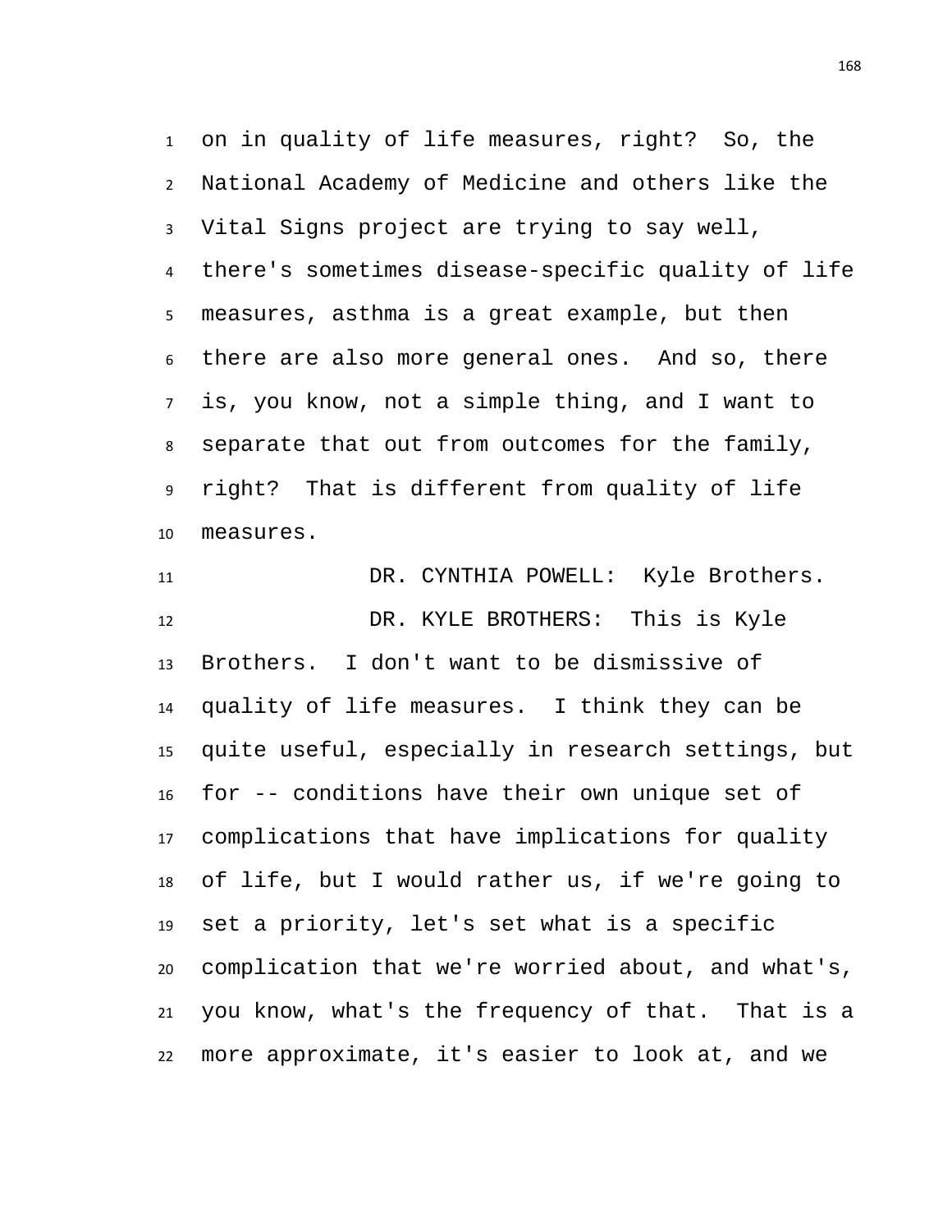on in quality of life measures, right? So, the National Academy of Medicine and others like the Vital Signs project are trying to say well, there's sometimes disease-specific quality of life measures, asthma is a great example, but then there are also more general ones. And so, there is, you know, not a simple thing, and I want to separate that out from outcomes for the family, right? That is different from quality of life measures.

DR. CYNTHIA POWELL: Kyle Brothers.

DR. KYLE BROTHERS: This is Kyle Brothers. I don't want to be dismissive of quality of life measures. I think they can be quite useful, especially in research settings, but for -- conditions have their own unique set of complications that have implications for quality of life, but I would rather us, if we're going to set a priority, let's set what is a specific complication that we're worried about, and what's, you know, what's the frequency of that. That is a more approximate, it's easier to look at, and we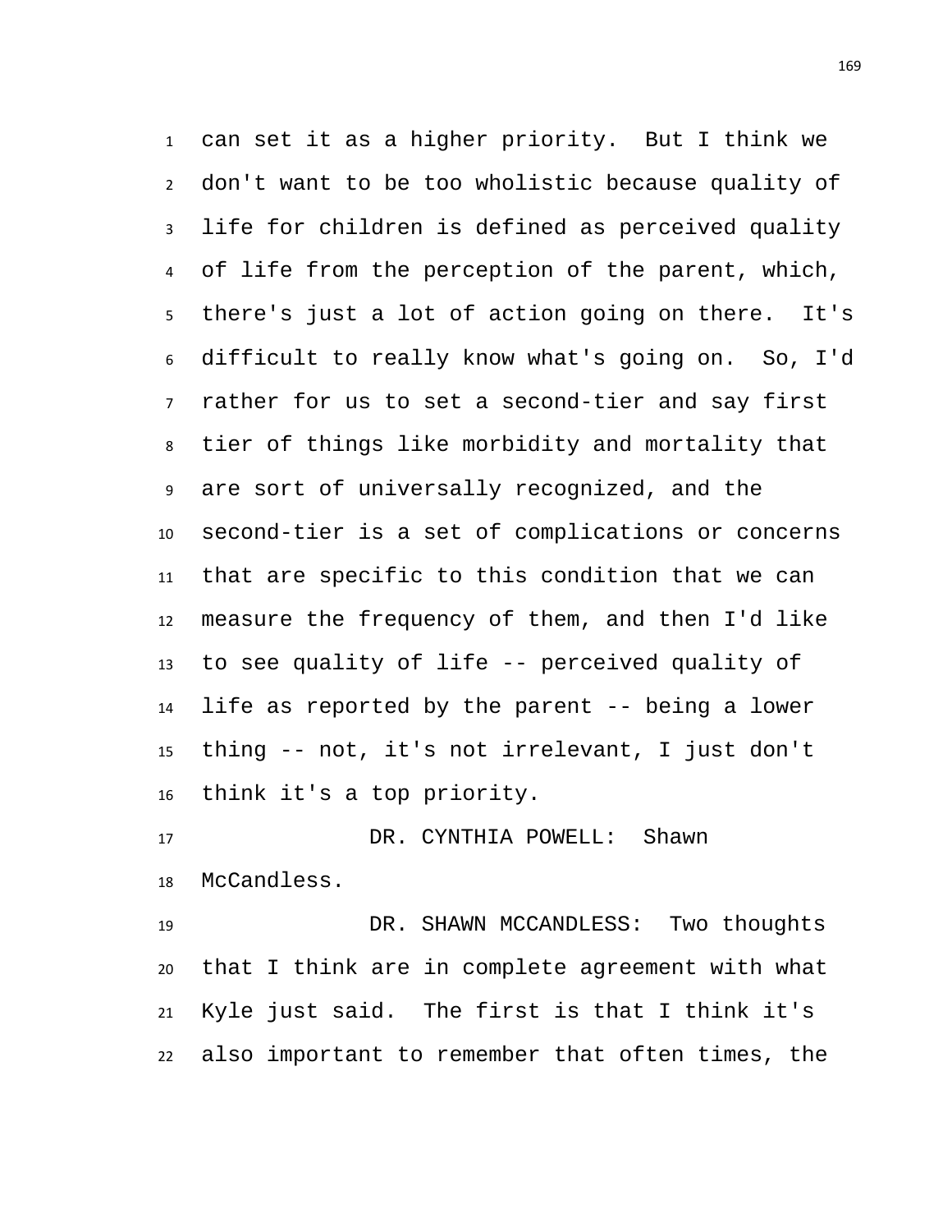can set it as a higher priority. But I think we don't want to be too wholistic because quality of life for children is defined as perceived quality of life from the perception of the parent, which, there's just a lot of action going on there. It's difficult to really know what's going on. So, I'd rather for us to set a second-tier and say first tier of things like morbidity and mortality that are sort of universally recognized, and the second-tier is a set of complications or concerns that are specific to this condition that we can measure the frequency of them, and then I'd like to see quality of life -- perceived quality of life as reported by the parent -- being a lower thing -- not, it's not irrelevant, I just don't think it's a top priority.

DR. CYNTHIA POWELL: Shawn McCandless.

DR. SHAWN MCCANDLESS: Two thoughts that I think are in complete agreement with what Kyle just said. The first is that I think it's also important to remember that often times, the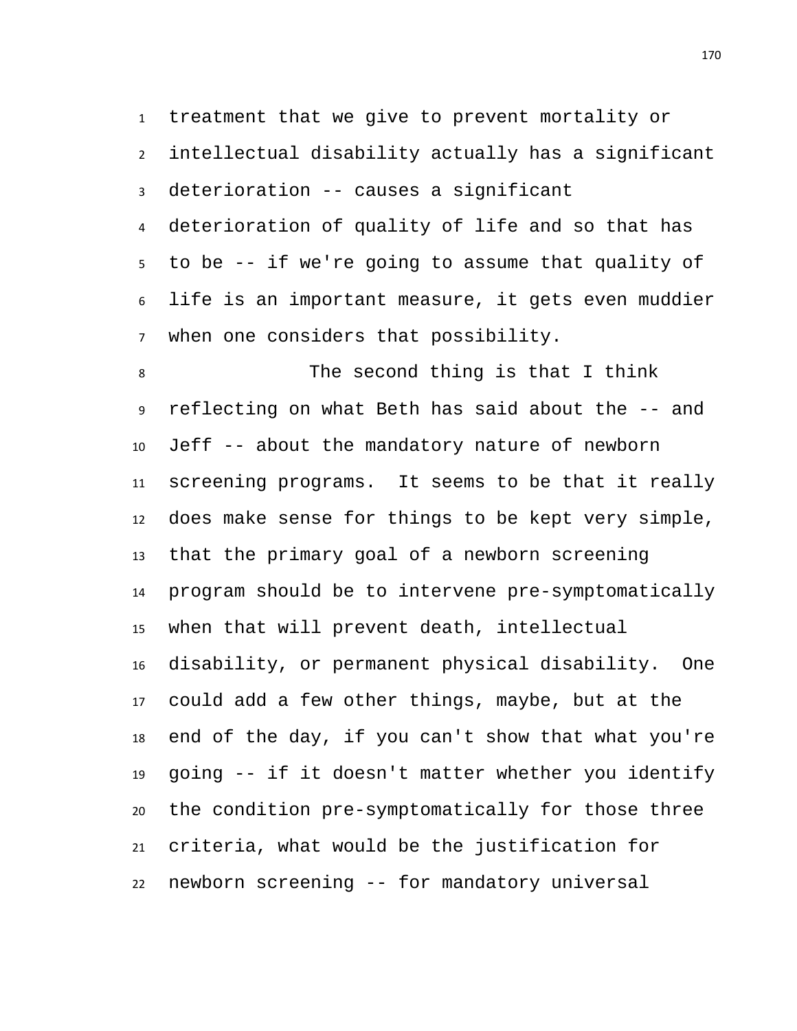treatment that we give to prevent mortality or intellectual disability actually has a significant deterioration -- causes a significant deterioration of quality of life and so that has to be -- if we're going to assume that quality of life is an important measure, it gets even muddier when one considers that possibility.

The second thing is that I think reflecting on what Beth has said about the -- and Jeff -- about the mandatory nature of newborn screening programs. It seems to be that it really does make sense for things to be kept very simple, that the primary goal of a newborn screening program should be to intervene pre-symptomatically when that will prevent death, intellectual disability, or permanent physical disability. One could add a few other things, maybe, but at the end of the day, if you can't show that what you're going -- if it doesn't matter whether you identify the condition pre-symptomatically for those three criteria, what would be the justification for newborn screening -- for mandatory universal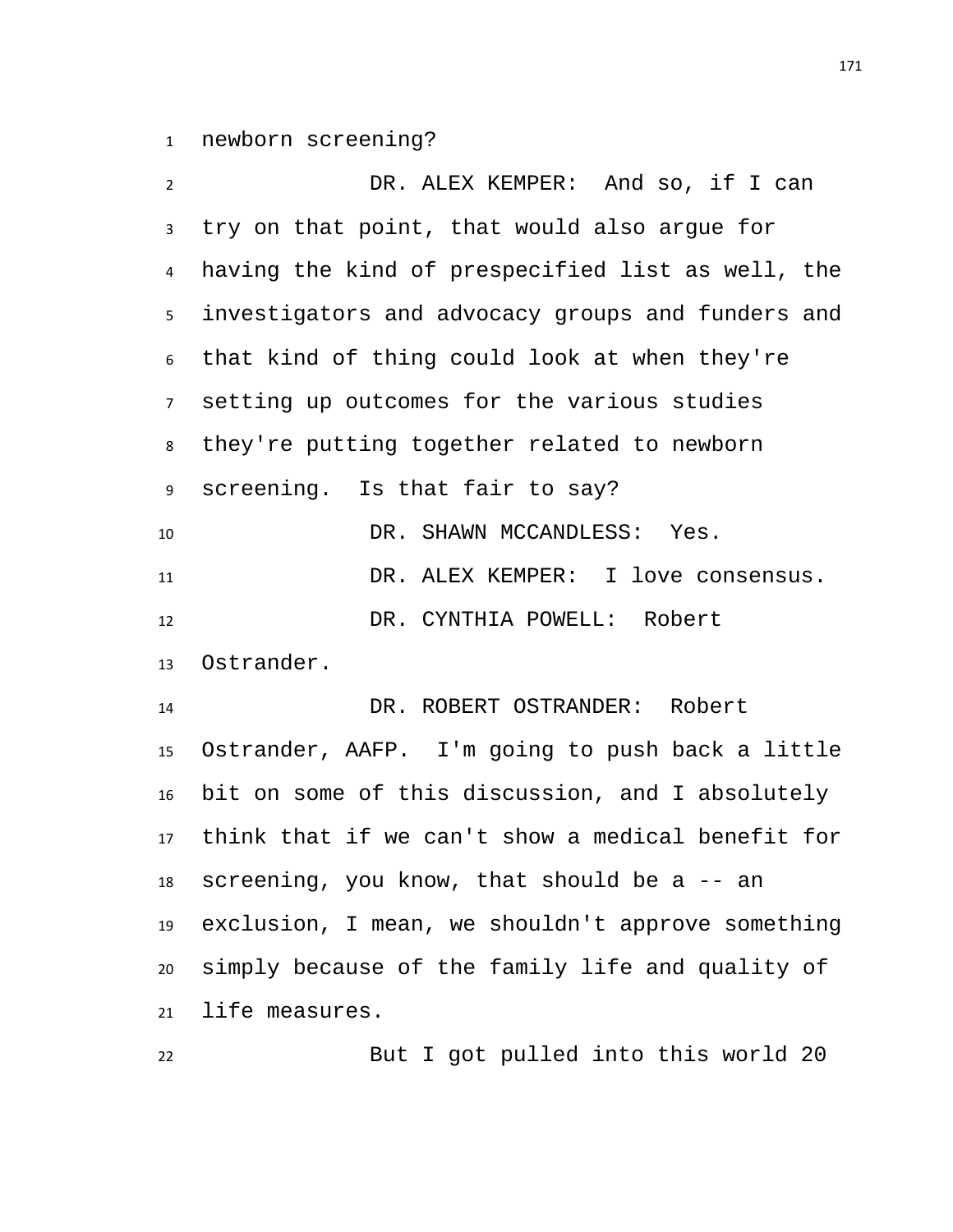newborn screening?

DR. ALEX KEMPER: And so, if I can try on that point, that would also argue for having the kind of prespecified list as well, the investigators and advocacy groups and funders and that kind of thing could look at when they're setting up outcomes for the various studies they're putting together related to newborn screening. Is that fair to say?

DR. SHAWN MCCANDLESS: Yes.

DR. ALEX KEMPER: I love consensus.

DR. CYNTHIA POWELL: Robert Ostrander.

DR. ROBERT OSTRANDER: Robert Ostrander, AAFP. I'm going to push back a little bit on some of this discussion, and I absolutely think that if we can't show a medical benefit for screening, you know, that should be a -- an exclusion, I mean, we shouldn't approve something simply because of the family life and quality of life measures.

But I got pulled into this world 20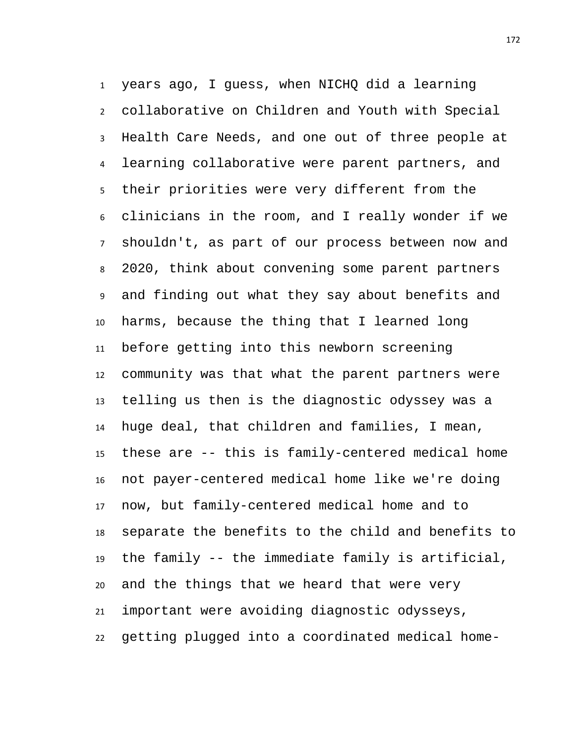years ago, I guess, when NICHQ did a learning collaborative on Children and Youth with Special Health Care Needs, and one out of three people at learning collaborative were parent partners, and their priorities were very different from the clinicians in the room, and I really wonder if we shouldn't, as part of our process between now and 2020, think about convening some parent partners and finding out what they say about benefits and harms, because the thing that I learned long before getting into this newborn screening community was that what the parent partners were telling us then is the diagnostic odyssey was a huge deal, that children and families, I mean, these are -- this is family-centered medical home not payer-centered medical home like we're doing now, but family-centered medical home and to separate the benefits to the child and benefits to the family -- the immediate family is artificial, and the things that we heard that were very important were avoiding diagnostic odysseys, getting plugged into a coordinated medical home-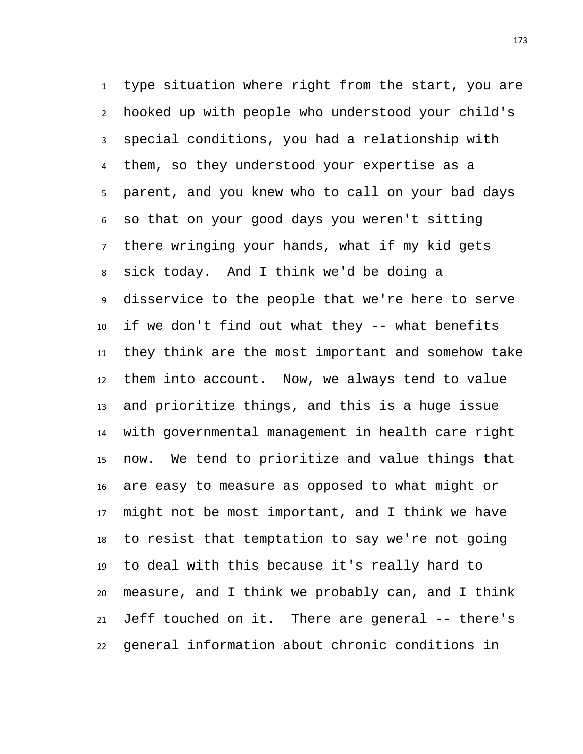type situation where right from the start, you are hooked up with people who understood your child's special conditions, you had a relationship with them, so they understood your expertise as a parent, and you knew who to call on your bad days so that on your good days you weren't sitting there wringing your hands, what if my kid gets sick today. And I think we'd be doing a disservice to the people that we're here to serve if we don't find out what they -- what benefits they think are the most important and somehow take them into account. Now, we always tend to value and prioritize things, and this is a huge issue with governmental management in health care right now. We tend to prioritize and value things that are easy to measure as opposed to what might or might not be most important, and I think we have to resist that temptation to say we're not going to deal with this because it's really hard to measure, and I think we probably can, and I think Jeff touched on it. There are general -- there's general information about chronic conditions in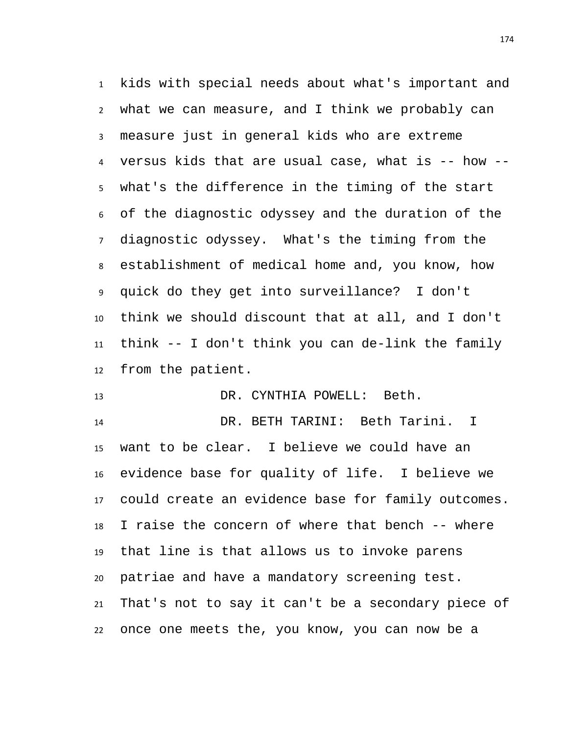kids with special needs about what's important and what we can measure, and I think we probably can measure just in general kids who are extreme versus kids that are usual case, what is -- how -- what's the difference in the timing of the start of the diagnostic odyssey and the duration of the diagnostic odyssey. What's the timing from the establishment of medical home and, you know, how quick do they get into surveillance? I don't think we should discount that at all, and I don't think -- I don't think you can de-link the family from the patient.

DR. CYNTHIA POWELL: Beth.

DR. BETH TARINI: Beth Tarini. I want to be clear. I believe we could have an evidence base for quality of life. I believe we could create an evidence base for family outcomes. I raise the concern of where that bench -- where that line is that allows us to invoke parens patriae and have a mandatory screening test. That's not to say it can't be a secondary piece of once one meets the, you know, you can now be a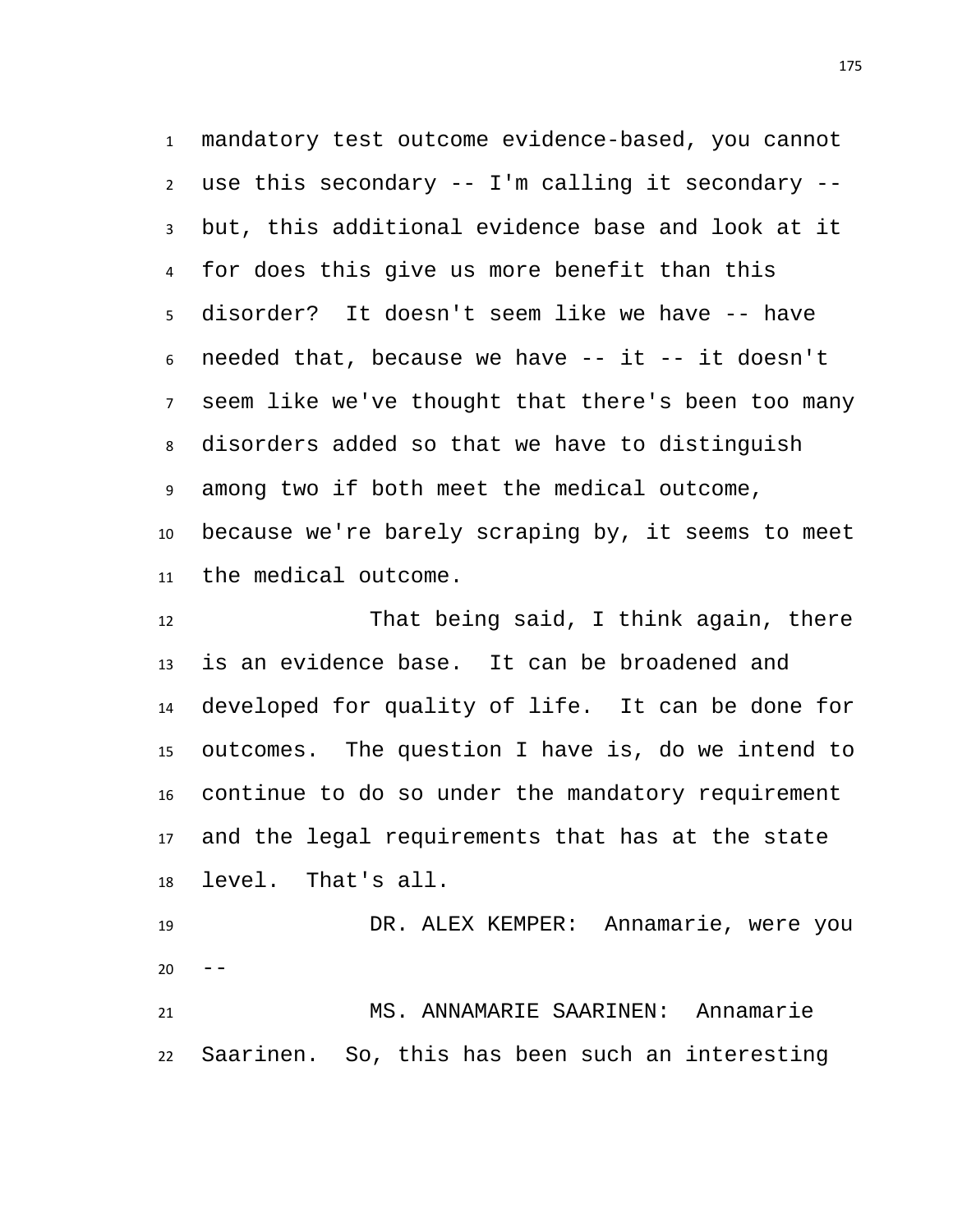mandatory test outcome evidence-based, you cannot use this secondary -- I'm calling it secondary -- but, this additional evidence base and look at it for does this give us more benefit than this disorder? It doesn't seem like we have -- have needed that, because we have -- it -- it doesn't seem like we've thought that there's been too many disorders added so that we have to distinguish among two if both meet the medical outcome, because we're barely scraping by, it seems to meet the medical outcome.

That being said, I think again, there is an evidence base. It can be broadened and developed for quality of life. It can be done for outcomes. The question I have is, do we intend to continue to do so under the mandatory requirement and the legal requirements that has at the state level. That's all.

DR. ALEX KEMPER: Annamarie, were you --

MS. ANNAMARIE SAARINEN: Annamarie Saarinen. So, this has been such an interesting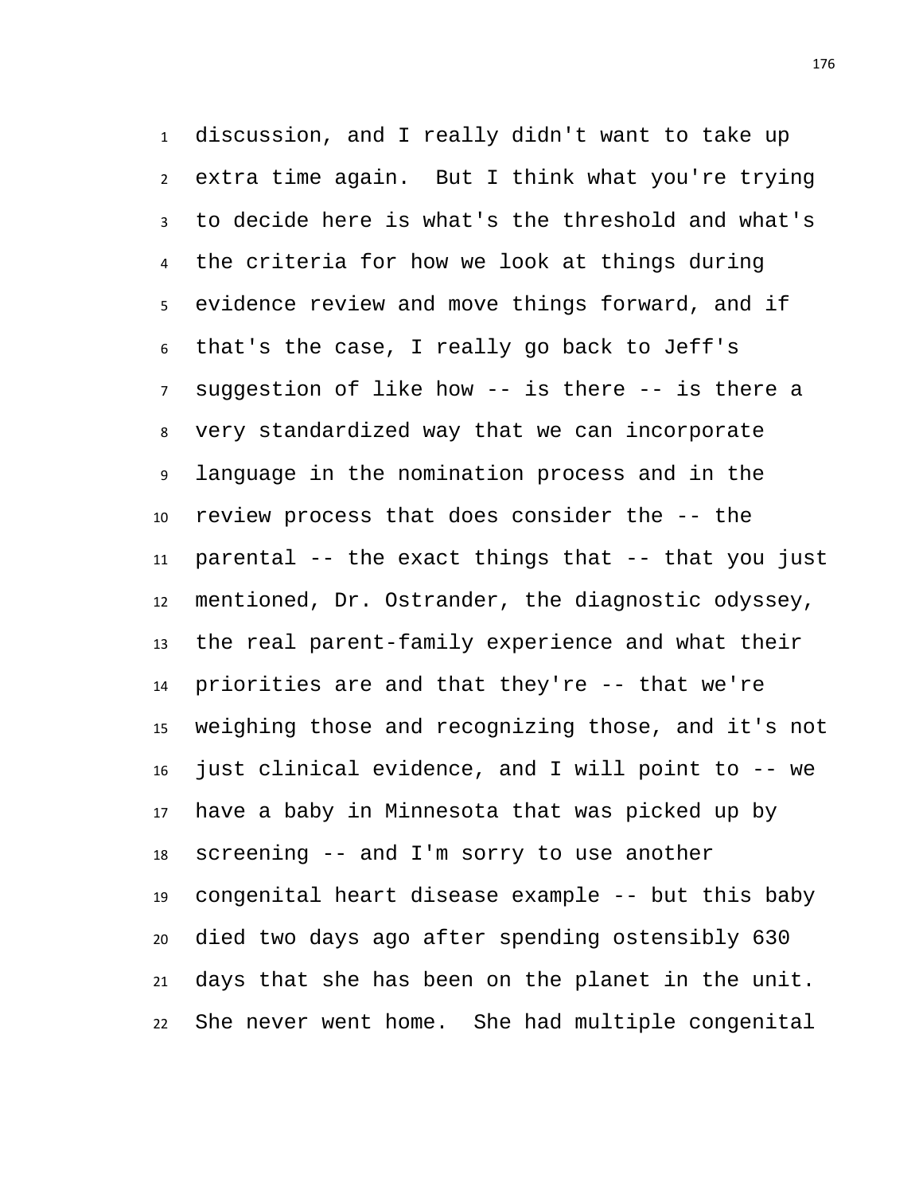discussion, and I really didn't want to take up extra time again. But I think what you're trying to decide here is what's the threshold and what's the criteria for how we look at things during evidence review and move things forward, and if that's the case, I really go back to Jeff's suggestion of like how -- is there -- is there a very standardized way that we can incorporate language in the nomination process and in the review process that does consider the -- the parental -- the exact things that -- that you just mentioned, Dr. Ostrander, the diagnostic odyssey, the real parent-family experience and what their priorities are and that they're -- that we're weighing those and recognizing those, and it's not just clinical evidence, and I will point to -- we have a baby in Minnesota that was picked up by screening -- and I'm sorry to use another congenital heart disease example -- but this baby died two days ago after spending ostensibly 630 days that she has been on the planet in the unit. She never went home. She had multiple congenital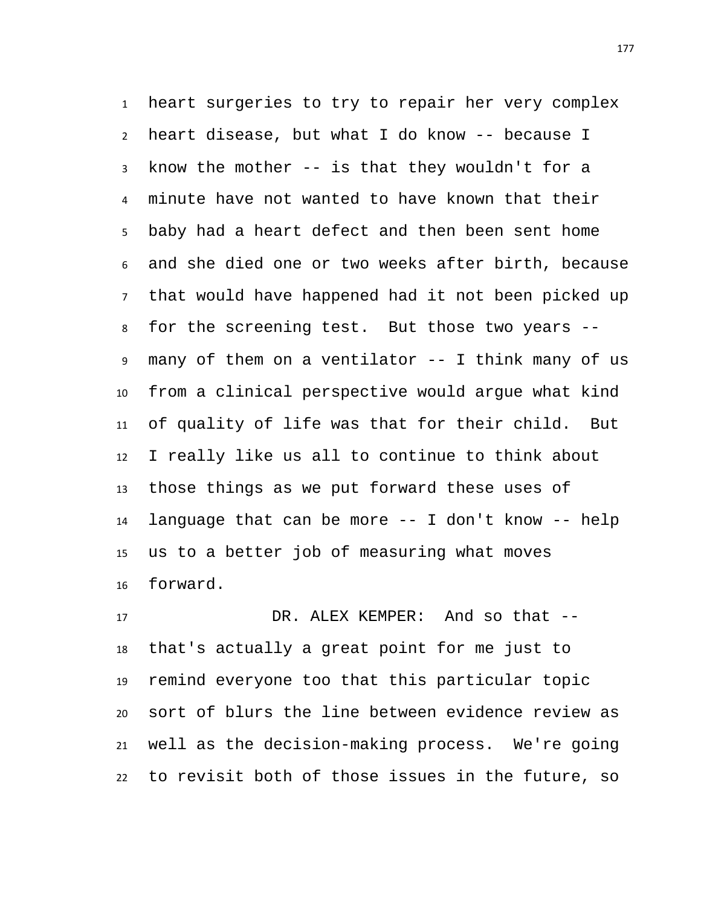heart surgeries to try to repair her very complex heart disease, but what I do know -- because I know the mother -- is that they wouldn't for a minute have not wanted to have known that their baby had a heart defect and then been sent home and she died one or two weeks after birth, because that would have happened had it not been picked up for the screening test. But those two years -- many of them on a ventilator -- I think many of us from a clinical perspective would argue what kind of quality of life was that for their child. But I really like us all to continue to think about those things as we put forward these uses of language that can be more -- I don't know -- help us to a better job of measuring what moves forward.

DR. ALEX KEMPER: And so that -- that's actually a great point for me just to remind everyone too that this particular topic sort of blurs the line between evidence review as well as the decision-making process. We're going to revisit both of those issues in the future, so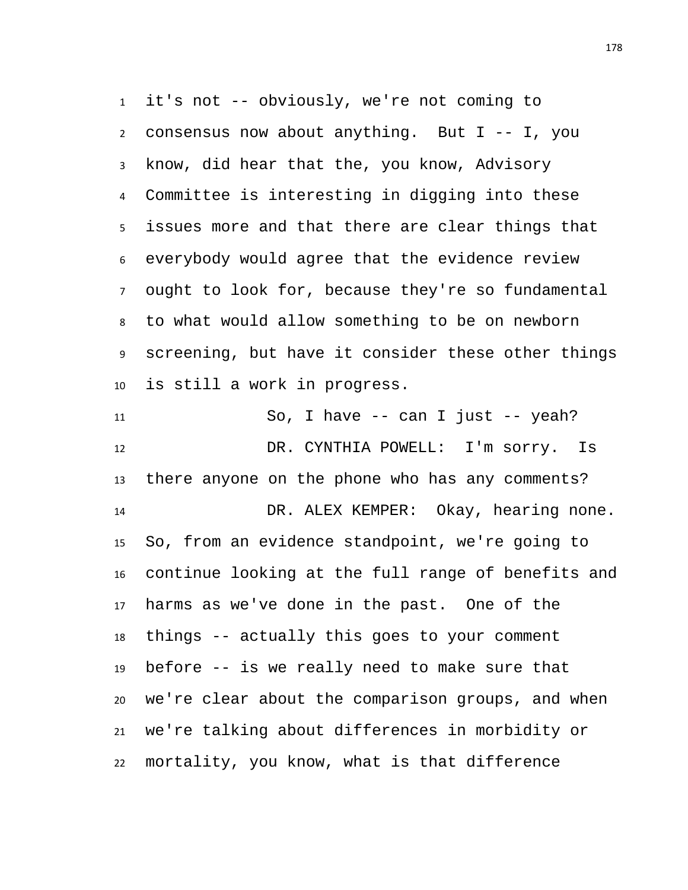it's not -- obviously, we're not coming to consensus now about anything. But I -- I, you know, did hear that the, you know, Advisory Committee is interesting in digging into these issues more and that there are clear things that everybody would agree that the evidence review ought to look for, because they're so fundamental to what would allow something to be on newborn screening, but have it consider these other things is still a work in progress.

So, I have -- can I just -- yeah?

DR. CYNTHIA POWELL: I'm sorry. Is there anyone on the phone who has any comments?

DR. ALEX KEMPER: Okay, hearing none. So, from an evidence standpoint, we're going to continue looking at the full range of benefits and harms as we've done in the past. One of the things -- actually this goes to your comment before -- is we really need to make sure that we're clear about the comparison groups, and when we're talking about differences in morbidity or mortality, you know, what is that difference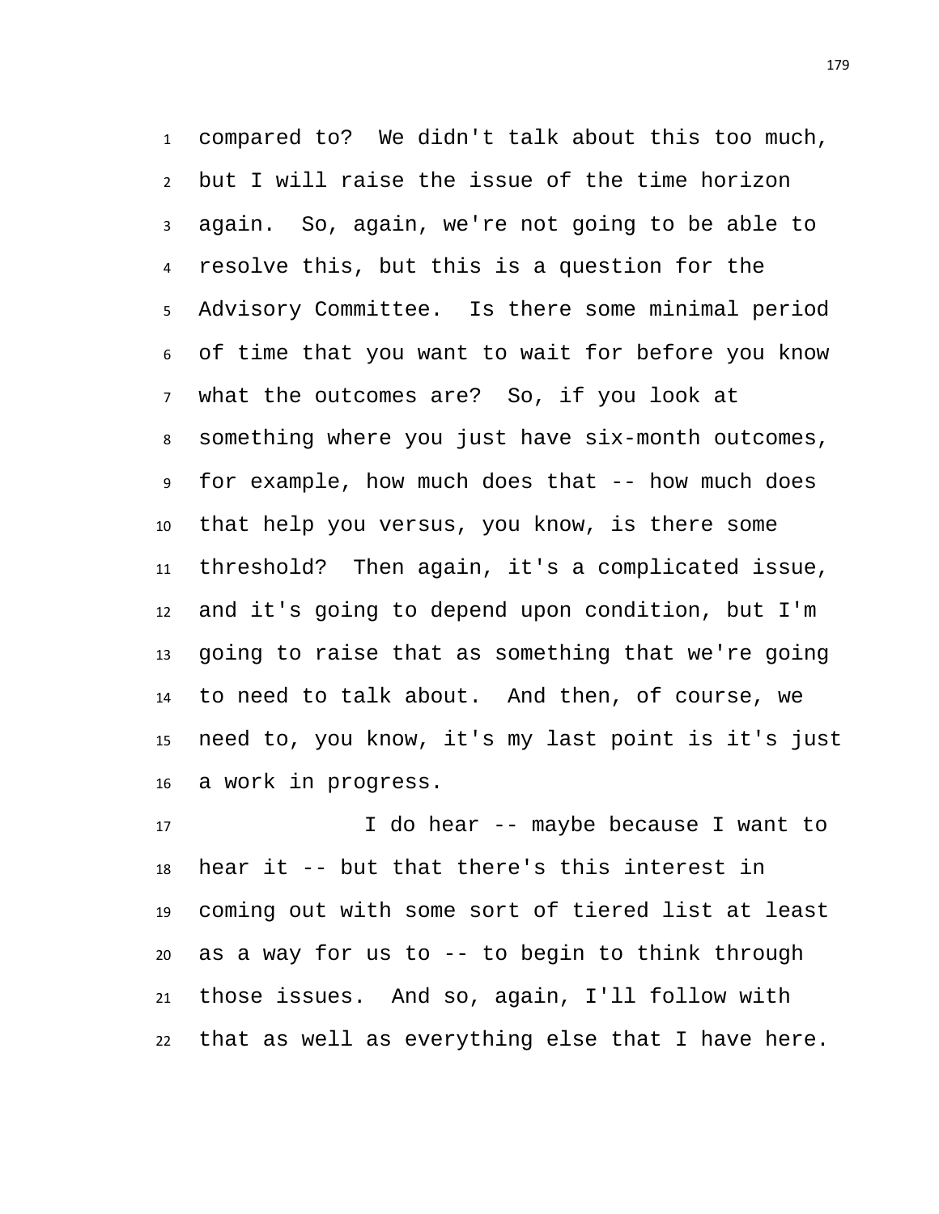compared to? We didn't talk about this too much, but I will raise the issue of the time horizon again. So, again, we're not going to be able to resolve this, but this is a question for the Advisory Committee. Is there some minimal period of time that you want to wait for before you know what the outcomes are? So, if you look at something where you just have six-month outcomes, for example, how much does that -- how much does that help you versus, you know, is there some threshold? Then again, it's a complicated issue, and it's going to depend upon condition, but I'm going to raise that as something that we're going to need to talk about. And then, of course, we need to, you know, it's my last point is it's just a work in progress.

I do hear -- maybe because I want to hear it -- but that there's this interest in coming out with some sort of tiered list at least as a way for us to -- to begin to think through those issues. And so, again, I'll follow with that as well as everything else that I have here.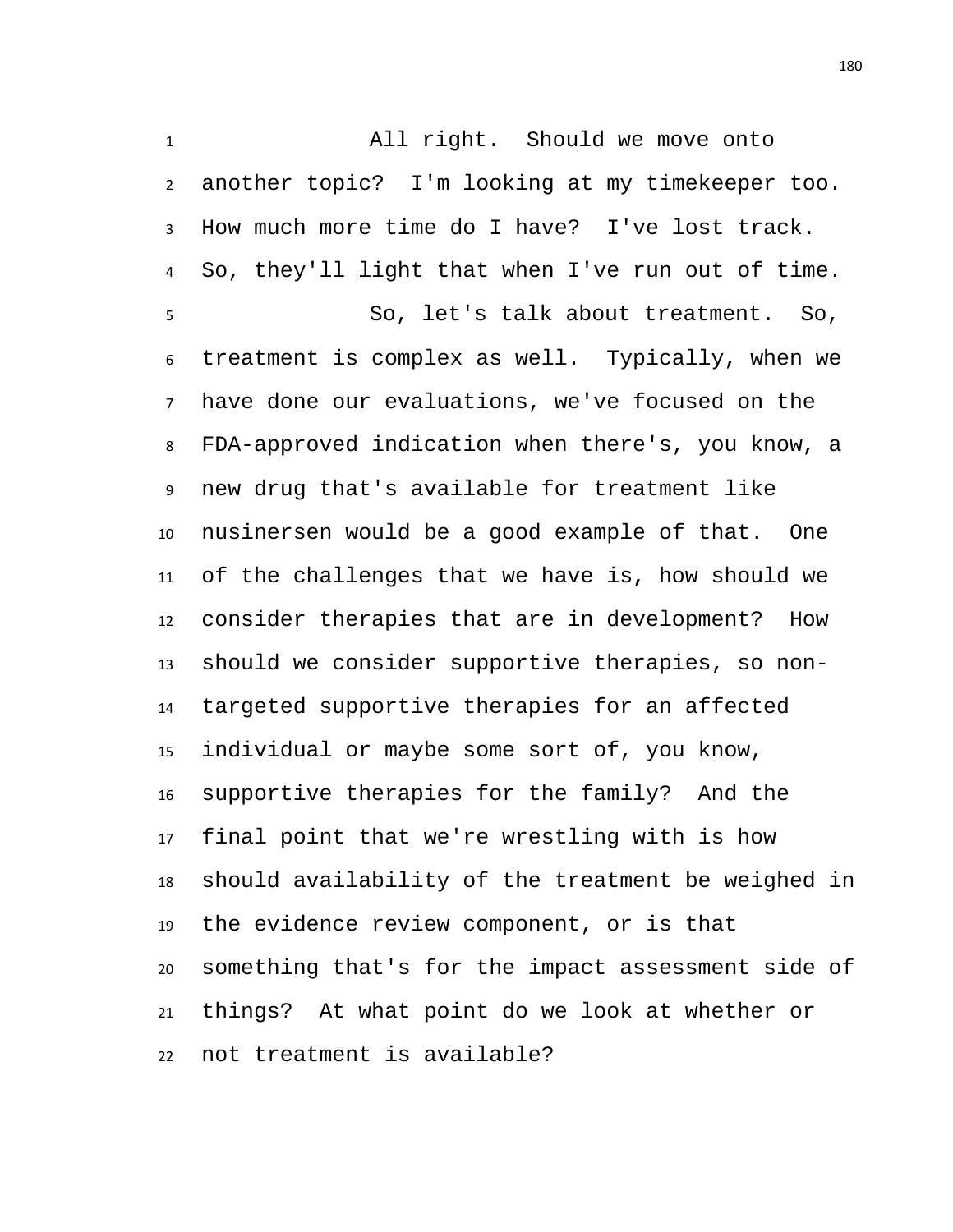All right. Should we move onto another topic? I'm looking at my timekeeper too. How much more time do I have? I've lost track. So, they'll light that when I've run out of time.

So, let's talk about treatment. So, treatment is complex as well. Typically, when we have done our evaluations, we've focused on the FDA-approved indication when there's, you know, a new drug that's available for treatment like nusinersen would be a good example of that. One of the challenges that we have is, how should we consider therapies that are in development? How should we consider supportive therapies, so non-targeted supportive therapies for an affected individual or maybe some sort of, you know, supportive therapies for the family? And the final point that we're wrestling with is how should availability of the treatment be weighed in the evidence review component, or is that something that's for the impact assessment side of things? At what point do we look at whether or not treatment is available?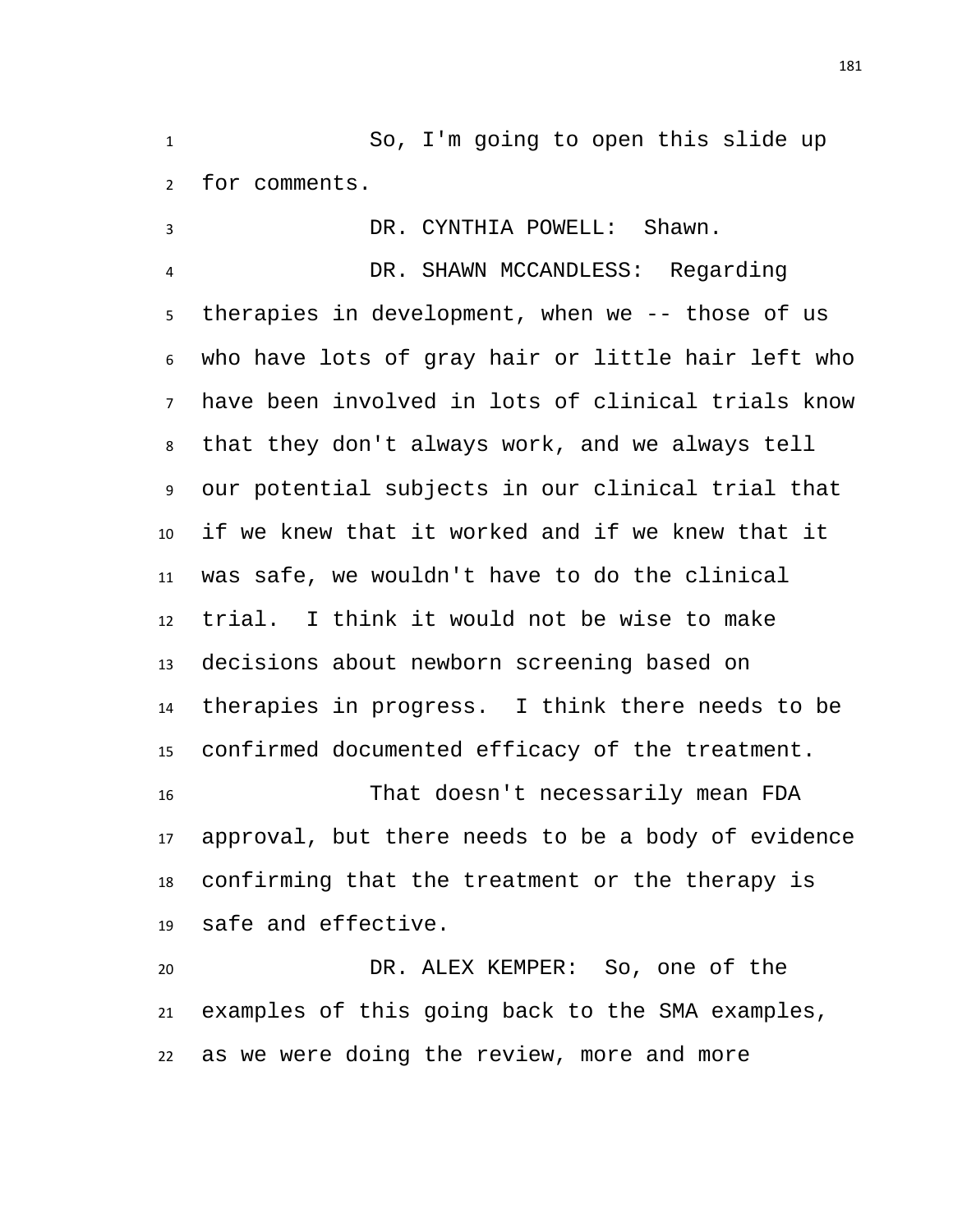So, I'm going to open this slide up for comments.

DR. CYNTHIA POWELL: Shawn.

DR. SHAWN MCCANDLESS: Regarding therapies in development, when we -- those of us who have lots of gray hair or little hair left who have been involved in lots of clinical trials know that they don't always work, and we always tell our potential subjects in our clinical trial that if we knew that it worked and if we knew that it was safe, we wouldn't have to do the clinical trial. I think it would not be wise to make decisions about newborn screening based on therapies in progress. I think there needs to be confirmed documented efficacy of the treatment.

That doesn't necessarily mean FDA approval, but there needs to be a body of evidence confirming that the treatment or the therapy is safe and effective.

DR. ALEX KEMPER: So, one of the examples of this going back to the SMA examples, as we were doing the review, more and more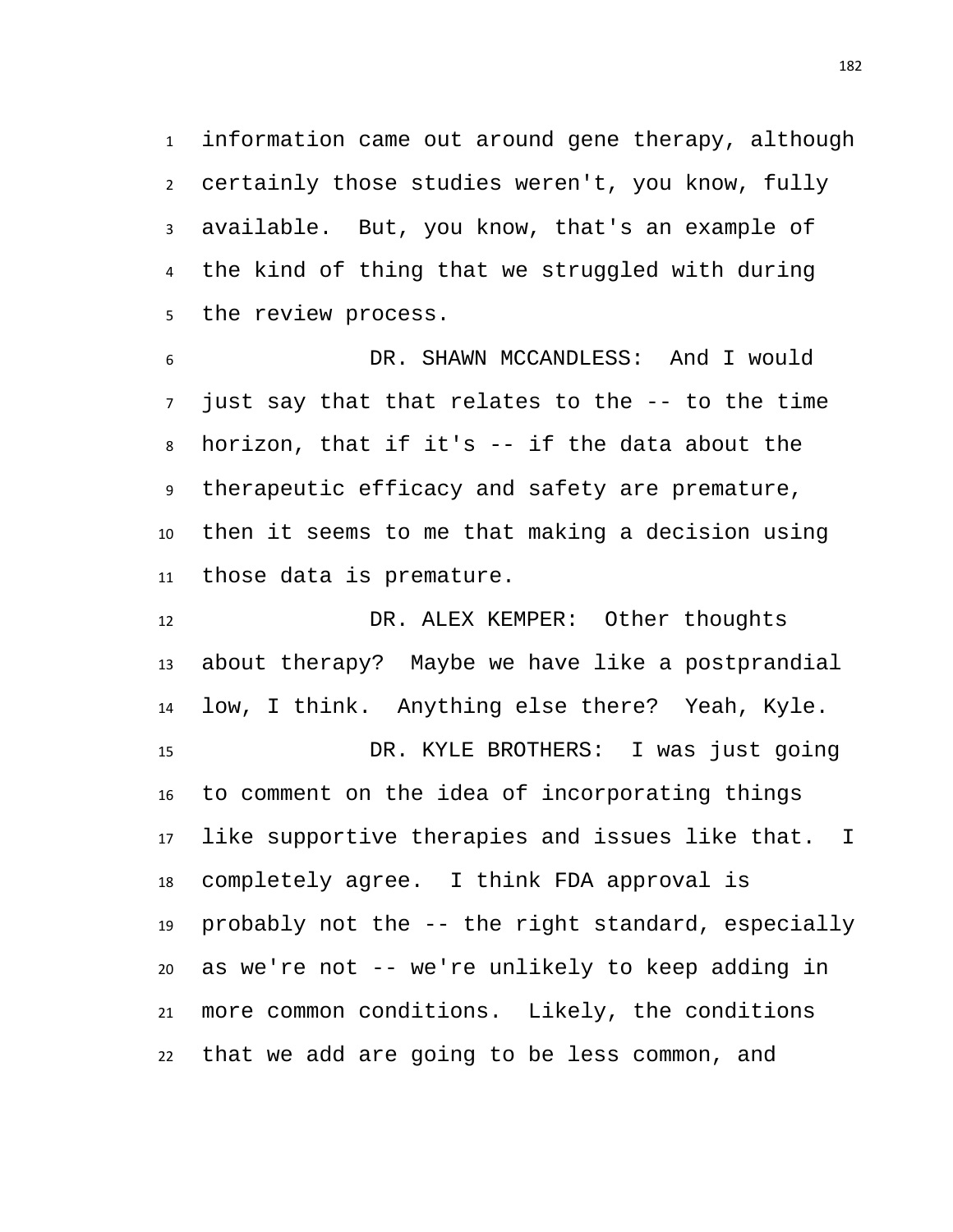information came out around gene therapy, although certainly those studies weren't, you know, fully available. But, you know, that's an example of the kind of thing that we struggled with during the review process.

DR. SHAWN MCCANDLESS: And I would just say that that relates to the -- to the time horizon, that if it's -- if the data about the therapeutic efficacy and safety are premature, then it seems to me that making a decision using those data is premature.

DR. ALEX KEMPER: Other thoughts about therapy? Maybe we have like a postprandial low, I think. Anything else there? Yeah, Kyle.

DR. KYLE BROTHERS: I was just going to comment on the idea of incorporating things like supportive therapies and issues like that. I completely agree. I think FDA approval is probably not the -- the right standard, especially as we're not -- we're unlikely to keep adding in more common conditions. Likely, the conditions that we add are going to be less common, and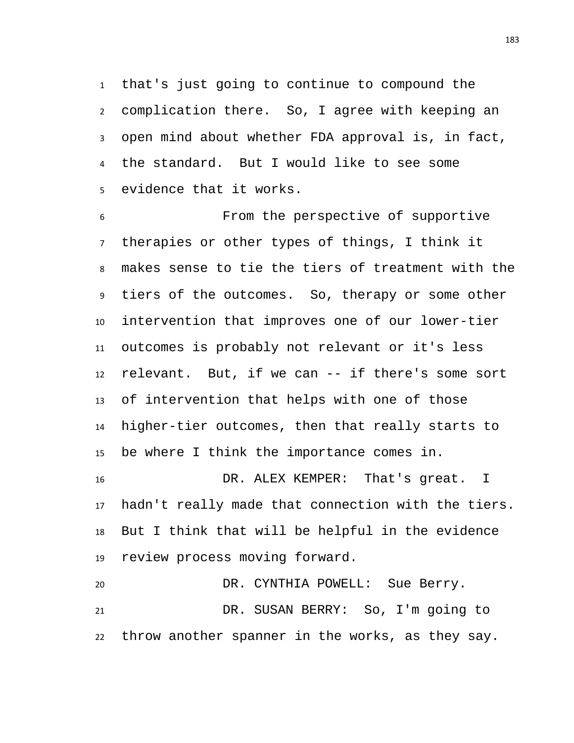that's just going to continue to compound the complication there. So, I agree with keeping an open mind about whether FDA approval is, in fact, the standard. But I would like to see some evidence that it works.

From the perspective of supportive therapies or other types of things, I think it makes sense to tie the tiers of treatment with the tiers of the outcomes. So, therapy or some other intervention that improves one of our lower-tier outcomes is probably not relevant or it's less relevant. But, if we can -- if there's some sort of intervention that helps with one of those higher-tier outcomes, then that really starts to be where I think the importance comes in.

DR. ALEX KEMPER: That's great. I hadn't really made that connection with the tiers. But I think that will be helpful in the evidence review process moving forward.

DR. CYNTHIA POWELL: Sue Berry.

DR. SUSAN BERRY: So, I'm going to throw another spanner in the works, as they say.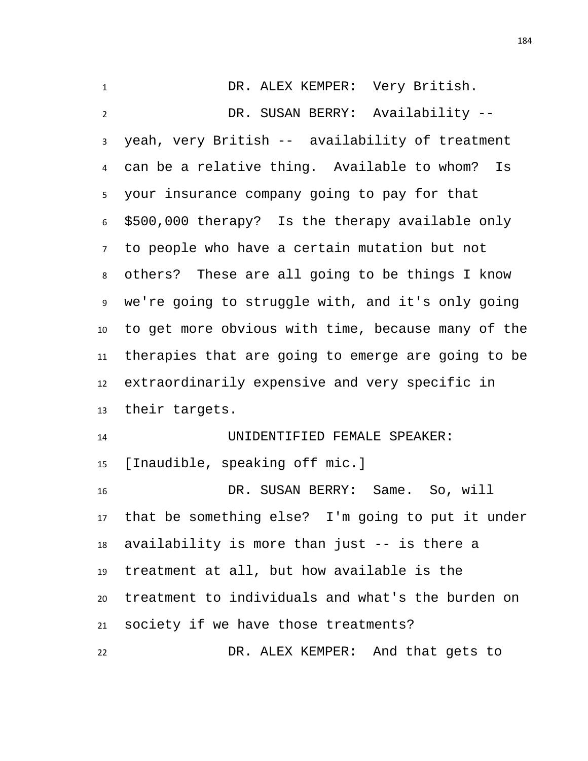DR. ALEX KEMPER: Very British.

DR. SUSAN BERRY: Availability -- yeah, very British -- availability of treatment can be a relative thing. Available to whom? Is your insurance company going to pay for that $500,000 therapy? Is the therapy available only to people who have a certain mutation but not others? These are all going to be things I know we're going to struggle with, and it's only going to get more obvious with time, because many of the therapies that are going to emerge are going to be extraordinarily expensive and very specific in their targets.

UNIDENTIFIED FEMALE SPEAKER: [Inaudible, speaking off mic.]

DR. SUSAN BERRY: Same. So, will that be something else? I'm going to put it under availability is more than just -- is there a treatment at all, but how available is the treatment to individuals and what's the burden on society if we have those treatments?

DR. ALEX KEMPER: And that gets to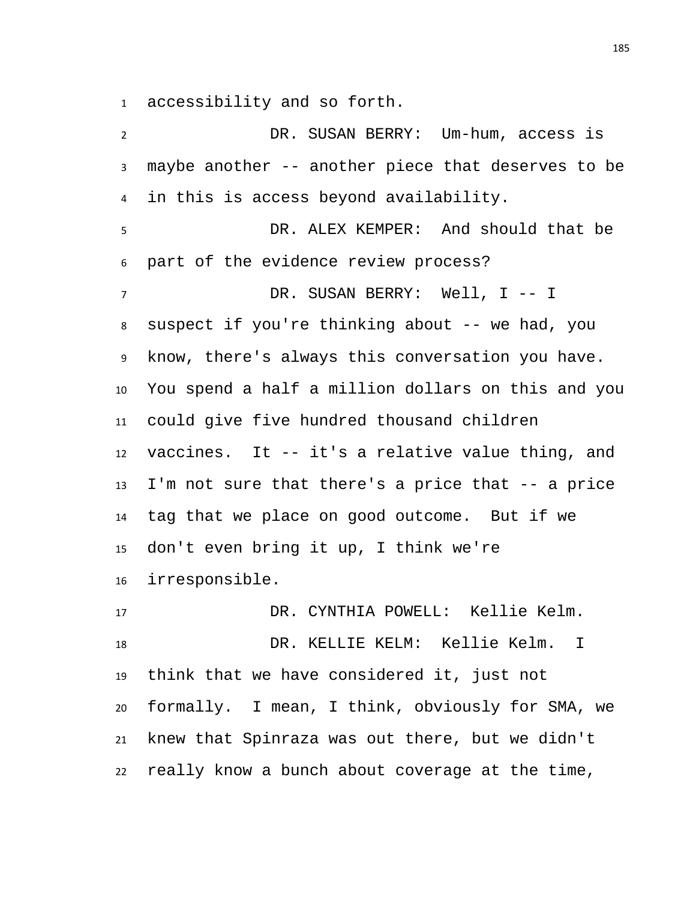accessibility and so forth.

DR. SUSAN BERRY: Um-hum, access is maybe another -- another piece that deserves to be in this is access beyond availability.

DR. ALEX KEMPER: And should that be part of the evidence review process?

DR. SUSAN BERRY: Well, I -- I suspect if you're thinking about -- we had, you know, there's always this conversation you have. You spend a half a million dollars on this and you could give five hundred thousand children vaccines. It -- it's a relative value thing, and I'm not sure that there's a price that -- a price tag that we place on good outcome. But if we don't even bring it up, I think we're irresponsible.

DR. CYNTHIA POWELL: Kellie Kelm.

DR. KELLIE KELM: Kellie Kelm. I think that we have considered it, just not formally. I mean, I think, obviously for SMA, we knew that Spinraza was out there, but we didn't really know a bunch about coverage at the time,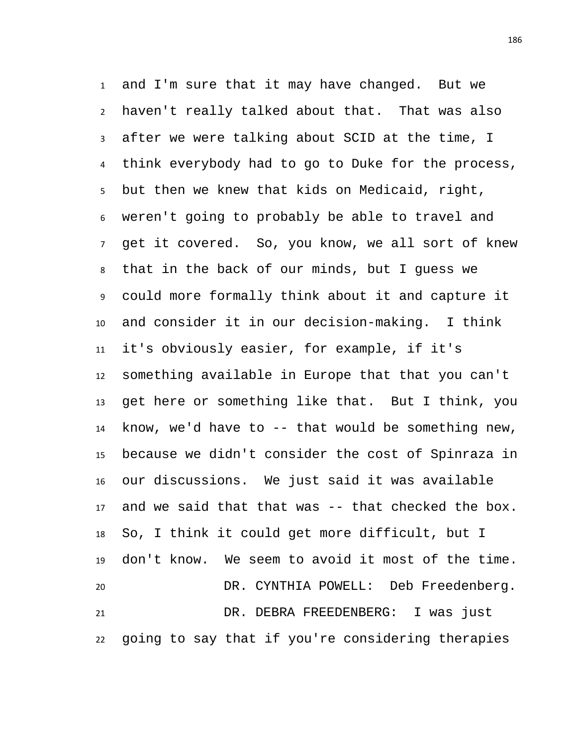and I'm sure that it may have changed. But we haven't really talked about that. That was also after we were talking about SCID at the time, I think everybody had to go to Duke for the process, but then we knew that kids on Medicaid, right, weren't going to probably be able to travel and get it covered. So, you know, we all sort of knew that in the back of our minds, but I guess we could more formally think about it and capture it and consider it in our decision-making. I think it's obviously easier, for example, if it's something available in Europe that that you can't get here or something like that. But I think, you know, we'd have to -- that would be something new, because we didn't consider the cost of Spinraza in our discussions. We just said it was available and we said that that was -- that checked the box. So, I think it could get more difficult, but I don't know. We seem to avoid it most of the time.

DR. CYNTHIA POWELL: Deb Freedenberg.

DR. DEBRA FREEDENBERG: I was just going to say that if you're considering therapies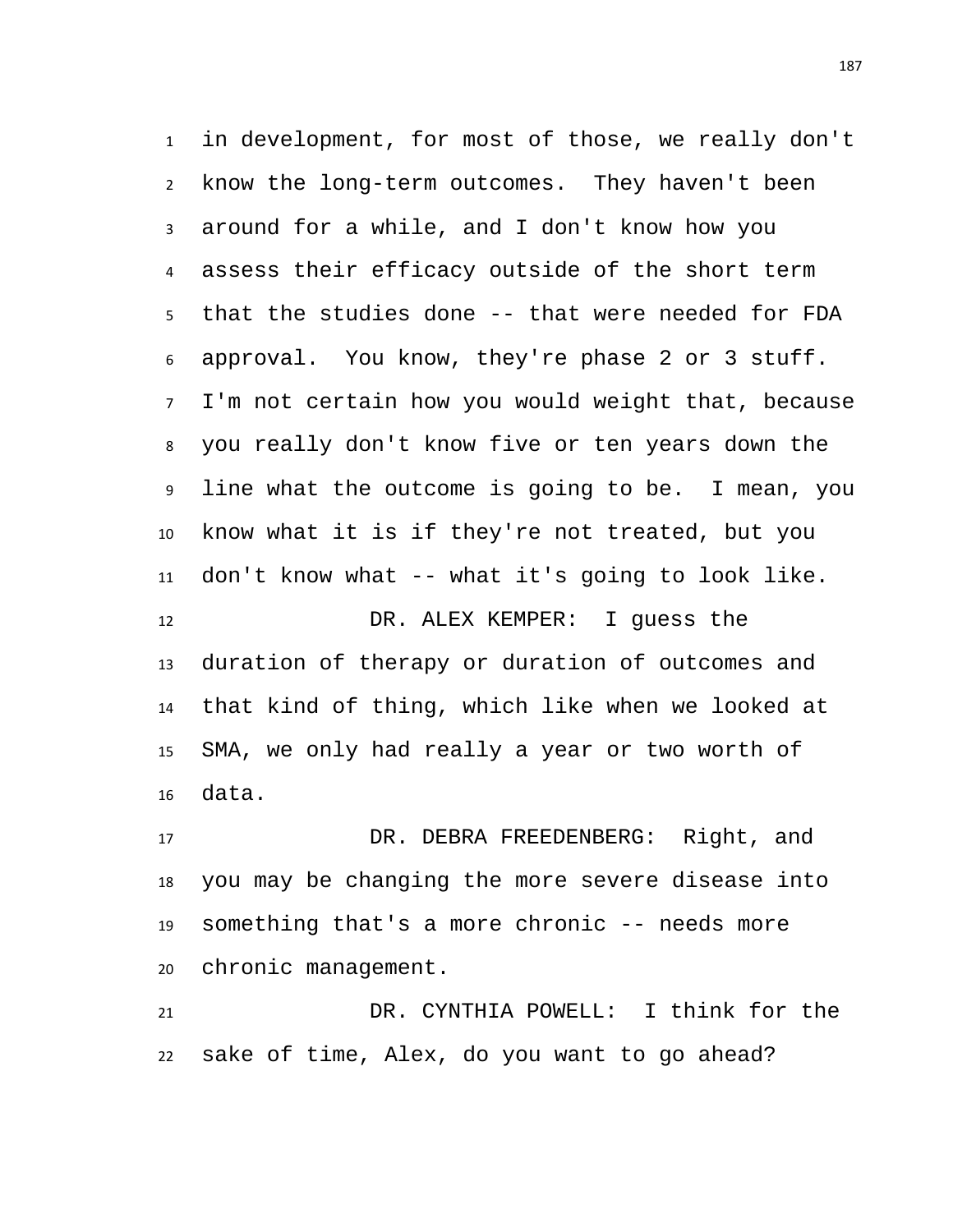in development, for most of those, we really don't know the long-term outcomes. They haven't been around for a while, and I don't know how you assess their efficacy outside of the short term that the studies done -- that were needed for FDA approval. You know, they're phase 2 or 3 stuff. I'm not certain how you would weight that, because you really don't know five or ten years down the line what the outcome is going to be. I mean, you know what it is if they're not treated, but you don't know what -- what it's going to look like.

DR. ALEX KEMPER: I guess the duration of therapy or duration of outcomes and that kind of thing, which like when we looked at SMA, we only had really a year or two worth of data.

DR. DEBRA FREEDENBERG: Right, and you may be changing the more severe disease into something that's a more chronic -- needs more chronic management.

DR. CYNTHIA POWELL: I think for the sake of time, Alex, do you want to go ahead?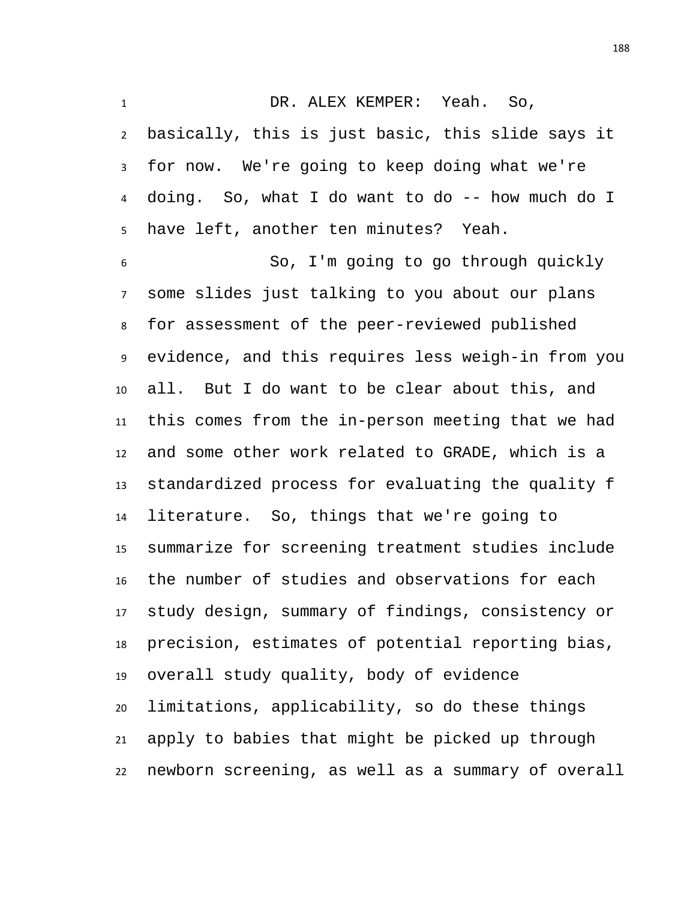DR. ALEX KEMPER: Yeah. So, basically, this is just basic, this slide says it for now. We're going to keep doing what we're doing. So, what I do want to do -- how much do I have left, another ten minutes? Yeah.

So, I'm going to go through quickly some slides just talking to you about our plans for assessment of the peer-reviewed published evidence, and this requires less weigh-in from you all. But I do want to be clear about this, and this comes from the in-person meeting that we had and some other work related to GRADE, which is a standardized process for evaluating the quality f literature. So, things that we're going to summarize for screening treatment studies include the number of studies and observations for each study design, summary of findings, consistency or precision, estimates of potential reporting bias, overall study quality, body of evidence limitations, applicability, so do these things apply to babies that might be picked up through newborn screening, as well as a summary of overall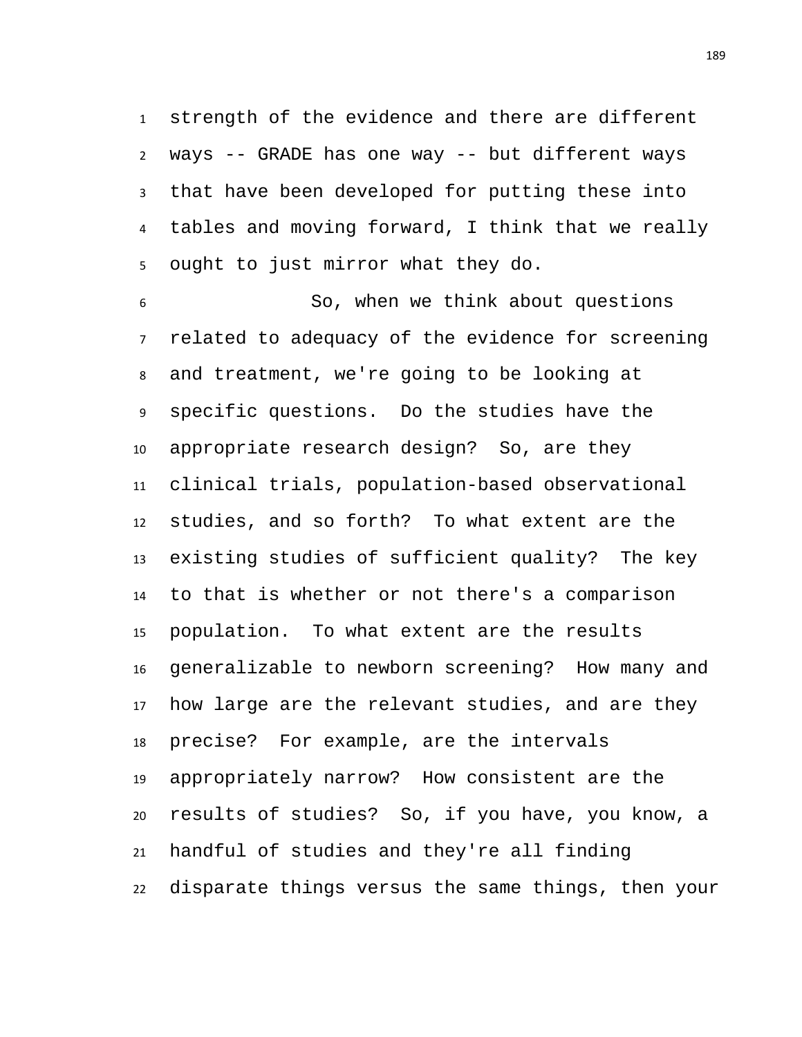strength of the evidence and there are different ways -- GRADE has one way -- but different ways that have been developed for putting these into tables and moving forward, I think that we really ought to just mirror what they do.

So, when we think about questions related to adequacy of the evidence for screening and treatment, we're going to be looking at specific questions. Do the studies have the appropriate research design? So, are they clinical trials, population-based observational studies, and so forth? To what extent are the existing studies of sufficient quality? The key to that is whether or not there's a comparison population. To what extent are the results generalizable to newborn screening? How many and how large are the relevant studies, and are they precise? For example, are the intervals appropriately narrow? How consistent are the results of studies? So, if you have, you know, a handful of studies and they're all finding disparate things versus the same things, then your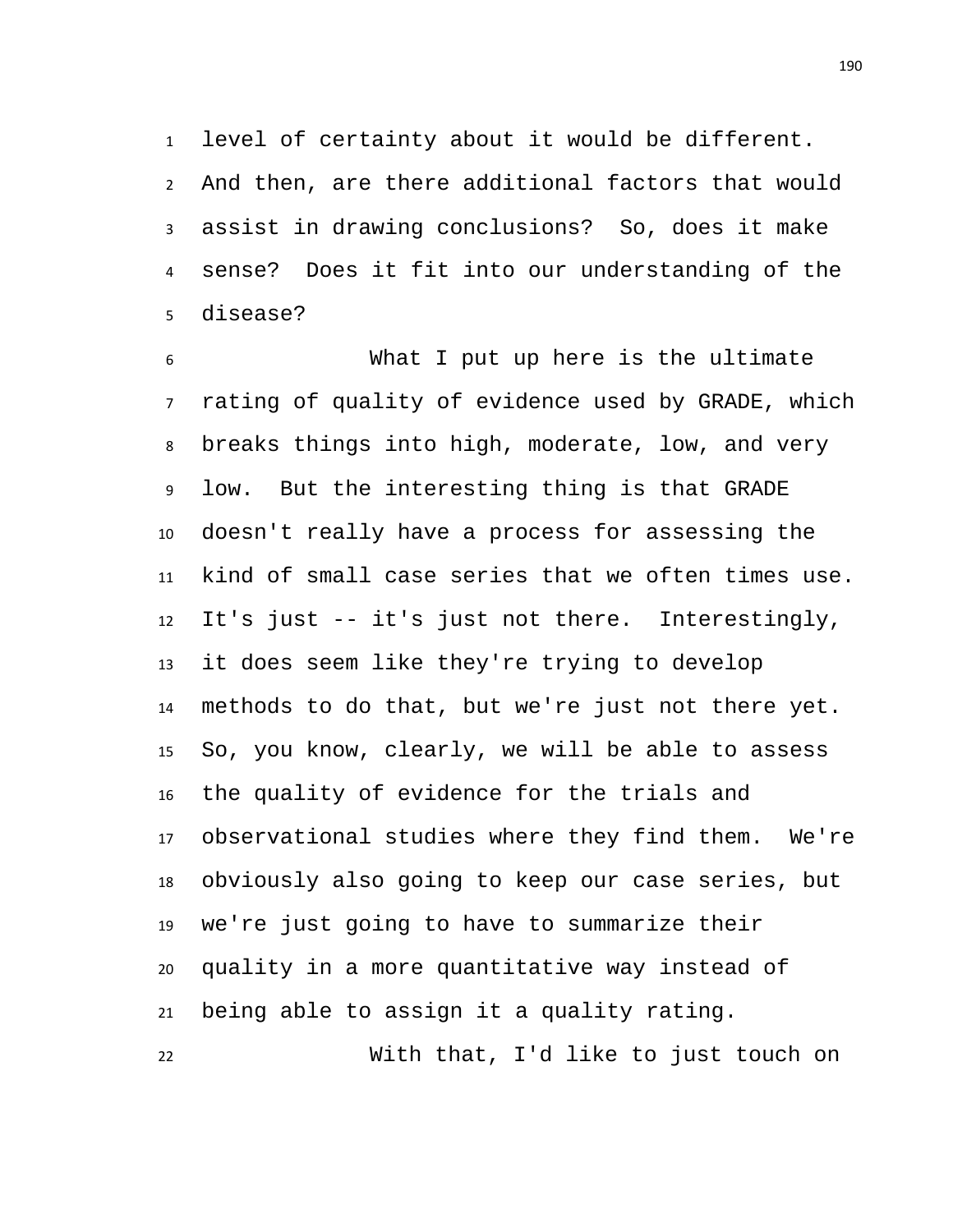level of certainty about it would be different. And then, are there additional factors that would assist in drawing conclusions? So, does it make sense? Does it fit into our understanding of the disease?

What I put up here is the ultimate rating of quality of evidence used by GRADE, which breaks things into high, moderate, low, and very low. But the interesting thing is that GRADE doesn't really have a process for assessing the kind of small case series that we often times use. It's just -- it's just not there. Interestingly, it does seem like they're trying to develop methods to do that, but we're just not there yet. So, you know, clearly, we will be able to assess the quality of evidence for the trials and observational studies where they find them. We're obviously also going to keep our case series, but we're just going to have to summarize their quality in a more quantitative way instead of being able to assign it a quality rating.

With that, I'd like to just touch on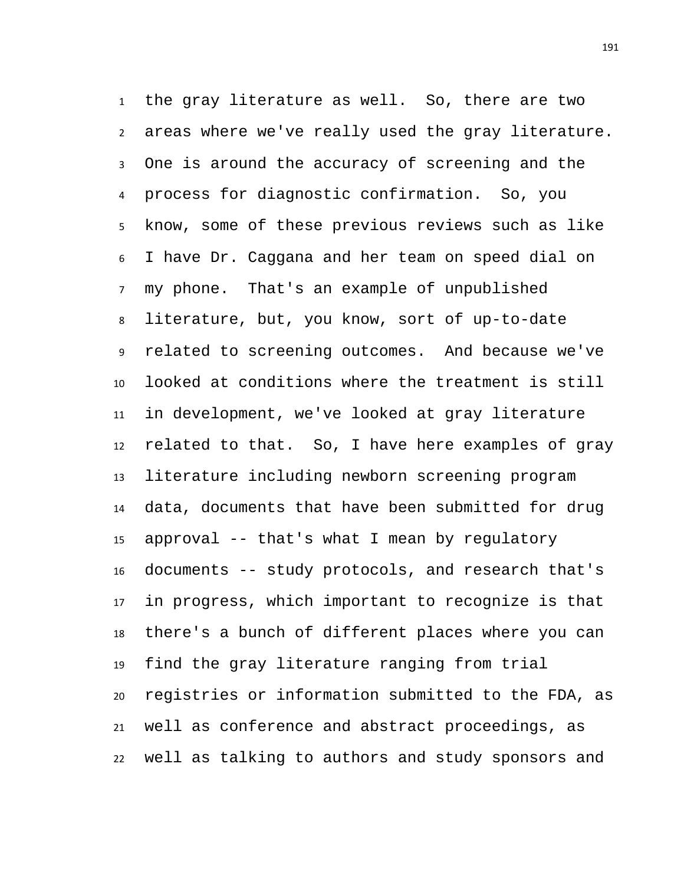the gray literature as well. So, there are two areas where we've really used the gray literature. One is around the accuracy of screening and the process for diagnostic confirmation. So, you know, some of these previous reviews such as like I have Dr. Caggana and her team on speed dial on my phone. That's an example of unpublished literature, but, you know, sort of up-to-date related to screening outcomes. And because we've looked at conditions where the treatment is still in development, we've looked at gray literature related to that. So, I have here examples of gray literature including newborn screening program data, documents that have been submitted for drug approval -- that's what I mean by regulatory documents -- study protocols, and research that's in progress, which important to recognize is that there's a bunch of different places where you can find the gray literature ranging from trial registries or information submitted to the FDA, as well as conference and abstract proceedings, as well as talking to authors and study sponsors and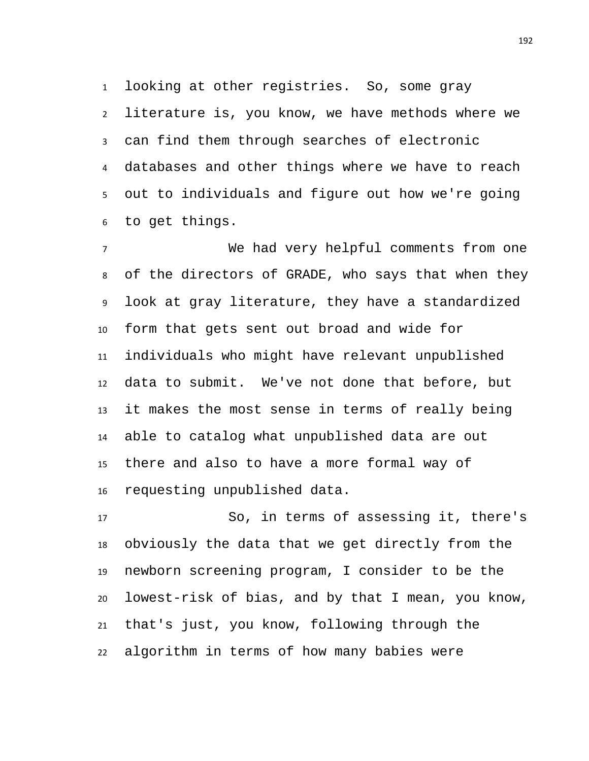looking at other registries. So, some gray literature is, you know, we have methods where we can find them through searches of electronic databases and other things where we have to reach out to individuals and figure out how we're going to get things.

We had very helpful comments from one of the directors of GRADE, who says that when they look at gray literature, they have a standardized form that gets sent out broad and wide for individuals who might have relevant unpublished data to submit. We've not done that before, but it makes the most sense in terms of really being able to catalog what unpublished data are out there and also to have a more formal way of requesting unpublished data.

So, in terms of assessing it, there's obviously the data that we get directly from the newborn screening program, I consider to be the lowest-risk of bias, and by that I mean, you know, that's just, you know, following through the algorithm in terms of how many babies were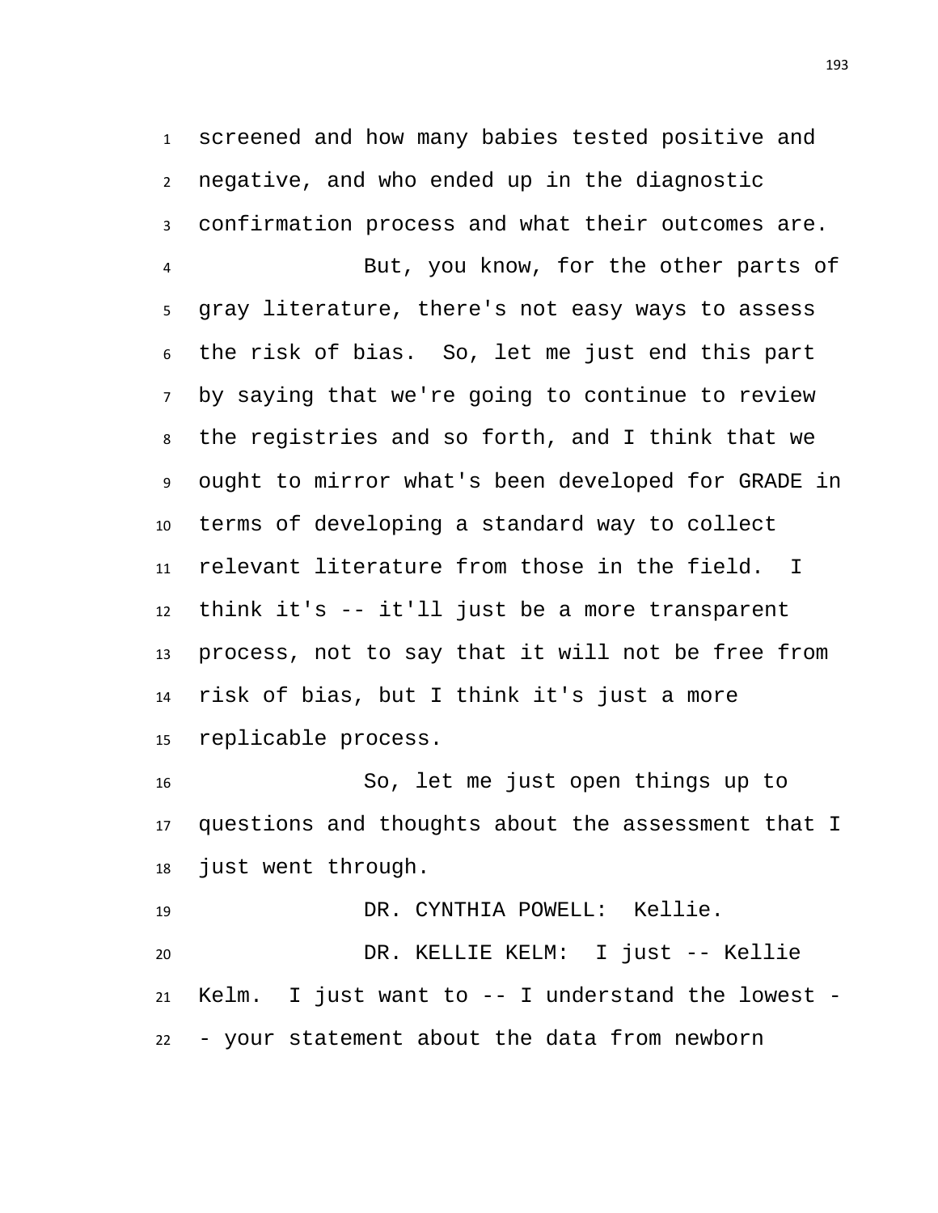screened and how many babies tested positive and negative, and who ended up in the diagnostic confirmation process and what their outcomes are.

But, you know, for the other parts of gray literature, there's not easy ways to assess the risk of bias. So, let me just end this part by saying that we're going to continue to review the registries and so forth, and I think that we ought to mirror what's been developed for GRADE in terms of developing a standard way to collect relevant literature from those in the field. I think it's -- it'll just be a more transparent process, not to say that it will not be free from risk of bias, but I think it's just a more replicable process.

So, let me just open things up to questions and thoughts about the assessment that I just went through.

DR. CYNTHIA POWELL: Kellie.

DR. KELLIE KELM: I just -- Kellie Kelm. I just want to -- I understand the lowest -- your statement about the data from newborn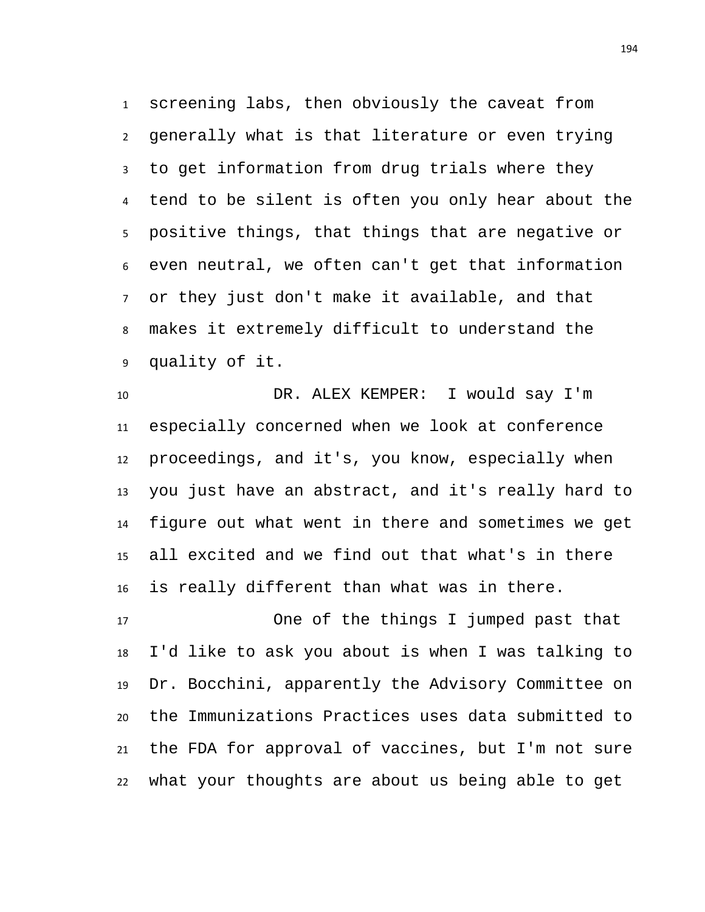screening labs, then obviously the caveat from generally what is that literature or even trying to get information from drug trials where they tend to be silent is often you only hear about the positive things, that things that are negative or even neutral, we often can't get that information or they just don't make it available, and that makes it extremely difficult to understand the quality of it.

DR. ALEX KEMPER: I would say I'm especially concerned when we look at conference proceedings, and it's, you know, especially when you just have an abstract, and it's really hard to figure out what went in there and sometimes we get all excited and we find out that what's in there is really different than what was in there.

One of the things I jumped past that I'd like to ask you about is when I was talking to Dr. Bocchini, apparently the Advisory Committee on the Immunizations Practices uses data submitted to the FDA for approval of vaccines, but I'm not sure what your thoughts are about us being able to get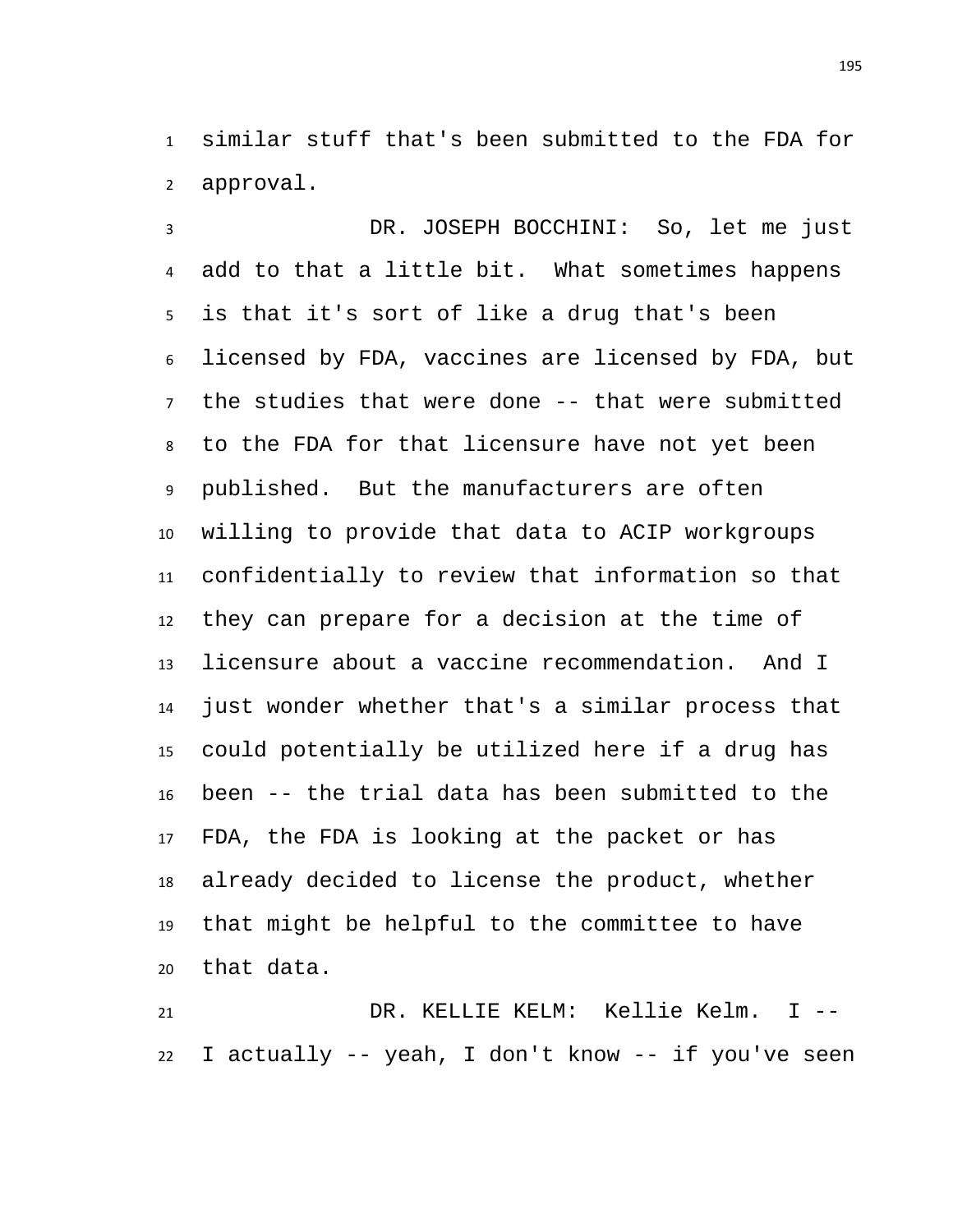similar stuff that's been submitted to the FDA for approval.

DR. JOSEPH BOCCHINI: So, let me just add to that a little bit. What sometimes happens is that it's sort of like a drug that's been licensed by FDA, vaccines are licensed by FDA, but the studies that were done -- that were submitted to the FDA for that licensure have not yet been published. But the manufacturers are often willing to provide that data to ACIP workgroups confidentially to review that information so that they can prepare for a decision at the time of licensure about a vaccine recommendation. And I just wonder whether that's a similar process that could potentially be utilized here if a drug has been -- the trial data has been submitted to the FDA, the FDA is looking at the packet or has already decided to license the product, whether that might be helpful to the committee to have that data.

DR. KELLIE KELM: Kellie Kelm. I -- I actually -- yeah, I don't know -- if you've seen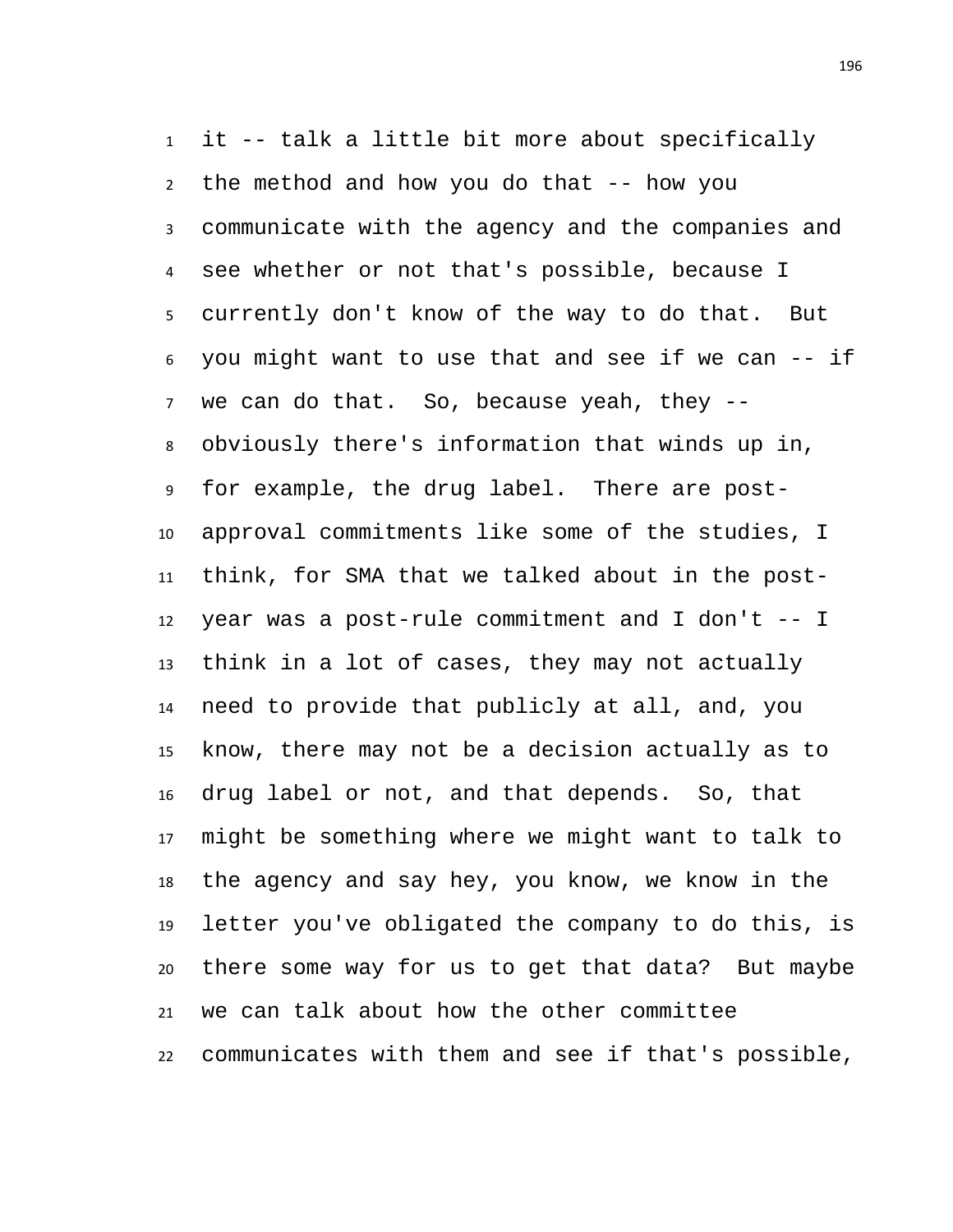it -- talk a little bit more about specifically the method and how you do that -- how you communicate with the agency and the companies and see whether or not that's possible, because I currently don't know of the way to do that. But you might want to use that and see if we can -- if we can do that. So, because yeah, they -- obviously there's information that winds up in, for example, the drug label. There are post-approval commitments like some of the studies, I think, for SMA that we talked about in the post-year was a post-rule commitment and I don't -- I think in a lot of cases, they may not actually need to provide that publicly at all, and, you know, there may not be a decision actually as to drug label or not, and that depends. So, that might be something where we might want to talk to the agency and say hey, you know, we know in the letter you've obligated the company to do this, is there some way for us to get that data? But maybe we can talk about how the other committee communicates with them and see if that's possible,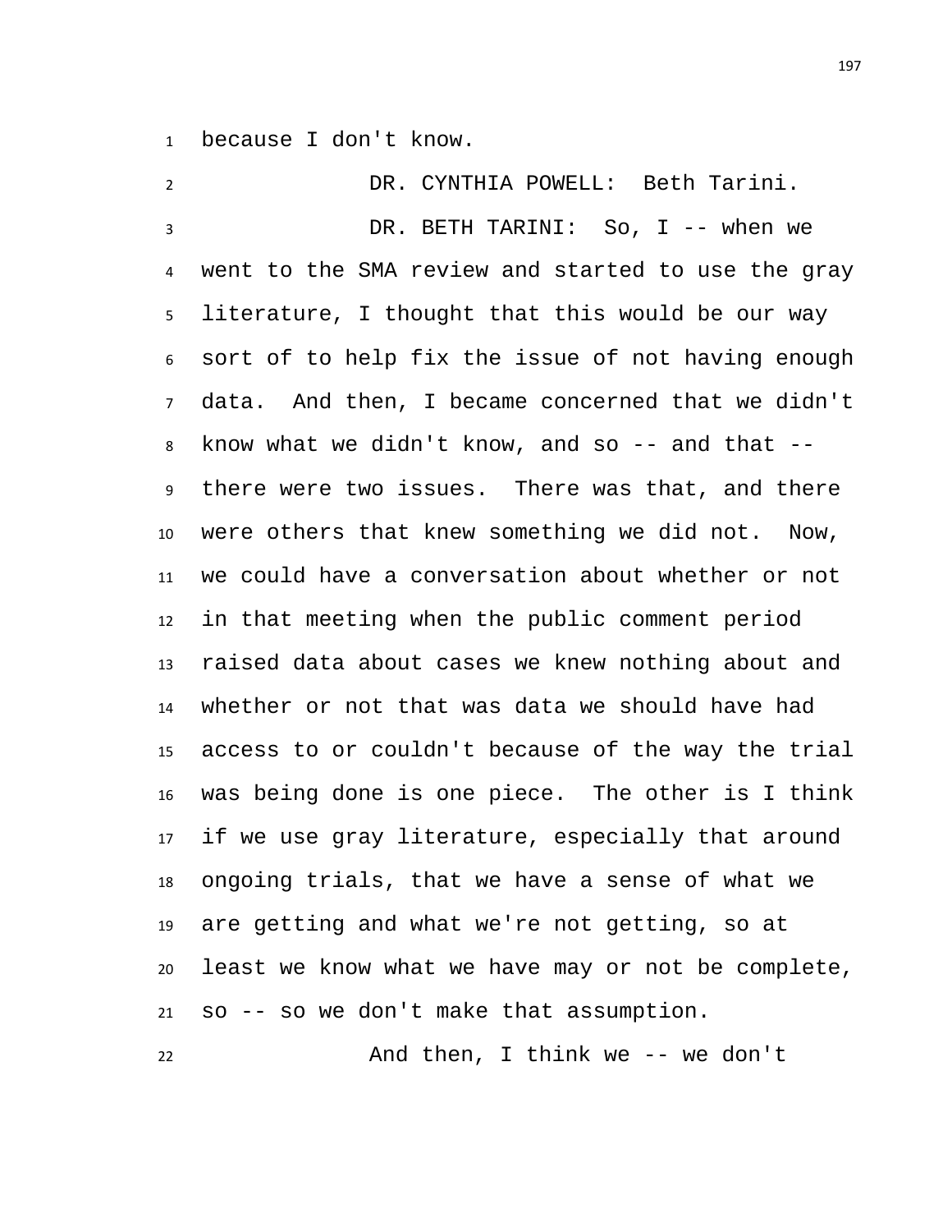because I don't know.

DR. CYNTHIA POWELL: Beth Tarini.

DR. BETH TARINI: So, I -- when we went to the SMA review and started to use the gray literature, I thought that this would be our way sort of to help fix the issue of not having enough data. And then, I became concerned that we didn't know what we didn't know, and so -- and that -- there were two issues. There was that, and there were others that knew something we did not. Now, we could have a conversation about whether or not in that meeting when the public comment period raised data about cases we knew nothing about and whether or not that was data we should have had access to or couldn't because of the way the trial was being done is one piece. The other is I think if we use gray literature, especially that around ongoing trials, that we have a sense of what we are getting and what we're not getting, so at least we know what we have may or not be complete, so -- so we don't make that assumption.

And then, I think we -- we don't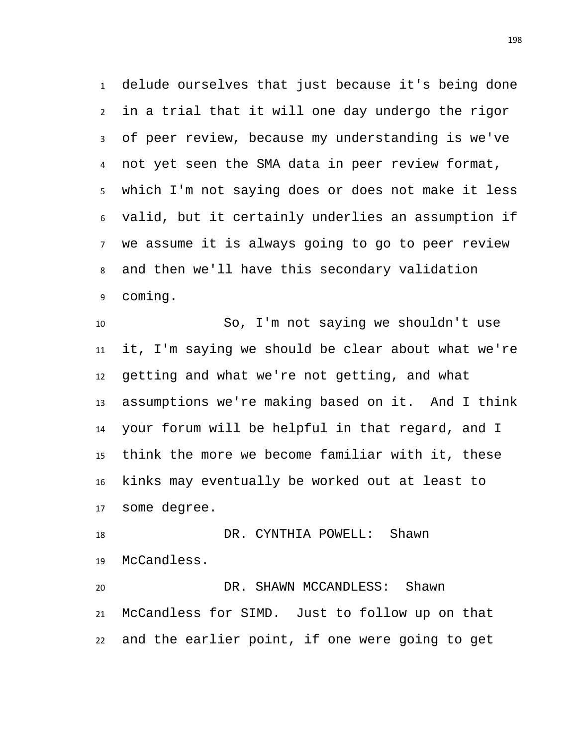delude ourselves that just because it's being done in a trial that it will one day undergo the rigor of peer review, because my understanding is we've not yet seen the SMA data in peer review format, which I'm not saying does or does not make it less valid, but it certainly underlies an assumption if we assume it is always going to go to peer review and then we'll have this secondary validation coming.

So, I'm not saying we shouldn't use it, I'm saying we should be clear about what we're getting and what we're not getting, and what assumptions we're making based on it. And I think your forum will be helpful in that regard, and I think the more we become familiar with it, these kinks may eventually be worked out at least to some degree.

DR. CYNTHIA POWELL: Shawn McCandless.

DR. SHAWN MCCANDLESS: Shawn McCandless for SIMD. Just to follow up on that and the earlier point, if one were going to get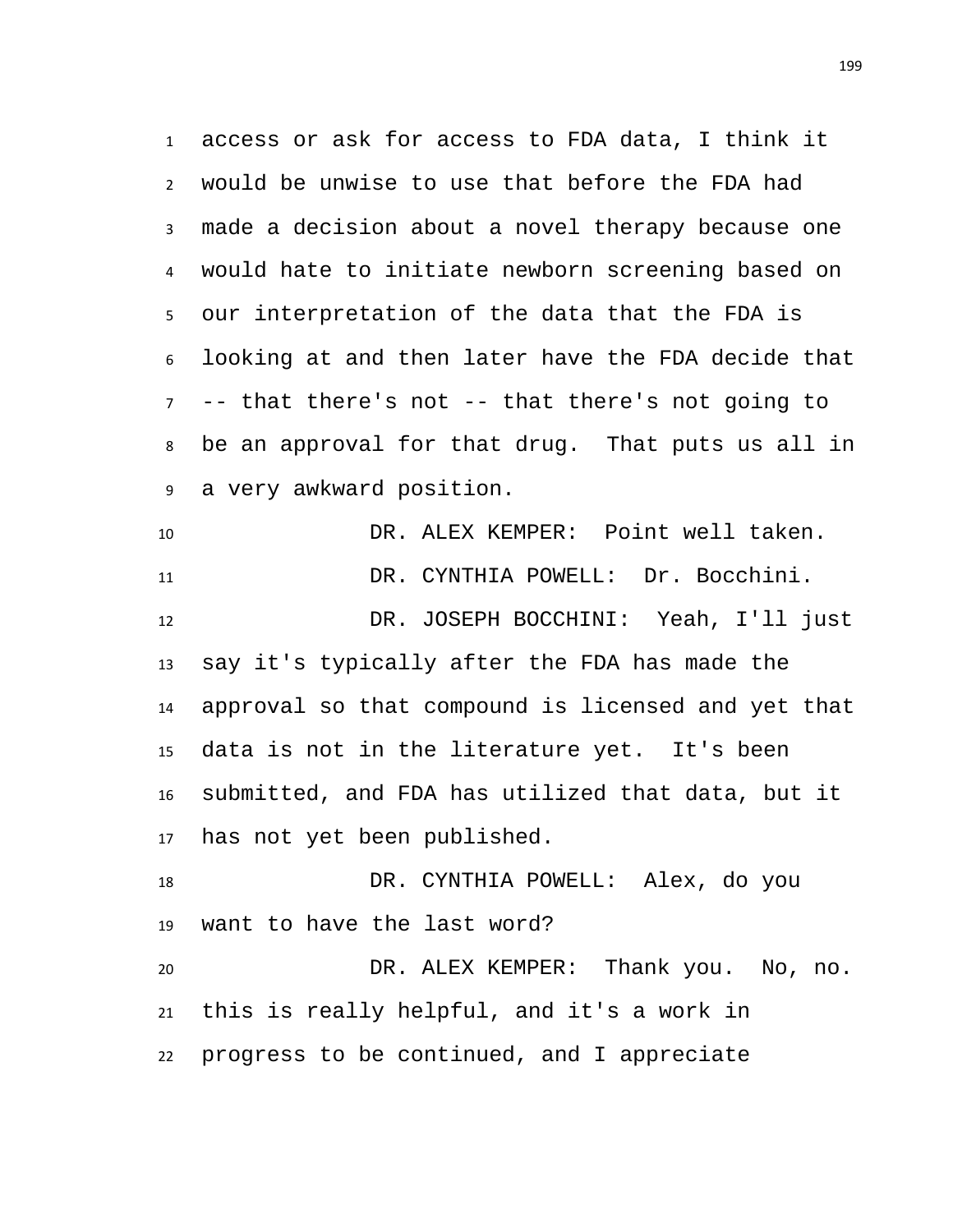access or ask for access to FDA data, I think it would be unwise to use that before the FDA had made a decision about a novel therapy because one would hate to initiate newborn screening based on our interpretation of the data that the FDA is looking at and then later have the FDA decide that -- that there's not -- that there's not going to be an approval for that drug. That puts us all in a very awkward position.

DR. ALEX KEMPER: Point well taken.

DR. CYNTHIA POWELL: Dr. Bocchini.

DR. JOSEPH BOCCHINI: Yeah, I'll just say it's typically after the FDA has made the approval so that compound is licensed and yet that data is not in the literature yet. It's been submitted, and FDA has utilized that data, but it has not yet been published.

DR. CYNTHIA POWELL: Alex, do you want to have the last word?

DR. ALEX KEMPER: Thank you. No, no. this is really helpful, and it's a work in progress to be continued, and I appreciate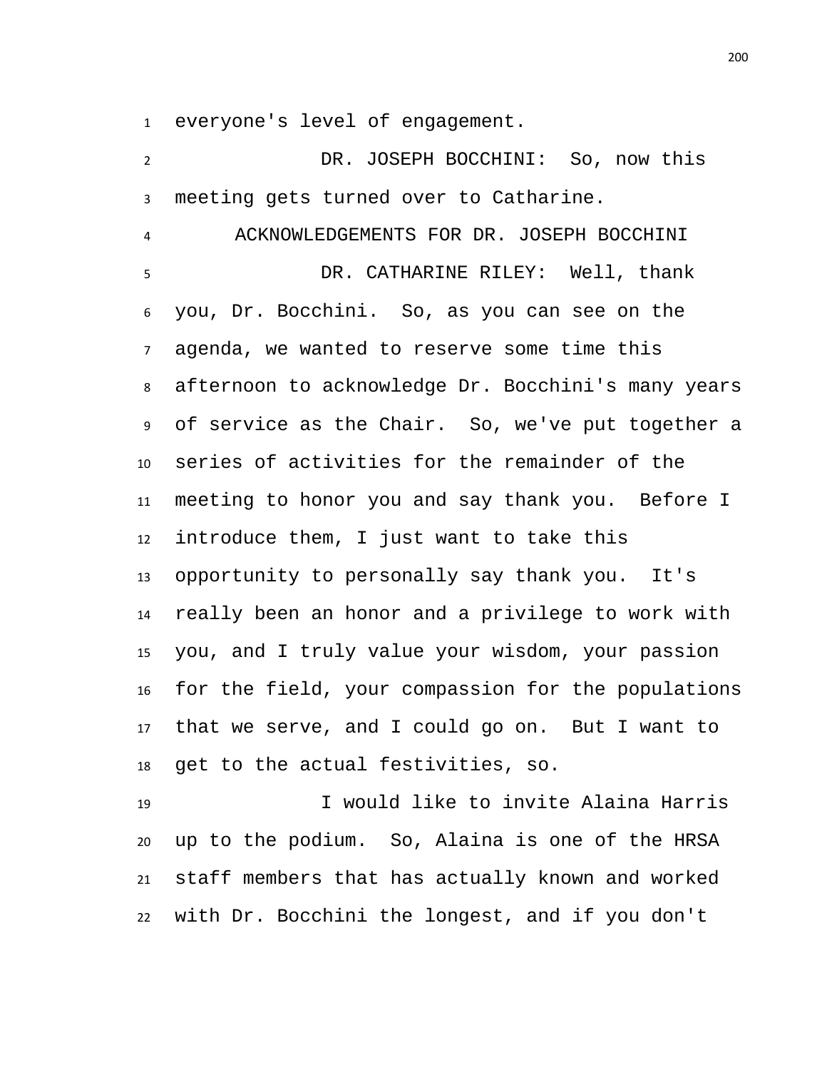everyone's level of engagement.

DR. JOSEPH BOCCHINI: So, now this meeting gets turned over to Catharine.

## ACKNOWLEDGEMENTS FOR DR. JOSEPH BOCCHINI

DR. CATHARINE RILEY: Well, thank you, Dr. Bocchini. So, as you can see on the agenda, we wanted to reserve some time this afternoon to acknowledge Dr. Bocchini's many years of service as the Chair. So, we've put together a series of activities for the remainder of the meeting to honor you and say thank you. Before I introduce them, I just want to take this opportunity to personally say thank you. It's really been an honor and a privilege to work with you, and I truly value your wisdom, your passion for the field, your compassion for the populations that we serve, and I could go on. But I want to get to the actual festivities, so.

I would like to invite Alaina Harris up to the podium. So, Alaina is one of the HRSA staff members that has actually known and worked with Dr. Bocchini the longest, and if you don't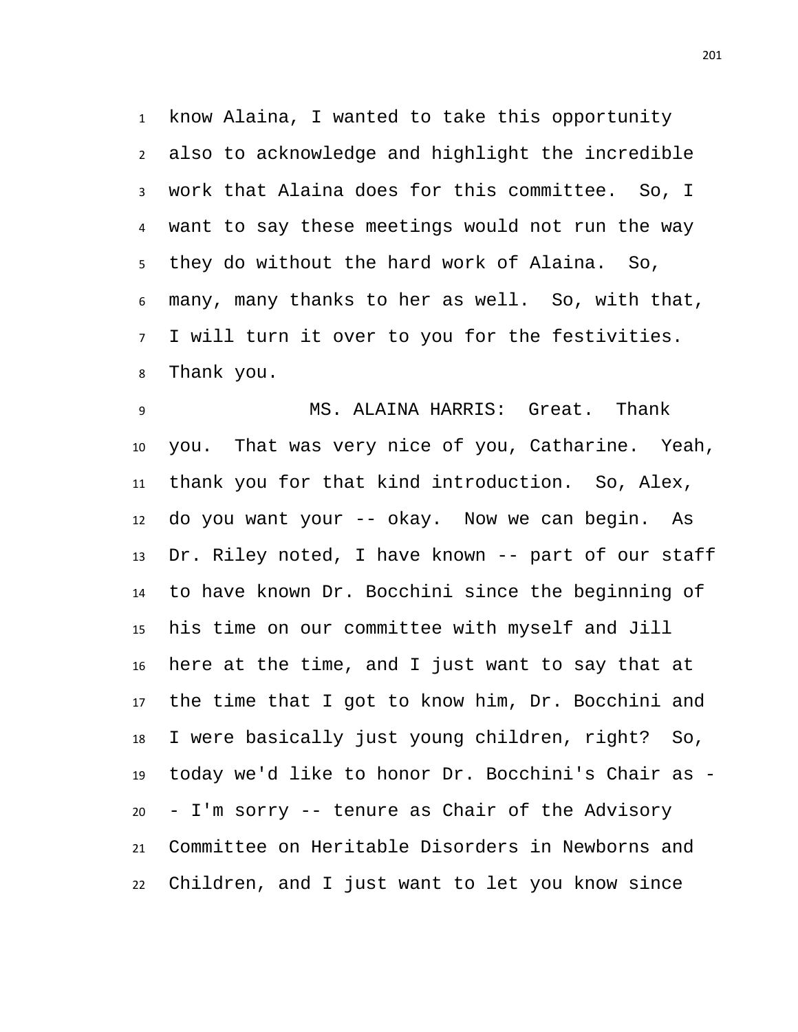know Alaina, I wanted to take this opportunity also to acknowledge and highlight the incredible work that Alaina does for this committee. So, I want to say these meetings would not run the way they do without the hard work of Alaina. So, many, many thanks to her as well. So, with that, I will turn it over to you for the festivities. Thank you.

MS. ALAINA HARRIS: Great. Thank you. That was very nice of you, Catharine. Yeah, thank you for that kind introduction. So, Alex, do you want your -- okay. Now we can begin. As Dr. Riley noted, I have known -- part of our staff to have known Dr. Bocchini since the beginning of his time on our committee with myself and Jill here at the time, and I just want to say that at the time that I got to know him, Dr. Bocchini and I were basically just young children, right? So, today we'd like to honor Dr. Bocchini's Chair as -- I'm sorry -- tenure as Chair of the Advisory Committee on Heritable Disorders in Newborns and Children, and I just want to let you know since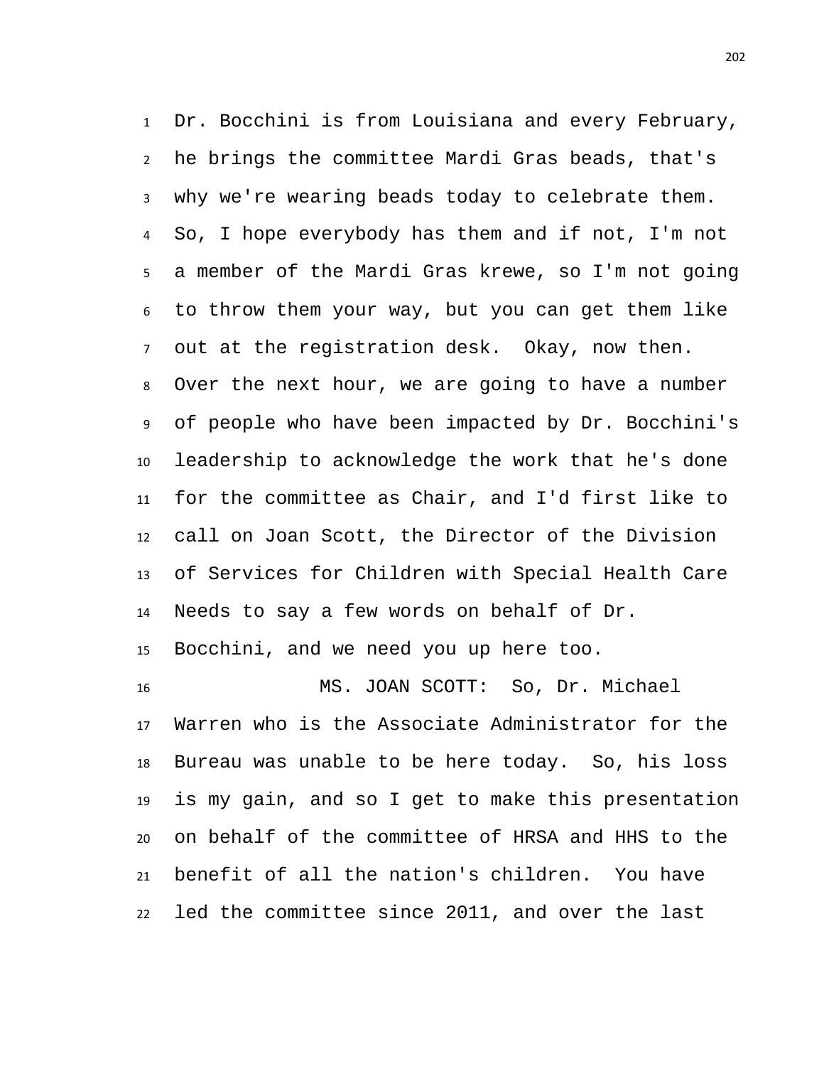Dr. Bocchini is from Louisiana and every February, he brings the committee Mardi Gras beads, that's why we're wearing beads today to celebrate them. So, I hope everybody has them and if not, I'm not a member of the Mardi Gras krewe, so I'm not going to throw them your way, but you can get them like out at the registration desk. Okay, now then. Over the next hour, we are going to have a number of people who have been impacted by Dr. Bocchini's leadership to acknowledge the work that he's done for the committee as Chair, and I'd first like to call on Joan Scott, the Director of the Division of Services for Children with Special Health Care Needs to say a few words on behalf of Dr. Bocchini, and we need you up here too.

MS. JOAN SCOTT: So, Dr. Michael Warren who is the Associate Administrator for the Bureau was unable to be here today. So, his loss is my gain, and so I get to make this presentation on behalf of the committee of HRSA and HHS to the benefit of all the nation's children. You have led the committee since 2011, and over the last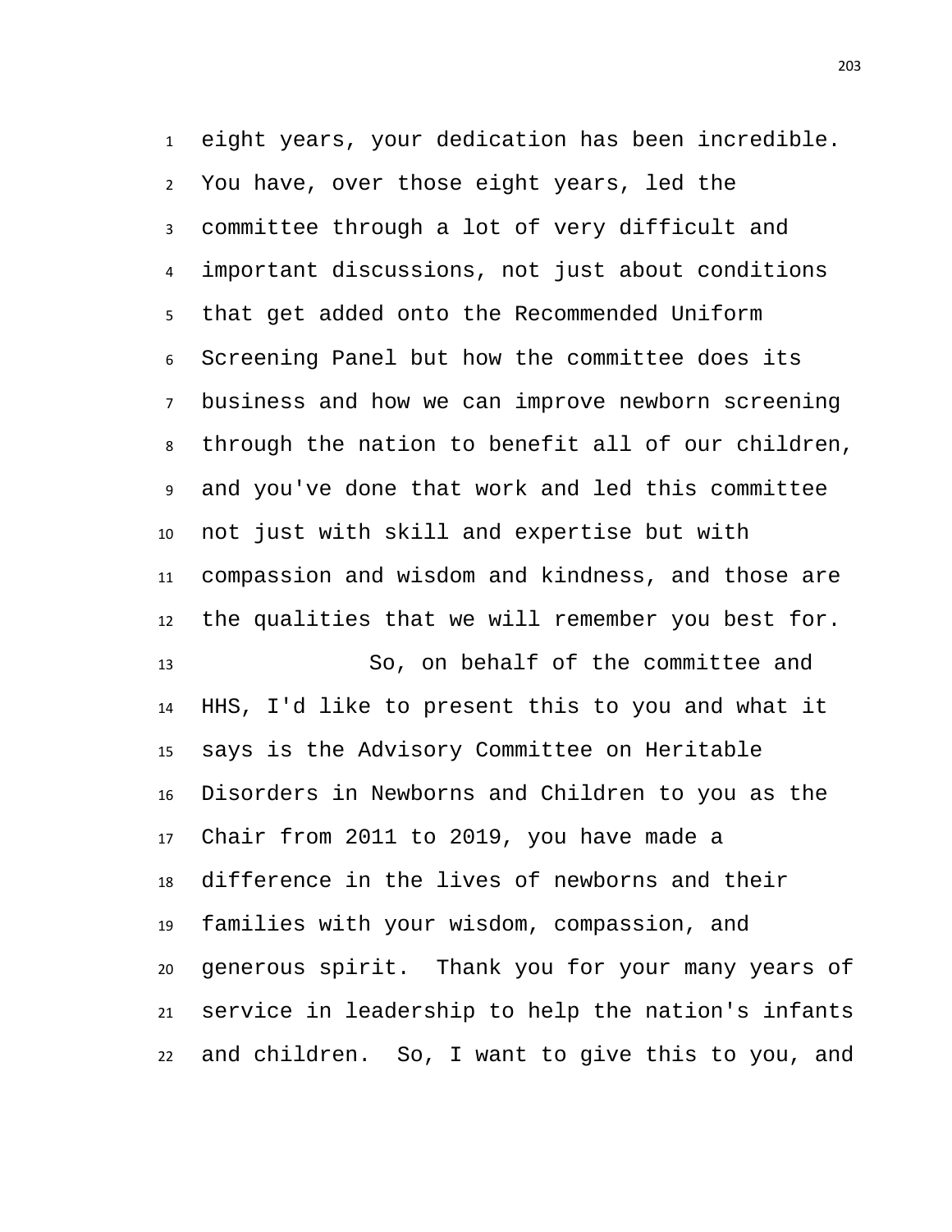eight years, your dedication has been incredible. You have, over those eight years, led the committee through a lot of very difficult and important discussions, not just about conditions that get added onto the Recommended Uniform Screening Panel but how the committee does its business and how we can improve newborn screening through the nation to benefit all of our children, and you've done that work and led this committee not just with skill and expertise but with compassion and wisdom and kindness, and those are the qualities that we will remember you best for.

So, on behalf of the committee and HHS, I'd like to present this to you and what it says is the Advisory Committee on Heritable Disorders in Newborns and Children to you as the Chair from 2011 to 2019, you have made a difference in the lives of newborns and their families with your wisdom, compassion, and generous spirit. Thank you for your many years of service in leadership to help the nation's infants and children. So, I want to give this to you, and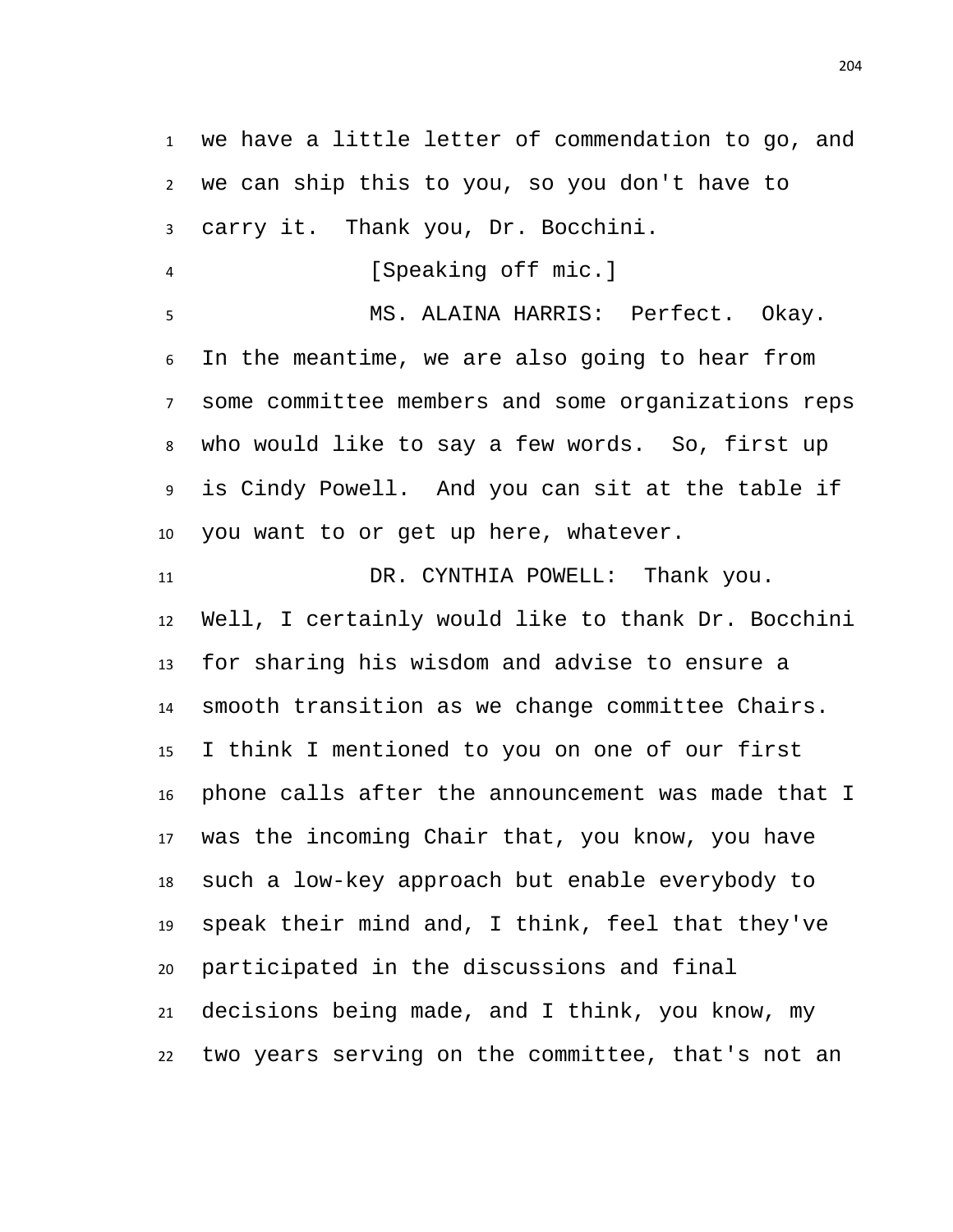we have a little letter of commendation to go, and we can ship this to you, so you don't have to carry it. Thank you, Dr. Bocchini.

[Speaking off mic.]

MS. ALAINA HARRIS: Perfect. Okay. In the meantime, we are also going to hear from some committee members and some organizations reps who would like to say a few words. So, first up is Cindy Powell. And you can sit at the table if you want to or get up here, whatever.

DR. CYNTHIA POWELL: Thank you. Well, I certainly would like to thank Dr. Bocchini for sharing his wisdom and advise to ensure a smooth transition as we change committee Chairs. I think I mentioned to you on one of our first phone calls after the announcement was made that I was the incoming Chair that, you know, you have such a low-key approach but enable everybody to speak their mind and, I think, feel that they've participated in the discussions and final decisions being made, and I think, you know, my two years serving on the committee, that's not an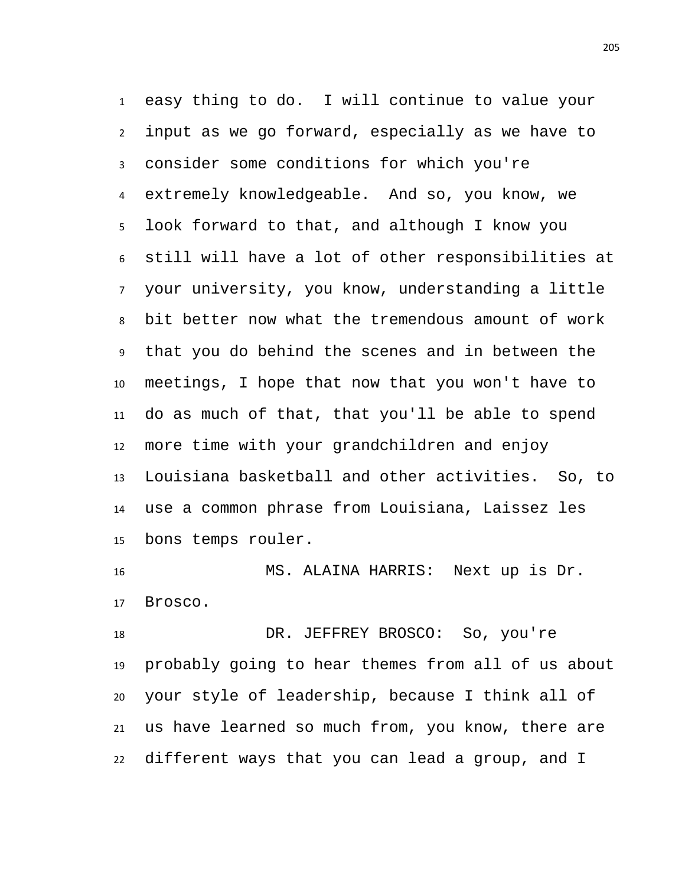easy thing to do. I will continue to value your input as we go forward, especially as we have to consider some conditions for which you're extremely knowledgeable. And so, you know, we look forward to that, and although I know you still will have a lot of other responsibilities at your university, you know, understanding a little bit better now what the tremendous amount of work that you do behind the scenes and in between the meetings, I hope that now that you won't have to do as much of that, that you'll be able to spend more time with your grandchildren and enjoy Louisiana basketball and other activities. So, to use a common phrase from Louisiana, Laissez les bons temps rouler.

MS. ALAINA HARRIS: Next up is Dr. Brosco.

DR. JEFFREY BROSCO: So, you're probably going to hear themes from all of us about your style of leadership, because I think all of us have learned so much from, you know, there are different ways that you can lead a group, and I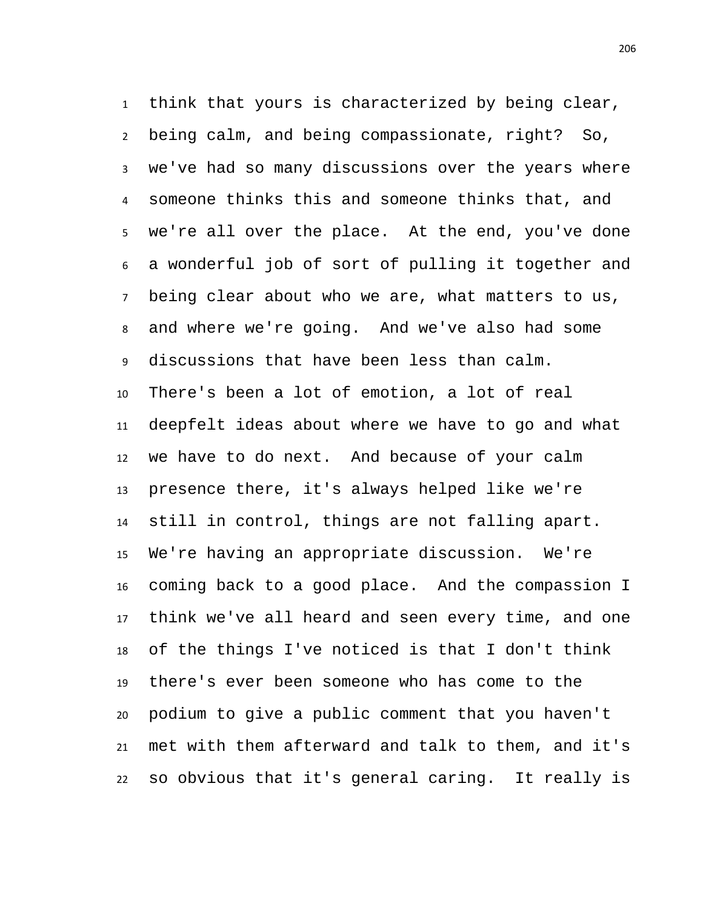think that yours is characterized by being clear, being calm, and being compassionate, right? So, we've had so many discussions over the years where someone thinks this and someone thinks that, and we're all over the place. At the end, you've done a wonderful job of sort of pulling it together and being clear about who we are, what matters to us, and where we're going. And we've also had some discussions that have been less than calm. There's been a lot of emotion, a lot of real deepfelt ideas about where we have to go and what we have to do next. And because of your calm presence there, it's always helped like we're still in control, things are not falling apart. We're having an appropriate discussion. We're coming back to a good place. And the compassion I think we've all heard and seen every time, and one of the things I've noticed is that I don't think there's ever been someone who has come to the podium to give a public comment that you haven't met with them afterward and talk to them, and it's so obvious that it's general caring. It really is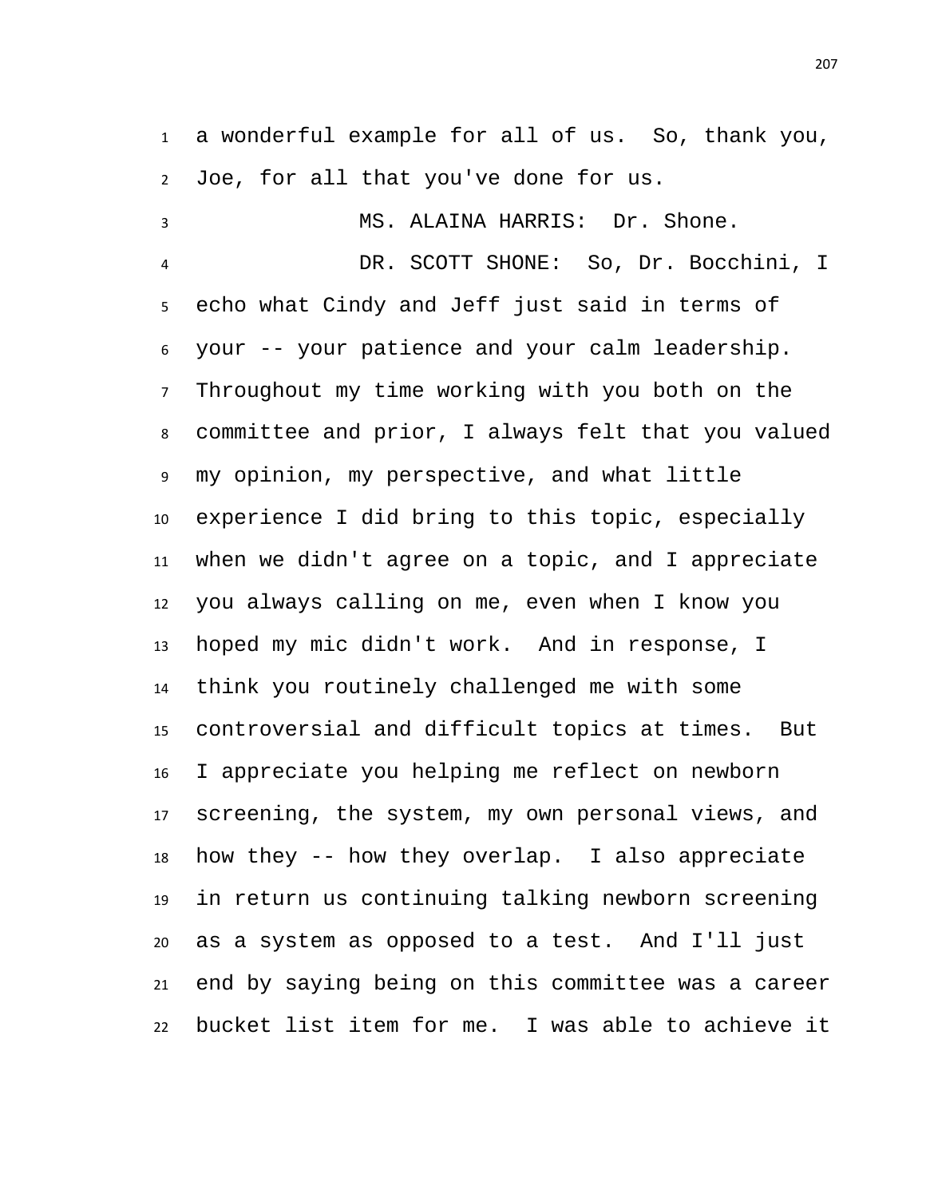a wonderful example for all of us. So, thank you, Joe, for all that you've done for us.

MS. ALAINA HARRIS: Dr. Shone.

DR. SCOTT SHONE: So, Dr. Bocchini, I echo what Cindy and Jeff just said in terms of your -- your patience and your calm leadership. Throughout my time working with you both on the committee and prior, I always felt that you valued my opinion, my perspective, and what little experience I did bring to this topic, especially when we didn't agree on a topic, and I appreciate you always calling on me, even when I know you hoped my mic didn't work. And in response, I think you routinely challenged me with some controversial and difficult topics at times. But I appreciate you helping me reflect on newborn screening, the system, my own personal views, and how they -- how they overlap. I also appreciate in return us continuing talking newborn screening as a system as opposed to a test. And I'll just end by saying being on this committee was a career bucket list item for me. I was able to achieve it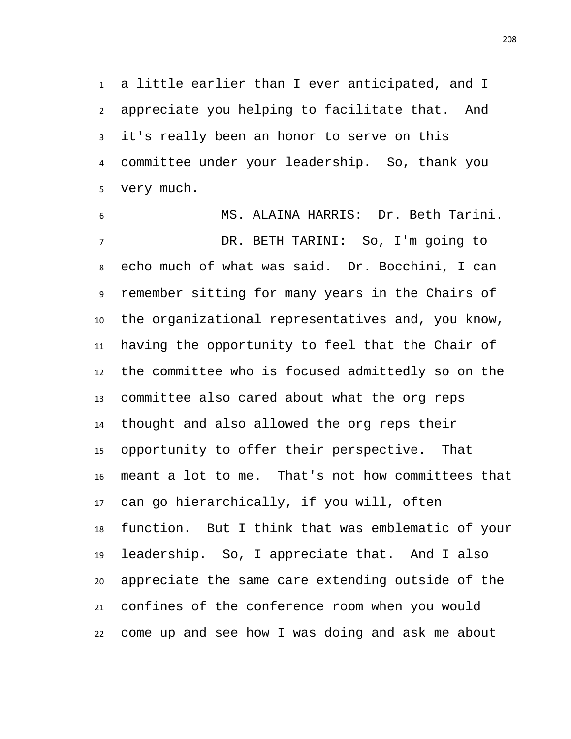a little earlier than I ever anticipated, and I appreciate you helping to facilitate that. And it's really been an honor to serve on this committee under your leadership. So, thank you very much.

MS. ALAINA HARRIS: Dr. Beth Tarini.

DR. BETH TARINI: So, I'm going to echo much of what was said. Dr. Bocchini, I can remember sitting for many years in the Chairs of the organizational representatives and, you know, having the opportunity to feel that the Chair of the committee who is focused admittedly so on the committee also cared about what the org reps thought and also allowed the org reps their opportunity to offer their perspective. That meant a lot to me. That's not how committees that can go hierarchically, if you will, often function. But I think that was emblematic of your leadership. So, I appreciate that. And I also appreciate the same care extending outside of the confines of the conference room when you would come up and see how I was doing and ask me about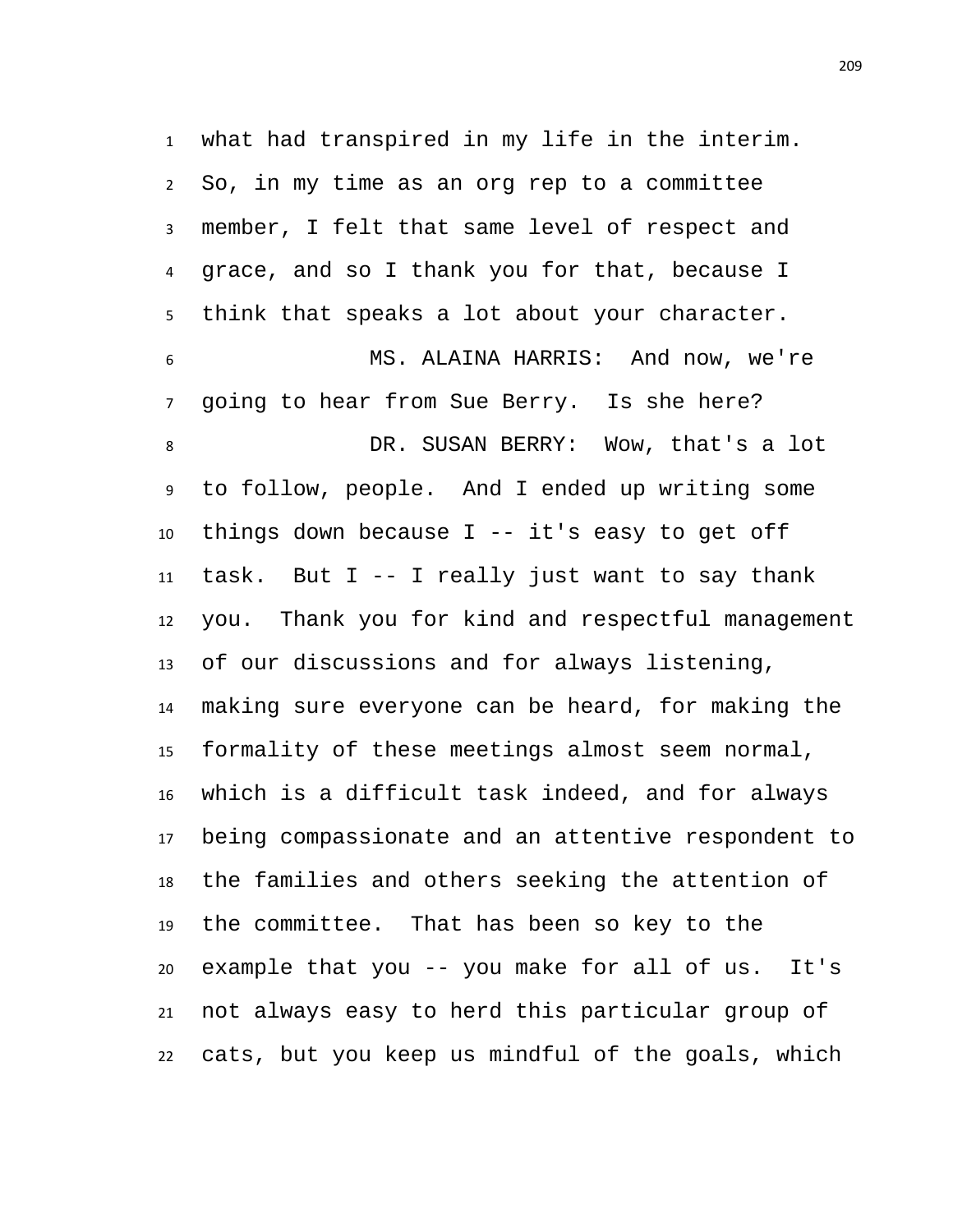what had transpired in my life in the interim. So, in my time as an org rep to a committee member, I felt that same level of respect and grace, and so I thank you for that, because I think that speaks a lot about your character.

MS. ALAINA HARRIS: And now, we're going to hear from Sue Berry. Is she here?

DR. SUSAN BERRY: Wow, that's a lot to follow, people. And I ended up writing some things down because I -- it's easy to get off task. But I -- I really just want to say thank you. Thank you for kind and respectful management of our discussions and for always listening, making sure everyone can be heard, for making the formality of these meetings almost seem normal, which is a difficult task indeed, and for always being compassionate and an attentive respondent to the families and others seeking the attention of the committee. That has been so key to the example that you -- you make for all of us. It's not always easy to herd this particular group of cats, but you keep us mindful of the goals, which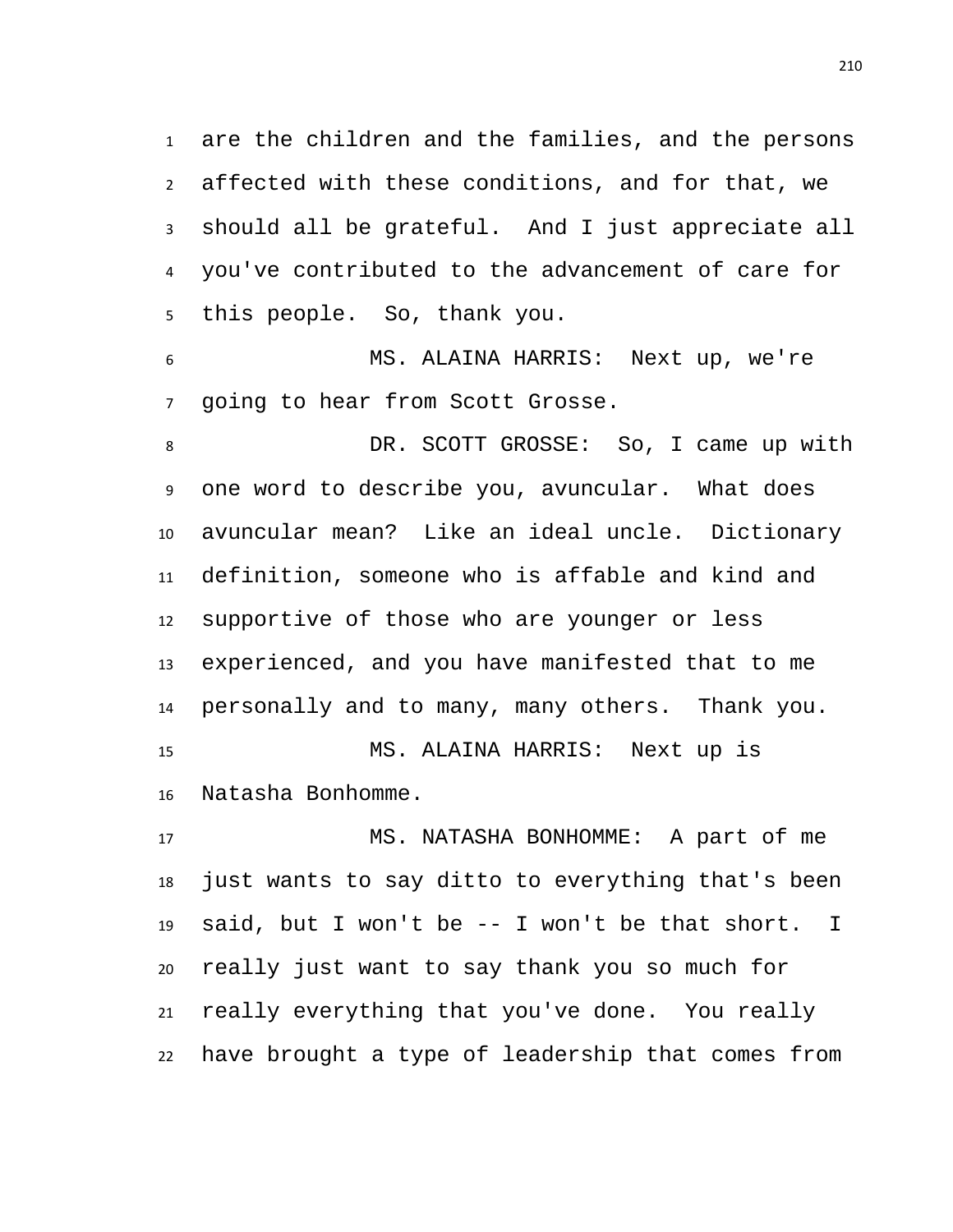are the children and the families, and the persons affected with these conditions, and for that, we should all be grateful. And I just appreciate all you've contributed to the advancement of care for this people. So, thank you.

MS. ALAINA HARRIS: Next up, we're going to hear from Scott Grosse.

DR. SCOTT GROSSE: So, I came up with one word to describe you, avuncular. What does avuncular mean? Like an ideal uncle. Dictionary definition, someone who is affable and kind and supportive of those who are younger or less experienced, and you have manifested that to me personally and to many, many others. Thank you.

MS. ALAINA HARRIS: Next up is Natasha Bonhomme.

MS. NATASHA BONHOMME: A part of me just wants to say ditto to everything that's been said, but I won't be -- I won't be that short. I really just want to say thank you so much for really everything that you've done. You really have brought a type of leadership that comes from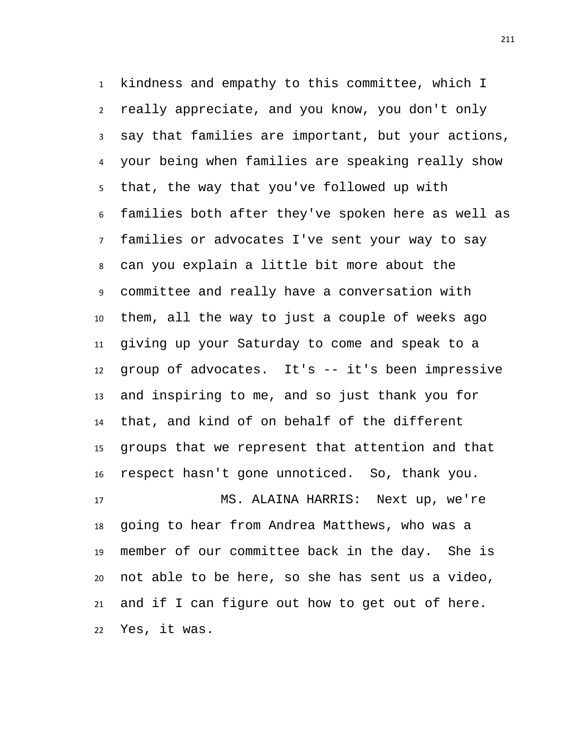kindness and empathy to this committee, which I really appreciate, and you know, you don't only say that families are important, but your actions, your being when families are speaking really show that, the way that you've followed up with families both after they've spoken here as well as families or advocates I've sent your way to say can you explain a little bit more about the committee and really have a conversation with them, all the way to just a couple of weeks ago giving up your Saturday to come and speak to a group of advocates. It's -- it's been impressive and inspiring to me, and so just thank you for that, and kind of on behalf of the different groups that we represent that attention and that respect hasn't gone unnoticed. So, thank you.

MS. ALAINA HARRIS: Next up, we're going to hear from Andrea Matthews, who was a member of our committee back in the day. She is not able to be here, so she has sent us a video, and if I can figure out how to get out of here. Yes, it was.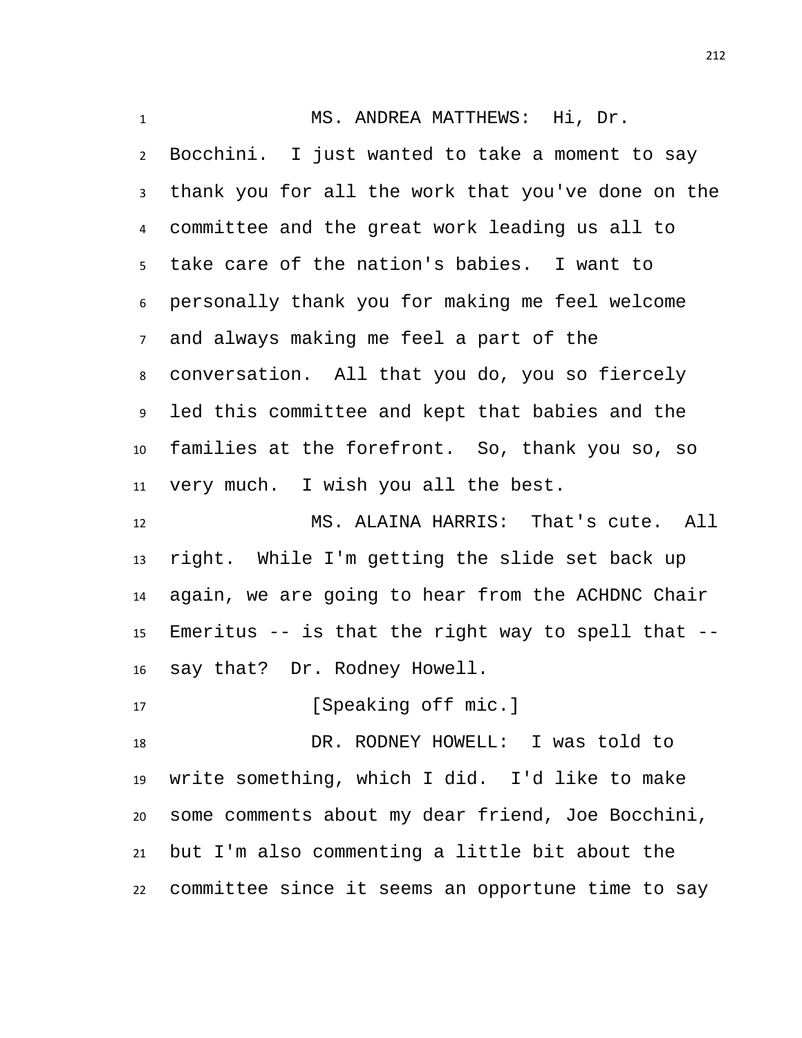MS. ANDREA MATTHEWS: Hi, Dr. Bocchini. I just wanted to take a moment to say thank you for all the work that you've done on the committee and the great work leading us all to take care of the nation's babies. I want to personally thank you for making me feel welcome and always making me feel a part of the conversation. All that you do, you so fiercely led this committee and kept that babies and the families at the forefront. So, thank you so, so very much. I wish you all the best.

MS. ALAINA HARRIS: That's cute. All right. While I'm getting the slide set back up again, we are going to hear from the ACHDNC Chair Emeritus -- is that the right way to spell that -- say that? Dr. Rodney Howell.

[Speaking off mic.]

DR. RODNEY HOWELL: I was told to write something, which I did. I'd like to make some comments about my dear friend, Joe Bocchini, but I'm also commenting a little bit about the committee since it seems an opportune time to say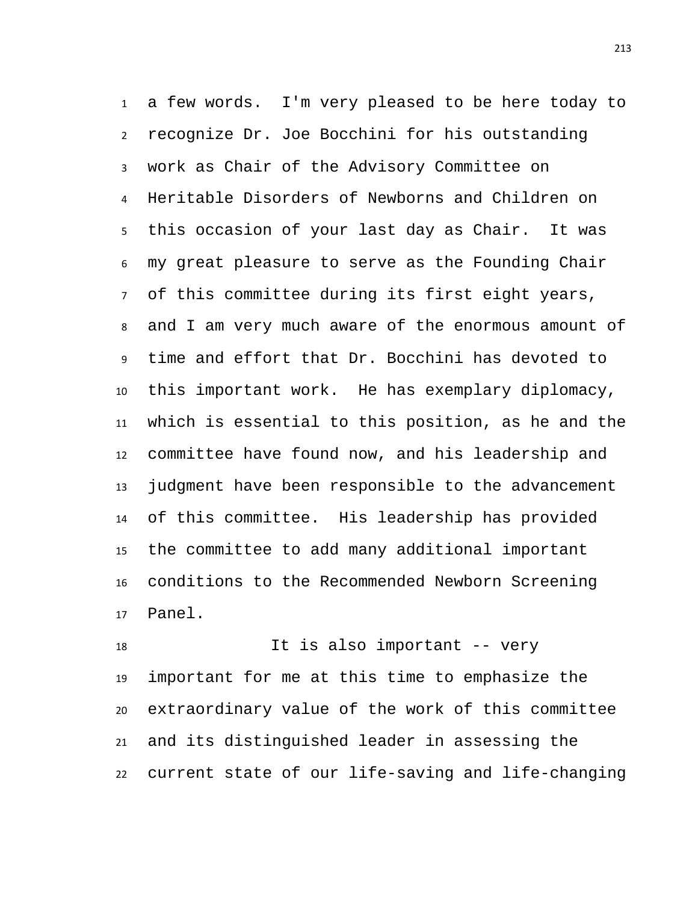a few words. I'm very pleased to be here today to recognize Dr. Joe Bocchini for his outstanding work as Chair of the Advisory Committee on Heritable Disorders of Newborns and Children on this occasion of your last day as Chair. It was my great pleasure to serve as the Founding Chair of this committee during its first eight years, and I am very much aware of the enormous amount of time and effort that Dr. Bocchini has devoted to this important work. He has exemplary diplomacy, which is essential to this position, as he and the committee have found now, and his leadership and judgment have been responsible to the advancement of this committee. His leadership has provided the committee to add many additional important conditions to the Recommended Newborn Screening Panel.

It is also important -- very important for me at this time to emphasize the extraordinary value of the work of this committee and its distinguished leader in assessing the current state of our life-saving and life-changing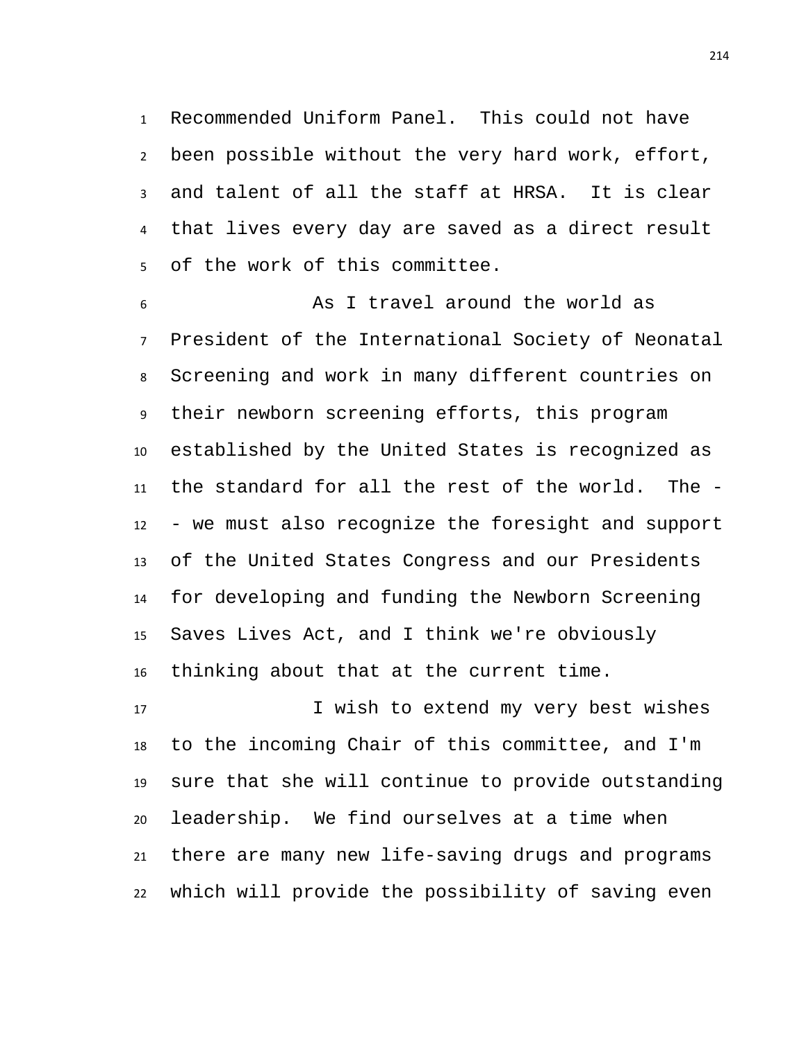Recommended Uniform Panel. This could not have been possible without the very hard work, effort, and talent of all the staff at HRSA. It is clear that lives every day are saved as a direct result of the work of this committee.

As I travel around the world as President of the International Society of Neonatal Screening and work in many different countries on their newborn screening efforts, this program established by the United States is recognized as the standard for all the rest of the world. The -- we must also recognize the foresight and support of the United States Congress and our Presidents for developing and funding the Newborn Screening Saves Lives Act, and I think we're obviously thinking about that at the current time.

I wish to extend my very best wishes to the incoming Chair of this committee, and I'm sure that she will continue to provide outstanding leadership. We find ourselves at a time when there are many new life-saving drugs and programs which will provide the possibility of saving even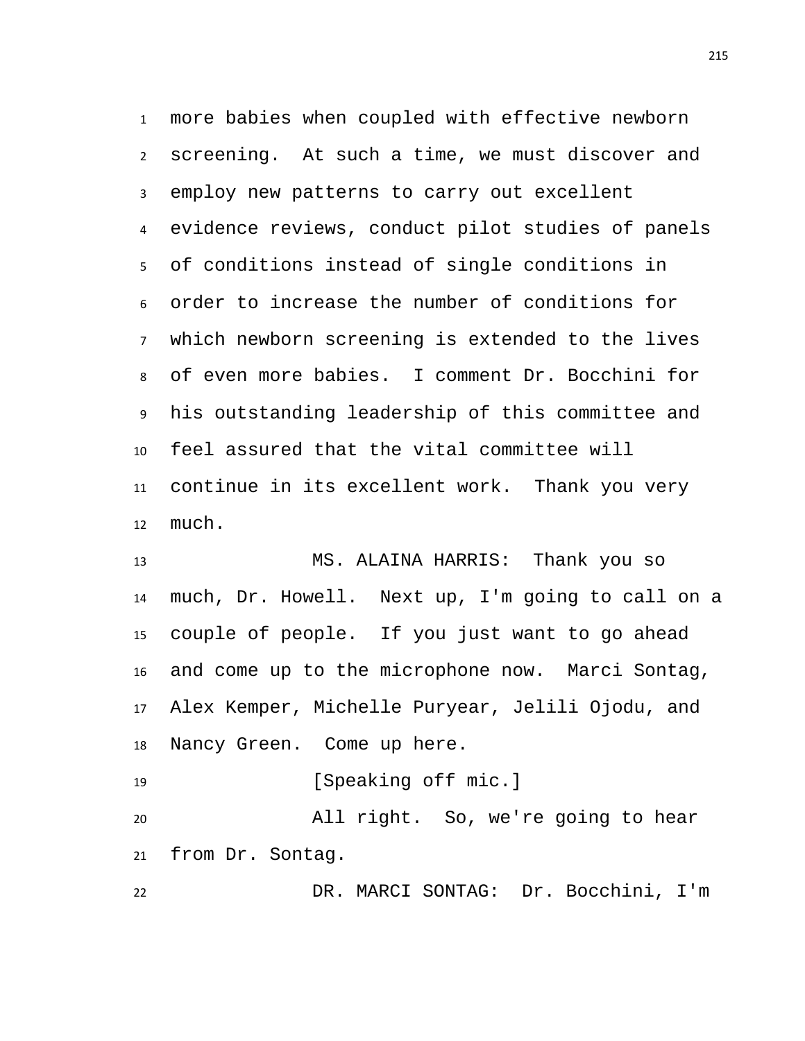more babies when coupled with effective newborn screening. At such a time, we must discover and employ new patterns to carry out excellent evidence reviews, conduct pilot studies of panels of conditions instead of single conditions in order to increase the number of conditions for which newborn screening is extended to the lives of even more babies. I comment Dr. Bocchini for his outstanding leadership of this committee and feel assured that the vital committee will continue in its excellent work. Thank you very much.

MS. ALAINA HARRIS: Thank you so much, Dr. Howell. Next up, I'm going to call on a couple of people. If you just want to go ahead and come up to the microphone now. Marci Sontag, Alex Kemper, Michelle Puryear, Jelili Ojodu, and Nancy Green. Come up here.

[Speaking off mic.]

All right. So, we're going to hear from Dr. Sontag.

DR. MARCI SONTAG: Dr. Bocchini, I'm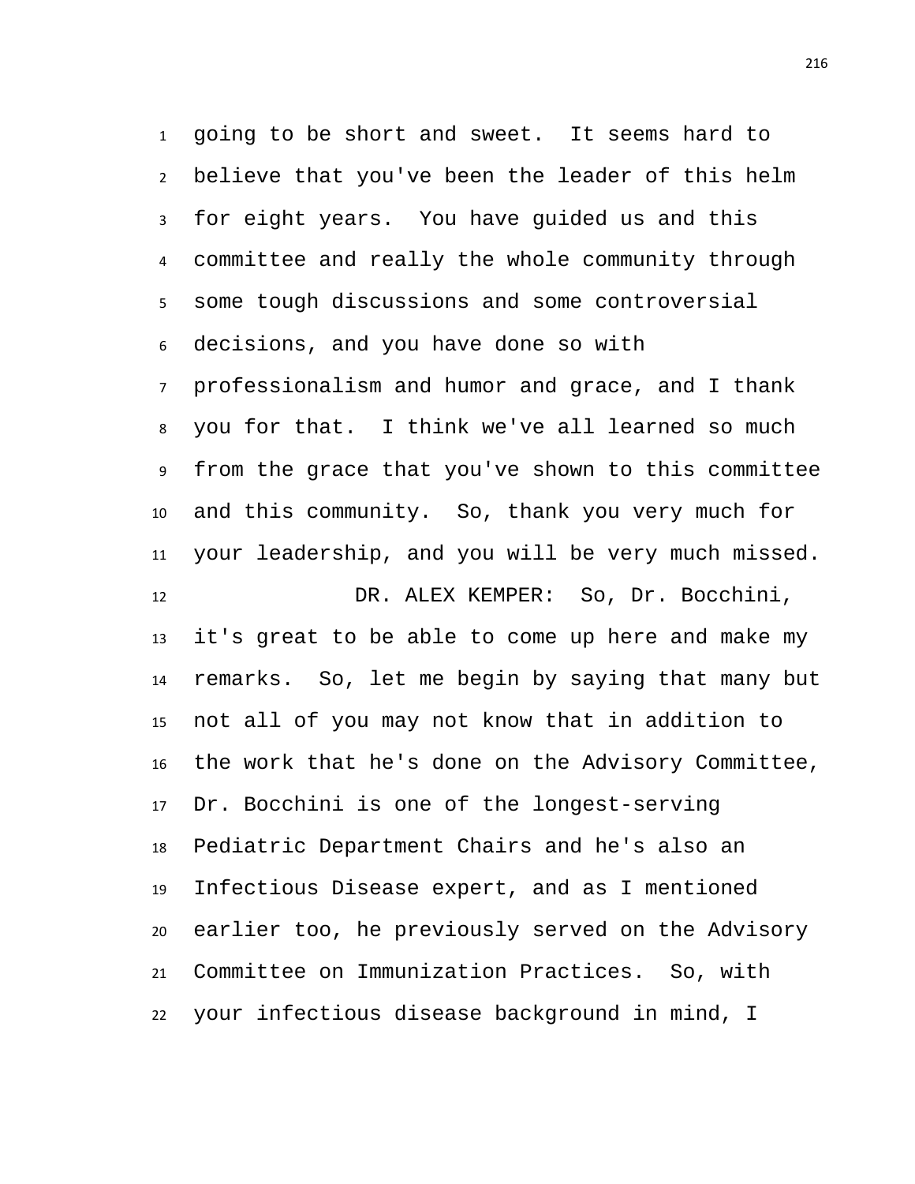going to be short and sweet. It seems hard to believe that you've been the leader of this helm for eight years. You have guided us and this committee and really the whole community through some tough discussions and some controversial decisions, and you have done so with professionalism and humor and grace, and I thank you for that. I think we've all learned so much from the grace that you've shown to this committee and this community. So, thank you very much for your leadership, and you will be very much missed.

DR. ALEX KEMPER: So, Dr. Bocchini, it's great to be able to come up here and make my remarks. So, let me begin by saying that many but not all of you may not know that in addition to the work that he's done on the Advisory Committee, Dr. Bocchini is one of the longest-serving Pediatric Department Chairs and he's also an Infectious Disease expert, and as I mentioned earlier too, he previously served on the Advisory Committee on Immunization Practices. So, with your infectious disease background in mind, I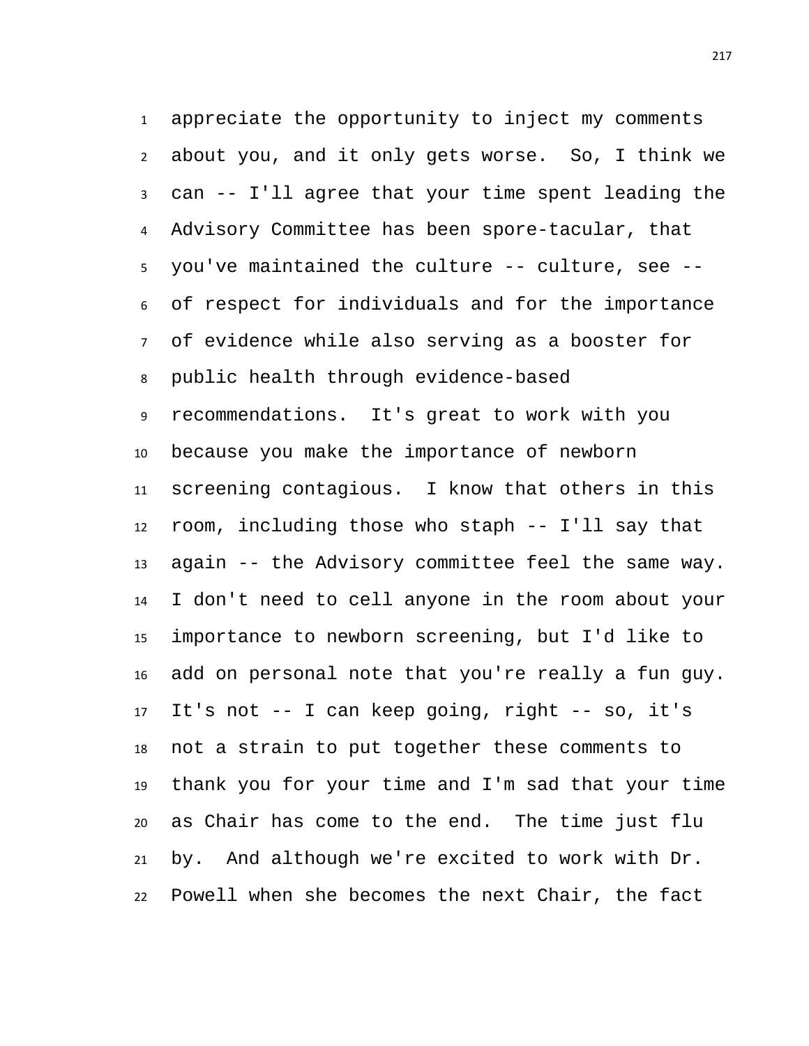appreciate the opportunity to inject my comments about you, and it only gets worse. So, I think we can -- I'll agree that your time spent leading the Advisory Committee has been spore-tacular, that you've maintained the culture -- culture, see -- of respect for individuals and for the importance of evidence while also serving as a booster for public health through evidence-based recommendations. It's great to work with you because you make the importance of newborn screening contagious. I know that others in this room, including those who staph -- I'll say that again -- the Advisory committee feel the same way. I don't need to cell anyone in the room about your importance to newborn screening, but I'd like to add on personal note that you're really a fun guy. It's not -- I can keep going, right -- so, it's not a strain to put together these comments to thank you for your time and I'm sad that your time as Chair has come to the end. The time just flu by. And although we're excited to work with Dr. Powell when she becomes the next Chair, the fact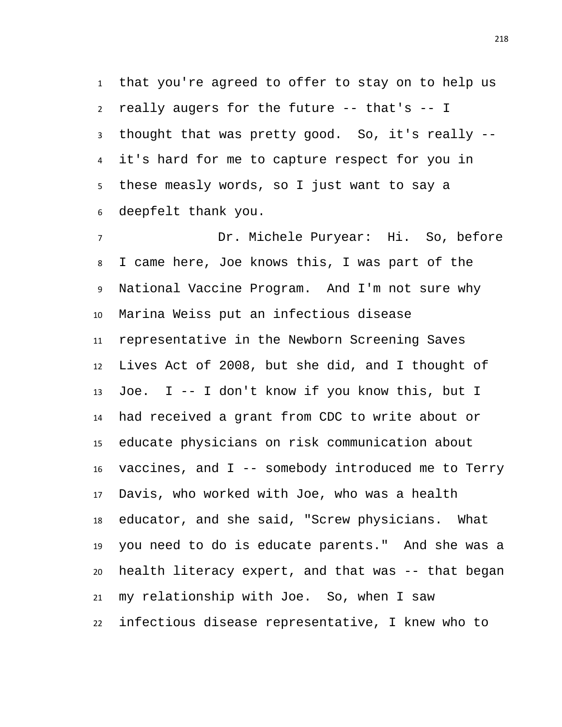that you're agreed to offer to stay on to help us really augers for the future -- that's -- I thought that was pretty good. So, it's really -- it's hard for me to capture respect for you in these measly words, so I just want to say a deepfelt thank you.

Dr. Michele Puryear: Hi. So, before I came here, Joe knows this, I was part of the National Vaccine Program. And I'm not sure why Marina Weiss put an infectious disease representative in the Newborn Screening Saves Lives Act of 2008, but she did, and I thought of Joe. I -- I don't know if you know this, but I had received a grant from CDC to write about or educate physicians on risk communication about vaccines, and I -- somebody introduced me to Terry Davis, who worked with Joe, who was a health educator, and she said, "Screw physicians. What you need to do is educate parents." And she was a health literacy expert, and that was -- that began my relationship with Joe. So, when I saw infectious disease representative, I knew who to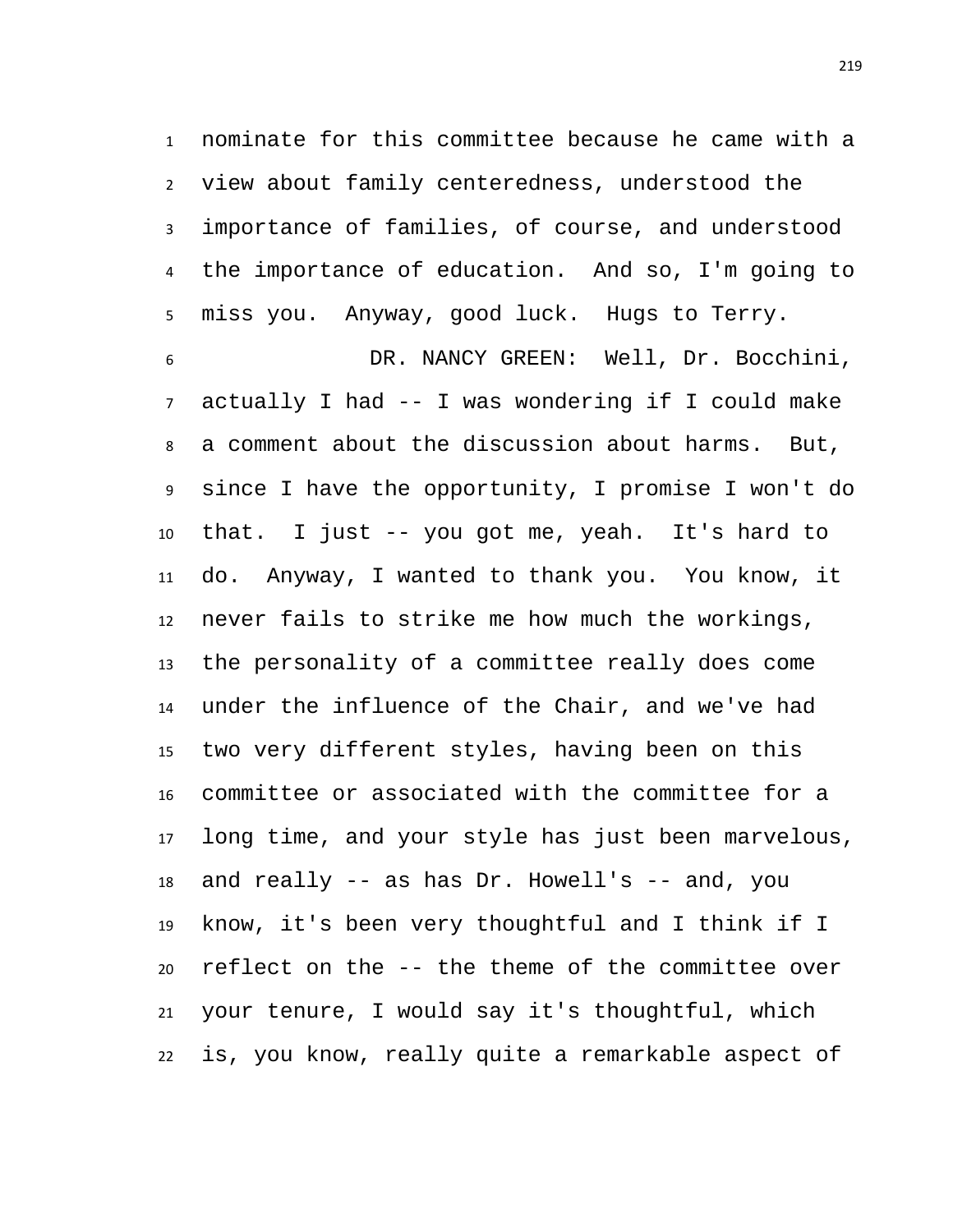nominate for this committee because he came with a view about family centeredness, understood the importance of families, of course, and understood the importance of education. And so, I'm going to miss you. Anyway, good luck. Hugs to Terry.

DR. NANCY GREEN: Well, Dr. Bocchini, actually I had -- I was wondering if I could make a comment about the discussion about harms. But, since I have the opportunity, I promise I won't do that. I just -- you got me, yeah. It's hard to do. Anyway, I wanted to thank you. You know, it never fails to strike me how much the workings, the personality of a committee really does come under the influence of the Chair, and we've had two very different styles, having been on this committee or associated with the committee for a long time, and your style has just been marvelous, and really -- as has Dr. Howell's -- and, you know, it's been very thoughtful and I think if I reflect on the -- the theme of the committee over your tenure, I would say it's thoughtful, which is, you know, really quite a remarkable aspect of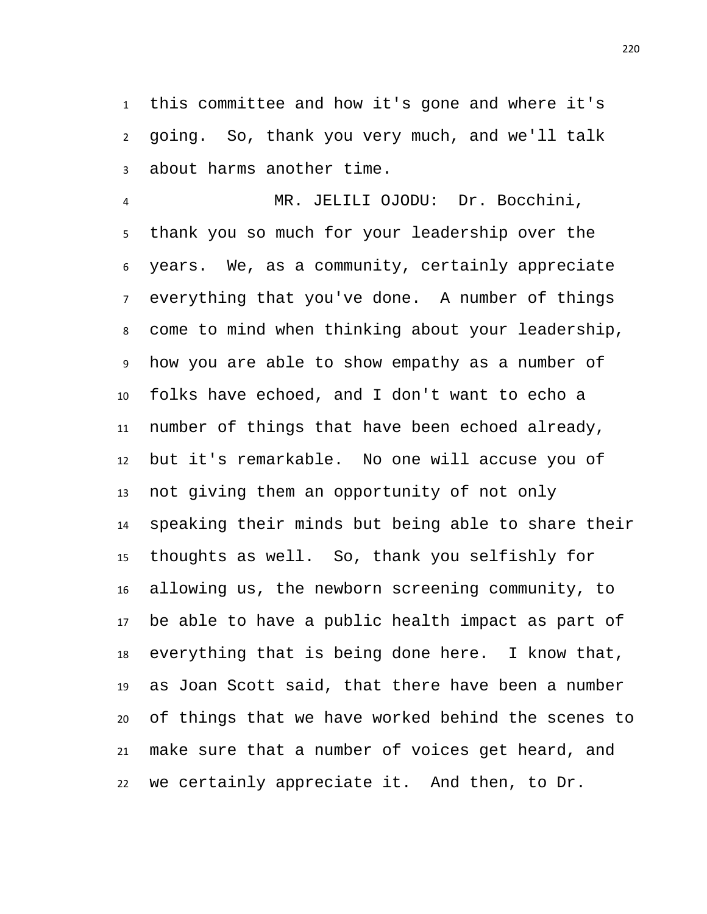this committee and how it's gone and where it's going. So, thank you very much, and we'll talk about harms another time.

MR. JELILI OJODU: Dr. Bocchini, thank you so much for your leadership over the years. We, as a community, certainly appreciate everything that you've done. A number of things come to mind when thinking about your leadership, how you are able to show empathy as a number of folks have echoed, and I don't want to echo a number of things that have been echoed already, but it's remarkable. No one will accuse you of not giving them an opportunity of not only speaking their minds but being able to share their thoughts as well. So, thank you selfishly for allowing us, the newborn screening community, to be able to have a public health impact as part of everything that is being done here. I know that, as Joan Scott said, that there have been a number of things that we have worked behind the scenes to make sure that a number of voices get heard, and we certainly appreciate it. And then, to Dr.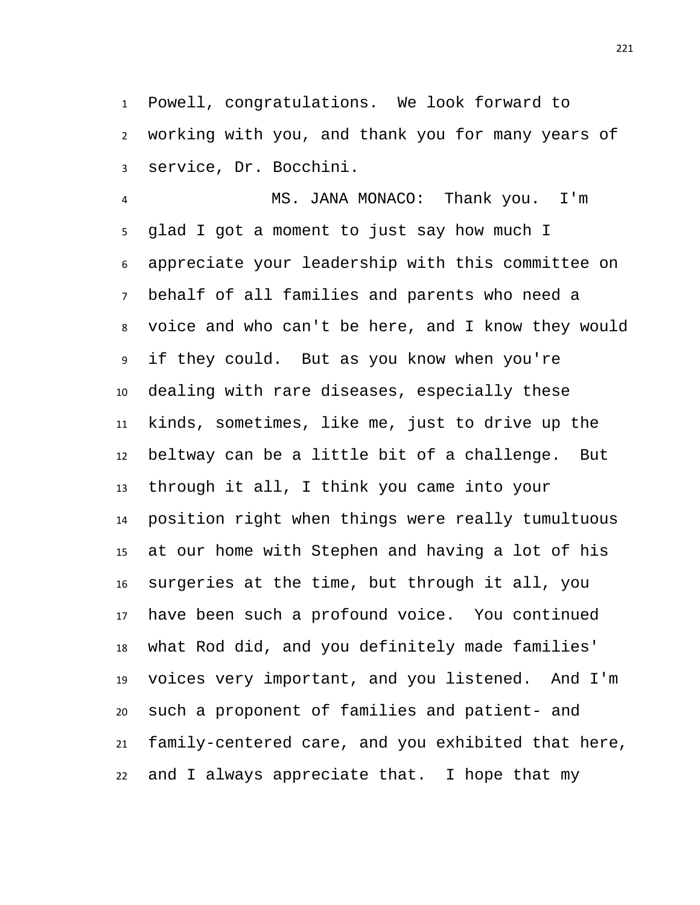Powell, congratulations. We look forward to working with you, and thank you for many years of service, Dr. Bocchini.

MS. JANA MONACO: Thank you. I'm glad I got a moment to just say how much I appreciate your leadership with this committee on behalf of all families and parents who need a voice and who can't be here, and I know they would if they could. But as you know when you're dealing with rare diseases, especially these kinds, sometimes, like me, just to drive up the beltway can be a little bit of a challenge. But through it all, I think you came into your position right when things were really tumultuous at our home with Stephen and having a lot of his surgeries at the time, but through it all, you have been such a profound voice. You continued what Rod did, and you definitely made families' voices very important, and you listened. And I'm such a proponent of families and patient- and family-centered care, and you exhibited that here, and I always appreciate that. I hope that my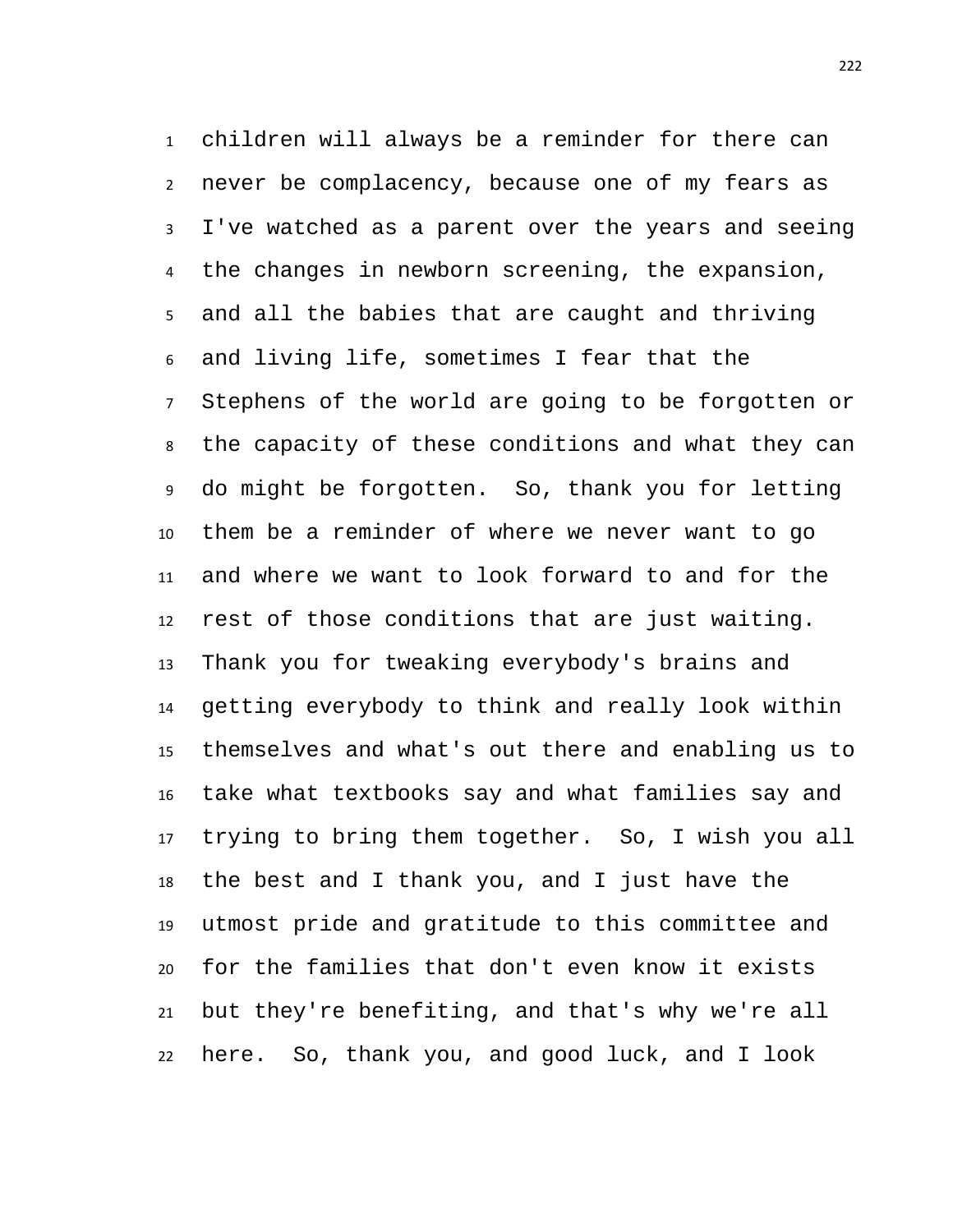children will always be a reminder for there can never be complacency, because one of my fears as I've watched as a parent over the years and seeing the changes in newborn screening, the expansion, and all the babies that are caught and thriving and living life, sometimes I fear that the Stephens of the world are going to be forgotten or the capacity of these conditions and what they can do might be forgotten. So, thank you for letting them be a reminder of where we never want to go and where we want to look forward to and for the rest of those conditions that are just waiting. Thank you for tweaking everybody's brains and getting everybody to think and really look within themselves and what's out there and enabling us to take what textbooks say and what families say and trying to bring them together. So, I wish you all the best and I thank you, and I just have the utmost pride and gratitude to this committee and for the families that don't even know it exists but they're benefiting, and that's why we're all here. So, thank you, and good luck, and I look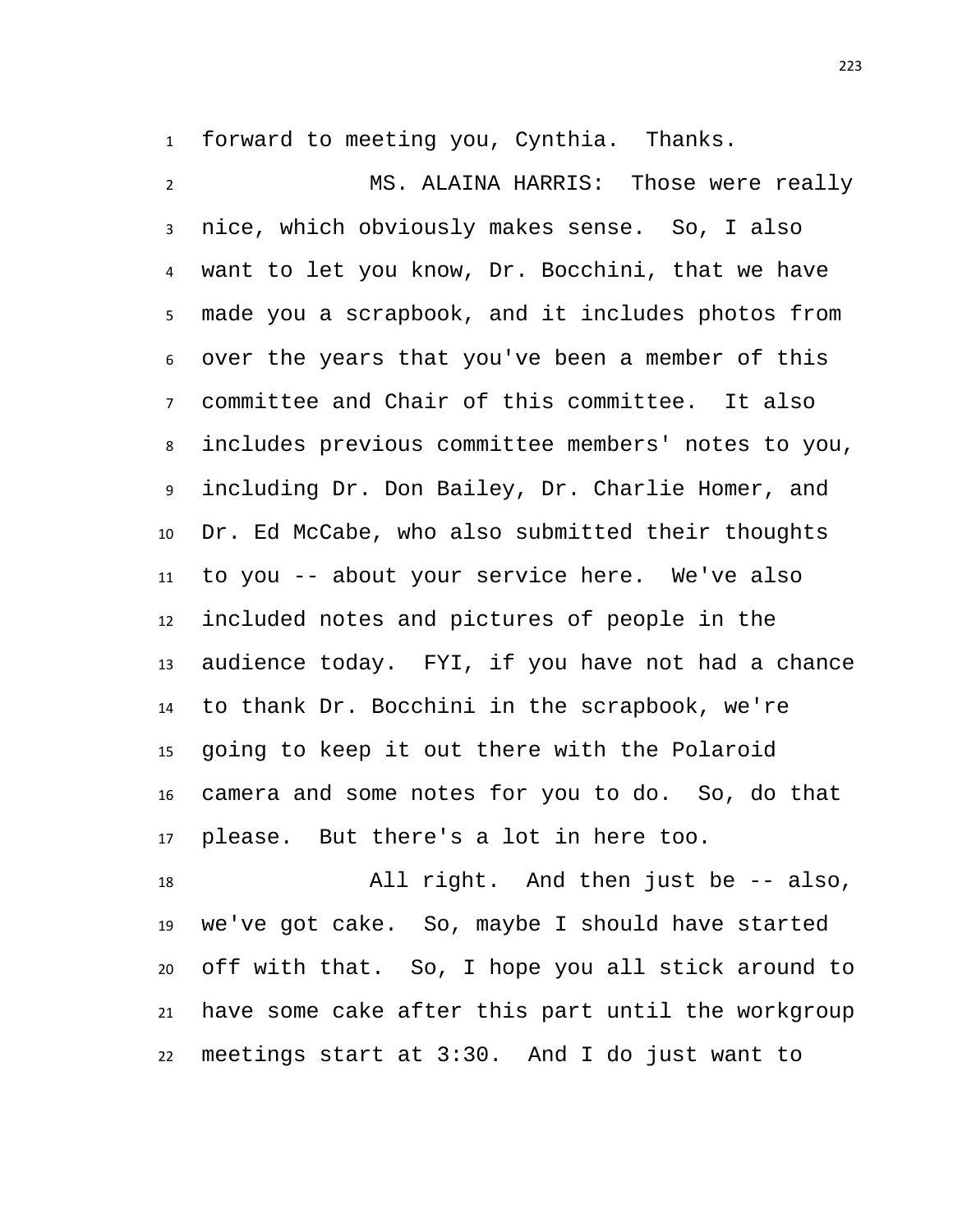forward to meeting you, Cynthia. Thanks.

MS. ALAINA HARRIS: Those were really nice, which obviously makes sense. So, I also want to let you know, Dr. Bocchini, that we have made you a scrapbook, and it includes photos from over the years that you've been a member of this committee and Chair of this committee. It also includes previous committee members' notes to you, including Dr. Don Bailey, Dr. Charlie Homer, and Dr. Ed McCabe, who also submitted their thoughts to you -- about your service here. We've also included notes and pictures of people in the audience today. FYI, if you have not had a chance to thank Dr. Bocchini in the scrapbook, we're going to keep it out there with the Polaroid camera and some notes for you to do. So, do that please. But there's a lot in here too.

All right. And then just be -- also, we've got cake. So, maybe I should have started off with that. So, I hope you all stick around to have some cake after this part until the workgroup meetings start at 3:30. And I do just want to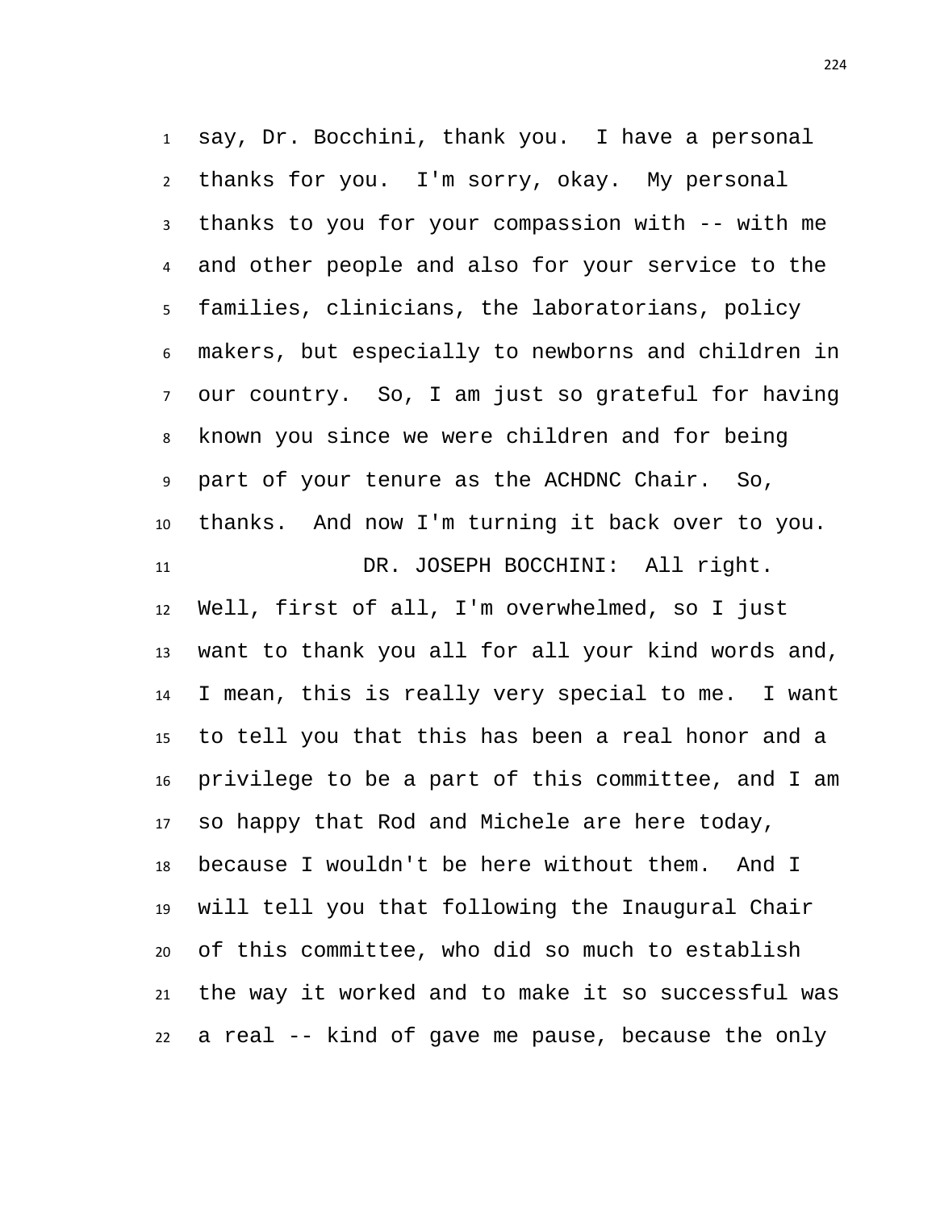say, Dr. Bocchini, thank you. I have a personal thanks for you. I'm sorry, okay. My personal thanks to you for your compassion with -- with me and other people and also for your service to the families, clinicians, the laboratorians, policy makers, but especially to newborns and children in our country. So, I am just so grateful for having known you since we were children and for being part of your tenure as the ACHDNC Chair. So, thanks. And now I'm turning it back over to you.

DR. JOSEPH BOCCHINI: All right. Well, first of all, I'm overwhelmed, so I just want to thank you all for all your kind words and, I mean, this is really very special to me. I want to tell you that this has been a real honor and a privilege to be a part of this committee, and I am so happy that Rod and Michele are here today, because I wouldn't be here without them. And I will tell you that following the Inaugural Chair of this committee, who did so much to establish the way it worked and to make it so successful was a real -- kind of gave me pause, because the only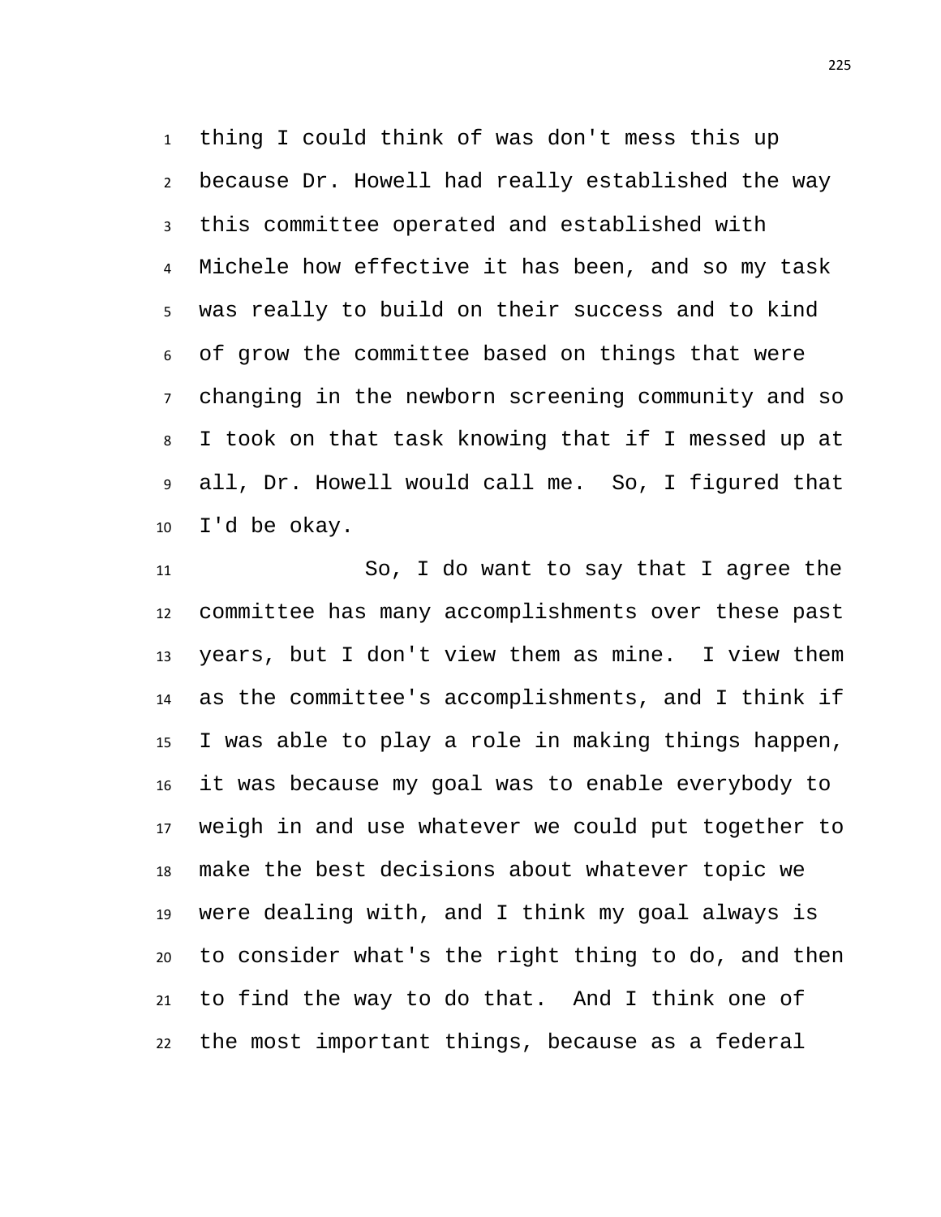thing I could think of was don't mess this up because Dr. Howell had really established the way this committee operated and established with Michele how effective it has been, and so my task was really to build on their success and to kind of grow the committee based on things that were changing in the newborn screening community and so I took on that task knowing that if I messed up at all, Dr. Howell would call me. So, I figured that I'd be okay.

So, I do want to say that I agree the committee has many accomplishments over these past years, but I don't view them as mine. I view them as the committee's accomplishments, and I think if I was able to play a role in making things happen, it was because my goal was to enable everybody to weigh in and use whatever we could put together to make the best decisions about whatever topic we were dealing with, and I think my goal always is to consider what's the right thing to do, and then to find the way to do that. And I think one of the most important things, because as a federal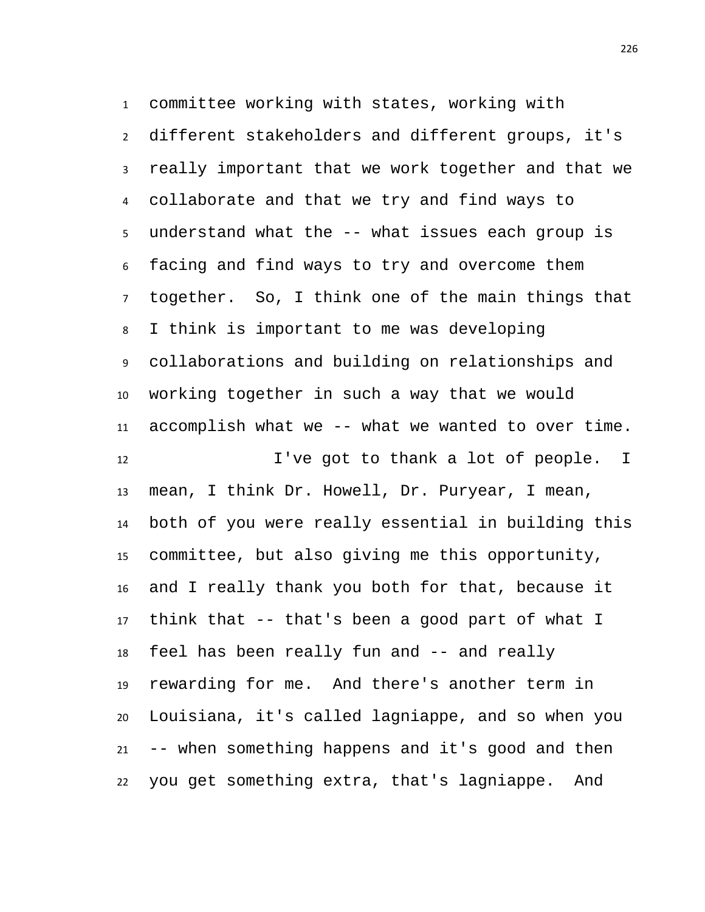committee working with states, working with different stakeholders and different groups, it's really important that we work together and that we collaborate and that we try and find ways to understand what the -- what issues each group is facing and find ways to try and overcome them together. So, I think one of the main things that I think is important to me was developing collaborations and building on relationships and working together in such a way that we would accomplish what we -- what we wanted to over time.

I've got to thank a lot of people. I mean, I think Dr. Howell, Dr. Puryear, I mean, both of you were really essential in building this committee, but also giving me this opportunity, and I really thank you both for that, because it think that -- that's been a good part of what I feel has been really fun and -- and really rewarding for me. And there's another term in Louisiana, it's called lagniappe, and so when you -- when something happens and it's good and then you get something extra, that's lagniappe. And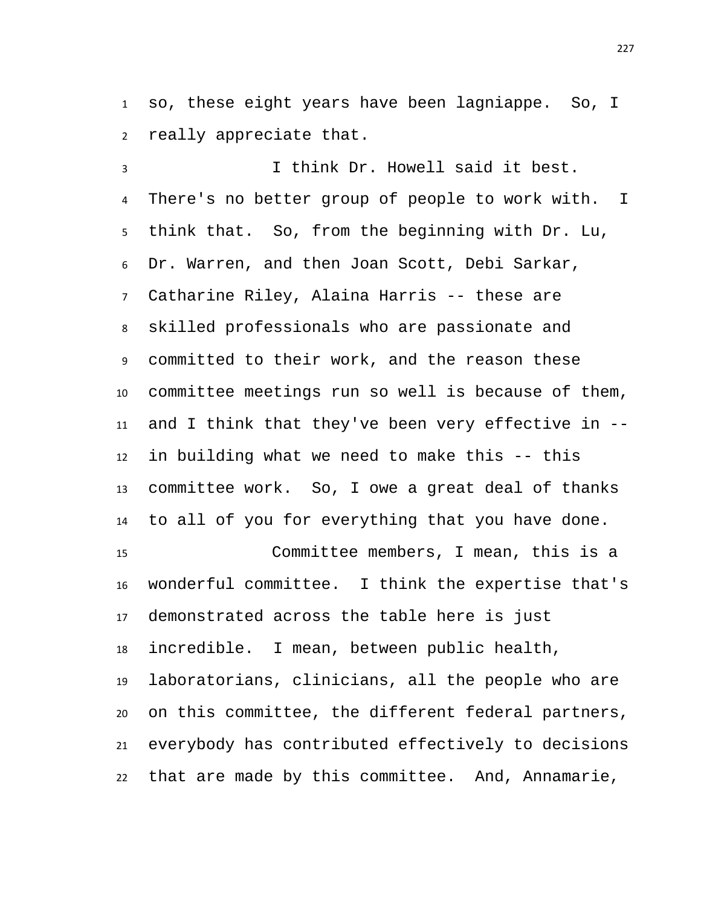so, these eight years have been lagniappe. So, I really appreciate that.

I think Dr. Howell said it best. There's no better group of people to work with. I think that. So, from the beginning with Dr. Lu, Dr. Warren, and then Joan Scott, Debi Sarkar, Catharine Riley, Alaina Harris -- these are skilled professionals who are passionate and committed to their work, and the reason these committee meetings run so well is because of them, and I think that they've been very effective in -- in building what we need to make this -- this committee work. So, I owe a great deal of thanks to all of you for everything that you have done.

Committee members, I mean, this is a wonderful committee. I think the expertise that's demonstrated across the table here is just incredible. I mean, between public health, laboratorians, clinicians, all the people who are on this committee, the different federal partners, everybody has contributed effectively to decisions that are made by this committee. And, Annamarie,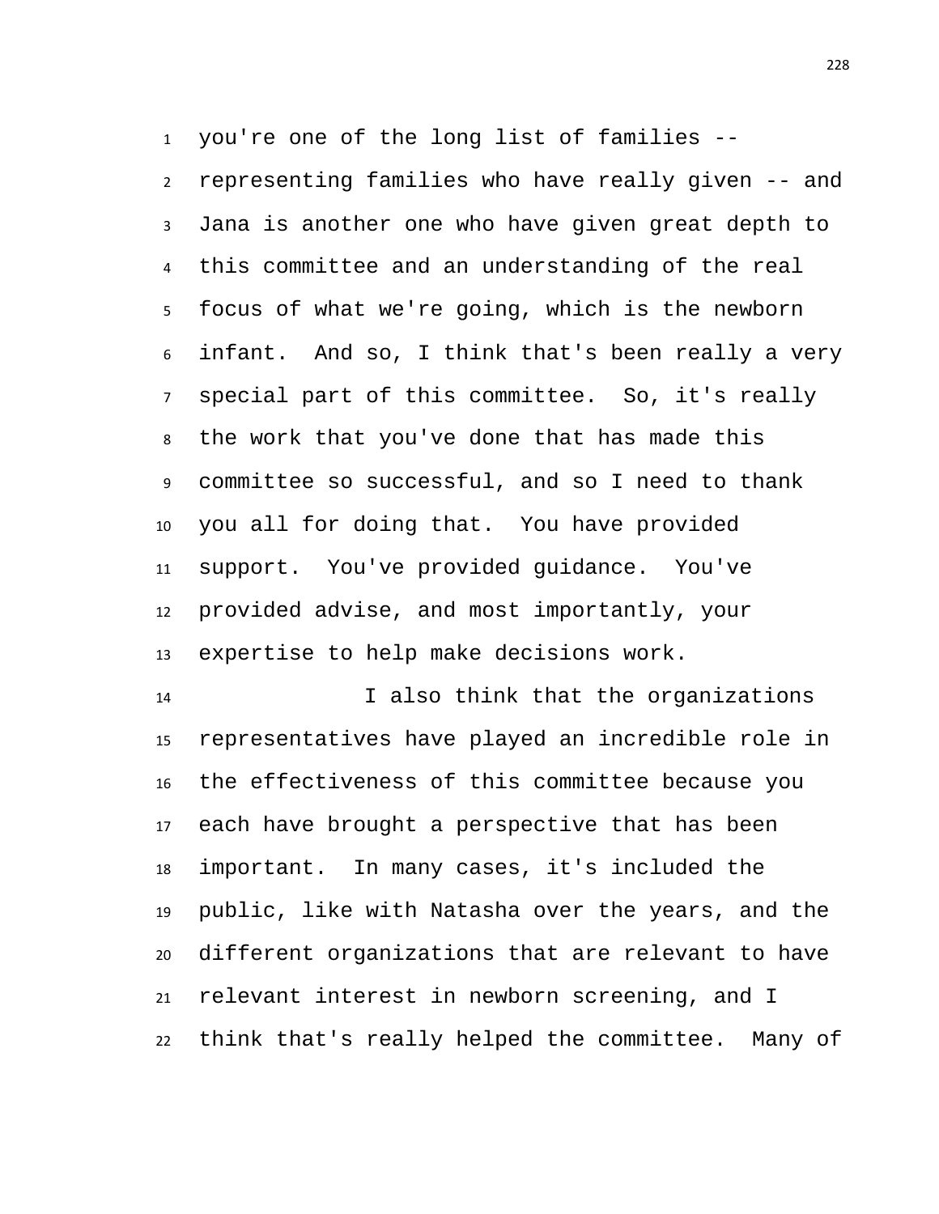you're one of the long list of families -- representing families who have really given -- and Jana is another one who have given great depth to this committee and an understanding of the real focus of what we're going, which is the newborn infant. And so, I think that's been really a very special part of this committee. So, it's really the work that you've done that has made this committee so successful, and so I need to thank you all for doing that. You have provided support. You've provided guidance. You've provided advise, and most importantly, your expertise to help make decisions work.

I also think that the organizations representatives have played an incredible role in the effectiveness of this committee because you each have brought a perspective that has been important. In many cases, it's included the public, like with Natasha over the years, and the different organizations that are relevant to have relevant interest in newborn screening, and I think that's really helped the committee. Many of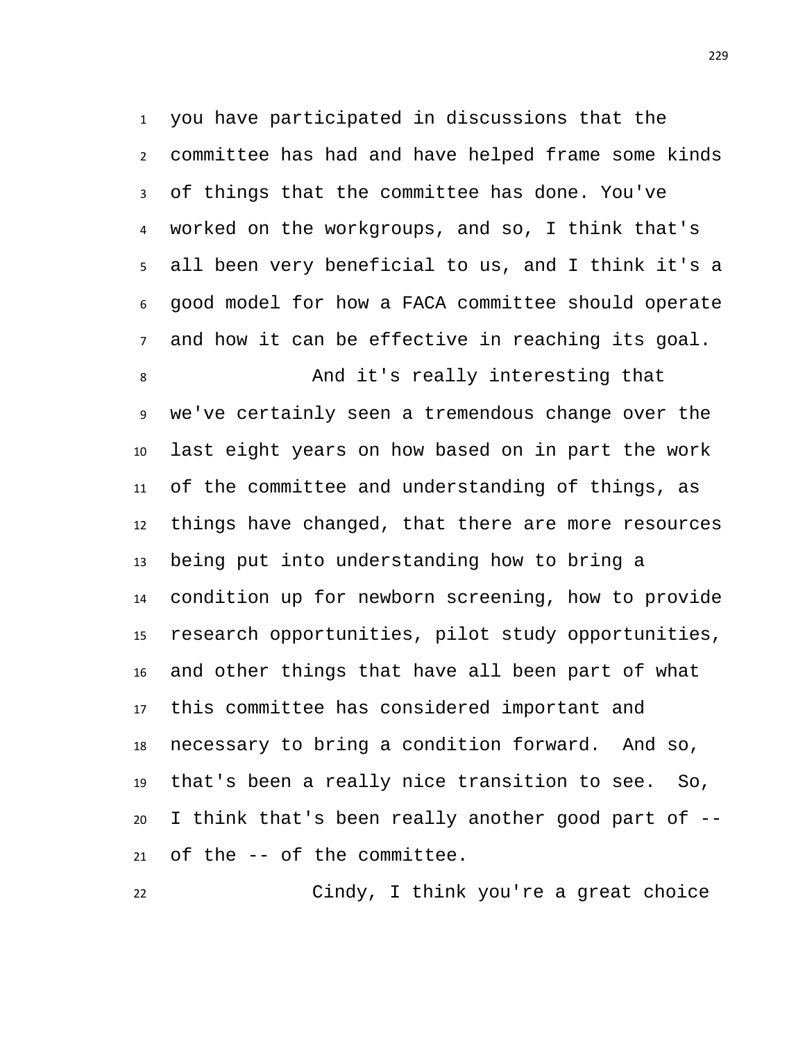you have participated in discussions that the committee has had and have helped frame some kinds of things that the committee has done. You've worked on the workgroups, and so, I think that's all been very beneficial to us, and I think it's a good model for how a FACA committee should operate and how it can be effective in reaching its goal.

And it's really interesting that we've certainly seen a tremendous change over the last eight years on how based on in part the work of the committee and understanding of things, as things have changed, that there are more resources being put into understanding how to bring a condition up for newborn screening, how to provide research opportunities, pilot study opportunities, and other things that have all been part of what this committee has considered important and necessary to bring a condition forward. And so, that's been a really nice transition to see. So, I think that's been really another good part of -- of the -- of the committee.

Cindy, I think you're a great choice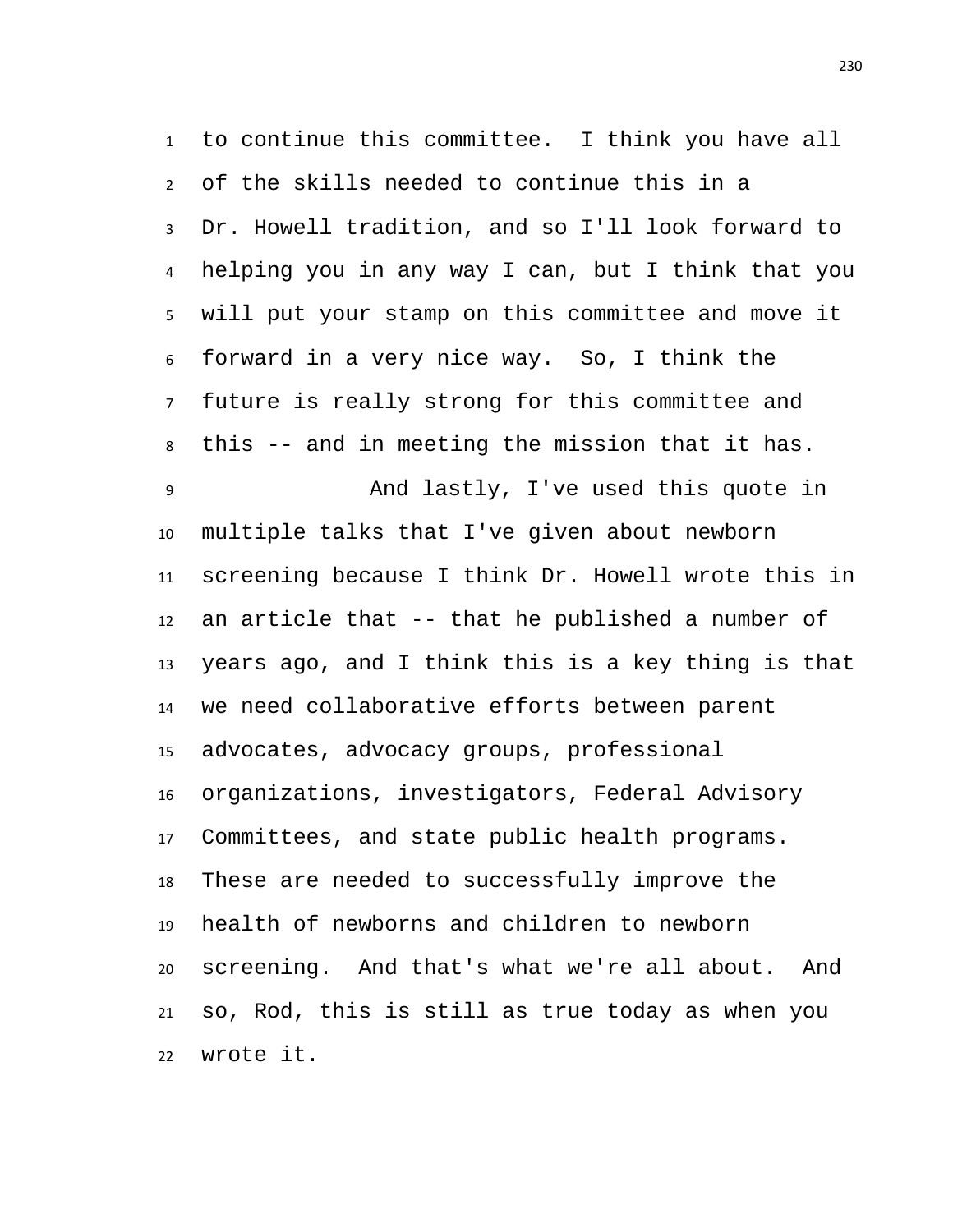to continue this committee. I think you have all of the skills needed to continue this in a Dr. Howell tradition, and so I'll look forward to helping you in any way I can, but I think that you will put your stamp on this committee and move it forward in a very nice way. So, I think the future is really strong for this committee and this -- and in meeting the mission that it has.

And lastly, I've used this quote in multiple talks that I've given about newborn screening because I think Dr. Howell wrote this in an article that -- that he published a number of years ago, and I think this is a key thing is that we need collaborative efforts between parent advocates, advocacy groups, professional organizations, investigators, Federal Advisory Committees, and state public health programs. These are needed to successfully improve the health of newborns and children to newborn screening. And that's what we're all about. And so, Rod, this is still as true today as when you wrote it.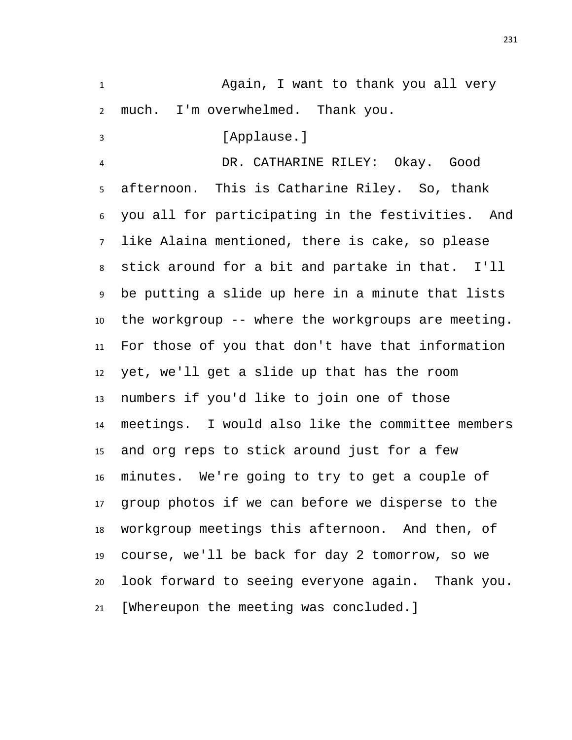Again, I want to thank you all very much. I'm overwhelmed. Thank you.

[Applause.]

DR. CATHARINE RILEY: Okay. Good afternoon. This is Catharine Riley. So, thank you all for participating in the festivities. And like Alaina mentioned, there is cake, so please stick around for a bit and partake in that. I'll be putting a slide up here in a minute that lists the workgroup -- where the workgroups are meeting. For those of you that don't have that information yet, we'll get a slide up that has the room numbers if you'd like to join one of those meetings. I would also like the committee members and org reps to stick around just for a few minutes. We're going to try to get a couple of group photos if we can before we disperse to the workgroup meetings this afternoon. And then, of course, we'll be back for day 2 tomorrow, so we look forward to seeing everyone again. Thank you.

[Whereupon the meeting was concluded.]